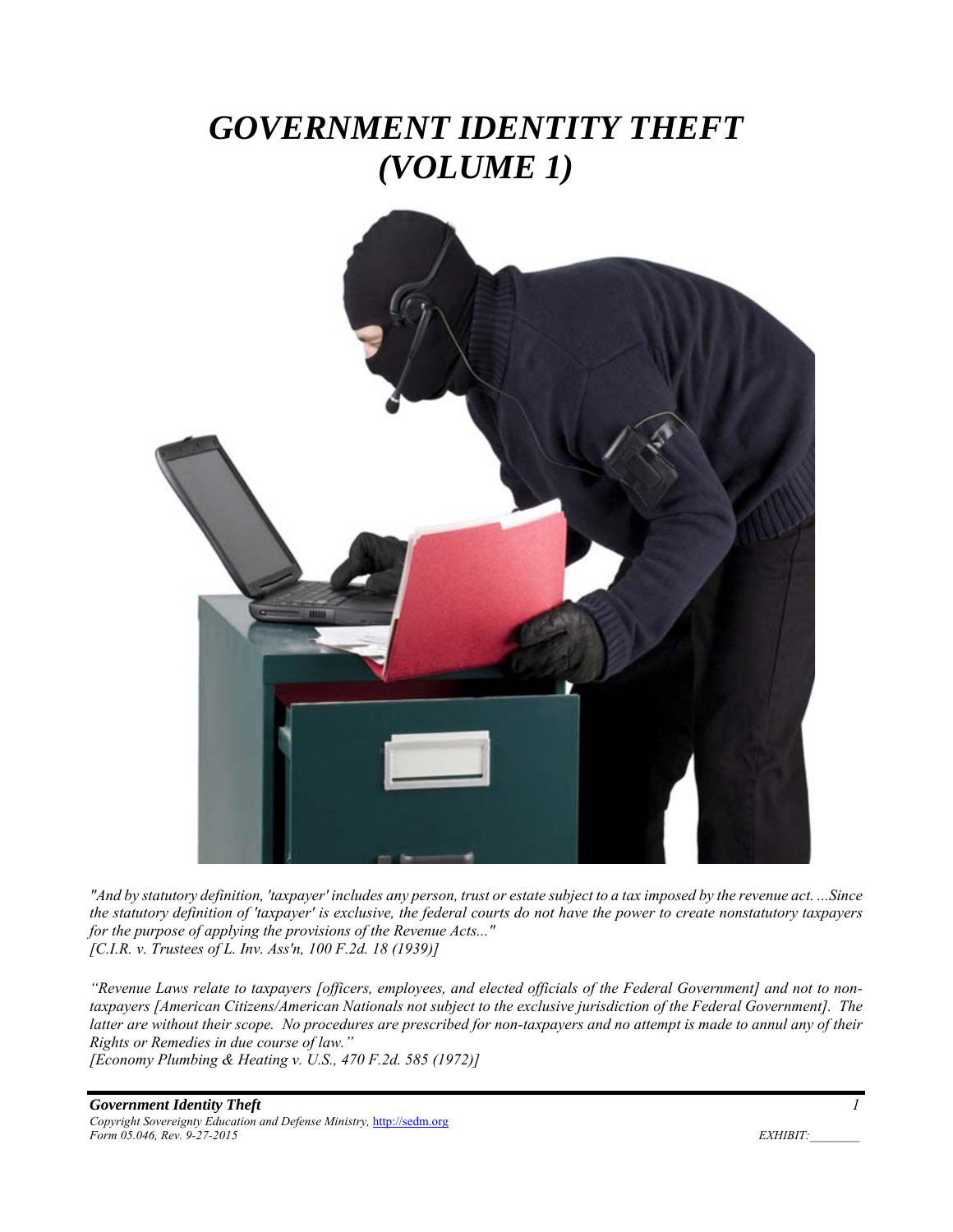# *GOVERNMENT IDENTITY THEFT (VOLUME 1)*

*"And by statutory definition, 'taxpayer' includes any person, trust or estate subject to a tax imposed by the revenue act. ...Since the statutory definition of 'taxpayer' is exclusive, the federal courts do not have the power to create nonstatutory taxpayers for the purpose of applying the provisions of the Revenue Acts..."*
*[C.I.R. v. Trustees of L. Inv. Ass'n, 100 F.2d. 18 (1939)]*

*"Revenue Laws relate to taxpayers [officers, employees, and elected officials of the Federal Government] and not to non-taxpayers [American Citizens/American Nationals not subject to the exclusive jurisdiction of the Federal Government]. The latter are without their scope. No procedures are prescribed for non-taxpayers and no attempt is made to annul any of their Rights or Remedies in due course of law."*
*[Economy Plumbing & Heating v. U.S., 470 F.2d. 585 (1972)]*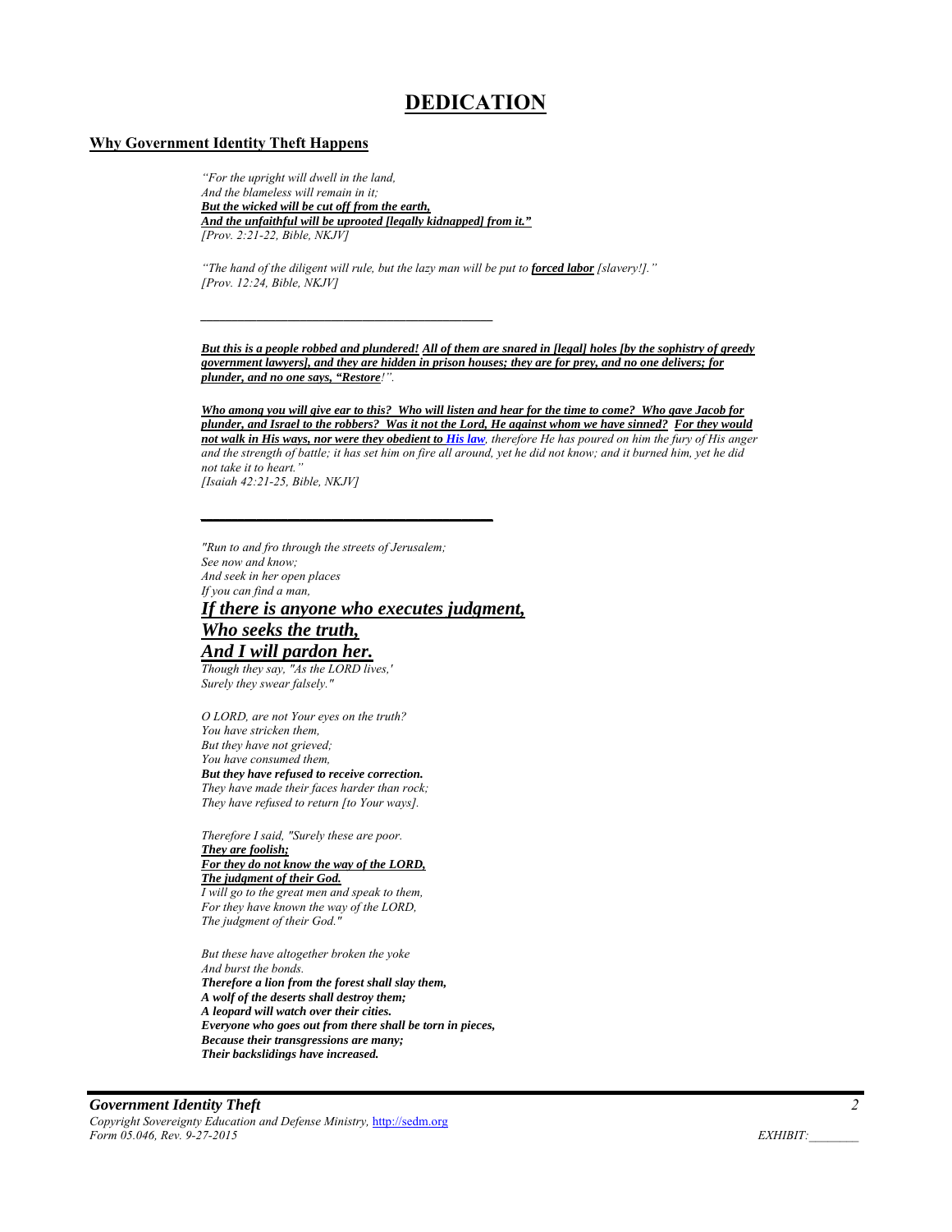# DEDICATION

## Why Government Identity Theft Happens

*"For the upright will dwell in the land,*
*And the blameless will remain in it;*
***But the wicked will be cut off from the earth,***
***And the unfaithful will be uprooted [legally kidnapped] from it."***
*[Prov. 2:21-22, Bible, NKJV]*

*"The hand of the diligent will rule, but the lazy man will be put to **forced labor** [slavery!]."*
*[Prov. 12:24, Bible, NKJV]*

---

***But this is a people robbed and plundered! All of them are snared in [legal] holes [by the sophistry of greedy government lawyers], and they are hidden in prison houses; they are for prey, and no one delivers; for plunder, and no one says, "Restore!".***

***Who among you will give ear to this? Who will listen and hear for the time to come? Who gave Jacob for plunder, and Israel to the robbers? Was it not the Lord, He against whom we have sinned? For they would not walk in His ways, nor were they obedient to His law**, therefore He has poured on him the fury of His anger and the strength of battle; it has set him on fire all around, yet he did not know; and it burned him, yet he did not take it to heart."*
*[Isaiah 42:21-25, Bible, NKJV]*

---

*"Run to and fro through the streets of Jerusalem;*
*See now and know;*
*And seek in her open places*
*If you can find a man,*
***If there is anyone who executes judgment,***
***Who seeks the truth,***
***And I will pardon her.***
*Though they say, "As the LORD lives,'*
*Surely they swear falsely."*

*O LORD, are not Your eyes on the truth?*
*You have stricken them,*
*But they have not grieved;*
*You have consumed them,*
***But they have refused to receive correction.***
*They have made their faces harder than rock;*
*They have refused to return [to Your ways].*

*Therefore I said, "Surely these are poor.*
***They are foolish;***
***For they do not know the way of the LORD,***
***The judgment of their God.***
*I will go to the great men and speak to them,*
*For they have known the way of the LORD,*
*The judgment of their God."*

*But these have altogether broken the yoke*
*And burst the bonds.*
***Therefore a lion from the forest shall slay them,***
***A wolf of the deserts shall destroy them;***
***A leopard will watch over their cities.***
***Everyone who goes out from there shall be torn in pieces,***
***Because their transgressions are many;***
***Their backslidings have increased.***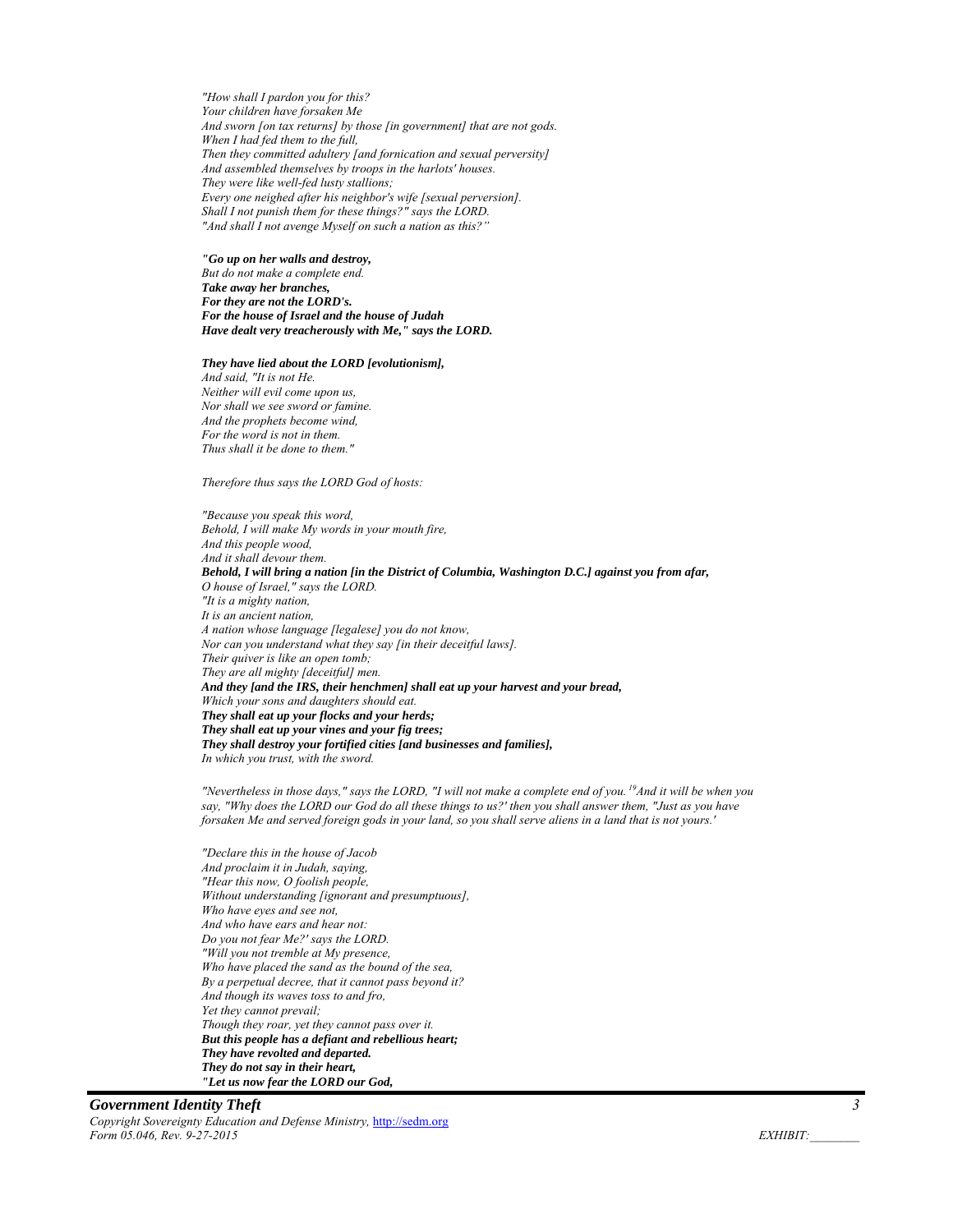*"How shall I pardon you for this?*
*Your children have forsaken Me*
*And sworn [on tax returns] by those [in government] that are not gods.*
*When I had fed them to the full,*
*Then they committed adultery [and fornication and sexual perversity]*
*And assembled themselves by troops in the harlots' houses.*
*They were like well-fed lusty stallions;*
*Every one neighed after his neighbor's wife [sexual perversion].*
*Shall I not punish them for these things?" says the LORD.*
*"And shall I not avenge Myself on such a nation as this?"*

***"Go up on her walls and destroy,***
*But do not make a complete end.*
***Take away her branches,***
***For they are not the LORD's.***
***For the house of Israel and the house of Judah***
***Have dealt very treacherously with Me," says the LORD.***

***They have lied about the LORD [evolutionism],***
*And said, "It is not He.*
*Neither will evil come upon us,*
*Nor shall we see sword or famine.*
*And the prophets become wind,*
*For the word is not in them.*
*Thus shall it be done to them."*

*Therefore thus says the LORD God of hosts:*

*"Because you speak this word,*
*Behold, I will make My words in your mouth fire,*
*And this people wood,*
*And it shall devour them.*
***Behold, I will bring a nation [in the District of Columbia, Washington D.C.] against you from afar,***
*O house of Israel," says the LORD.*
*"It is a mighty nation,*
*It is an ancient nation,*
*A nation whose language [legalese] you do not know,*
*Nor can you understand what they say [in their deceitful laws].*
*Their quiver is like an open tomb;*
*They are all mighty [deceitful] men.*
***And they [and the IRS, their henchmen] shall eat up your harvest and your bread,***
*Which your sons and daughters should eat.*
***They shall eat up your flocks and your herds;***
***They shall eat up your vines and your fig trees;***
***They shall destroy your fortified cities [and businesses and families],***
*In which you trust, with the sword.*

*"Nevertheless in those days," says the LORD, "I will not make a complete end of you. [19]And it will be when you say, "Why does the LORD our God do all these things to us?' then you shall answer them, "Just as you have forsaken Me and served foreign gods in your land, so you shall serve aliens in a land that is not yours.'*

*"Declare this in the house of Jacob*
*And proclaim it in Judah, saying,*
*"Hear this now, O foolish people,*
*Without understanding [ignorant and presumptuous],*
*Who have eyes and see not,*
*And who have ears and hear not:*
*Do you not fear Me?' says the LORD.*
*"Will you not tremble at My presence,*
*Who have placed the sand as the bound of the sea,*
*By a perpetual decree, that it cannot pass beyond it?*
*And though its waves toss to and fro,*
*Yet they cannot prevail;*
*Though they roar, yet they cannot pass over it.*
***But this people has a defiant and rebellious heart;***
***They have revolted and departed.***
***They do not say in their heart,***
***"Let us now fear the LORD our God,***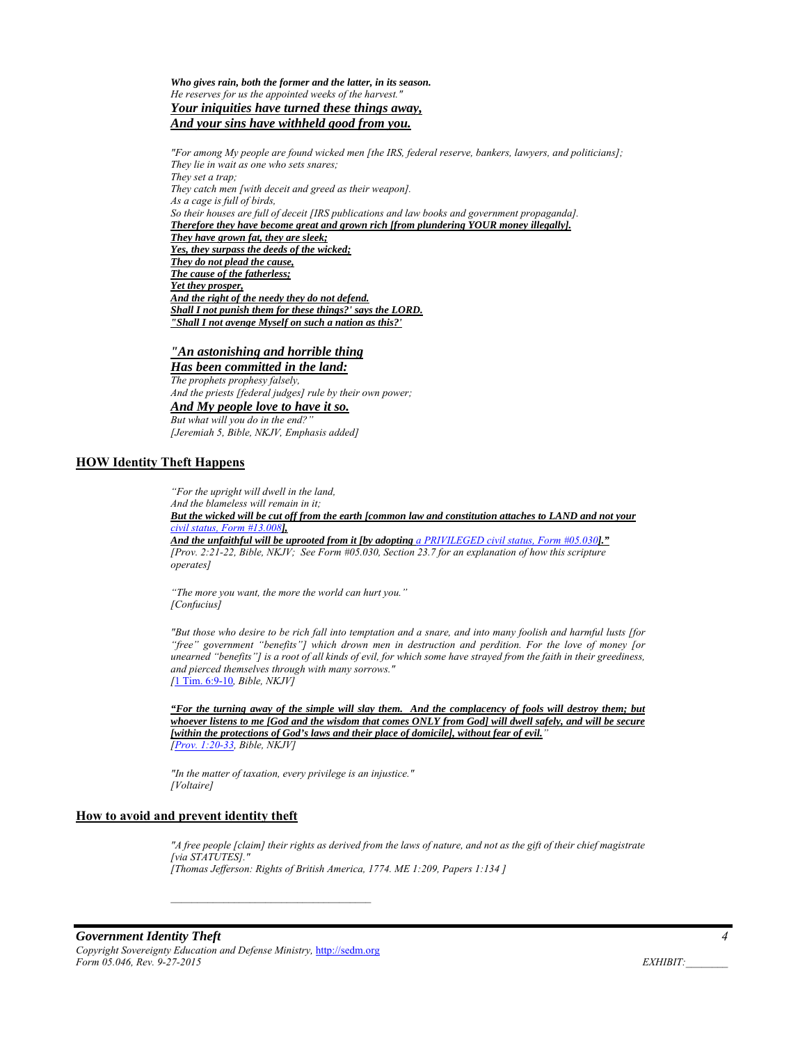*Who gives rain, both the former and the latter, in its season.*
*He reserves for us the appointed weeks of the harvest."*
***Your iniquities have turned these things away,***
***And your sins have withheld good from you.***

*"For among My people are found wicked men [the IRS, federal reserve, bankers, lawyers, and politicians];*
*They lie in wait as one who sets snares;*
*They set a trap;*
*They catch men [with deceit and greed as their weapon].*
*As a cage is full of birds,*
*So their houses are full of deceit [IRS publications and law books and government propaganda].*
***Therefore they have become great and grown rich [from plundering YOUR money illegally].***
***They have grown fat, they are sleek;***
***Yes, they surpass the deeds of the wicked;***
***They do not plead the cause,***
***The cause of the fatherless;***
***Yet they prosper,***
***And the right of the needy they do not defend.***
***Shall I not punish them for these things?' says the LORD.***
***"Shall I not avenge Myself on such a nation as this?'***

***"An astonishing and horrible thing***
***Has been committed in the land:***
*The prophets prophesy falsely,*
*And the priests [federal judges] rule by their own power;*
***And My people love to have it so.***
*But what will you do in the end?"*
*[Jeremiah 5, Bible, NKJV, Emphasis added]*

## HOW Identity Theft Happens

*"For the upright will dwell in the land,*
*And the blameless will remain in it;*
***But the wicked will be cut off from the earth [common law and constitution attaches to LAND and not your civil status, Form #13.008],***
***And the unfaithful will be uprooted from it [by adopting a PRIVILEGED civil status, Form #05.030]."***
*[Prov. 2:21-22, Bible, NKJV; See Form #05.030, Section 23.7 for an explanation of how this scripture operates]*

*"The more you want, the more the world can hurt you."*
*[Confucius]*

*"But those who desire to be rich fall into temptation and a snare, and into many foolish and harmful lusts [for "free" government "benefits"] which drown men in destruction and perdition. For the love of money [or unearned "benefits"] is a root of all kinds of evil, for which some have strayed from the faith in their greediness, and pierced themselves through with many sorrows."*
*[1 Tim. 6:9-10, Bible, NKJV]*

***"For the turning away of the simple will slay them. And the complacency of fools will destroy them; but whoever listens to me [God and the wisdom that comes ONLY from God] will dwell safely, and will be secure [within the protections of God's laws and their place of domicile], without fear of evil."***
*[Prov. 1:20-33, Bible, NKJV]*

*"In the matter of taxation, every privilege is an injustice."*
*[Voltaire]*

## How to avoid and prevent identity theft

*"A free people [claim] their rights as derived from the laws of nature, and not as the gift of their chief magistrate [via STATUTES]."*
*[Thomas Jefferson: Rights of British America, 1774. ME 1:209, Papers 1:134 ]*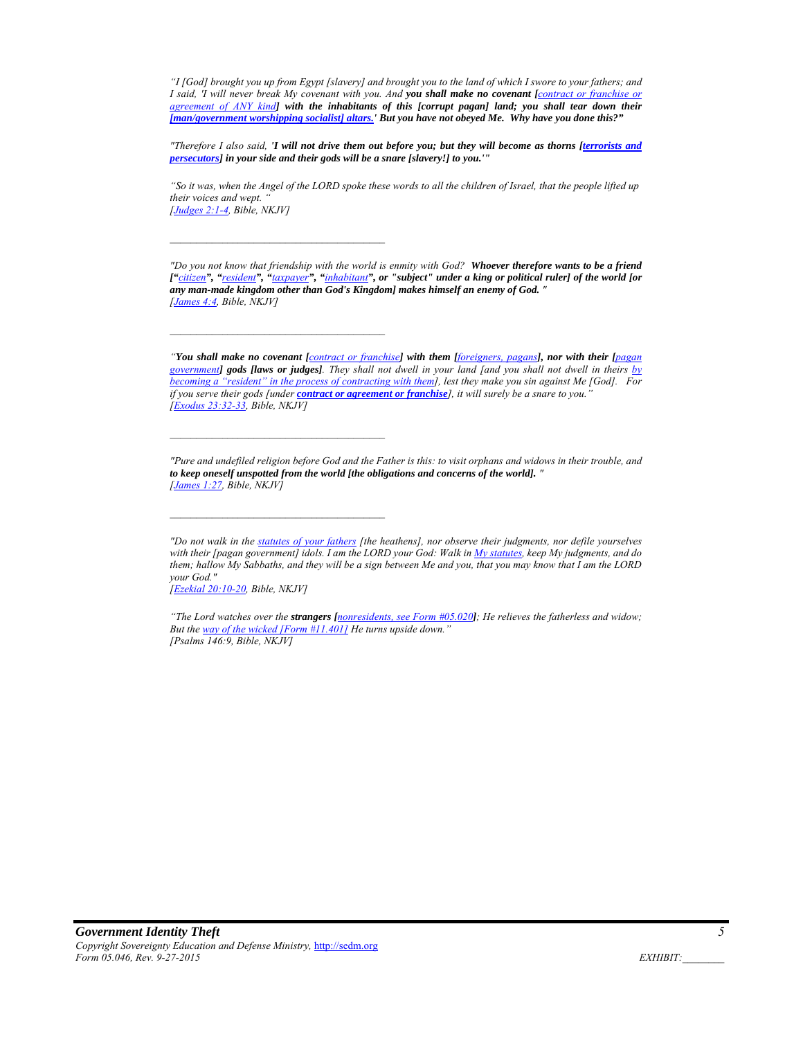*"I [God] brought you up from Egypt [slavery] and brought you to the land of which I swore to your fathers; and I said, 'I will never break My covenant with you. And **you shall make no covenant [contract or franchise or agreement of ANY kind] with the inhabitants of this [corrupt pagan] land; you shall tear down their [man/government worshipping socialist] altars.' But you have not obeyed Me. Why have you done this?"***

*"Therefore I also said, '**I will not drive them out before you; but they will become as thorns [terrorists and persecutors] in your side and their gods will be a snare [slavery!] to you.'"***

*"So it was, when the Angel of the LORD spoke these words to all the children of Israel, that the people lifted up their voices and wept. "*
*[Judges 2:1-4, Bible, NKJV]*

---

*"Do you not know that friendship with the world is enmity with God? **Whoever therefore wants to be a friend ["citizen", "resident", "taxpayer", "inhabitant", or "subject" under a king or political ruler] of the world [or any man-made kingdom other than God's Kingdom] makes himself an enemy of God. "***
*[James 4:4, Bible, NKJV]*

---

*"**You shall make no covenant [contract or franchise] with them [foreigners, pagans], nor with their [pagan government] gods [laws or judges]**. They shall not dwell in your land [and you shall not dwell in theirs by becoming a "resident" in the process of contracting with them], lest they make you sin against Me [God]. For if you serve their gods [under **contract or agreement or franchise**], it will surely be a snare to you."*
*[Exodus 23:32-33, Bible, NKJV]*

---

*"Pure and undefiled religion before God and the Father is this: to visit orphans and widows in their trouble, and **to keep oneself unspotted from the world [the obligations and concerns of the world]. "***
*[James 1:27, Bible, NKJV]*

---

*"Do not walk in the statutes of your fathers [the heathens], nor observe their judgments, nor defile yourselves with their [pagan government] idols. I am the LORD your God: Walk in My statutes, keep My judgments, and do them; hallow My Sabbaths, and they will be a sign between Me and you, that you may know that I am the LORD your God."*
*[Ezekial 20:10-20, Bible, NKJV]*

*"The Lord watches over the **strangers [nonresidents, see Form #05.020]**; He relieves the fatherless and widow; But the way of the wicked [Form #11.401] He turns upside down."*
*[Psalms 146:9, Bible, NKJV]*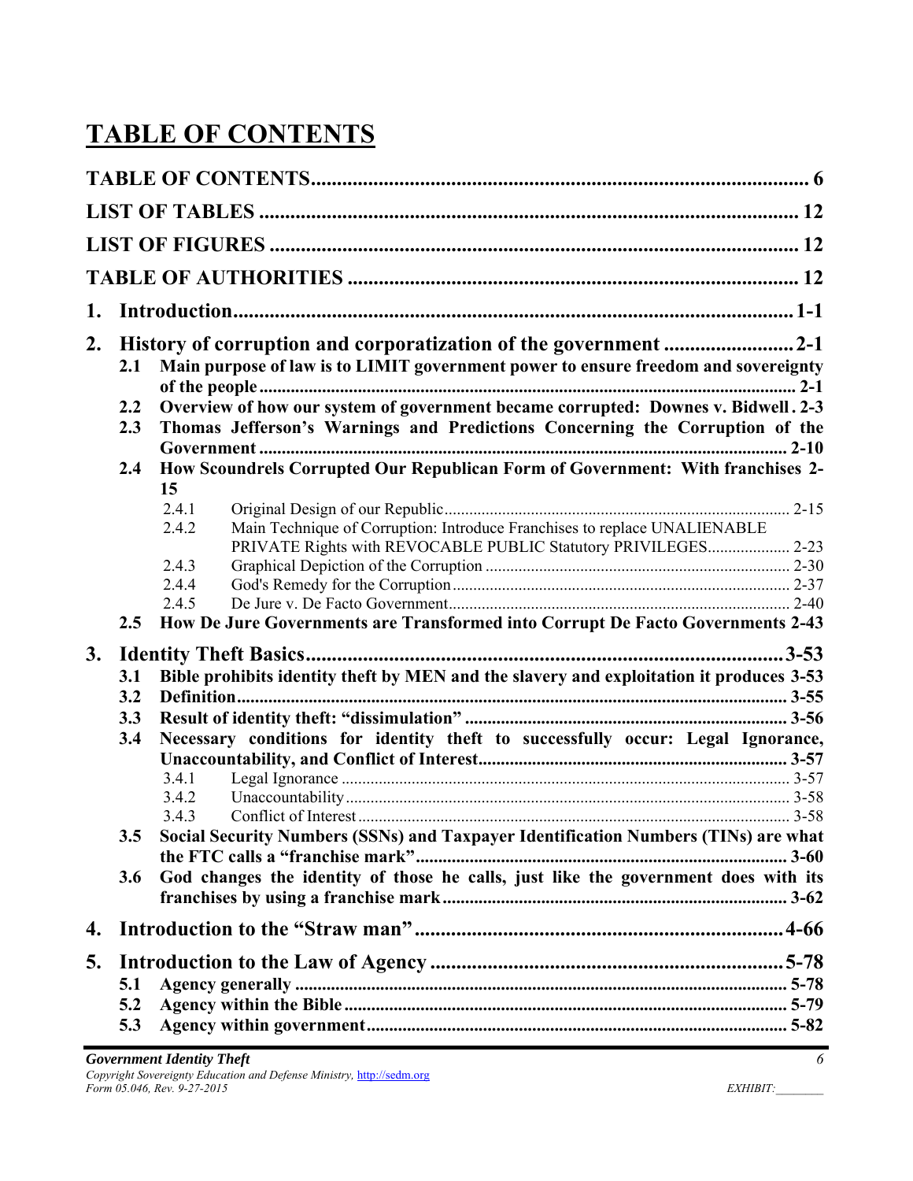# TABLE OF CONTENTS

**TABLE OF CONTENTS** ........ 6

**LIST OF TABLES** ........ 12

**LIST OF FIGURES** ........ 12

**TABLE OF AUTHORITIES** ........ 12

**1. Introduction** ........ 1-1

**2. History of corruption and corporatization of the government** ........ 2-1

- **2.1 Main purpose of law is to LIMIT government power to ensure freedom and sovereignty of the people** ........ 2-1
- **2.2 Overview of how our system of government became corrupted: Downes v. Bidwell** . 2-3
- **2.3 Thomas Jefferson's Warnings and Predictions Concerning the Corruption of the Government** ........ 2-10
- **2.4 How Scoundrels Corrupted Our Republican Form of Government: With franchises** 2-15
  - 2.4.1 Original Design of our Republic ........ 2-15
  - 2.4.2 Main Technique of Corruption: Introduce Franchises to replace UNALIENABLE PRIVATE Rights with REVOCABLE PUBLIC Statutory PRIVILEGES........ 2-23
  - 2.4.3 Graphical Depiction of the Corruption ........ 2-30
  - 2.4.4 God's Remedy for the Corruption ........ 2-37
  - 2.4.5 De Jure v. De Facto Government ........ 2-40
- **2.5 How De Jure Governments are Transformed into Corrupt De Facto Governments** 2-43

**3. Identity Theft Basics** ........ 3-53

- **3.1 Bible prohibits identity theft by MEN and the slavery and exploitation it produces** 3-53
- **3.2 Definition** ........ 3-55
- **3.3 Result of identity theft: "dissimulation"** ........ 3-56
- **3.4 Necessary conditions for identity theft to successfully occur: Legal Ignorance, Unaccountability, and Conflict of Interest** ........ 3-57
  - 3.4.1 Legal Ignorance ........ 3-57
  - 3.4.2 Unaccountability ........ 3-58
  - 3.4.3 Conflict of Interest ........ 3-58
- **3.5 Social Security Numbers (SSNs) and Taxpayer Identification Numbers (TINs) are what the FTC calls a "franchise mark"** ........ 3-60
- **3.6 God changes the identity of those he calls, just like the government does with its franchises by using a franchise mark** ........ 3-62

**4. Introduction to the "Straw man"** ........ 4-66

**5. Introduction to the Law of Agency** ........ 5-78

- **5.1 Agency generally** ........ 5-78
- **5.2 Agency within the Bible** ........ 5-79
- **5.3 Agency within government** ........ 5-82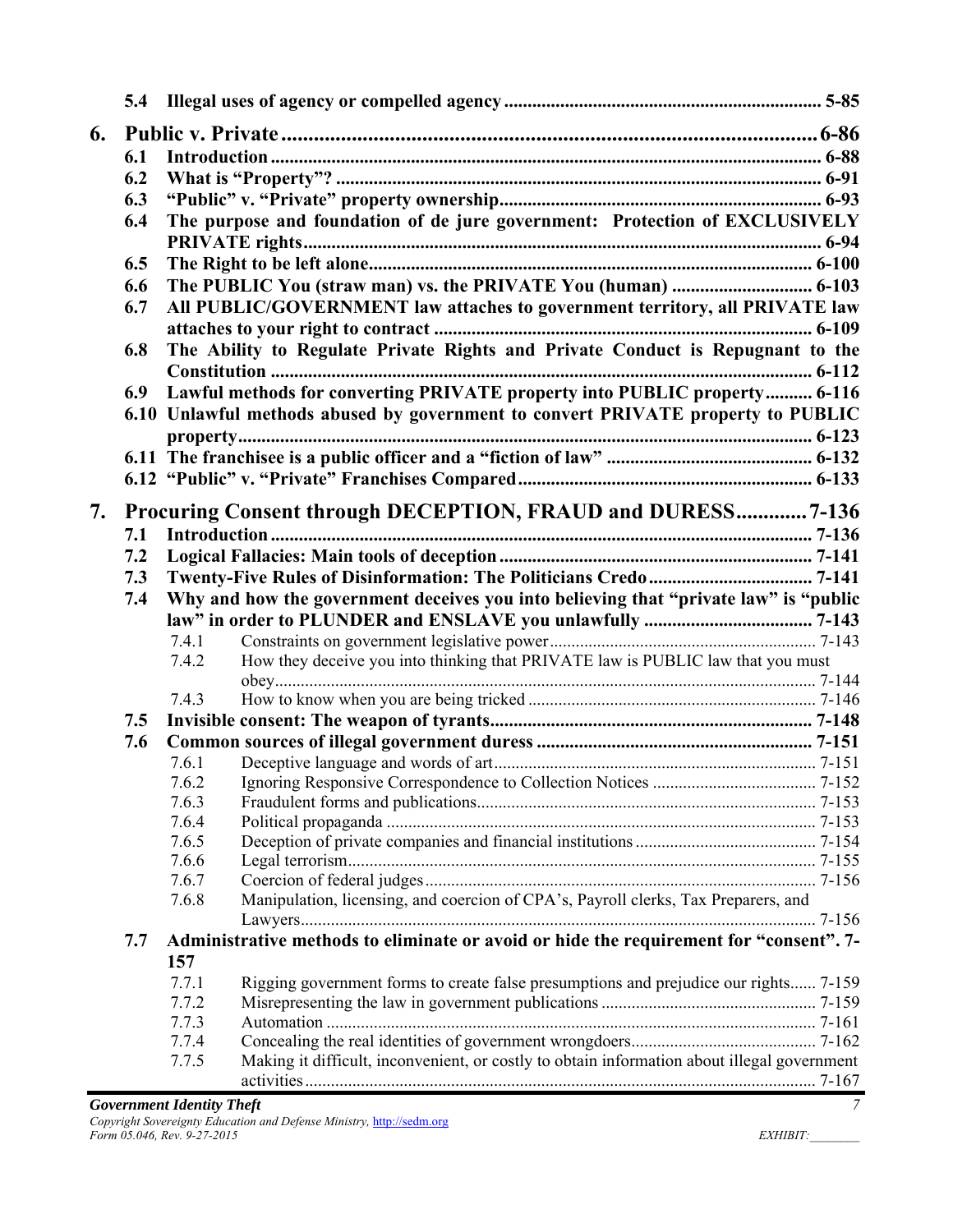**5.4 Illegal uses of agency or compelled agency ..................................................................... 5-85**

**6. Public v. Private ........................................................................................................ 6-86**

- **6.1 Introduction ...................................................................................................... 6-88**
- **6.2 What is "Property"? ......................................................................................... 6-91**
- **6.3 "Public" v. "Private" property ownership ....................................................... 6-93**
- **6.4 The purpose and foundation of de jure government: Protection of EXCLUSIVELY PRIVATE rights ................................................................................................. 6-94**
- **6.5 The Right to be left alone ............................................................................... 6-100**
- **6.6 The PUBLIC You (straw man) vs. the PRIVATE You (human) ............................. 6-103**
- **6.7 All PUBLIC/GOVERNMENT law attaches to government territory, all PRIVATE law attaches to your right to contract ................................................................. 6-109**
- **6.8 The Ability to Regulate Private Rights and Private Conduct is Repugnant to the Constitution ................................................................................................... 6-112**
- **6.9 Lawful methods for converting PRIVATE property into PUBLIC property .......... 6-116**
- **6.10 Unlawful methods abused by government to convert PRIVATE property to PUBLIC property ........................................................................................................ 6-123**
- **6.11 The franchisee is a public officer and a "fiction of law" ............................................ 6-132**
- **6.12 "Public" v. "Private" Franchises Compared ............................................................... 6-133**

**7. Procuring Consent through DECEPTION, FRAUD and DURESS ............ 7-136**

- **7.1 Introduction .................................................................................................... 7-136**
- **7.2 Logical Fallacies: Main tools of deception ........................................................ 7-141**
- **7.3 Twenty-Five Rules of Disinformation: The Politicians Credo .................................. 7-141**
- **7.4 Why and how the government deceives you into believing that "private law" is "public law" in order to PLUNDER and ENSLAVE you unlawfully ................................... 7-143**
  - 7.4.1 Constraints on government legislative power ............................................................ 7-143
  - 7.4.2 How they deceive you into thinking that PRIVATE law is PUBLIC law that you must obey ........................................................................................................................ 7-144
  - 7.4.3 How to know when you are being tricked ................................................................. 7-146
- **7.5 Invisible consent: The weapon of tyrants ..................................................................... 7-148**
- **7.6 Common sources of illegal government duress ........................................................... 7-151**
  - 7.6.1 Deceptive language and words of art ......................................................................... 7-151
  - 7.6.2 Ignoring Responsive Correspondence to Collection Notices ..................................... 7-152
  - 7.6.3 Fraudulent forms and publications ............................................................................. 7-153
  - 7.6.4 Political propaganda .................................................................................................. 7-153
  - 7.6.5 Deception of private companies and financial institutions ......................................... 7-154
  - 7.6.6 Legal terrorism ........................................................................................................... 7-155
  - 7.6.7 Coercion of federal judges ......................................................................................... 7-156
  - 7.6.8 Manipulation, licensing, and coercion of CPA's, Payroll clerks, Tax Preparers, and Lawyers ...................................................................................................................... 7-156
- **7.7 Administrative methods to eliminate or avoid or hide the requirement for "consent". 7-157**
  - 7.7.1 Rigging government forms to create false presumptions and prejudice our rights ...... 7-159
  - 7.7.2 Misrepresenting the law in government publications ................................................. 7-159
  - 7.7.3 Automation ................................................................................................................ 7-161
  - 7.7.4 Concealing the real identities of government wrongdoers .......................................... 7-162
  - 7.7.5 Making it difficult, inconvenient, or costly to obtain information about illegal government activities .................................................................................................................... 7-167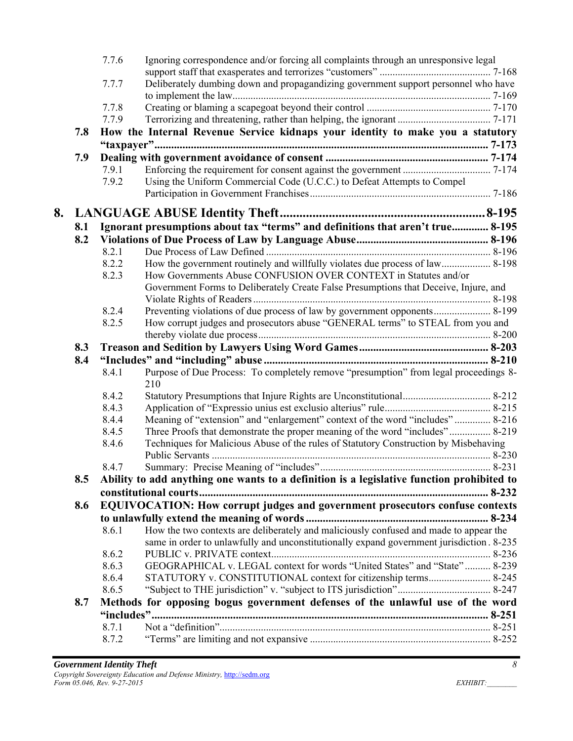7.7.6 Ignoring correspondence and/or forcing all complaints through an unresponsive legal support staff that exasperates and terrorizes "customers" ... 7-168
7.7.7 Deliberately dumbing down and propagandizing government support personnel who have to implement the law ... 7-169
7.7.8 Creating or blaming a scapegoat beyond their control ... 7-170
7.7.9 Terrorizing and threatening, rather than helping, the ignorant ... 7-171

**7.8 How the Internal Revenue Service kidnaps your identity to make you a statutory "taxpayer" ... 7-173**

**7.9 Dealing with government avoidance of consent ... 7-174**

7.9.1 Enforcing the requirement for consent against the government ... 7-174
7.9.2 Using the Uniform Commercial Code (U.C.C.) to Defeat Attempts to Compel Participation in Government Franchises ... 7-186

# 8. LANGUAGE ABUSE Identity Theft ... 8-195

**8.1 Ignorant presumptions about tax "terms" and definitions that aren't true ... 8-195**

**8.2 Violations of Due Process of Law by Language Abuse ... 8-196**

8.2.1 Due Process of Law Defined ... 8-196
8.2.2 How the government routinely and willfully violates due process of law ... 8-198
8.2.3 How Governments Abuse CONFUSION OVER CONTEXT in Statutes and/or Government Forms to Deliberately Create False Presumptions that Deceive, Injure, and Violate Rights of Readers ... 8-198
8.2.4 Preventing violations of due process of law by government opponents ... 8-199
8.2.5 How corrupt judges and prosecutors abuse "GENERAL terms" to STEAL from you and thereby violate due process ... 8-200

**8.3 Treason and Sedition by Lawyers Using Word Games ... 8-203**

**8.4 "Includes" and "including" abuse ... 8-210**

8.4.1 Purpose of Due Process: To completely remove "presumption" from legal proceedings 8-210
8.4.2 Statutory Presumptions that Injure Rights are Unconstitutional ... 8-212
8.4.3 Application of "Expressio unius est exclusio alterius" rule ... 8-215
8.4.4 Meaning of "extension" and "enlargement" context of the word "includes" ... 8-216
8.4.5 Three Proofs that demonstrate the proper meaning of the word "includes" ... 8-219
8.4.6 Techniques for Malicious Abuse of the rules of Statutory Construction by Misbehaving Public Servants ... 8-230
8.4.7 Summary: Precise Meaning of "includes" ... 8-231

**8.5 Ability to add anything one wants to a definition is a legislative function prohibited to constitutional courts ... 8-232**

**8.6 EQUIVOCATION: How corrupt judges and government prosecutors confuse contexts to unlawfully extend the meaning of words ... 8-234**

8.6.1 How the two contexts are deliberately and maliciously confused and made to appear the same in order to unlawfully and unconstitutionally expand government jurisdiction . 8-235
8.6.2 PUBLIC v. PRIVATE context ... 8-236
8.6.3 GEOGRAPHICAL v. LEGAL context for words "United States" and "State" ... 8-239
8.6.4 STATUTORY v. CONSTITUTIONAL context for citizenship terms ... 8-245
8.6.5 "Subject to THE jurisdiction" v. "subject to ITS jurisdiction" ... 8-247

**8.7 Methods for opposing bogus government defenses of the unlawful use of the word "includes" ... 8-251**

8.7.1 Not a "definition" ... 8-251
8.7.2 "Terms" are limiting and not expansive ... 8-252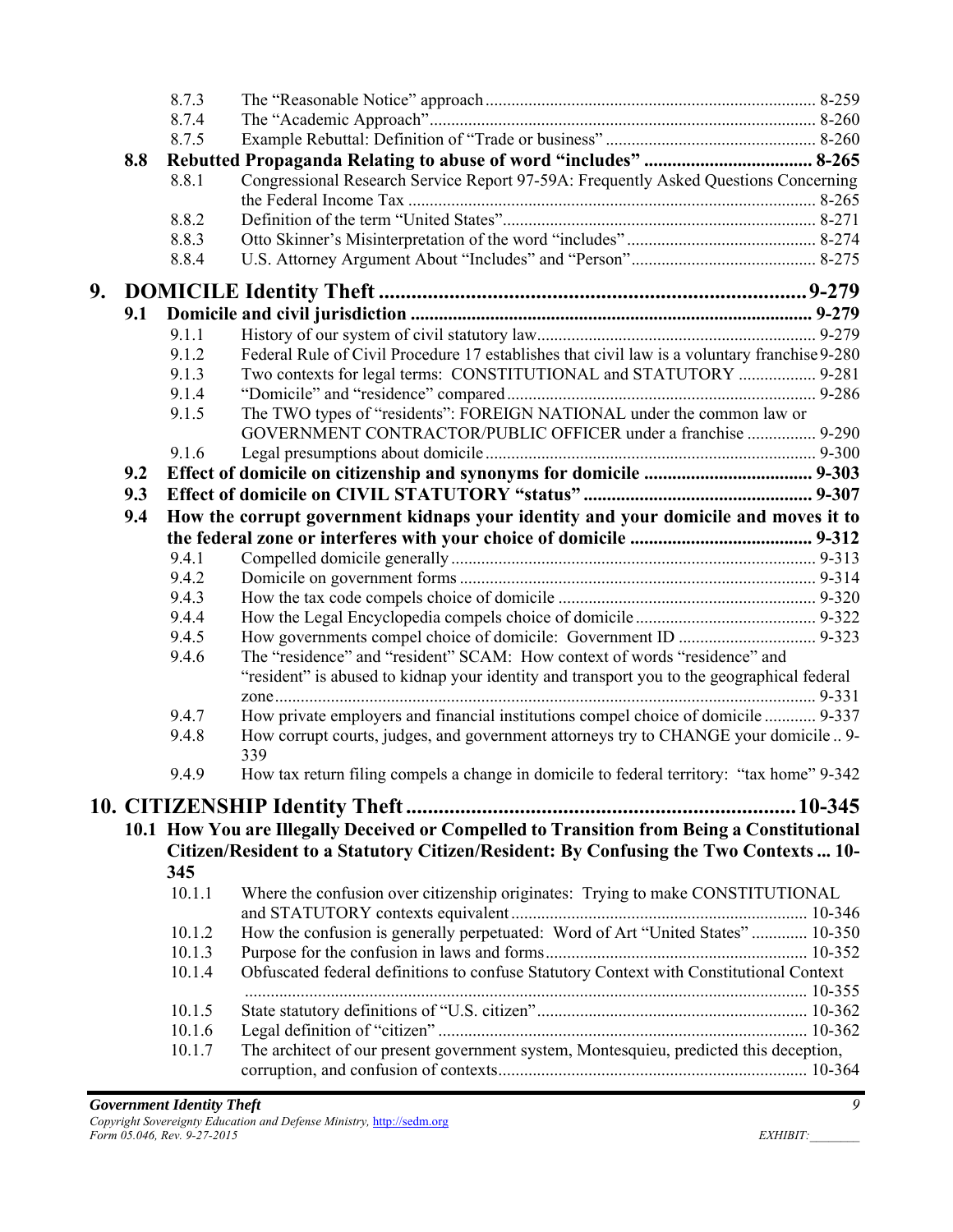8.7.3 The "Reasonable Notice" approach ........ 8-259
8.7.4 The "Academic Approach" ........ 8-260
8.7.5 Example Rebuttal: Definition of "Trade or business" ........ 8-260

**8.8 Rebutted Propaganda Relating to abuse of word "includes" ........ 8-265**

8.8.1 Congressional Research Service Report 97-59A: Frequently Asked Questions Concerning the Federal Income Tax ........ 8-265
8.8.2 Definition of the term "United States" ........ 8-271
8.8.3 Otto Skinner's Misinterpretation of the word "includes" ........ 8-274
8.8.4 U.S. Attorney Argument About "Includes" and "Person" ........ 8-275

# 9. DOMICILE Identity Theft ........ 9-279

**9.1 Domicile and civil jurisdiction ........ 9-279**

9.1.1 History of our system of civil statutory law ........ 9-279
9.1.2 Federal Rule of Civil Procedure 17 establishes that civil law is a voluntary franchise 9-280
9.1.3 Two contexts for legal terms: CONSTITUTIONAL and STATUTORY ........ 9-281
9.1.4 "Domicile" and "residence" compared ........ 9-286
9.1.5 The TWO types of "residents": FOREIGN NATIONAL under the common law or GOVERNMENT CONTRACTOR/PUBLIC OFFICER under a franchise ........ 9-290
9.1.6 Legal presumptions about domicile ........ 9-300

**9.2 Effect of domicile on citizenship and synonyms for domicile ........ 9-303**

**9.3 Effect of domicile on CIVIL STATUTORY "status" ........ 9-307**

**9.4 How the corrupt government kidnaps your identity and your domicile and moves it to the federal zone or interferes with your choice of domicile ........ 9-312**

9.4.1 Compelled domicile generally ........ 9-313
9.4.2 Domicile on government forms ........ 9-314
9.4.3 How the tax code compels choice of domicile ........ 9-320
9.4.4 How the Legal Encyclopedia compels choice of domicile ........ 9-322
9.4.5 How governments compel choice of domicile: Government ID ........ 9-323
9.4.6 The "residence" and "resident" SCAM: How context of words "residence" and "resident" is abused to kidnap your identity and transport you to the geographical federal zone ........ 9-331
9.4.7 How private employers and financial institutions compel choice of domicile ........ 9-337
9.4.8 How corrupt courts, judges, and government attorneys try to CHANGE your domicile .. 9-339
9.4.9 How tax return filing compels a change in domicile to federal territory: "tax home" 9-342

# 10. CITIZENSHIP Identity Theft ........ 10-345

**10.1 How You are Illegally Deceived or Compelled to Transition from Being a Constitutional Citizen/Resident to a Statutory Citizen/Resident: By Confusing the Two Contexts ... 10-345**

10.1.1 Where the confusion over citizenship originates: Trying to make CONSTITUTIONAL and STATUTORY contexts equivalent ........ 10-346
10.1.2 How the confusion is generally perpetuated: Word of Art "United States" ........ 10-350
10.1.3 Purpose for the confusion in laws and forms ........ 10-352
10.1.4 Obfuscated federal definitions to confuse Statutory Context with Constitutional Context ........ 10-355
10.1.5 State statutory definitions of "U.S. citizen" ........ 10-362
10.1.6 Legal definition of "citizen" ........ 10-362
10.1.7 The architect of our present government system, Montesquieu, predicted this deception, corruption, and confusion of contexts ........ 10-364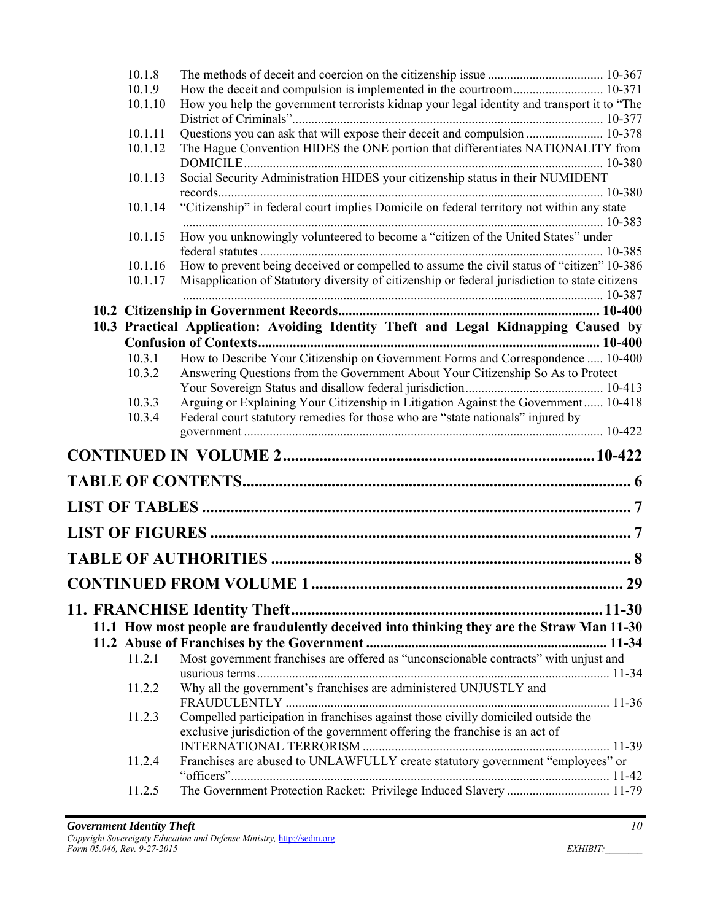10.1.8 The methods of deceit and coercion on the citizenship issue .................................... 10-367
10.1.9 How the deceit and compulsion is implemented in the courtroom............................ 10-371
10.1.10 How you help the government terrorists kidnap your legal identity and transport it to "The District of Criminals"................................................................................................ 10-377
10.1.11 Questions you can ask that will expose their deceit and compulsion ........................ 10-378
10.1.12 The Hague Convention HIDES the ONE portion that differentiates NATIONALITY from DOMICILE.............................................................................................................. 10-380
10.1.13 Social Security Administration HIDES your citizenship status in their NUMIDENT records....................................................................................................................... 10-380
10.1.14 "Citizenship" in federal court implies Domicile on federal territory not within any state ................................................................................................................................. 10-383
10.1.15 How you unknowingly volunteered to become a "citizen of the United States" under federal statutes .......................................................................................................... 10-385
10.1.16 How to prevent being deceived or compelled to assume the civil status of "citizen" 10-386
10.1.17 Misapplication of Statutory diversity of citizenship or federal jurisdiction to state citizens ................................................................................................................................. 10-387

**10.2 Citizenship in Government Records.......................................................................... 10-400**

**10.3 Practical Application: Avoiding Identity Theft and Legal Kidnapping Caused by Confusion of Contexts.................................................................................................. 10-400**

10.3.1 How to Describe Your Citizenship on Government Forms and Correspondence ..... 10-400
10.3.2 Answering Questions from the Government About Your Citizenship So As to Protect Your Sovereign Status and disallow federal jurisdiction........................................... 10-413
10.3.3 Arguing or Explaining Your Citizenship in Litigation Against the Government...... 10-418
10.3.4 Federal court statutory remedies for those who are "state nationals" injured by government .............................................................................................................. 10-422

# CONTINUED IN VOLUME 2...........................................................................10-422

# TABLE OF CONTENTS.................................................................................... 6

# LIST OF TABLES ............................................................................................. 7

# LIST OF FIGURES ........................................................................................... 7

# TABLE OF AUTHORITIES .............................................................................. 8

# CONTINUED FROM VOLUME 1 ................................................................... 29

# 11. FRANCHISE Identity Theft..............................................................................11-30

**11.1 How most people are fraudulently deceived into thinking they are the Straw Man 11-30**

**11.2 Abuse of Franchises by the Government .................................................................... 11-34**

11.2.1 Most government franchises are offered as "unconscionable contracts" with unjust and usurious terms............................................................................................................ 11-34
11.2.2 Why all the government's franchises are administered UNJUSTLY and FRAUDULENTLY .................................................................................................... 11-36
11.2.3 Compelled participation in franchises against those civilly domiciled outside the exclusive jurisdiction of the government offering the franchise is an act of INTERNATIONAL TERRORISM ............................................................................ 11-39
11.2.4 Franchises are abused to UNLAWFULLY create statutory government "employees" or "officers"..................................................................................................................... 11-42
11.2.5 The Government Protection Racket: Privilege Induced Slavery ................................ 11-79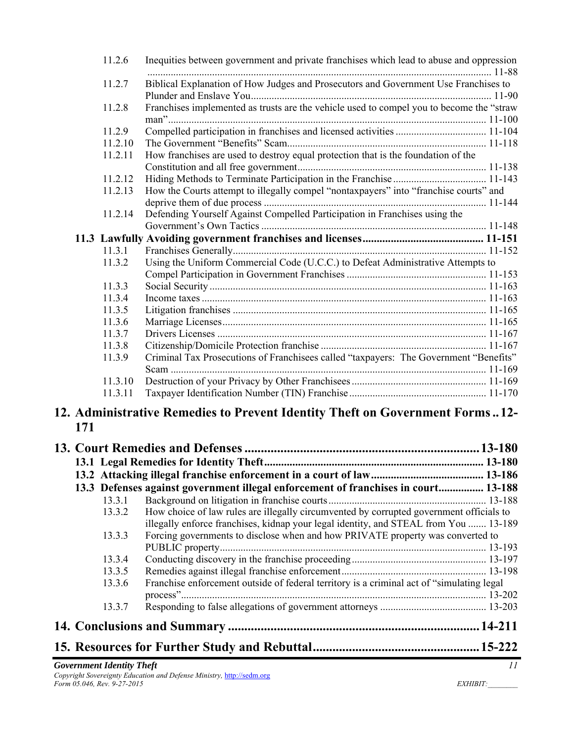11.2.6 Inequities between government and private franchises which lead to abuse and oppression ........ 11-88
11.2.7 Biblical Explanation of How Judges and Prosecutors and Government Use Franchises to Plunder and Enslave You........ 11-90
11.2.8 Franchises implemented as trusts are the vehicle used to compel you to become the "straw man"........ 11-100
11.2.9 Compelled participation in franchises and licensed activities ........ 11-104
11.2.10 The Government "Benefits" Scam........ 11-118
11.2.11 How franchises are used to destroy equal protection that is the foundation of the Constitution and all free government........ 11-138
11.2.12 Hiding Methods to Terminate Participation in the Franchise ........ 11-143
11.2.13 How the Courts attempt to illegally compel "nontaxpayers" into "franchise courts" and deprive them of due process ........ 11-144
11.2.14 Defending Yourself Against Compelled Participation in Franchises using the Government's Own Tactics ........ 11-148

**11.3 Lawfully Avoiding government franchises and licenses........ 11-151**

11.3.1 Franchises Generally........ 11-152
11.3.2 Using the Uniform Commercial Code (U.C.C.) to Defeat Administrative Attempts to Compel Participation in Government Franchises ........ 11-153
11.3.3 Social Security ........ 11-163
11.3.4 Income taxes ........ 11-163
11.3.5 Litigation franchises ........ 11-165
11.3.6 Marriage Licenses........ 11-165
11.3.7 Drivers Licenses ........ 11-167
11.3.8 Citizenship/Domicile Protection franchise ........ 11-167
11.3.9 Criminal Tax Prosecutions of Franchisees called "taxpayers: The Government "Benefits" Scam ........ 11-169
11.3.10 Destruction of your Privacy by Other Franchisees ........ 11-169
11.3.11 Taxpayer Identification Number (TIN) Franchise ........ 11-170

# 12. Administrative Remedies to Prevent Identity Theft on Government Forms .. 12-171

# 13. Court Remedies and Defenses ........ 13-180

**13.1 Legal Remedies for Identity Theft........ 13-180**

**13.2 Attacking illegal franchise enforcement in a court of law........ 13-186**

**13.3 Defenses against government illegal enforcement of franchises in court........ 13-188**

13.3.1 Background on litigation in franchise courts ........ 13-188
13.3.2 How choice of law rules are illegally circumvented by corrupted government officials to illegally enforce franchises, kidnap your legal identity, and STEAL from You ........ 13-189
13.3.3 Forcing governments to disclose when and how PRIVATE property was converted to PUBLIC property........ 13-193
13.3.4 Conducting discovery in the franchise proceeding ........ 13-197
13.3.5 Remedies against illegal franchise enforcement........ 13-198
13.3.6 Franchise enforcement outside of federal territory is a criminal act of "simulating legal process"........ 13-202
13.3.7 Responding to false allegations of government attorneys ........ 13-203

# 14. Conclusions and Summary ........ 14-211

# 15. Resources for Further Study and Rebuttal........ 15-222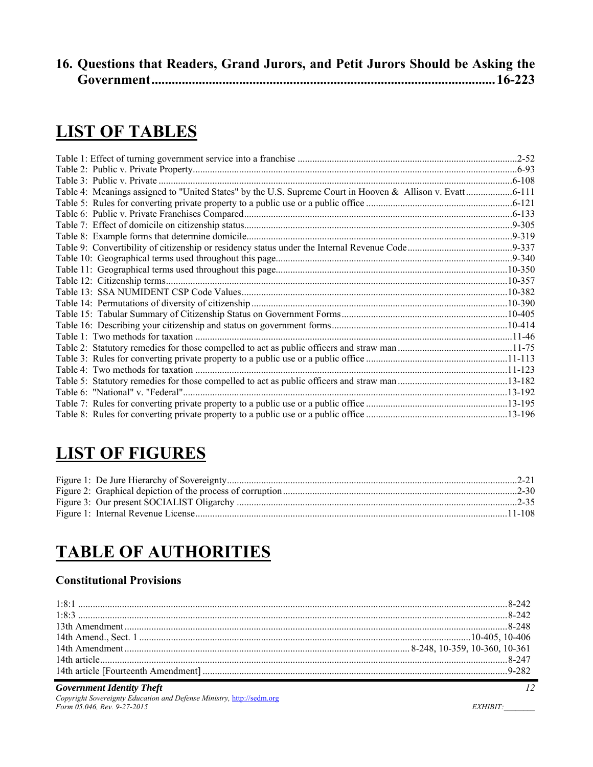**16. Questions that Readers, Grand Jurors, and Petit Jurors Should be Asking the Government......................................................................................................16-223**

# LIST OF TABLES

Table 1: Effect of turning government service into a franchise ........................................................................................2-52
Table 2: Public v. Private Property..................................................................................................................................6-93
Table 3: Public v. Private ...............................................................................................................................................6-108
Table 4: Meanings assigned to "United States" by the U.S. Supreme Court in Hooven & Allison v. Evatt ...................6-111
Table 5: Rules for converting private property to a public use or a public office ...........................................................6-121
Table 6: Public v. Private Franchises Compared............................................................................................................6-133
Table 7: Effect of domicile on citizenship status............................................................................................................9-305
Table 8: Example forms that determine domicile...........................................................................................................9-319
Table 9: Convertibility of citizenship or residency status under the Internal Revenue Code...........................................9-337
Table 10: Geographical terms used throughout this page...............................................................................................9-340
Table 11: Geographical terms used throughout this page..............................................................................................10-350
Table 12: Citizenship terms...........................................................................................................................................10-357
Table 13: SSA NUMIDENT CSP Code Values............................................................................................................10-382
Table 14: Permutations of diversity of citizenship........................................................................................................10-390
Table 15: Tabular Summary of Citizenship Status on Government Forms...................................................................10-405
Table 16: Describing your citizenship and status on government forms.......................................................................10-414
Table 1: Two methods for taxation ................................................................................................................................11-46
Table 2: Statutory remedies for those compelled to act as public officers and straw man ..............................................11-75
Table 3: Rules for converting private property to a public use or a public office .........................................................11-113
Table 4: Two methods for taxation ...............................................................................................................................11-123
Table 5: Statutory remedies for those compelled to act as public officers and straw man ............................................13-182
Table 6: "National" v. "Federal"...................................................................................................................................13-192
Table 7: Rules for converting private property to a public use or a public office .........................................................13-195
Table 8: Rules for converting private property to a public use or a public office .........................................................13-196

# LIST OF FIGURES

Figure 1: De Jure Hierarchy of Sovereignty.....................................................................................................................2-21
Figure 2: Graphical depiction of the process of corruption ...............................................................................................2-30
Figure 3: Our present SOCIALIST Oligarchy .................................................................................................................2-35
Figure 1: Internal Revenue License...............................................................................................................................11-108

# TABLE OF AUTHORITIES

### Constitutional Provisions

1:8:1 ..............................................................................................................................................................................8-242
1:8:3 ..............................................................................................................................................................................8-242
13th Amendment ............................................................................................................................................................8-248
14th Amend., Sect. 1 ......................................................................................................................................10-405, 10-406
14th Amendment .................................................................................................................... 8-248, 10-359, 10-360, 10-361
14th article......................................................................................................................................................................8-247
14th article [Fourteenth Amendment] ............................................................................................................................9-282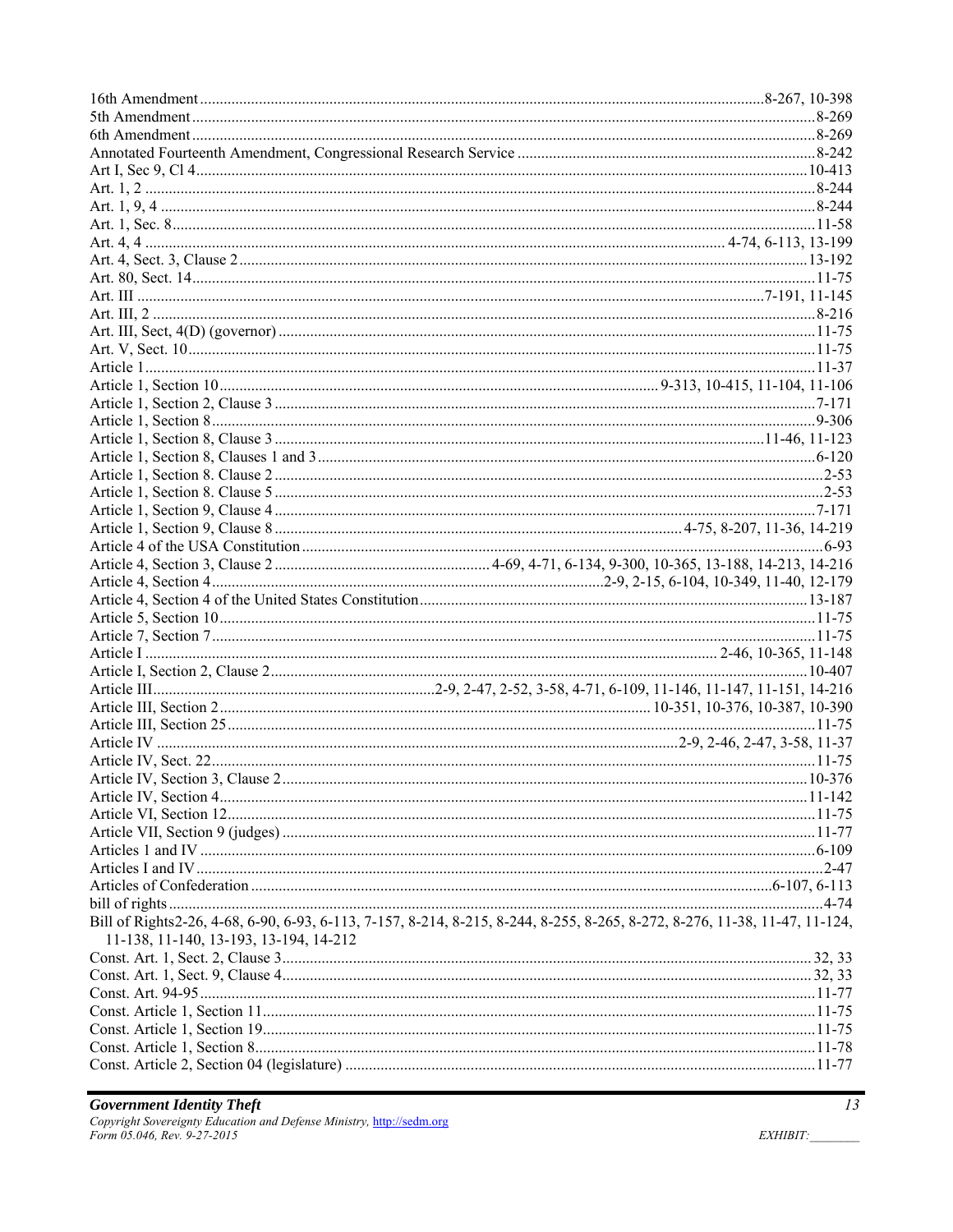16th Amendment ........................................................................................................................................8-267, 10-398
5th Amendment ................................................................................................................................................8-269
6th Amendment ................................................................................................................................................8-269
Annotated Fourteenth Amendment, Congressional Research Service ..............................................................8-242
Art I, Sec 9, Cl 4 .............................................................................................................................................10-413
Art. 1, 2 ............................................................................................................................................................8-244
Art. 1, 9, 4 ........................................................................................................................................................8-244
Art. 1, Sec. 8 ....................................................................................................................................................11-58
Art. 4, 4 ........................................................................................................................... 4-74, 6-113, 13-199
Art. 4, Sect. 3, Clause 2 .................................................................................................................................13-192
Art. 80, Sect. 14 ..............................................................................................................................................11-75
Art. III ..............................................................................................................................................7-191, 11-145
Art. III, 2 ..........................................................................................................................................................8-216
Art. III, Sect, 4(D) (governor) .........................................................................................................................11-75
Art. V, Sect. 10 ................................................................................................................................................11-75
Article 1 ...........................................................................................................................................................11-37
Article 1, Section 10 ................................................................................................ 9-313, 10-415, 11-104, 11-106
Article 1, Section 2, Clause 3 ............................................................................................................................7-171
Article 1, Section 8 ...........................................................................................................................................9-306
Article 1, Section 8, Clause 3 ...............................................................................................................11-46, 11-123
Article 1, Section 8, Clauses 1 and 3 ...............................................................................................................6-120
Article 1, Section 8. Clause 2 ............................................................................................................................2-53
Article 1, Section 8. Clause 5 ............................................................................................................................2-53
Article 1, Section 9, Clause 4 ............................................................................................................................7-171
Article 1, Section 9, Clause 8 ........................................................................................ 4-75, 8-207, 11-36, 14-219
Article 4 of the USA Constitution .....................................................................................................................6-93
Article 4, Section 3, Clause 2 ......................................... 4-69, 4-71, 6-134, 9-300, 10-365, 13-188, 14-213, 14-216
Article 4, Section 4 ....................................................................................... 2-9, 2-15, 6-104, 10-349, 11-40, 12-179
Article 4, Section 4 of the United States Constitution .....................................................................................13-187
Article 5, Section 10 ........................................................................................................................................11-75
Article 7, Section 7 ..........................................................................................................................................11-75
Article I ................................................................................................................................ 2-46, 10-365, 11-148
Article I, Section 2, Clause 2 ..........................................................................................................................10-407
Article III ........................................................ 2-9, 2-47, 2-52, 3-58, 4-71, 6-109, 11-146, 11-147, 11-151, 14-216
Article III, Section 2 ...................................................................................... 10-351, 10-376, 10-387, 10-390
Article III, Section 25 ......................................................................................................................................11-75
Article IV .................................................................................................................. 2-9, 2-46, 2-47, 3-58, 11-37
Article IV, Sect. 22 ..........................................................................................................................................11-75
Article IV, Section 3, Clause 2 .......................................................................................................................10-376
Article IV, Section 4 ......................................................................................................................................11-142
Article VI, Section 12 ......................................................................................................................................11-75
Article VII, Section 9 (judges) ........................................................................................................................11-77
Articles 1 and IV .............................................................................................................................................6-109
Articles I and IV ................................................................................................................................................2-47
Articles of Confederation ................................................................................................................... 6-107, 6-113
bill of rights .......................................................................................................................................................4-74
Bill of Rights2-26, 4-68, 6-90, 6-93, 6-113, 7-157, 8-214, 8-215, 8-244, 8-255, 8-265, 8-272, 8-276, 11-38, 11-47, 11-124, 11-138, 11-140, 13-193, 13-194, 14-212
Const. Art. 1, Sect. 2, Clause 3 ....................................................................................................................... 32, 33
Const. Art. 1, Sect. 9, Clause 4 ....................................................................................................................... 32, 33
Const. Art. 94-95 .............................................................................................................................................11-77
Const. Article 1, Section 11 .............................................................................................................................11-75
Const. Article 1, Section 19 .............................................................................................................................11-75
Const. Article 1, Section 8 ...............................................................................................................................11-78
Const. Article 2, Section 04 (legislature) .........................................................................................................11-77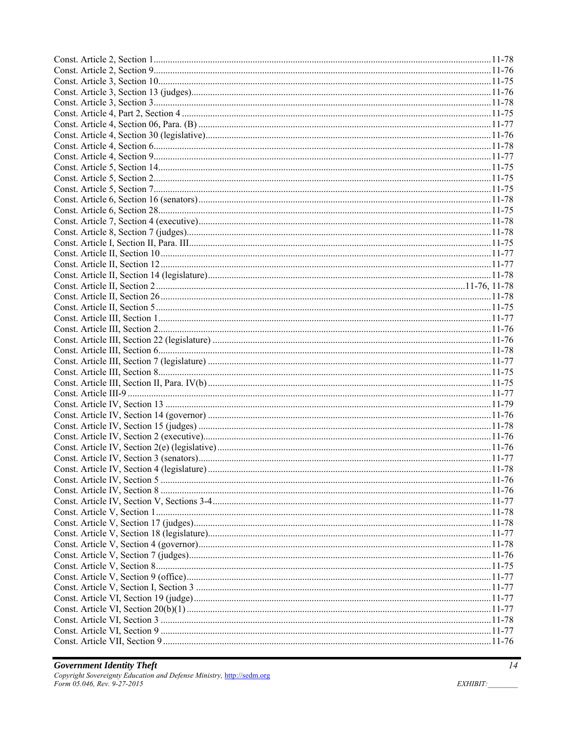Const. Article 2, Section 1 ........................................................................................................................ 11-78
Const. Article 2, Section 9 ........................................................................................................................ 11-76
Const. Article 3, Section 10 ...................................................................................................................... 11-75
Const. Article 3, Section 13 (judges) ....................................................................................................... 11-76
Const. Article 3, Section 3 ........................................................................................................................ 11-78
Const. Article 4, Part 2, Section 4 ........................................................................................................... 11-75
Const. Article 4, Section 06, Para. (B) .................................................................................................... 11-77
Const. Article 4, Section 30 (legislative) ................................................................................................. 11-76
Const. Article 4, Section 6 ........................................................................................................................ 11-78
Const. Article 4, Section 9 ........................................................................................................................ 11-77
Const. Article 5, Section 14 ...................................................................................................................... 11-75
Const. Article 5, Section 2 ........................................................................................................................ 11-75
Const. Article 5, Section 7 ........................................................................................................................ 11-75
Const. Article 6, Section 16 (senators) ..................................................................................................... 11-78
Const. Article 6, Section 28 ...................................................................................................................... 11-75
Const. Article 7, Section 4 (executive) ..................................................................................................... 11-78
Const. Article 8, Section 7 (judges) .......................................................................................................... 11-78
Const. Article I, Section II, Para. III ......................................................................................................... 11-75
Const. Article II, Section 10 ..................................................................................................................... 11-77
Const. Article II, Section 12 ..................................................................................................................... 11-77
Const. Article II, Section 14 (legislature) ................................................................................................. 11-78
Const. Article II, Section 2 ............................................................................................................. 11-76, 11-78
Const. Article II, Section 26 ..................................................................................................................... 11-78
Const. Article II, Section 5 ....................................................................................................................... 11-75
Const. Article III, Section 1 ...................................................................................................................... 11-77
Const. Article III, Section 2 ...................................................................................................................... 11-76
Const. Article III, Section 22 (legislature) ............................................................................................... 11-76
Const. Article III, Section 6 ...................................................................................................................... 11-78
Const. Article III, Section 7 (legislature) ................................................................................................. 11-77
Const. Article III, Section 8 ...................................................................................................................... 11-75
Const. Article III, Section II, Para. IV(b) ................................................................................................. 11-75
Const. Article III-9 ................................................................................................................................... 11-77
Const. Article IV, Section 13 ................................................................................................................... 11-79
Const. Article IV, Section 14 (governor) .................................................................................................. 11-76
Const. Article IV, Section 15 (judges) ..................................................................................................... 11-78
Const. Article IV, Section 2 (executive) ................................................................................................... 11-76
Const. Article IV, Section 2(e) (legislative) .............................................................................................. 11-76
Const. Article IV, Section 3 (senators) ..................................................................................................... 11-77
Const. Article IV, Section 4 (legislature) ................................................................................................. 11-78
Const. Article IV, Section 5 ..................................................................................................................... 11-76
Const. Article IV, Section 8 ..................................................................................................................... 11-76
Const. Article IV, Section V, Sections 3-4 ............................................................................................... 11-77
Const. Article V, Section 1 ....................................................................................................................... 11-78
Const. Article V, Section 17 (judges) ....................................................................................................... 11-78
Const. Article V, Section 18 (legislature) ................................................................................................. 11-77
Const. Article V, Section 4 (governor) ..................................................................................................... 11-78
Const. Article V, Section 7 (judges) ......................................................................................................... 11-76
Const. Article V, Section 8 ....................................................................................................................... 11-75
Const. Article V, Section 9 (office) .......................................................................................................... 11-77
Const. Article V, Section I, Section 3 ...................................................................................................... 11-77
Const. Article VI, Section 19 (judge) ....................................................................................................... 11-77
Const. Article VI, Section 20(b)(1) .......................................................................................................... 11-77
Const. Article VI, Section 3 ..................................................................................................................... 11-78
Const. Article VI, Section 9 ..................................................................................................................... 11-77
Const. Article VII, Section 9 .................................................................................................................... 11-76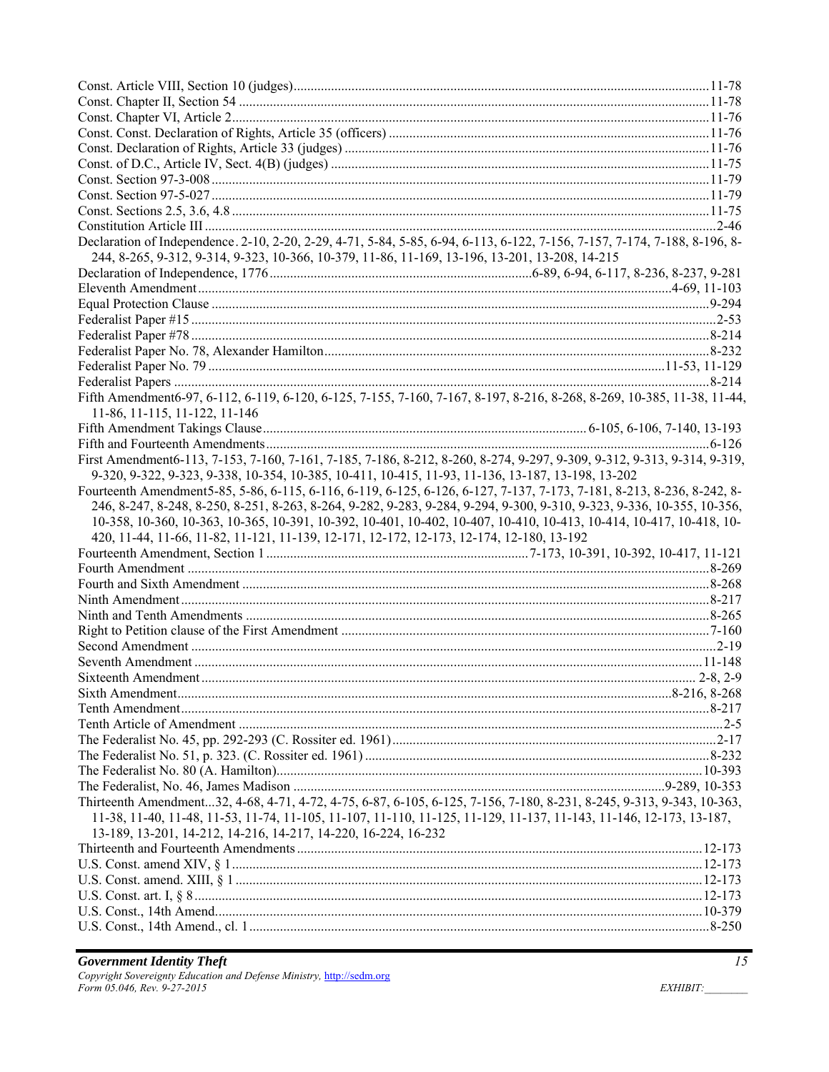Const. Article VIII, Section 10 (judges) ........................................................................................................ 11-78
Const. Chapter II, Section 54 ........................................................................................................................ 11-78
Const. Chapter VI, Article 2 .......................................................................................................................... 11-76
Const. Const. Declaration of Rights, Article 35 (officers) ............................................................................. 11-76
Const. Declaration of Rights, Article 33 (judges) .......................................................................................... 11-76
Const. of D.C., Article IV, Sect. 4(B) (judges) .............................................................................................. 11-75
Const. Section 97-3-008 ................................................................................................................................ 11-79
Const. Section 97-5-027 ................................................................................................................................ 11-79
Const. Sections 2.5, 3.6, 4.8 .......................................................................................................................... 11-75
Constitution Article III ...................................................................................................................................... 2-46
Declaration of Independence . 2-10, 2-20, 2-29, 4-71, 5-84, 5-85, 6-94, 6-113, 6-122, 7-156, 7-157, 7-174, 7-188, 8-196, 8-244, 8-265, 9-312, 9-314, 9-323, 10-366, 10-379, 11-86, 11-169, 13-196, 13-201, 13-208, 14-215
Declaration of Independence, 1776 ............................................................................. 6-89, 6-94, 6-117, 8-236, 8-237, 9-281
Eleventh Amendment ........................................................................................................................... 4-69, 11-103
Equal Protection Clause ................................................................................................................................... 9-294
Federalist Paper #15 ......................................................................................................................................... 2-53
Federalist Paper #78 ......................................................................................................................................... 8-214
Federalist Paper No. 78, Alexander Hamilton ................................................................................................. 8-232
Federalist Paper No. 79 ...................................................................................................................... 11-53, 11-129
Federalist Papers .............................................................................................................................................. 8-214
Fifth Amendment6-97, 6-112, 6-119, 6-120, 6-125, 7-155, 7-160, 7-167, 8-197, 8-216, 8-268, 8-269, 10-385, 11-38, 11-44, 11-86, 11-115, 11-122, 11-146
Fifth Amendment Takings Clause .............................................................................. 6-105, 6-106, 7-140, 13-193
Fifth and Fourteenth Amendments .................................................................................................................. 6-126
First Amendment6-113, 7-153, 7-160, 7-161, 7-185, 7-186, 8-212, 8-260, 8-274, 9-297, 9-309, 9-312, 9-313, 9-314, 9-319, 9-320, 9-322, 9-323, 9-338, 10-354, 10-385, 10-411, 10-415, 11-93, 11-136, 13-187, 13-198, 13-202
Fourteenth Amendment5-85, 5-86, 6-115, 6-116, 6-119, 6-125, 6-126, 6-127, 7-137, 7-173, 7-181, 8-213, 8-236, 8-242, 8-246, 8-247, 8-248, 8-250, 8-251, 8-263, 8-264, 9-282, 9-283, 9-284, 9-294, 9-300, 9-310, 9-323, 9-336, 10-355, 10-356, 10-358, 10-360, 10-363, 10-365, 10-391, 10-392, 10-401, 10-402, 10-407, 10-410, 10-413, 10-414, 10-417, 10-418, 10-420, 11-44, 11-66, 11-82, 11-121, 11-139, 12-171, 12-172, 12-173, 12-174, 12-180, 13-192
Fourteenth Amendment, Section 1 ............................................................. 7-173, 10-391, 10-392, 10-417, 11-121
Fourth Amendment .......................................................................................................................................... 8-269
Fourth and Sixth Amendment .......................................................................................................................... 8-268
Ninth Amendment ............................................................................................................................................ 8-217
Ninth and Tenth Amendments ......................................................................................................................... 8-265
Right to Petition clause of the First Amendment ............................................................................................ 7-160
Second Amendment ........................................................................................................................................... 2-19
Seventh Amendment ...................................................................................................................................... 11-148
Sixteenth Amendment ................................................................................................................................ 2-8, 2-9
Sixth Amendment ................................................................................................................................ 8-216, 8-268
Tenth Amendment ............................................................................................................................................ 8-217
Tenth Article of Amendment ............................................................................................................................. 2-5
The Federalist No. 45, pp. 292-293 (C. Rossiter ed. 1961) .............................................................................. 2-17
The Federalist No. 51, p. 323. (C. Rossiter ed. 1961) ..................................................................................... 8-232
The Federalist No. 80 (A. Hamilton) ............................................................................................................. 10-393
The Federalist, No. 46, James Madison ........................................................................................... 9-289, 10-353
Thirteenth Amendment...32, 4-68, 4-71, 4-72, 4-75, 6-87, 6-105, 6-125, 7-156, 7-180, 8-231, 8-245, 9-313, 9-343, 10-363, 11-38, 11-40, 11-48, 11-53, 11-74, 11-105, 11-107, 11-110, 11-125, 11-129, 11-137, 11-143, 11-146, 12-173, 13-187, 13-189, 13-201, 14-212, 14-216, 14-217, 14-220, 16-224, 16-232
Thirteenth and Fourteenth Amendments ....................................................................................................... 12-173
U.S. Const. amend XIV, § 1 .......................................................................................................................... 12-173
U.S. Const. amend. XIII, § 1 ........................................................................................................................ 12-173
U.S. Const. art. I, § 8 .................................................................................................................................... 12-173
U.S. Const., 14th Amend. ............................................................................................................................. 10-379
U.S. Const., 14th Amend., cl. 1 ....................................................................................................................... 8-250

**Government Identity Theft**
*Copyright Sovereignty Education and Defense Ministry, http://sedm.org*
*Form 05.046, Rev. 9-27-2015*
*EXHIBIT:________*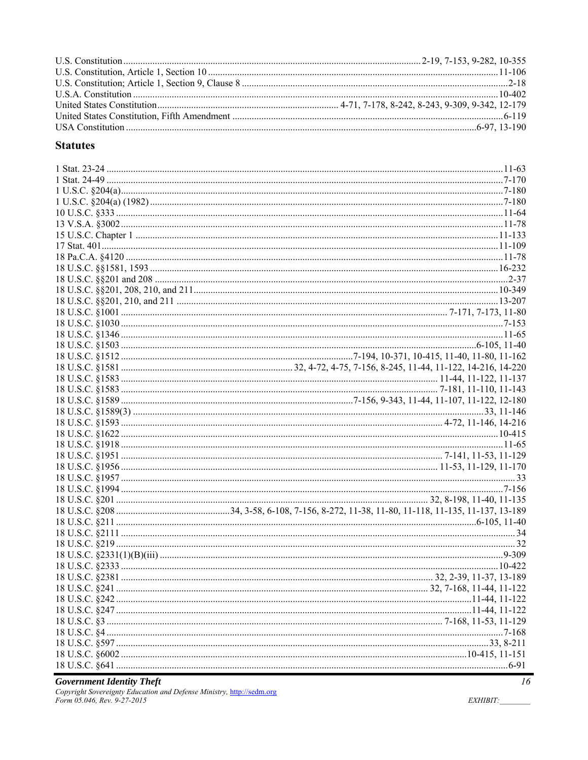U.S. Constitution ........................................................................................................... 2-19, 7-153, 9-282, 10-355
U.S. Constitution, Article 1, Section 10 ........................................................................................................ 11-106
U.S. Constitution; Article 1, Section 9, Clause 8 ............................................................................................. 2-18
U.S.A. Constitution ....................................................................................................................................... 10-402
United States Constitution.......................................................................... 4-71, 7-178, 8-242, 8-243, 9-309, 9-342, 12-179
United States Constitution, Fifth Amendment .................................................................................................. 6-119
USA Constitution ................................................................................................................................ 6-97, 13-190

## Statutes

1 Stat. 23-24 .................................................................................................................................................. 11-63
1 Stat. 24-49 .................................................................................................................................................. 7-170
1 U.S.C. §204(a)............................................................................................................................................ 7-180
1 U.S.C. §204(a) (1982) ................................................................................................................................ 7-180
10 U.S.C. §333 ............................................................................................................................................. 11-64
13 V.S.A. §3002 ........................................................................................................................................... 11-78
15 U.S.C. Chapter 1 .................................................................................................................................... 11-133
17 Stat. 401.................................................................................................................................................. 11-109
18 Pa.C.A. §4120 .......................................................................................................................................... 11-78
18 U.S.C. §§1581, 1593 .............................................................................................................................. 16-232
18 U.S.C. §§201 and 208 ............................................................................................................................... 2-37
18 U.S.C. §§201, 208, 210, and 211........................................................................................................... 10-349
18 U.S.C. §§201, 210, and 211 ................................................................................................................... 13-207
18 U.S.C. §1001 ........................................................................................................... 7-171, 7-173, 11-80
18 U.S.C. §1030 ........................................................................................................................................... 7-153
18 U.S.C. §1346 ........................................................................................................................................... 11-65
18 U.S.C. §1503 ............................................................................................................................... 6-105, 11-40
18 U.S.C. §1512 .................................................................................. 7-194, 10-371, 10-415, 11-40, 11-80, 11-162
18 U.S.C. §1581 ..................................................................... 32, 4-72, 4-75, 7-156, 8-245, 11-44, 11-122, 14-216, 14-220
18 U.S.C. §1583 ......................................................................................................... 11-44, 11-122, 11-137
18 U.S.C. §1583 ......................................................................................................... 7-181, 11-110, 11-143
18 U.S.C. §1589 ...................................................................................... 7-156, 9-343, 11-44, 11-107, 11-122, 12-180
18 U.S.C. §1589(3) ......................................................................................................................... 33, 11-146
18 U.S.C. §1593 ........................................................................................................... 4-72, 11-146, 14-216
18 U.S.C. §1622 ......................................................................................................................................... 10-415
18 U.S.C. §1918 ........................................................................................................................................... 11-65
18 U.S.C. §1951 ........................................................................................................... 7-141, 11-53, 11-129
18 U.S.C. §1956 ......................................................................................................... 11-53, 11-129, 11-170
18 U.S.C. §1957 .................................................................................................................................................. 33
18 U.S.C. §1994 ........................................................................................................................................... 7-156
18 U.S.C. §201 ............................................................................................................. 32, 8-198, 11-40, 11-135
18 U.S.C. §208 ........................................................ 34, 3-58, 6-108, 7-156, 8-272, 11-38, 11-80, 11-118, 11-135, 11-137, 13-189
18 U.S.C. §211 ................................................................................................................................ 6-105, 11-40
18 U.S.C. §2111 .................................................................................................................................................. 34
18 U.S.C. §219 .................................................................................................................................................... 32
18 U.S.C. §2331(1)(B)(iii) .............................................................................................................................. 9-309
18 U.S.C. §2333 ......................................................................................................................................... 10-422
18 U.S.C. §2381 ........................................................................................................... 32, 2-39, 11-37, 13-189
18 U.S.C. §241 ............................................................................................................. 32, 7-168, 11-44, 11-122
18 U.S.C. §242 ................................................................................................................................. 11-44, 11-122
18 U.S.C. §247 ................................................................................................................................. 11-44, 11-122
18 U.S.C. §3 ............................................................................................................... 7-168, 11-53, 11-129
18 U.S.C. §4 ................................................................................................................................................. 7-168
18 U.S.C. §597 ........................................................................................................................................ 33, 8-211
18 U.S.C. §6002 ............................................................................................................................ 10-415, 11-151
18 U.S.C. §641 ................................................................................................................................................ 6-91

**Government Identity Theft**
*Copyright Sovereignty Education and Defense Ministry, http://sedm.org*
*Form 05.046, Rev. 9-27-2015*
*EXHIBIT:________*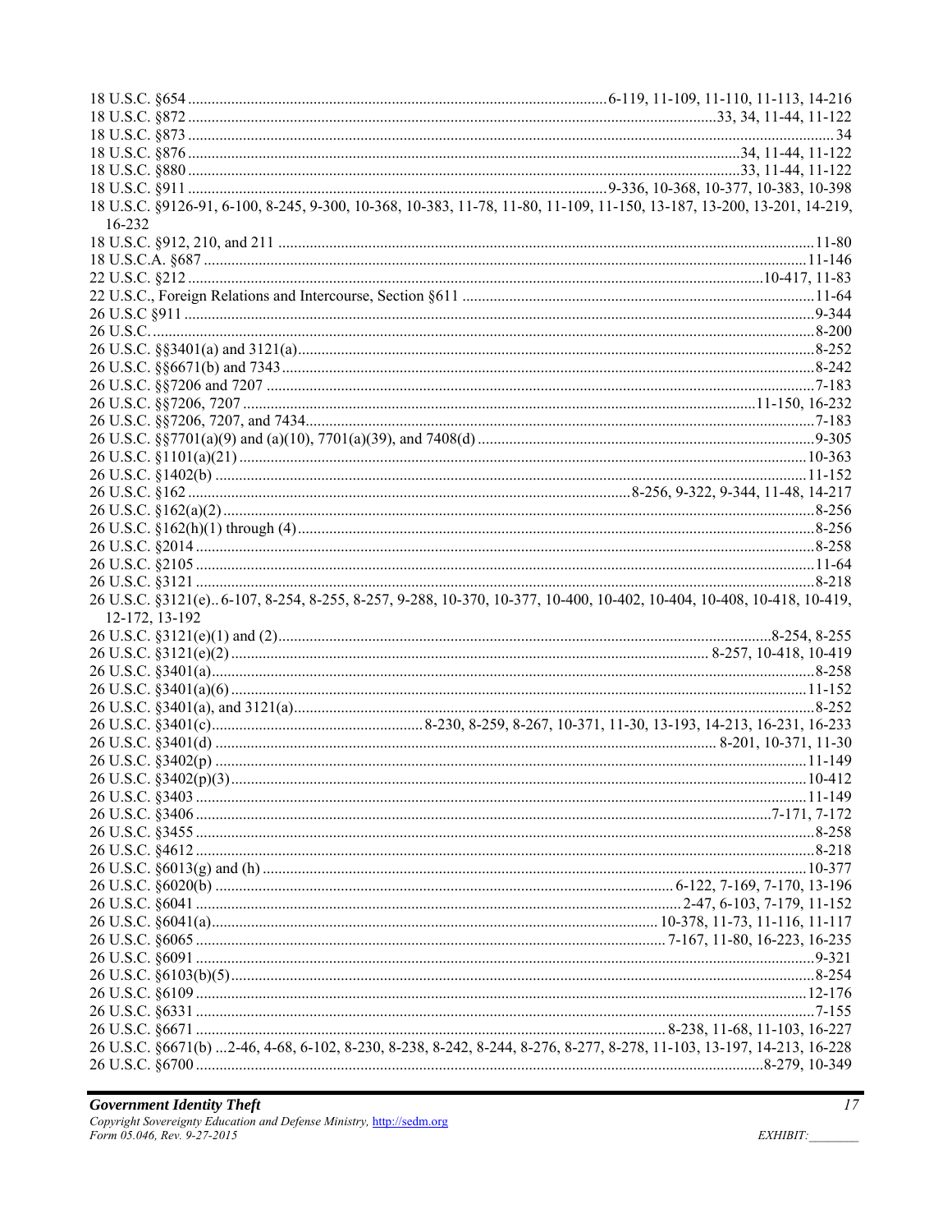18 U.S.C. §654 ........................................................................ 6-119, 11-109, 11-110, 11-113, 14-216
18 U.S.C. §872 ........................................................................ 33, 34, 11-44, 11-122
18 U.S.C. §873 ........................................................................ 34
18 U.S.C. §876 ........................................................................ 34, 11-44, 11-122
18 U.S.C. §880 ........................................................................ 33, 11-44, 11-122
18 U.S.C. §911 ........................................................................ 9-336, 10-368, 10-377, 10-383, 10-398
18 U.S.C. §9126-91, 6-100, 8-245, 9-300, 10-368, 10-383, 11-78, 11-80, 11-109, 11-150, 13-187, 13-200, 13-201, 14-219, 16-232
18 U.S.C. §912, 210, and 211 ........................................................................ 11-80
18 U.S.C.A. §687 ........................................................................ 11-146
22 U.S.C. §212 ........................................................................ 10-417, 11-83
22 U.S.C., Foreign Relations and Intercourse, Section §611 ........................................................................ 11-64
26 U.S.C §911 ........................................................................ 9-344
26 U.S.C. ........................................................................ 8-200
26 U.S.C. §§3401(a) and 3121(a) ........................................................................ 8-252
26 U.S.C. §§6671(b) and 7343 ........................................................................ 8-242
26 U.S.C. §§7206 and 7207 ........................................................................ 7-183
26 U.S.C. §§7206, 7207 ........................................................................ 11-150, 16-232
26 U.S.C. §§7206, 7207, and 7434 ........................................................................ 7-183
26 U.S.C. §§7701(a)(9) and (a)(10), 7701(a)(39), and 7408(d) ........................................................................ 9-305
26 U.S.C. §1101(a)(21) ........................................................................ 10-363
26 U.S.C. §1402(b) ........................................................................ 11-152
26 U.S.C. §162 ........................................................................ 8-256, 9-322, 9-344, 11-48, 14-217
26 U.S.C. §162(a)(2) ........................................................................ 8-256
26 U.S.C. §162(h)(1) through (4) ........................................................................ 8-256
26 U.S.C. §2014 ........................................................................ 8-258
26 U.S.C. §2105 ........................................................................ 11-64
26 U.S.C. §3121 ........................................................................ 8-218
26 U.S.C. §3121(e).. 6-107, 8-254, 8-255, 8-257, 9-288, 10-370, 10-377, 10-400, 10-402, 10-404, 10-408, 10-418, 10-419, 12-172, 13-192
26 U.S.C. §3121(e)(1) and (2) ........................................................................ 8-254, 8-255
26 U.S.C. §3121(e)(2) ........................................................................ 8-257, 10-418, 10-419
26 U.S.C. §3401(a) ........................................................................ 8-258
26 U.S.C. §3401(a)(6) ........................................................................ 11-152
26 U.S.C. §3401(a), and 3121(a) ........................................................................ 8-252
26 U.S.C. §3401(c) ........................................................................ 8-230, 8-259, 8-267, 10-371, 11-30, 13-193, 14-213, 16-231, 16-233
26 U.S.C. §3401(d) ........................................................................ 8-201, 10-371, 11-30
26 U.S.C. §3402(p) ........................................................................ 11-149
26 U.S.C. §3402(p)(3) ........................................................................ 10-412
26 U.S.C. §3403 ........................................................................ 11-149
26 U.S.C. §3406 ........................................................................ 7-171, 7-172
26 U.S.C. §3455 ........................................................................ 8-258
26 U.S.C. §4612 ........................................................................ 8-218
26 U.S.C. §6013(g) and (h) ........................................................................ 10-377
26 U.S.C. §6020(b) ........................................................................ 6-122, 7-169, 7-170, 13-196
26 U.S.C. §6041 ........................................................................ 2-47, 6-103, 7-179, 11-152
26 U.S.C. §6041(a) ........................................................................ 10-378, 11-73, 11-116, 11-117
26 U.S.C. §6065 ........................................................................ 7-167, 11-80, 16-223, 16-235
26 U.S.C. §6091 ........................................................................ 9-321
26 U.S.C. §6103(b)(5) ........................................................................ 8-254
26 U.S.C. §6109 ........................................................................ 12-176
26 U.S.C. §6331 ........................................................................ 7-155
26 U.S.C. §6671 ........................................................................ 8-238, 11-68, 11-103, 16-227
26 U.S.C. §6671(b) ...2-46, 4-68, 6-102, 8-230, 8-238, 8-242, 8-244, 8-276, 8-277, 8-278, 11-103, 13-197, 14-213, 16-228
26 U.S.C. §6700 ........................................................................ 8-279, 10-349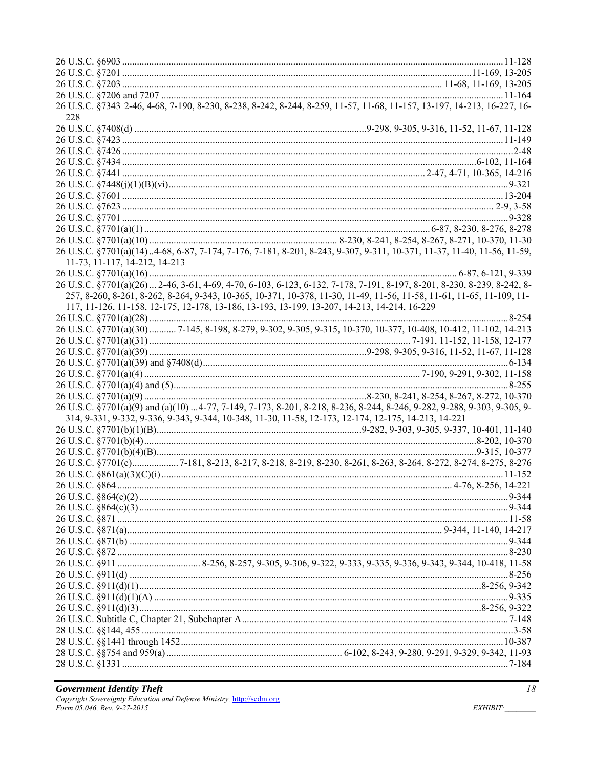26 U.S.C. §6903 .......... 11-128
26 U.S.C. §7201 .......... 11-169, 13-205
26 U.S.C. §7203 .......... 11-68, 11-169, 13-205
26 U.S.C. §7206 and 7207 .......... 11-164
26 U.S.C. §7343 2-46, 4-68, 7-190, 8-230, 8-238, 8-242, 8-244, 8-259, 11-57, 11-68, 11-157, 13-197, 14-213, 16-227, 16-228
26 U.S.C. §7408(d) .......... 9-298, 9-305, 9-316, 11-52, 11-67, 11-128
26 U.S.C. §7423 .......... 11-149
26 U.S.C. §7426 .......... 2-48
26 U.S.C. §7434 .......... 6-102, 11-164
26 U.S.C. §7441 .......... 2-47, 4-71, 10-365, 14-216
26 U.S.C. §7448(j)(1)(B)(vi) .......... 9-321
26 U.S.C. §7601 .......... 13-204
26 U.S.C. §7623 .......... 2-9, 3-58
26 U.S.C. §7701 .......... 9-328
26 U.S.C. §7701(a)(1) .......... 6-87, 8-230, 8-276, 8-278
26 U.S.C. §7701(a)(10) .......... 8-230, 8-241, 8-254, 8-267, 8-271, 10-370, 11-30
26 U.S.C. §7701(a)(14) ..4-68, 6-87, 7-174, 7-176, 7-181, 8-201, 8-243, 9-307, 9-311, 10-371, 11-37, 11-40, 11-56, 11-59, 11-73, 11-117, 14-212, 14-213
26 U.S.C. §7701(a)(16) .......... 6-87, 6-121, 9-339
26 U.S.C. §7701(a)(26) ... 2-46, 3-61, 4-69, 4-70, 6-103, 6-123, 6-132, 7-178, 7-191, 8-197, 8-201, 8-230, 8-239, 8-242, 8-257, 8-260, 8-261, 8-262, 8-264, 9-343, 10-365, 10-371, 10-378, 11-30, 11-49, 11-56, 11-58, 11-61, 11-65, 11-109, 11-117, 11-126, 11-158, 12-175, 12-178, 13-186, 13-193, 13-199, 13-207, 14-213, 14-214, 16-229
26 U.S.C. §7701(a)(28) .......... 8-254
26 U.S.C. §7701(a)(30) .......... 7-145, 8-198, 8-279, 9-302, 9-305, 9-315, 10-370, 10-377, 10-408, 10-412, 11-102, 14-213
26 U.S.C. §7701(a)(31) .......... 7-191, 11-152, 11-158, 12-177
26 U.S.C. §7701(a)(39) .......... 9-298, 9-305, 9-316, 11-52, 11-67, 11-128
26 U.S.C. §7701(a)(39) and §7408(d) .......... 6-134
26 U.S.C. §7701(a)(4) .......... 7-190, 9-291, 9-302, 11-158
26 U.S.C. §7701(a)(4) and (5) .......... 8-255
26 U.S.C. §7701(a)(9) .......... 8-230, 8-241, 8-254, 8-267, 8-272, 10-370
26 U.S.C. §7701(a)(9) and (a)(10) ...4-77, 7-149, 7-173, 8-201, 8-218, 8-236, 8-244, 8-246, 9-282, 9-288, 9-303, 9-305, 9-314, 9-331, 9-332, 9-336, 9-343, 9-344, 10-348, 11-30, 11-58, 12-173, 12-174, 12-175, 14-213, 14-221
26 U.S.C. §7701(b)(1)(B) .......... 9-282, 9-303, 9-305, 9-337, 10-401, 11-140
26 U.S.C. §7701(b)(4) .......... 8-202, 10-370
26 U.S.C. §7701(b)(4)(B) .......... 9-315, 10-377
26 U.S.C. §7701(c) .......... 7-181, 8-213, 8-217, 8-218, 8-219, 8-230, 8-261, 8-263, 8-264, 8-272, 8-274, 8-275, 8-276
26 U.S.C. §861(a)(3)(C)(i) .......... 11-152
26 U.S.C. §864 .......... 4-76, 8-256, 14-221
26 U.S.C. §864(c)(2) .......... 9-344
26 U.S.C. §864(c)(3) .......... 9-344
26 U.S.C. §871 .......... 11-58
26 U.S.C. §871(a) .......... 9-344, 11-140, 14-217
26 U.S.C. §871(b) .......... 9-344
26 U.S.C. §872 .......... 8-230
26 U.S.C. §911 .......... 8-256, 8-257, 9-305, 9-306, 9-322, 9-333, 9-335, 9-336, 9-343, 9-344, 10-418, 11-58
26 U.S.C. §911(d) .......... 8-256
26 U.S.C. §911(d)(1) .......... 8-256, 9-342
26 U.S.C. §911(d)(1)(A) .......... 9-335
26 U.S.C. §911(d)(3) .......... 8-256, 9-322
26 U.S.C. Subtitle C, Chapter 21, Subchapter A .......... 7-148
28 U.S.C. §§144, 455 .......... 3-58
28 U.S.C. §§1441 through 1452 .......... 10-387
28 U.S.C. §§754 and 959(a) .......... 6-102, 8-243, 9-280, 9-291, 9-329, 9-342, 11-93
28 U.S.C. §1331 .......... 7-184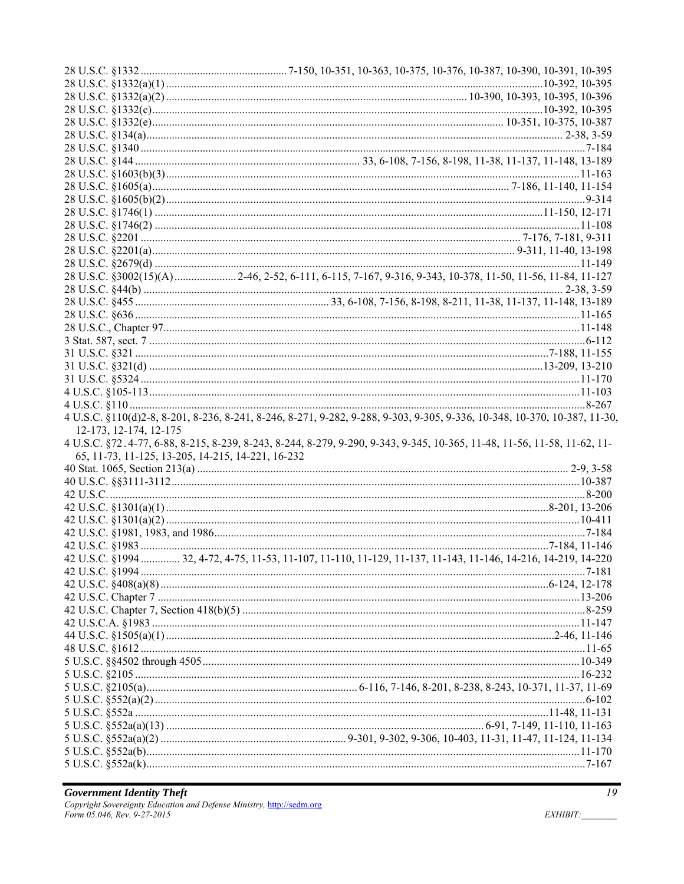28 U.S.C. §1332 .................................................... 7-150, 10-351, 10-363, 10-375, 10-376, 10-387, 10-390, 10-391, 10-395
28 U.S.C. §1332(a)(1) ................................................................................................................................ 10-392, 10-395
28 U.S.C. §1332(a)(2) ........................................................................................................ 10-390, 10-393, 10-395, 10-396
28 U.S.C. §1332(c)..................................................................................................................................... 10-392, 10-395
28 U.S.C. §1332(e)........................................................................................................................ 10-351, 10-375, 10-387
28 U.S.C. §134(a)................................................................................................................................................ 2-38, 3-59
28 U.S.C. §1340 ...................................................................................................................................................... 7-184
28 U.S.C. §144 ................................................................................ 33, 6-108, 7-156, 8-198, 11-38, 11-137, 11-148, 13-189
28 U.S.C. §1603(b)(3)............................................................................................................................................ 11-163
28 U.S.C. §1605(a)..................................................................................................................... 7-186, 11-140, 11-154
28 U.S.C. §1605(b)(2)............................................................................................................................................. 9-314
28 U.S.C. §1746(1) .................................................................................................................................... 11-150, 12-171
28 U.S.C. §1746(2) ................................................................................................................................................ 11-108
28 U.S.C. §2201 ........................................................................................................................... 7-176, 7-181, 9-311
28 U.S.C. §2201(a)............................................................................................................................ 9-311, 11-40, 13-198
28 U.S.C. §2679(d) ............................................................................................................................................... 11-149
28 U.S.C. §3002(15)(A)...................... 2-46, 2-52, 6-111, 6-115, 7-167, 9-316, 9-343, 10-378, 11-50, 11-56, 11-84, 11-127
28 U.S.C. §44(b) ................................................................................................................................................ 2-38, 3-59
28 U.S.C. §455 ..................................................................... 33, 6-108, 7-156, 8-198, 8-211, 11-38, 11-137, 11-148, 13-189
28 U.S.C. §636 ...................................................................................................................................................... 11-165
28 U.S.C., Chapter 97............................................................................................................................................. 11-148
3 Stat. 587, sect. 7 ..................................................................................................................................................... 6-112
31 U.S.C. §321 ............................................................................................................................................ 7-188, 11-155
31 U.S.C. §321(d) ..................................................................................................................................... 13-209, 13-210
31 U.S.C. §5324 .................................................................................................................................................... 11-170
4 U.S.C. §105-113.................................................................................................................................................. 11-103
4 U.S.C. §110 .......................................................................................................................................................... 8-267
4 U.S.C. §110(d)2-8, 8-201, 8-236, 8-241, 8-246, 8-271, 9-282, 9-288, 9-303, 9-305, 9-336, 10-348, 10-370, 10-387, 11-30, 12-173, 12-174, 12-175
4 U.S.C. §72 . 4-77, 6-88, 8-215, 8-239, 8-243, 8-244, 8-279, 9-290, 9-343, 9-345, 10-365, 11-48, 11-56, 11-58, 11-62, 11-65, 11-73, 11-125, 13-205, 14-215, 14-221, 16-232
40 Stat. 1065, Section 213(a) ................................................................................................................................ 2-9, 3-58
40 U.S.C. §§3111-3112.......................................................................................................................................... 10-387
42 U.S.C. ................................................................................................................................................................. 8-200
42 U.S.C. §1301(a)(1) .................................................................................................................................... 8-201, 13-206
42 U.S.C. §1301(a)(2) ............................................................................................................................................ 10-411
42 U.S.C. §1981, 1983, and 1986............................................................................................................................ 7-184
42 U.S.C. §1983 ............................................................................................................................................ 7-184, 11-146
42 U.S.C. §1994 .............. 32, 4-72, 4-75, 11-53, 11-107, 11-110, 11-129, 11-137, 11-143, 11-146, 14-216, 14-219, 14-220
42 U.S.C. §1994 ....................................................................................................................................................... 7-181
42 U.S.C. §408(a)(8) ...................................................................................................................................... 6-124, 12-178
42 U.S.C. Chapter 7 .............................................................................................................................................. 13-206
42 U.S.C. Chapter 7, Section 418(b)(5) ................................................................................................................... 8-259
42 U.S.C.A. §1983 ................................................................................................................................................ 11-147
44 U.S.C. §1505(a)(1) ...................................................................................................................................... 2-46, 11-146
48 U.S.C. §1612 ...................................................................................................................................................... 11-65
5 U.S.C. §§4502 through 4505 .............................................................................................................................. 10-349
5 U.S.C. §2105 ...................................................................................................................................................... 16-232
5 U.S.C. §2105(a)........................................................................... 6-116, 7-146, 8-201, 8-238, 8-243, 10-371, 11-37, 11-69
5 U.S.C. §552(a)(2) ................................................................................................................................................... 6-102
5 U.S.C. §552a ............................................................................................................................................. 11-48, 11-131
5 U.S.C. §552a(a)(13) ............................................................................................................ 6-91, 7-149, 11-110, 11-163
5 U.S.C. §552a(a)(2) ................................................................ 9-301, 9-302, 9-306, 10-403, 11-31, 11-47, 11-124, 11-134
5 U.S.C. §552a(b)................................................................................................................................................... 11-170
5 U.S.C. §552a(k)..................................................................................................................................................... 7-167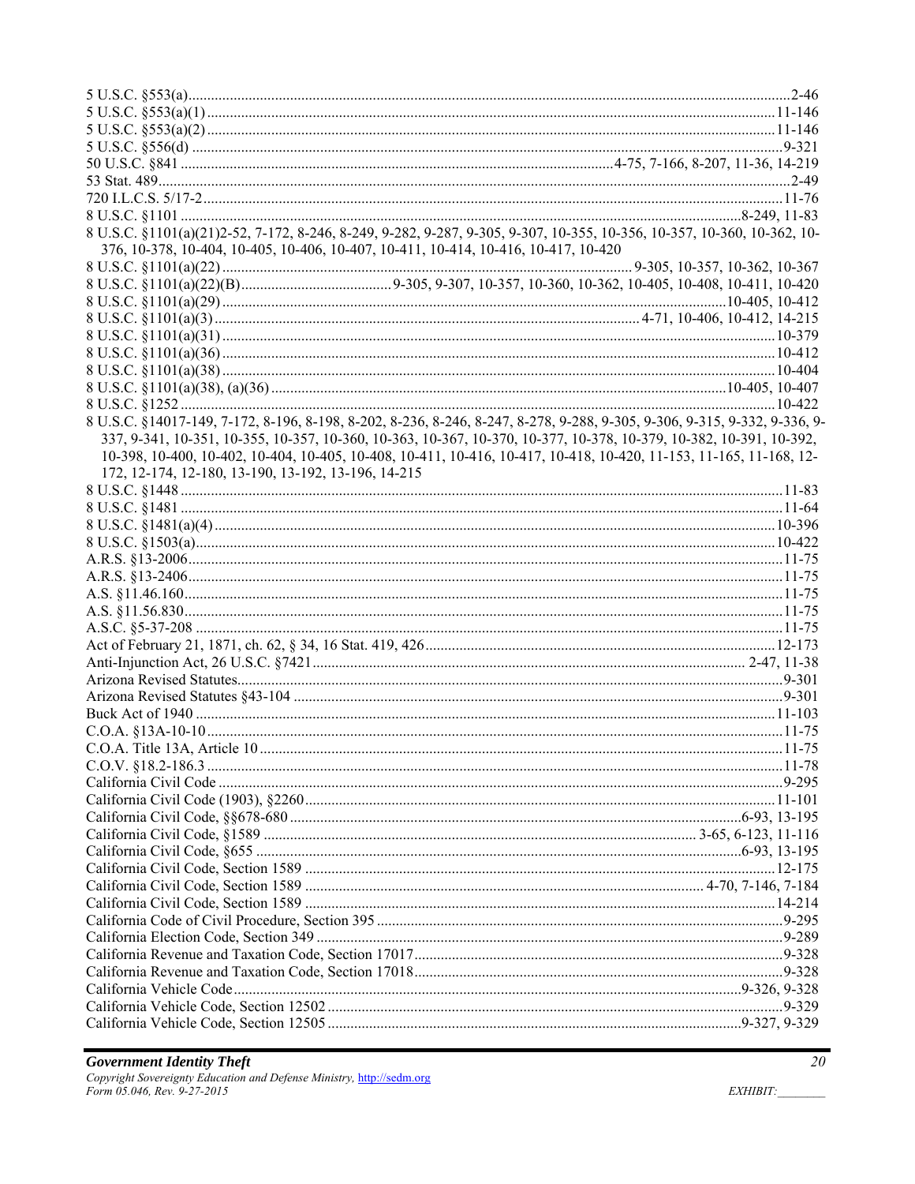5 U.S.C. §553(a).........2-46
5 U.S.C. §553(a)(1).........11-146
5 U.S.C. §553(a)(2).........11-146
5 U.S.C. §556(d).........9-321
50 U.S.C. §841.........4-75, 7-166, 8-207, 11-36, 14-219
53 Stat. 489.........2-49
720 I.L.C.S. 5/17-2.........11-76
8 U.S.C. §1101.........8-249, 11-83
8 U.S.C. §1101(a)(21)2-52, 7-172, 8-246, 8-249, 9-282, 9-287, 9-305, 9-307, 10-355, 10-356, 10-357, 10-360, 10-362, 10-376, 10-378, 10-404, 10-405, 10-406, 10-407, 10-411, 10-414, 10-416, 10-417, 10-420
8 U.S.C. §1101(a)(22).........9-305, 10-357, 10-362, 10-367
8 U.S.C. §1101(a)(22)(B).........9-305, 9-307, 10-357, 10-360, 10-362, 10-405, 10-408, 10-411, 10-420
8 U.S.C. §1101(a)(29).........10-405, 10-412
8 U.S.C. §1101(a)(3).........4-71, 10-406, 10-412, 14-215
8 U.S.C. §1101(a)(31).........10-379
8 U.S.C. §1101(a)(36).........10-412
8 U.S.C. §1101(a)(38).........10-404
8 U.S.C. §1101(a)(38), (a)(36).........10-405, 10-407
8 U.S.C. §1252.........10-422
8 U.S.C. §14017-149, 7-172, 8-196, 8-198, 8-202, 8-236, 8-246, 8-247, 8-278, 9-288, 9-305, 9-306, 9-315, 9-332, 9-336, 9-337, 9-341, 10-351, 10-355, 10-357, 10-360, 10-363, 10-367, 10-370, 10-377, 10-378, 10-379, 10-382, 10-391, 10-392, 10-398, 10-400, 10-402, 10-404, 10-405, 10-408, 10-411, 10-416, 10-417, 10-418, 10-420, 11-153, 11-165, 11-168, 12-172, 12-174, 12-180, 13-190, 13-192, 13-196, 14-215
8 U.S.C. §1448.........11-83
8 U.S.C. §1481.........11-64
8 U.S.C. §1481(a)(4).........10-396
8 U.S.C. §1503(a).........10-422
A.R.S. §13-2006.........11-75
A.R.S. §13-2406.........11-75
A.S. §11.46.160.........11-75
A.S. §11.56.830.........11-75
A.S.C. §5-37-208.........11-75
Act of February 21, 1871, ch. 62, § 34, 16 Stat. 419, 426.........12-173
Anti-Injunction Act, 26 U.S.C. §7421.........2-47, 11-38
Arizona Revised Statutes.........9-301
Arizona Revised Statutes §43-104.........9-301
Buck Act of 1940.........11-103
C.O.A. §13A-10-10.........11-75
C.O.A. Title 13A, Article 10.........11-75
C.O.V. §18.2-186.3.........11-78
California Civil Code.........9-295
California Civil Code (1903), §2260.........11-101
California Civil Code, §§678-680.........6-93, 13-195
California Civil Code, §1589.........3-65, 6-123, 11-116
California Civil Code, §655.........6-93, 13-195
California Civil Code, Section 1589.........12-175
California Civil Code, Section 1589.........4-70, 7-146, 7-184
California Civil Code, Section 1589.........14-214
California Code of Civil Procedure, Section 395.........9-295
California Election Code, Section 349.........9-289
California Revenue and Taxation Code, Section 17017.........9-328
California Revenue and Taxation Code, Section 17018.........9-328
California Vehicle Code.........9-326, 9-328
California Vehicle Code, Section 12502.........9-329
California Vehicle Code, Section 12505.........9-327, 9-329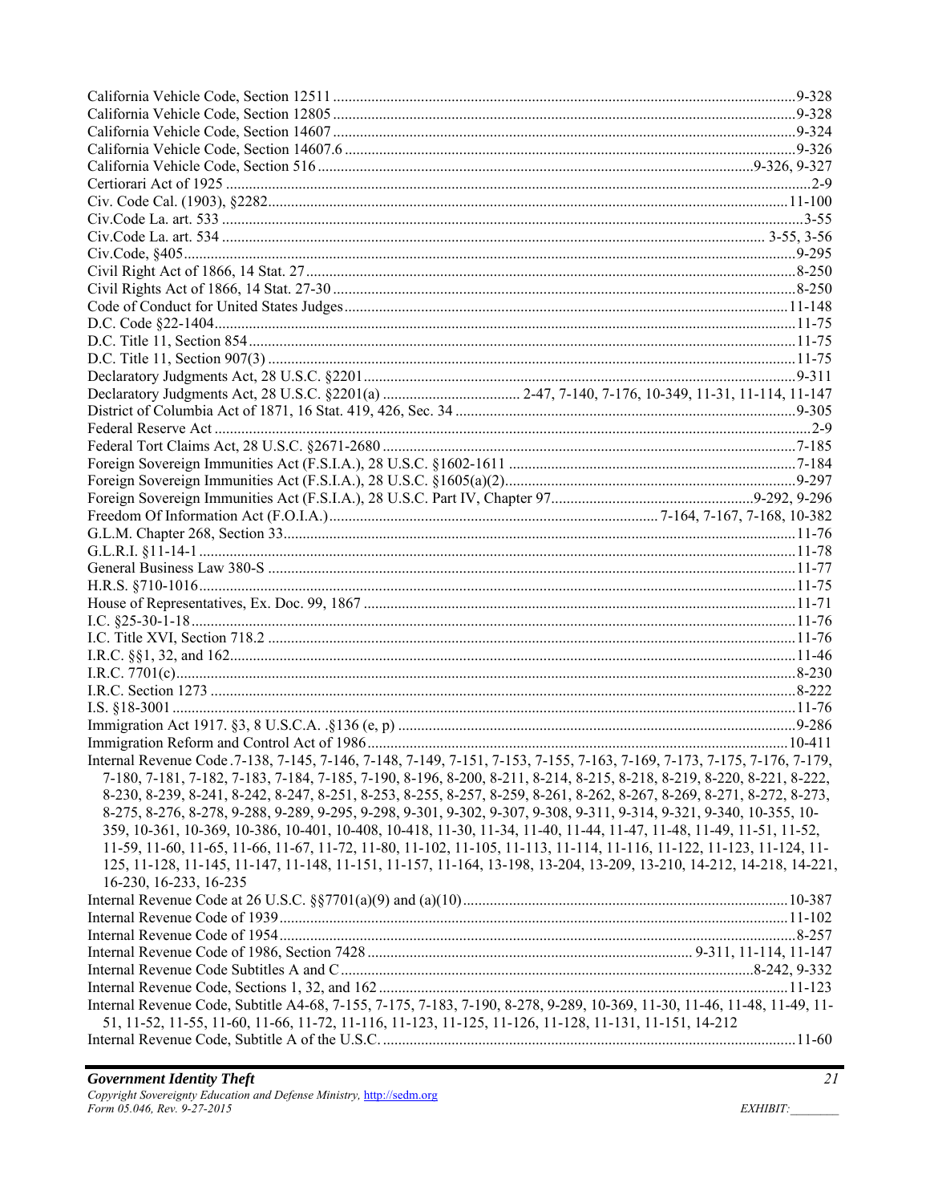California Vehicle Code, Section 12511 ......................................................................................................... 9-328
California Vehicle Code, Section 12805 ......................................................................................................... 9-328
California Vehicle Code, Section 14607 ......................................................................................................... 9-324
California Vehicle Code, Section 14607.6 ...................................................................................................... 9-326
California Vehicle Code, Section 516 .................................................................................................. 9-326, 9-327
Certiorari Act of 1925 ........................................................................................................................................ 2-9
Civ. Code Cal. (1903), §2282........................................................................................................................ 11-100
Civ.Code La. art. 533 ........................................................................................................................................ 3-55
Civ.Code La. art. 534 ............................................................................................................................. 3-55, 3-56
Civ.Code, §405................................................................................................................................................ 9-295
Civil Right Act of 1866, 14 Stat. 27 ............................................................................................................... 8-250
Civil Rights Act of 1866, 14 Stat. 27-30 ........................................................................................................ 8-250
Code of Conduct for United States Judges .................................................................................................... 11-148
D.C. Code §22-1404........................................................................................................................................ 11-75
D.C. Title 11, Section 854 ............................................................................................................................... 11-75
D.C. Title 11, Section 907(3) .......................................................................................................................... 11-75
Declaratory Judgments Act, 28 U.S.C. §2201 ................................................................................................. 9-311
Declaratory Judgments Act, 28 U.S.C. §2201(a) .................................... 2-47, 7-140, 7-176, 10-349, 11-31, 11-114, 11-147
District of Columbia Act of 1871, 16 Stat. 419, 426, Sec. 34 .......................................................................... 9-305
Federal Reserve Act ........................................................................................................................................... 2-9
Federal Tort Claims Act, 28 U.S.C. §2671-2680 ............................................................................................ 7-185
Foreign Sovereign Immunities Act (F.S.I.A.), 28 U.S.C. §1602-1611 ............................................................ 7-184
Foreign Sovereign Immunities Act (F.S.I.A.), 28 U.S.C. §1605(a)(2)............................................................. 9-297
Foreign Sovereign Immunities Act (F.S.I.A.), 28 U.S.C. Part IV, Chapter 97 ..................................... 9-292, 9-296
Freedom Of Information Act (F.O.I.A.) ..................................................................... 7-164, 7-167, 7-168, 10-382
G.L.M. Chapter 268, Section 33....................................................................................................................... 11-76
G.L.R.I. §11-14-1 ............................................................................................................................................ 11-78
General Business Law 380-S .......................................................................................................................... 11-77
H.R.S. §710-1016............................................................................................................................................ 11-75
House of Representatives, Ex. Doc. 99, 1867 ................................................................................................ 11-71
I.C. §25-30-1-18.............................................................................................................................................. 11-76
I.C. Title XVI, Section 718.2 .......................................................................................................................... 11-76
I.R.C. §§1, 32, and 162.................................................................................................................................... 11-46
I.R.C. 7701(c)................................................................................................................................................... 8-230
I.R.C. Section 1273 ......................................................................................................................................... 8-222
I.S. §18-3001 ................................................................................................................................................... 11-76
Immigration Act 1917. §3, 8 U.S.C.A. .§136 (e, p) ........................................................................................ 9-286
Immigration Reform and Control Act of 1986............................................................................................... 10-411
Internal Revenue Code .7-138, 7-145, 7-146, 7-148, 7-149, 7-151, 7-153, 7-155, 7-163, 7-169, 7-173, 7-175, 7-176, 7-179, 7-180, 7-181, 7-182, 7-183, 7-184, 7-185, 7-190, 8-196, 8-200, 8-211, 8-214, 8-215, 8-218, 8-219, 8-220, 8-221, 8-222, 8-230, 8-239, 8-241, 8-242, 8-247, 8-251, 8-253, 8-255, 8-257, 8-259, 8-261, 8-262, 8-267, 8-269, 8-271, 8-272, 8-273, 8-275, 8-276, 8-278, 9-288, 9-289, 9-295, 9-298, 9-301, 9-302, 9-307, 9-308, 9-311, 9-314, 9-321, 9-340, 10-355, 10-359, 10-361, 10-369, 10-386, 10-401, 10-408, 10-418, 11-30, 11-34, 11-40, 11-44, 11-47, 11-48, 11-49, 11-51, 11-52, 11-59, 11-60, 11-65, 11-66, 11-67, 11-72, 11-80, 11-102, 11-105, 11-113, 11-114, 11-116, 11-122, 11-123, 11-124, 11-125, 11-128, 11-145, 11-147, 11-148, 11-151, 11-157, 11-164, 13-198, 13-204, 13-209, 13-210, 14-212, 14-218, 14-221, 16-230, 16-233, 16-235
Internal Revenue Code at 26 U.S.C. §§7701(a)(9) and (a)(10) ..................................................................... 10-387
Internal Revenue Code of 1939 ..................................................................................................................... 11-102
Internal Revenue Code of 1954 ....................................................................................................................... 8-257
Internal Revenue Code of 1986, Section 7428 ................................................................................ 9-311, 11-114, 11-147
Internal Revenue Code Subtitles A and C ............................................................................................ 8-242, 9-332
Internal Revenue Code, Sections 1, 32, and 162 ........................................................................................... 11-123
Internal Revenue Code, Subtitle A4-68, 7-155, 7-175, 7-183, 7-190, 8-278, 9-289, 10-369, 11-30, 11-46, 11-48, 11-49, 11-51, 11-52, 11-55, 11-60, 11-66, 11-72, 11-116, 11-123, 11-125, 11-126, 11-128, 11-131, 11-151, 14-212
Internal Revenue Code, Subtitle A of the U.S.C. ............................................................................................. 11-60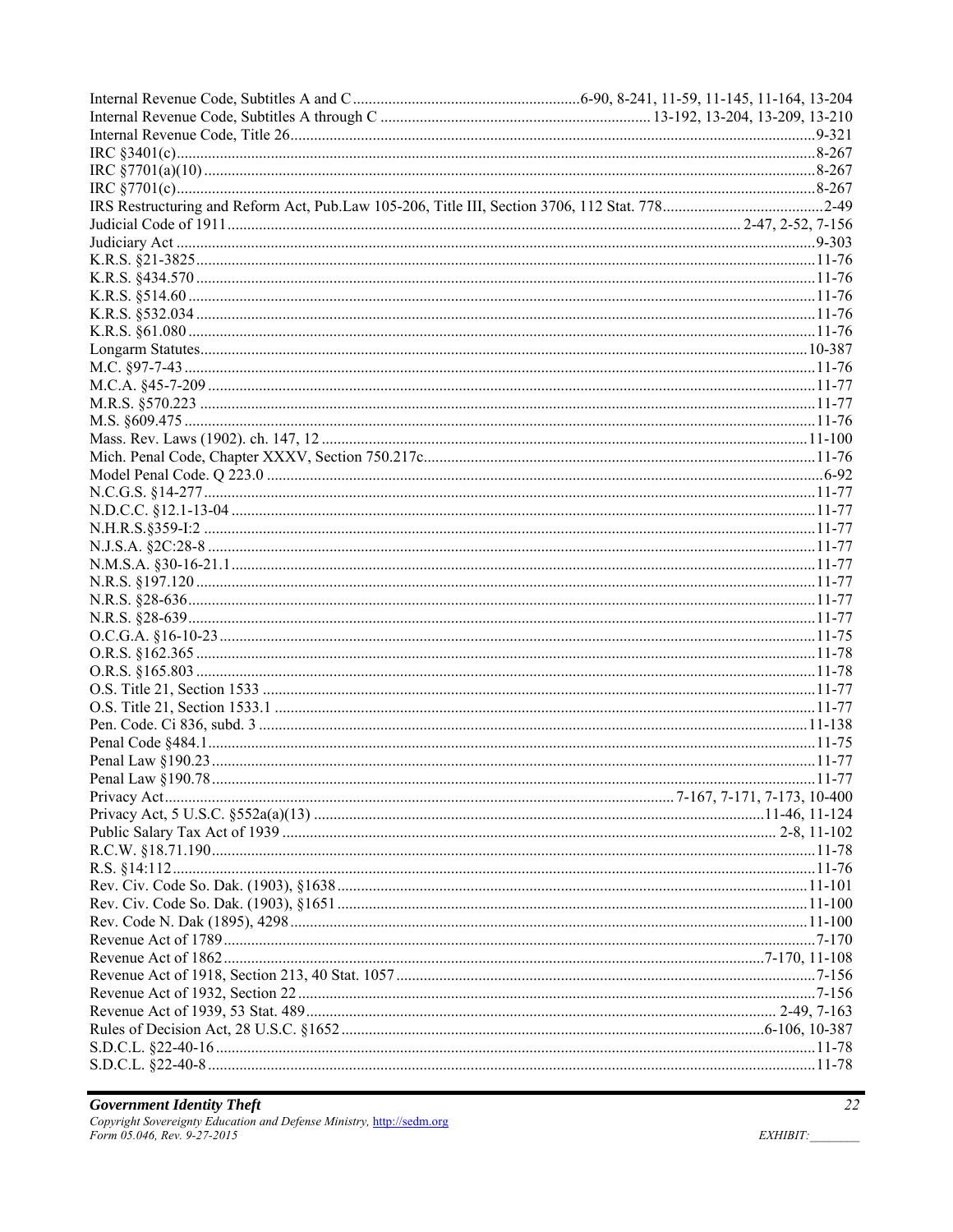Internal Revenue Code, Subtitles A and C ........................................................6-90, 8-241, 11-59, 11-145, 11-164, 13-204
Internal Revenue Code, Subtitles A through C ..................................................................... 13-192, 13-204, 13-209, 13-210
Internal Revenue Code, Title 26......................................................................................................................................9-321
IRC §3401(c)...................................................................................................................................................................8-267
IRC §7701(a)(10) ...........................................................................................................................................................8-267
IRC §7701(c)...................................................................................................................................................................8-267
IRS Restructuring and Reform Act, Pub.Law 105-206, Title III, Section 3706, 112 Stat. 778.........................................2-49
Judicial Code of 1911 ............................................................................................................................. 2-47, 2-52, 7-156
Judiciary Act ...................................................................................................................................................................9-303
K.R.S. §21-3825...............................................................................................................................................................11-76
K.R.S. §434.570 ..............................................................................................................................................................11-76
K.R.S. §514.60 ................................................................................................................................................................11-76
K.R.S. §532.034 ..............................................................................................................................................................11-76
K.R.S. §61.080 ................................................................................................................................................................11-76
Longarm Statutes...........................................................................................................................................................10-387
M.C. §97-7-43 .................................................................................................................................................................11-76
M.C.A. §45-7-209 ...........................................................................................................................................................11-77
M.R.S. §570.223 .............................................................................................................................................................11-77
M.S. §609.475 .................................................................................................................................................................11-76
Mass. Rev. Laws (1902). ch. 147, 12 ............................................................................................................................11-100
Mich. Penal Code, Chapter XXXV, Section 750.217c.....................................................................................................11-76
Model Penal Code. Q 223.0 .............................................................................................................................................6-92
N.C.G.S. §14-277 ............................................................................................................................................................11-77
N.D.C.C. §12.1-13-04 .....................................................................................................................................................11-77
N.H.R.S.§359-I:2 ............................................................................................................................................................11-77
N.J.S.A. §2C:28-8 ...........................................................................................................................................................11-77
N.M.S.A. §30-16-21.1 .....................................................................................................................................................11-77
N.R.S. §197.120 ..............................................................................................................................................................11-77
N.R.S. §28-636................................................................................................................................................................11-77
N.R.S. §28-639................................................................................................................................................................11-77
O.C.G.A. §16-10-23 ........................................................................................................................................................11-75
O.R.S. §162.365 ..............................................................................................................................................................11-78
O.R.S. §165.803 ..............................................................................................................................................................11-78
O.S. Title 21, Section 1533 ..............................................................................................................................................11-77
O.S. Title 21, Section 1533.1 ...........................................................................................................................................11-77
Pen. Code. Ci 836, subd. 3 ..............................................................................................................................................11-138
Penal Code §484.1...........................................................................................................................................................11-75
Penal Law §190.23 ..........................................................................................................................................................11-77
Penal Law §190.78 ..........................................................................................................................................................11-77
Privacy Act................................................................................................................................... 7-167, 7-171, 7-173, 10-400
Privacy Act, 5 U.S.C. §552a(a)(13) ..................................................................................................................11-46, 11-124
Public Salary Tax Act of 1939 ............................................................................................................................ 2-8, 11-102
R.C.W. §18.71.190...........................................................................................................................................................11-78
R.S. §14:112 ....................................................................................................................................................................11-76
Rev. Civ. Code So. Dak. (1903), §1638 .........................................................................................................................11-101
Rev. Civ. Code So. Dak. (1903), §1651 .........................................................................................................................11-100
Rev. Code N. Dak (1895), 4298 .....................................................................................................................................11-100
Revenue Act of 1789 .........................................................................................................................................................7-170
Revenue Act of 1862 .......................................................................................................................................7-170, 11-108
Revenue Act of 1918, Section 213, 40 Stat. 1057 ...............................................................................................................7-156
Revenue Act of 1932, Section 22 .......................................................................................................................................7-156
Revenue Act of 1939, 53 Stat. 489 ..................................................................................................................... 2-49, 7-163
Rules of Decision Act, 28 U.S.C. §1652 ..............................................................................................................6-106, 10-387
S.D.C.L. §22-40-16 ..........................................................................................................................................................11-78
S.D.C.L. §22-40-8 ............................................................................................................................................................11-78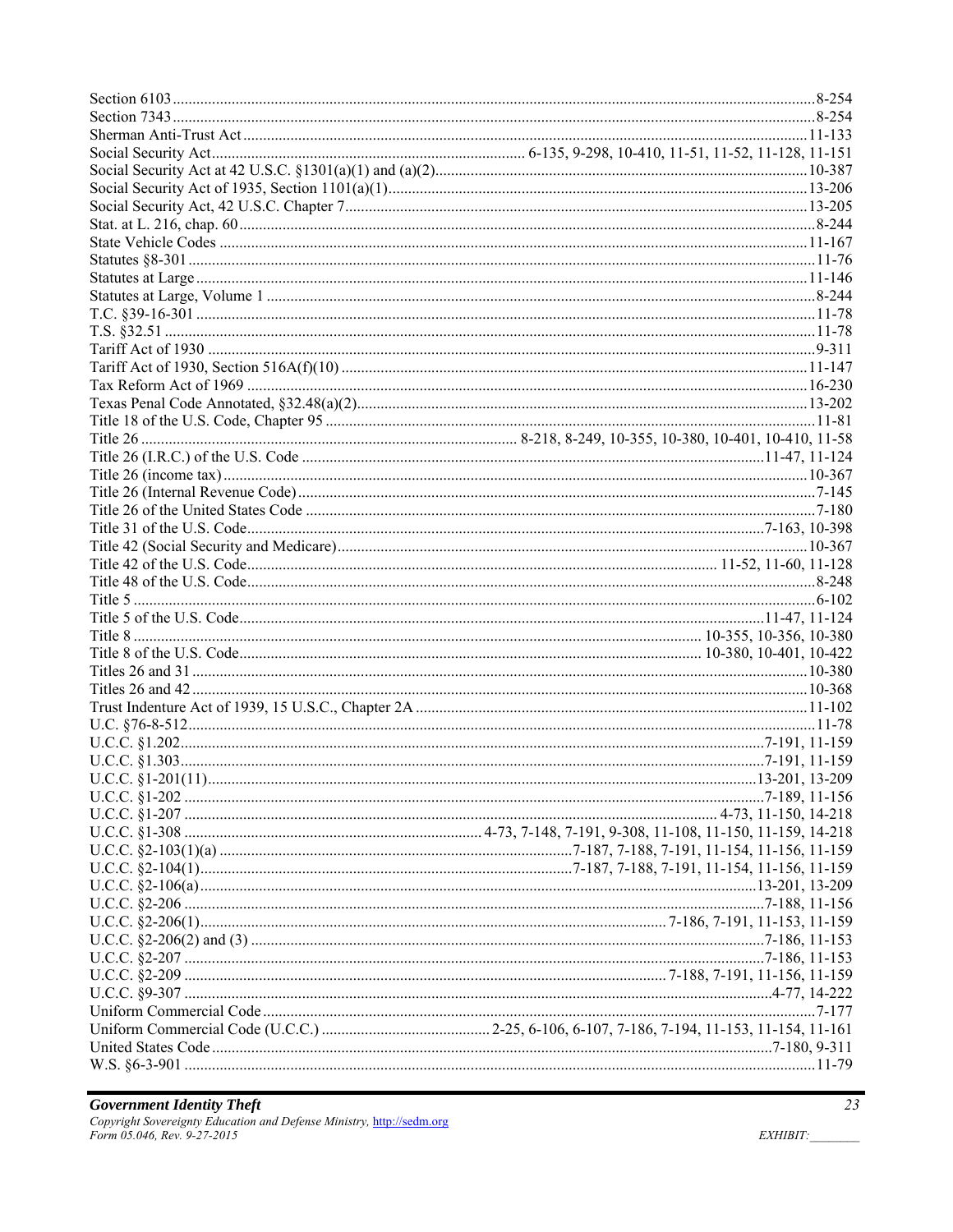Section 6103 ....... 8-254
Section 7343 ....... 8-254
Sherman Anti-Trust Act ....... 11-133
Social Security Act ....... 6-135, 9-298, 10-410, 11-51, 11-52, 11-128, 11-151
Social Security Act at 42 U.S.C. §1301(a)(1) and (a)(2) ....... 10-387
Social Security Act of 1935, Section 1101(a)(1) ....... 13-206
Social Security Act, 42 U.S.C. Chapter 7 ....... 13-205
Stat. at L. 216, chap. 60 ....... 8-244
State Vehicle Codes ....... 11-167
Statutes §8-301 ....... 11-76
Statutes at Large ....... 11-146
Statutes at Large, Volume 1 ....... 8-244
T.C. §39-16-301 ....... 11-78
T.S. §32.51 ....... 11-78
Tariff Act of 1930 ....... 9-311
Tariff Act of 1930, Section 516A(f)(10) ....... 11-147
Tax Reform Act of 1969 ....... 16-230
Texas Penal Code Annotated, §32.48(a)(2) ....... 13-202
Title 18 of the U.S. Code, Chapter 95 ....... 11-81
Title 26 ....... 8-218, 8-249, 10-355, 10-380, 10-401, 10-410, 11-58
Title 26 (I.R.C.) of the U.S. Code ....... 11-47, 11-124
Title 26 (income tax) ....... 10-367
Title 26 (Internal Revenue Code) ....... 7-145
Title 26 of the United States Code ....... 7-180
Title 31 of the U.S. Code ....... 7-163, 10-398
Title 42 (Social Security and Medicare) ....... 10-367
Title 42 of the U.S. Code ....... 11-52, 11-60, 11-128
Title 48 of the U.S. Code ....... 8-248
Title 5 ....... 6-102
Title 5 of the U.S. Code ....... 11-47, 11-124
Title 8 ....... 10-355, 10-356, 10-380
Title 8 of the U.S. Code ....... 10-380, 10-401, 10-422
Titles 26 and 31 ....... 10-380
Titles 26 and 42 ....... 10-368
Trust Indenture Act of 1939, 15 U.S.C., Chapter 2A ....... 11-102
U.C. §76-8-512 ....... 11-78
U.C.C. §1.202 ....... 7-191, 11-159
U.C.C. §1.303 ....... 7-191, 11-159
U.C.C. §1-201(11) ....... 13-201, 13-209
U.C.C. §1-202 ....... 7-189, 11-156
U.C.C. §1-207 ....... 4-73, 11-150, 14-218
U.C.C. §1-308 ....... 4-73, 7-148, 7-191, 9-308, 11-108, 11-150, 11-159, 14-218
U.C.C. §2-103(1)(a) ....... 7-187, 7-188, 7-191, 11-154, 11-156, 11-159
U.C.C. §2-104(1) ....... 7-187, 7-188, 7-191, 11-154, 11-156, 11-159
U.C.C. §2-106(a) ....... 13-201, 13-209
U.C.C. §2-206 ....... 7-188, 11-156
U.C.C. §2-206(1) ....... 7-186, 7-191, 11-153, 11-159
U.C.C. §2-206(2) and (3) ....... 7-186, 11-153
U.C.C. §2-207 ....... 7-186, 11-153
U.C.C. §2-209 ....... 7-188, 7-191, 11-156, 11-159
U.C.C. §9-307 ....... 4-77, 14-222
Uniform Commercial Code ....... 7-177
Uniform Commercial Code (U.C.C.) ....... 2-25, 6-106, 6-107, 7-186, 7-194, 11-153, 11-154, 11-161
United States Code ....... 7-180, 9-311
W.S. §6-3-901 ....... 11-79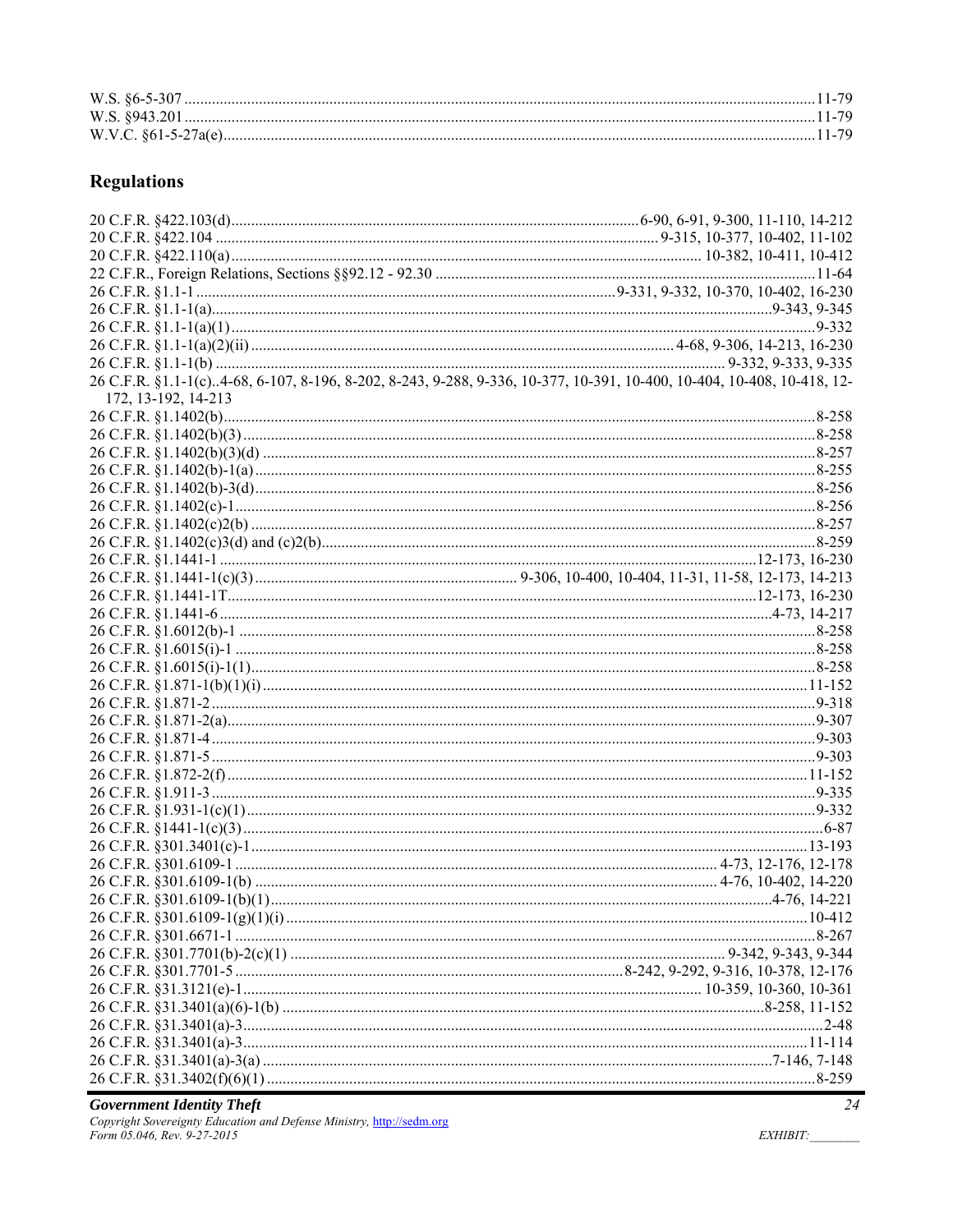W.S. §6-5-307 ................................................................................................................................................11-79
W.S. §943.201 ................................................................................................................................................11-79
W.V.C. §61-5-27a(e)......................................................................................................................................11-79

## Regulations

20 C.F.R. §422.103(d)........................................................................................6-90, 6-91, 9-300, 11-110, 14-212
20 C.F.R. §422.104 ..........................................................................................9-315, 10-377, 10-402, 11-102
20 C.F.R. §422.110(a)........................................................................................................10-382, 10-411, 10-412
22 C.F.R., Foreign Relations, Sections §§92.12 - 92.30 ...............................................................................11-64
26 C.F.R. §1.1-1 ............................................................................................9-331, 9-332, 10-370, 10-402, 16-230
26 C.F.R. §1.1-1(a)...............................................................................................................................9-343, 9-345
26 C.F.R. §1.1-1(a)(1)....................................................................................................................................9-332
26 C.F.R. §1.1-1(a)(2)(ii) ...................................................................................4-68, 9-306, 14-213, 16-230
26 C.F.R. §1.1-1(b) ..................................................................................................................9-332, 9-333, 9-335
26 C.F.R. §1.1-1(c)..4-68, 6-107, 8-196, 8-202, 8-243, 9-288, 9-336, 10-377, 10-391, 10-400, 10-404, 10-408, 10-418, 12-172, 13-192, 14-213
26 C.F.R. §1.1402(b)......................................................................................................................................8-258
26 C.F.R. §1.1402(b)(3)..................................................................................................................................8-258
26 C.F.R. §1.1402(b)(3)(d) ............................................................................................................................8-257
26 C.F.R. §1.1402(b)-1(a)..............................................................................................................................8-255
26 C.F.R. §1.1402(b)-3(d)..............................................................................................................................8-256
26 C.F.R. §1.1402(c)-1....................................................................................................................................8-256
26 C.F.R. §1.1402(c)2(b) ................................................................................................................................8-257
26 C.F.R. §1.1402(c)3(d) and (c)2(b)..............................................................................................................8-259
26 C.F.R. §1.1441-1 ...........................................................................................................................12-173, 16-230
26 C.F.R. §1.1441-1(c)(3)...................................................................9-306, 10-400, 10-404, 11-31, 11-58, 12-173, 14-213
26 C.F.R. §1.1441-1T.........................................................................................................................12-173, 16-230
26 C.F.R. §1.1441-6 ...............................................................................................................................4-73, 14-217
26 C.F.R. §1.6012(b)-1 ..................................................................................................................................8-258
26 C.F.R. §1.6015(i)-1 ....................................................................................................................................8-258
26 C.F.R. §1.6015(i)-1(1)................................................................................................................................8-258
26 C.F.R. §1.871-1(b)(1)(i) ...........................................................................................................................11-152
26 C.F.R. §1.871-2 .........................................................................................................................................9-318
26 C.F.R. §1.871-2(a)......................................................................................................................................9-307
26 C.F.R. §1.871-4 .........................................................................................................................................9-303
26 C.F.R. §1.871-5 .........................................................................................................................................9-303
26 C.F.R. §1.872-2(f) ...................................................................................................................................11-152
26 C.F.R. §1.911-3 .........................................................................................................................................9-335
26 C.F.R. §1.931-1(c)(1)................................................................................................................................9-332
26 C.F.R. §1441-1(c)(3)...................................................................................................................................6-87
26 C.F.R. §301.3401(c)-1 .............................................................................................................................13-193
26 C.F.R. §301.6109-1 ...........................................................................................................4-73, 12-176, 12-178
26 C.F.R. §301.6109-1(b) .........................................................................................................4-76, 10-402, 14-220
26 C.F.R. §301.6109-1(b)(1)...................................................................................................................4-76, 14-221
26 C.F.R. §301.6109-1(g)(1)(i) .....................................................................................................................10-412
26 C.F.R. §301.6671-1 ...................................................................................................................................8-267
26 C.F.R. §301.7701(b)-2(c)(1) ................................................................................................9-342, 9-343, 9-344
26 C.F.R. §301.7701-5 .............................................................................................8-242, 9-292, 9-316, 10-378, 12-176
26 C.F.R. §31.3121(e)-1..............................................................................................................10-359, 10-360, 10-361
26 C.F.R. §31.3401(a)(6)-1(b) .............................................................................................................8-258, 11-152
26 C.F.R. §31.3401(a)-3....................................................................................................................................2-48
26 C.F.R. §31.3401(a)-3.................................................................................................................................11-114
26 C.F.R. §31.3401(a)-3(a) .................................................................................................................7-146, 7-148
26 C.F.R. §31.3402(f)(6)(1) ............................................................................................................................8-259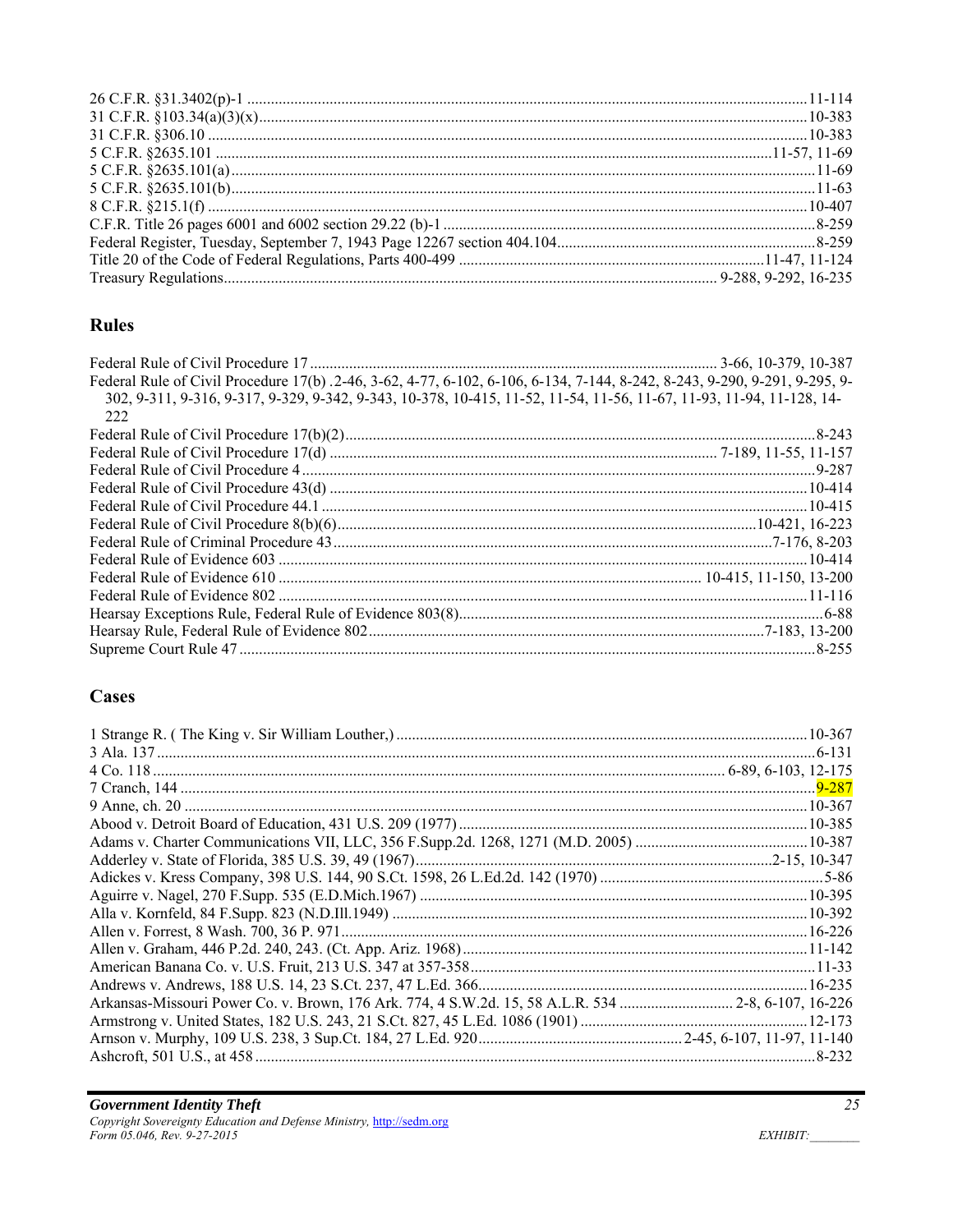26 C.F.R. §31.3402(p)-1 ............................................................................................................................11-114
31 C.F.R. §103.34(a)(3)(x).........................................................................................................................10-383
31 C.F.R. §306.10 .....................................................................................................................................10-383
5 C.F.R. §2635.101 ...........................................................................................................................11-57, 11-69
5 C.F.R. §2635.101(a)..................................................................................................................................11-69
5 C.F.R. §2635.101(b)..................................................................................................................................11-63
8 C.F.R. §215.1(f) .....................................................................................................................................10-407
C.F.R. Title 26 pages 6001 and 6002 section 29.22 (b)-1 .............................................................................8-259
Federal Register, Tuesday, September 7, 1943 Page 12267 section 404.104................................................8-259
Title 20 of the Code of Federal Regulations, Parts 400-499 ............................................................11-47, 11-124
Treasury Regulations.................................................................................................... 9-288, 9-292, 16-235

## Rules

Federal Rule of Civil Procedure 17 ....................................................................................... 3-66, 10-379, 10-387
Federal Rule of Civil Procedure 17(b) .2-46, 3-62, 4-77, 6-102, 6-106, 6-134, 7-144, 8-242, 8-243, 9-290, 9-291, 9-295, 9-302, 9-311, 9-316, 9-317, 9-329, 9-342, 9-343, 10-378, 10-415, 11-52, 11-54, 11-56, 11-67, 11-93, 11-94, 11-128, 14-222
Federal Rule of Civil Procedure 17(b)(2)......................................................................................................8-243
Federal Rule of Civil Procedure 17(d) .................................................................................. 7-189, 11-55, 11-157
Federal Rule of Civil Procedure 4 ................................................................................................................9-287
Federal Rule of Civil Procedure 43(d) ........................................................................................................10-414
Federal Rule of Civil Procedure 44.1 ..........................................................................................................10-415
Federal Rule of Civil Procedure 8(b)(6).........................................................................................10-421, 16-223
Federal Rule of Criminal Procedure 43.............................................................................................7-176, 8-203
Federal Rule of Evidence 603 ....................................................................................................................10-414
Federal Rule of Evidence 610 .......................................................................................... 10-415, 11-150, 13-200
Federal Rule of Evidence 802 .....................................................................................................................11-116
Hearsay Exceptions Rule, Federal Rule of Evidence 803(8)...........................................................................6-88
Hearsay Rule, Federal Rule of Evidence 802..................................................................................7-183, 13-200
Supreme Court Rule 47 ................................................................................................................................8-255

## Cases

1 Strange R. ( The King v. Sir William Louther,) .......................................................................................10-367
3 Ala. 137 ......................................................................................................................................................6-131
4 Co. 118 ................................................................................................................................ 6-89, 6-103, 12-175
7 Cranch, 144 ...............................................................................................................................................9-287
9 Anne, ch. 20 .............................................................................................................................................10-367
Abood v. Detroit Board of Education, 431 U.S. 209 (1977).........................................................................10-385
Adams v. Charter Communications VII, LLC, 356 F.Supp.2d. 1268, 1271 (M.D. 2005) ............................10-387
Adderley v. State of Florida, 385 U.S. 39, 49 (1967)..........................................................................2-15, 10-347
Adickes v. Kress Company, 398 U.S. 144, 90 S.Ct. 1598, 26 L.Ed.2d. 142 (1970) .........................................5-86
Aguirre v. Nagel, 270 F.Supp. 535 (E.D.Mich.1967) .................................................................................10-395
Alla v. Kornfeld, 84 F.Supp. 823 (N.D.Ill.1949) .........................................................................................10-392
Allen v. Forrest, 8 Wash. 700, 36 P. 971.....................................................................................................16-226
Allen v. Graham, 446 P.2d. 240, 243. (Ct. App. Ariz. 1968)........................................................................11-142
American Banana Co. v. U.S. Fruit, 213 U.S. 347 at 357-358.......................................................................11-33
Andrews v. Andrews, 188 U.S. 14, 23 S.Ct. 237, 47 L.Ed. 366..................................................................16-235
Arkansas-Missouri Power Co. v. Brown, 176 Ark. 774, 4 S.W.2d. 15, 58 A.L.R. 534 ............................ 2-8, 6-107, 16-226
Armstrong v. United States, 182 U.S. 243, 21 S.Ct. 827, 45 L.Ed. 1086 (1901) ..........................................12-173
Arnson v. Murphy, 109 U.S. 238, 3 Sup.Ct. 184, 27 L.Ed. 920.................................................... 2-45, 6-107, 11-97, 11-140
Ashcroft, 501 U.S., at 458 .............................................................................................................................8-232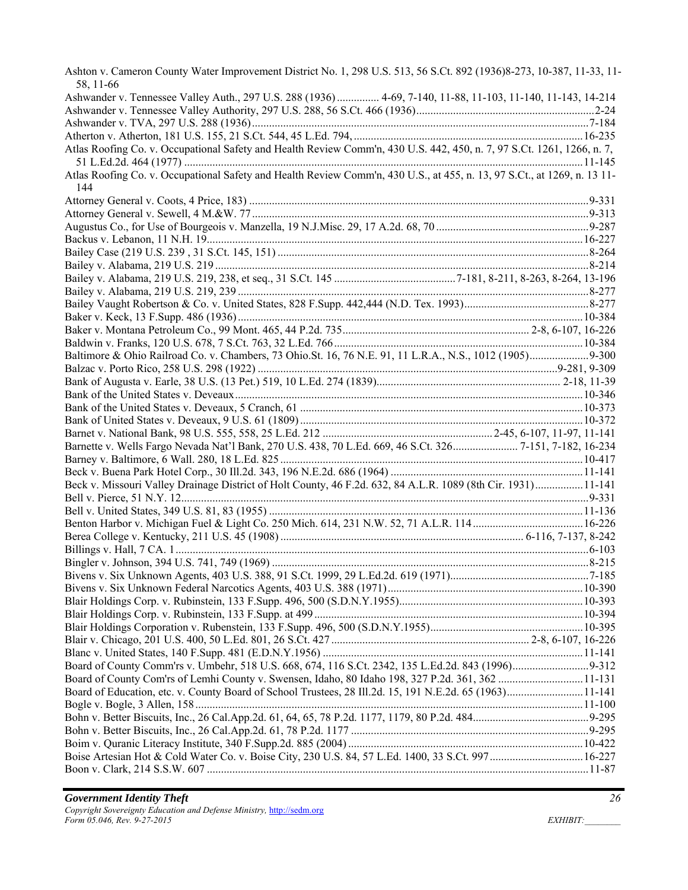Ashton v. Cameron County Water Improvement District No. 1, 298 U.S. 513, 56 S.Ct. 892 (1936)8-273, 10-387, 11-33, 11-58, 11-66
Ashwander v. Tennessee Valley Auth., 297 U.S. 288 (1936) ............... 4-69, 7-140, 11-88, 11-103, 11-140, 11-143, 14-214
Ashwander v. Tennessee Valley Authority, 297 U.S. 288, 56 S.Ct. 466 (1936) ............... 2-24
Ashwander v. TVA, 297 U.S. 288 (1936) ............... 7-184
Atherton v. Atherton, 181 U.S. 155, 21 S.Ct. 544, 45 L.Ed. 794, ............... 16-235
Atlas Roofing Co. v. Occupational Safety and Health Review Comm'n, 430 U.S. 442, 450, n. 7, 97 S.Ct. 1261, 1266, n. 7, 51 L.Ed.2d. 464 (1977) ............... 11-145
Atlas Roofing Co. v. Occupational Safety and Health Review Comm'n, 430 U.S., at 455, n. 13, 97 S.Ct., at 1269, n. 13 11-144
Attorney General v. Coots, 4 Price, 183) ............... 9-331
Attorney General v. Sewell, 4 M.&W. 77 ............... 9-313
Augustus Co., for Use of Bourgeois v. Manzella, 19 N.J.Misc. 29, 17 A.2d. 68, 70 ............... 9-287
Backus v. Lebanon, 11 N.H. 19 ............... 16-227
Bailey Case (219 U.S. 239 , 31 S.Ct. 145, 151) ............... 8-264
Bailey v. Alabama, 219 U.S. 219 ............... 8-214
Bailey v. Alabama, 219 U.S. 219, 238, et seq., 31 S.Ct. 145 ............... 7-181, 8-211, 8-263, 8-264, 13-196
Bailey v. Alabama, 219 U.S. 219, 239 ............... 8-277
Bailey Vaught Robertson & Co. v. United States, 828 F.Supp. 442,444 (N.D. Tex. 1993) ............... 8-277
Baker v. Keck, 13 F.Supp. 486 (1936) ............... 10-384
Baker v. Montana Petroleum Co., 99 Mont. 465, 44 P.2d. 735 ............... 2-8, 6-107, 16-226
Baldwin v. Franks, 120 U.S. 678, 7 S.Ct. 763, 32 L.Ed. 766 ............... 10-384
Baltimore & Ohio Railroad Co. v. Chambers, 73 Ohio.St. 16, 76 N.E. 91, 11 L.R.A., N.S., 1012 (1905) ............... 9-300
Balzac v. Porto Rico, 258 U.S. 298 (1922) ............... 9-281, 9-309
Bank of Augusta v. Earle, 38 U.S. (13 Pet.) 519, 10 L.Ed. 274 (1839) ............... 2-18, 11-39
Bank of the United States v. Deveaux ............... 10-346
Bank of the United States v. Deveaux, 5 Cranch, 61 ............... 10-373
Bank of United States v. Deveaux, 9 U.S. 61 (1809) ............... 10-372
Barnet v. National Bank, 98 U.S. 555, 558, 25 L.Ed. 212 ............... 2-45, 6-107, 11-97, 11-141
Barnette v. Wells Fargo Nevada Nat'l Bank, 270 U.S. 438, 70 L.Ed. 669, 46 S.Ct. 326 ............... 7-151, 7-182, 16-234
Barney v. Baltimore, 6 Wall. 280, 18 L.Ed. 825 ............... 10-417
Beck v. Buena Park Hotel Corp., 30 Ill.2d. 343, 196 N.E.2d. 686 (1964) ............... 11-141
Beck v. Missouri Valley Drainage District of Holt County, 46 F.2d. 632, 84 A.L.R. 1089 (8th Cir. 1931) ............... 11-141
Bell v. Pierce, 51 N.Y. 12 ............... 9-331
Bell v. United States, 349 U.S. 81, 83 (1955) ............... 11-136
Benton Harbor v. Michigan Fuel & Light Co. 250 Mich. 614, 231 N.W. 52, 71 A.L.R. 114 ............... 16-226
Berea College v. Kentucky, 211 U.S. 45 (1908) ............... 6-116, 7-137, 8-242
Billings v. Hall, 7 CA. 1 ............... 6-103
Bingler v. Johnson, 394 U.S. 741, 749 (1969) ............... 8-215
Bivens v. Six Unknown Agents, 403 U.S. 388, 91 S.Ct. 1999, 29 L.Ed.2d. 619 (1971) ............... 7-185
Bivens v. Six Unknown Federal Narcotics Agents, 403 U.S. 388 (1971) ............... 10-390
Blair Holdings Corp. v. Rubinstein, 133 F.Supp. 496, 500 (S.D.N.Y.1955) ............... 10-393
Blair Holdings Corp. v. Rubinstein, 133 F.Supp. at 499 ............... 10-394
Blair Holdings Corporation v. Rubenstein, 133 F.Supp. 496, 500 (S.D.N.Y.1955) ............... 10-395
Blair v. Chicago, 201 U.S. 400, 50 L.Ed. 801, 26 S.Ct. 427 ............... 2-8, 6-107, 16-226
Blanc v. United States, 140 F.Supp. 481 (E.D.N.Y.1956) ............... 11-141
Board of County Comm'rs v. Umbehr, 518 U.S. 668, 674, 116 S.Ct. 2342, 135 L.Ed.2d. 843 (1996) ............... 9-312
Board of County Com'rs of Lemhi County v. Swensen, Idaho, 80 Idaho 198, 327 P.2d. 361, 362 ............... 11-131
Board of Education, etc. v. County Board of School Trustees, 28 Ill.2d. 15, 191 N.E.2d. 65 (1963) ............... 11-141
Bogle v. Bogle, 3 Allen, 158 ............... 11-100
Bohn v. Better Biscuits, Inc., 26 Cal.App.2d. 61, 64, 65, 78 P.2d. 1177, 1179, 80 P.2d. 484 ............... 9-295
Bohn v. Better Biscuits, Inc., 26 Cal.App.2d. 61, 78 P.2d. 1177 ............... 9-295
Boim v. Quranic Literacy Institute, 340 F.Supp.2d. 885 (2004) ............... 10-422
Boise Artesian Hot & Cold Water Co. v. Boise City, 230 U.S. 84, 57 L.Ed. 1400, 33 S.Ct. 997 ............... 16-227
Boon v. Clark, 214 S.S.W. 607 ............... 11-87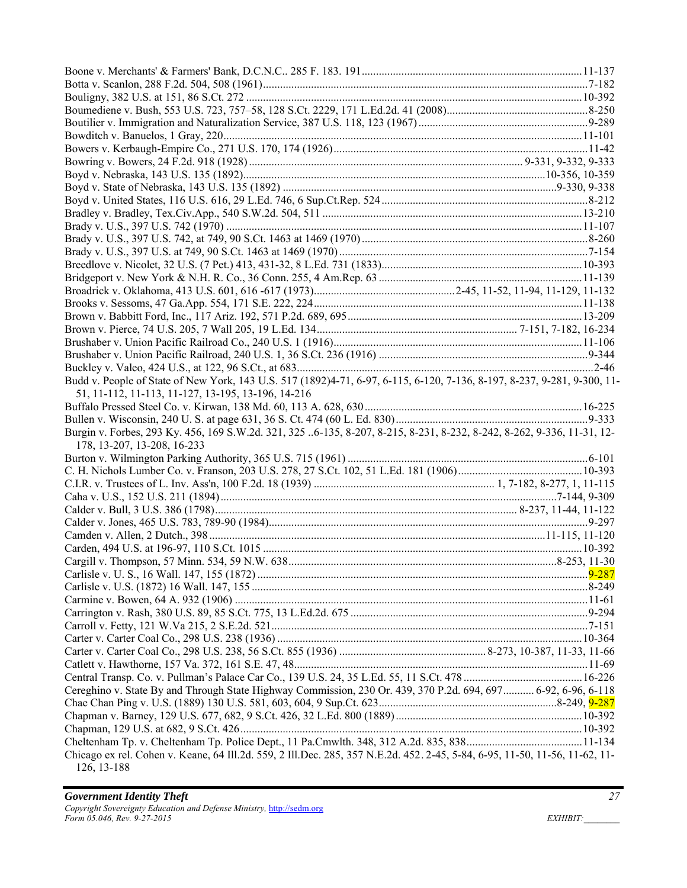Boone v. Merchants' & Farmers' Bank, D.C.N.C.. 285 F. 183. 191 ....... 11-137
Botta v. Scanlon, 288 F.2d. 504, 508 (1961) ....... 7-182
Bouligny, 382 U.S. at 151, 86 S.Ct. 272 ....... 10-392
Boumediene v. Bush, 553 U.S. 723, 757–58, 128 S.Ct. 2229, 171 L.Ed.2d. 41 (2008) ....... 8-250
Boutilier v. Immigration and Naturalization Service, 387 U.S. 118, 123 (1967) ....... 9-289
Bowditch v. Banuelos, 1 Gray, 220 ....... 11-101
Bowers v. Kerbaugh-Empire Co., 271 U.S. 170, 174 (1926) ....... 11-42
Bowring v. Bowers, 24 F.2d. 918 (1928) ....... 9-331, 9-332, 9-333
Boyd v. Nebraska, 143 U.S. 135 (1892) ....... 10-356, 10-359
Boyd v. State of Nebraska, 143 U.S. 135 (1892) ....... 9-330, 9-338
Boyd v. United States, 116 U.S. 616, 29 L.Ed. 746, 6 Sup.Ct.Rep. 524 ....... 8-212
Bradley v. Bradley, Tex.Civ.App., 540 S.W.2d. 504, 511 ....... 13-210
Brady v. U.S., 397 U.S. 742 (1970) ....... 11-107
Brady v. U.S., 397 U.S. 742, at 749, 90 S.Ct. 1463 at 1469 (1970) ....... 8-260
Brady v. U.S., 397 U.S. at 749, 90 S.Ct. 1463 at 1469 (1970) ....... 7-154
Breedlove v. Nicolet, 32 U.S. (7 Pet.) 413, 431-32, 8 L.Ed. 731 (1833) ....... 10-393
Bridgeport v. New York & N.H. R. Co., 36 Conn. 255, 4 Am.Rep. 63 ....... 11-139
Broadrick v. Oklahoma, 413 U.S. 601, 616 -617 (1973) ....... 2-45, 11-52, 11-94, 11-129, 11-132
Brooks v. Sessoms, 47 Ga.App. 554, 171 S.E. 222, 224 ....... 11-138
Brown v. Babbitt Ford, Inc., 117 Ariz. 192, 571 P.2d. 689, 695 ....... 13-209
Brown v. Pierce, 74 U.S. 205, 7 Wall 205, 19 L.Ed. 134 ....... 7-151, 7-182, 16-234
Brushaber v. Union Pacific Railroad Co., 240 U.S. 1 (1916) ....... 11-106
Brushaber v. Union Pacific Railroad, 240 U.S. 1, 36 S.Ct. 236 (1916) ....... 9-344
Buckley v. Valeo, 424 U.S., at 122, 96 S.Ct., at 683 ....... 2-46
Budd v. People of State of New York, 143 U.S. 517 (1892) 4-71, 6-97, 6-115, 6-120, 7-136, 8-197, 8-237, 9-281, 9-300, 11-51, 11-112, 11-113, 11-127, 13-195, 13-196, 14-216
Buffalo Pressed Steel Co. v. Kirwan, 138 Md. 60, 113 A. 628, 630 ....... 16-225
Bullen v. Wisconsin, 240 U. S. at page 631, 36 S. Ct. 474 (60 L. Ed. 830) ....... 9-333
Burgin v. Forbes, 293 Ky. 456, 169 S.W.2d. 321, 325 .. 6-135, 8-207, 8-215, 8-231, 8-232, 8-242, 8-262, 9-336, 11-31, 12-178, 13-207, 13-208, 16-233
Burton v. Wilmington Parking Authority, 365 U.S. 715 (1961) ....... 6-101
C. H. Nichols Lumber Co. v. Franson, 203 U.S. 278, 27 S.Ct. 102, 51 L.Ed. 181 (1906) ....... 10-393
C.I.R. v. Trustees of L. Inv. Ass'n, 100 F.2d. 18 (1939) ....... 1, 7-182, 8-277, 1, 11-115
Caha v. U.S., 152 U.S. 211 (1894) ....... 7-144, 9-309
Calder v. Bull, 3 U.S. 386 (1798) ....... 8-237, 11-44, 11-122
Calder v. Jones, 465 U.S. 783, 789-90 (1984) ....... 9-297
Camden v. Allen, 2 Dutch., 398 ....... 11-115, 11-120
Carden, 494 U.S. at 196-97, 110 S.Ct. 1015 ....... 10-392
Cargill v. Thompson, 57 Minn. 534, 59 N.W. 638 ....... 8-253, 11-30
Carlisle v. U. S., 16 Wall. 147, 155 (1872) ....... 9-287
Carlisle v. U.S. (1872) 16 Wall. 147, 155 ....... 8-249
Carmine v. Bowen, 64 A. 932 (1906) ....... 11-61
Carrington v. Rash, 380 U.S. 89, 85 S.Ct. 775, 13 L.Ed.2d. 675 ....... 9-294
Carroll v. Fetty, 121 W.Va 215, 2 S.E.2d. 521 ....... 7-151
Carter v. Carter Coal Co., 298 U.S. 238 (1936) ....... 10-364
Carter v. Carter Coal Co., 298 U.S. 238, 56 S.Ct. 855 (1936) ....... 8-273, 10-387, 11-33, 11-66
Catlett v. Hawthorne, 157 Va. 372, 161 S.E. 47, 48 ....... 11-69
Central Transp. Co. v. Pullman's Palace Car Co., 139 U.S. 24, 35 L.Ed. 55, 11 S.Ct. 478 ....... 16-226
Cereghino v. State By and Through State Highway Commission, 230 Or. 439, 370 P.2d. 694, 697 ....... 6-92, 6-96, 6-118
Chae Chan Ping v. U.S. (1889) 130 U.S. 581, 603, 604, 9 Sup.Ct. 623 ....... 8-249, 9-287
Chapman v. Barney, 129 U.S. 677, 682, 9 S.Ct. 426, 32 L.Ed. 800 (1889) ....... 10-392
Chapman, 129 U.S. at 682, 9 S.Ct. 426 ....... 10-392
Cheltenham Tp. v. Cheltenham Tp. Police Dept., 11 Pa.Cmwlth. 348, 312 A.2d. 835, 838 ....... 11-134
Chicago ex rel. Cohen v. Keane, 64 Ill.2d. 559, 2 Ill.Dec. 285, 357 N.E.2d. 452 . 2-45, 5-84, 6-95, 11-50, 11-56, 11-62, 11-126, 13-188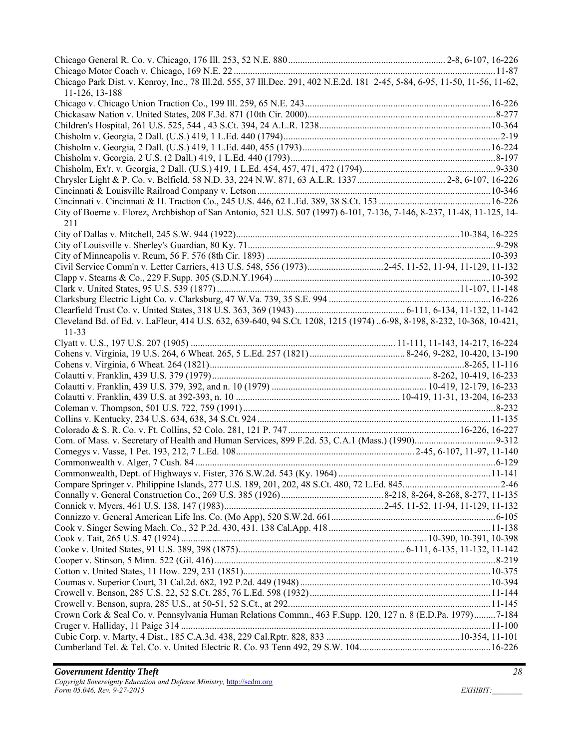Chicago General R. Co. v. Chicago, 176 Ill. 253, 52 N.E. 880 .................................................................. 2-8, 6-107, 16-226
Chicago Motor Coach v. Chicago, 169 N.E. 22 ..............................................................................................................11-87
Chicago Park Dist. v. Kenroy, Inc., 78 Ill.2d. 555, 37 Ill.Dec. 291, 402 N.E.2d. 181 2-45, 5-84, 6-95, 11-50, 11-56, 11-62, 11-126, 13-188
Chicago v. Chicago Union Traction Co., 199 Ill. 259, 65 N.E. 243 .............................................................................16-226
Chickasaw Nation v. United States, 208 F.3d. 871 (10th Cir. 2000)...............................................................................8-277
Children's Hospital, 261 U.S. 525, 544 , 43 S.Ct. 394, 24 A.L.R. 1238........................................................................10-364
Chisholm v. Georgia, 2 Dall. (U.S.) 419, 1 L.Ed. 440 (1794)............................................................................................2-19
Chisholm v. Georgia, 2 Dall. (U.S.) 419, 1 L.Ed. 440, 455 (1793)...............................................................................16-224
Chisholm v. Georgia, 2 U.S. (2 Dall.) 419, 1 L.Ed. 440 (1793)......................................................................................8-197
Chisholm, Ex'r. v. Georgia, 2 Dall. (U.S.) 419, 1 L.Ed. 454, 457, 471, 472 (1794)........................................................9-330
Chrysler Light & P. Co. v. Belfield, 58 N.D. 33, 224 N.W. 871, 63 A.L.R. 1337 ..................................... 2-8, 6-107, 16-226
Cincinnati & Louisville Railroad Company v. Letson ...................................................................................................10-346
Cincinnati v. Cincinnati & H. Traction Co., 245 U.S. 446, 62 L.Ed. 389, 38 S.Ct. 153 ...............................................16-226
City of Boerne v. Florez, Archbishop of San Antonio, 521 U.S. 507 (1997) 6-101, 7-136, 7-146, 8-237, 11-48, 11-125, 14-211
City of Dallas v. Mitchell, 245 S.W. 944 (1922).............................................................................................10-384, 16-225
City of Louisville v. Sherley's Guardian, 80 Ky. 71.........................................................................................................9-298
City of Minneapolis v. Reum, 56 F. 576 (8th Cir. 1893) ..............................................................................................10-393
Civil Service Comm'n v. Letter Carriers, 413 U.S. 548, 556 (1973)................................2-45, 11-52, 11-94, 11-129, 11-132
Clapp v. Stearns & Co., 229 F.Supp. 305 (S.D.N.Y.1964) ...........................................................................................10-392
Clark v. United States, 95 U.S. 539 (1877) ......................................................................................................11-107, 11-148
Clarksburg Electric Light Co. v. Clarksburg, 47 W.Va. 739, 35 S.E. 994 ....................................................................16-226
Clearfield Trust Co. v. United States, 318 U.S. 363, 369 (1943) .............................................. 6-111, 6-134, 11-132, 11-142
Cleveland Bd. of Ed. v. LaFleur, 414 U.S. 632, 639-640, 94 S.Ct. 1208, 1215 (1974) ..6-98, 8-198, 8-232, 10-368, 10-421, 11-33
Clyatt v. U.S., 197 U.S. 207 (1905) ..................................................................................... 11-111, 11-143, 14-217, 16-224
Cohens v. Virginia, 19 U.S. 264, 6 Wheat. 265, 5 L.Ed. 257 (1821) ........................................ 8-246, 9-282, 10-420, 13-190
Cohens v. Virginia, 6 Wheat. 264 (1821)..........................................................................................................8-265, 11-116
Colautti v. Franklin, 439 U.S. 379 (1979) ........................................................................................ 8-262, 10-419, 16-233
Colautti v. Franklin, 439 U.S. 379, 392, and n. 10 (1979) ................................................................ 10-419, 12-179, 16-233
Colautti v. Franklin, 439 U.S. at 392-393, n. 10 .................................................................... 10-419, 11-31, 13-204, 16-233
Coleman v. Thompson, 501 U.S. 722, 759 (1991).............................................................................................................8-232
Collins v. Kentucky, 234 U.S. 634, 638, 34 S.Ct. 924 ..................................................................................................11-135
Colorado & S. R. Co. v. Ft. Collins, 52 Colo. 281, 121 P. 747........................................................................16-226, 16-227
Com. of Mass. v. Secretary of Health and Human Services, 899 F.2d. 53, C.A.1 (Mass.) (1990)..................................9-312
Comegys v. Vasse, 1 Pet. 193, 212, 7 L.Ed. 108........................................................................... 2-45, 6-107, 11-97, 11-140
Commonwealth v. Alger, 7 Cush. 84 ...............................................................................................................................6-129
Commonwealth, Dept. of Highways v. Fister, 376 S.W.2d. 543 (Ky. 1964) ................................................................11-141
Compare Springer v. Philippine Islands, 277 U.S. 189, 201, 202, 48 S.Ct. 480, 72 L.Ed. 845..........................................2-46
Connally v. General Construction Co., 269 U.S. 385 (1926)...........................................8-218, 8-264, 8-268, 8-277, 11-135
Connick v. Myers, 461 U.S. 138, 147 (1983)..................................................................2-45, 11-52, 11-94, 11-129, 11-132
Connizzo v. General American Life Ins. Co. (Mo App), 520 S.W.2d. 661......................................................................6-105
Cook v. Singer Sewing Mach. Co., 32 P.2d. 430, 431. 138 Cal.App. 418 ....................................................................11-138
Cook v. Tait, 265 U.S. 47 (1924) ...................................................................................................... 10-390, 10-391, 10-398
Cooke v. United States, 91 U.S. 389, 398 (1875)...................................................................... 6-111, 6-135, 11-132, 11-142
Cooper v. Stinson, 5 Minn. 522 (Gil. 416).......................................................................................................................8-219
Cotton v. United States, 11 How. 229, 231 (1851).........................................................................................................10-375
Coumas v. Superior Court, 31 Cal.2d. 682, 192 P.2d. 449 (1948) ................................................................................10-394
Crowell v. Benson, 285 U.S. 22, 52 S.Ct. 285, 76 L.Ed. 598 (1932)............................................................................11-144
Crowell v. Benson, supra, 285 U.S., at 50-51, 52 S.Ct., at 292......................................................................................11-145
Crown Cork & Seal Co. v. Pennsylvania Human Relations Commn., 463 F.Supp. 120, 127 n. 8 (E.D.Pa. 1979).........7-184
Cruger v. Halliday, 11 Paige 314 ..................................................................................................................................11-100
Cubic Corp. v. Marty, 4 Dist., 185 C.A.3d. 438, 229 Cal.Rptr. 828, 833 ........................................................10-354, 11-101
Cumberland Tel. & Tel. Co. v. United Electric R. Co. 93 Tenn 492, 29 S.W. 104........................................................16-226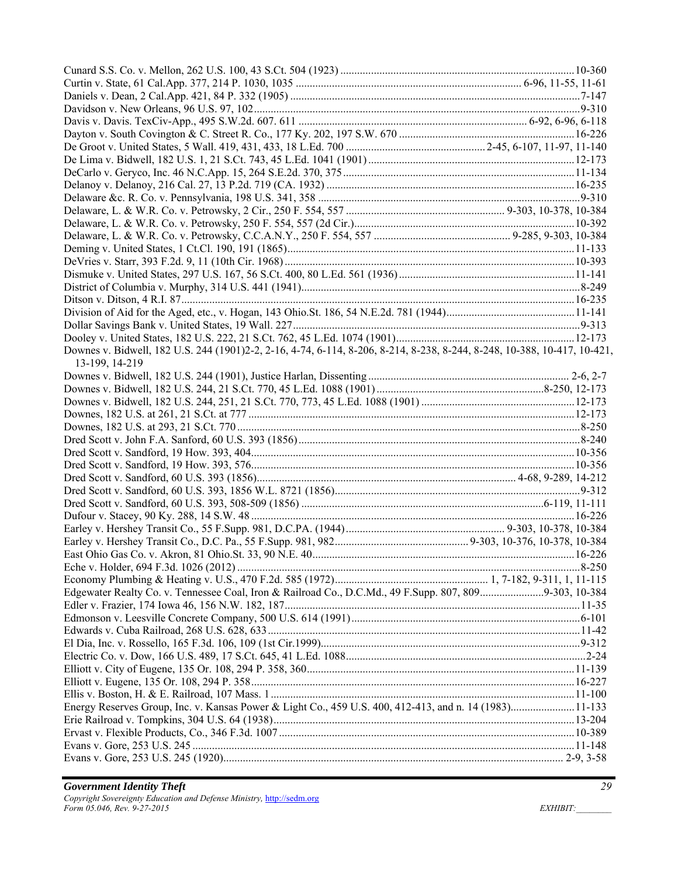Cunard S.S. Co. v. Mellon, 262 U.S. 100, 43 S.Ct. 504 (1923) .......... 10-360
Curtin v. State, 61 Cal.App. 377, 214 P. 1030, 1035 .......... 6-96, 11-55, 11-61
Daniels v. Dean, 2 Cal.App. 421, 84 P. 332 (1905) .......... 7-147
Davidson v. New Orleans, 96 U.S. 97, 102 .......... 9-310
Davis v. Davis. TexCiv-App., 495 S.W.2d. 607. 611 .......... 6-92, 6-96, 6-118
Dayton v. South Covington & C. Street R. Co., 177 Ky. 202, 197 S.W. 670 .......... 16-226
De Groot v. United States, 5 Wall. 419, 431, 433, 18 L.Ed. 700 .......... 2-45, 6-107, 11-97, 11-140
De Lima v. Bidwell, 182 U.S. 1, 21 S.Ct. 743, 45 L.Ed. 1041 (1901) .......... 12-173
DeCarlo v. Geryco, Inc. 46 N.C.App. 15, 264 S.E.2d. 370, 375 .......... 11-134
Delanoy v. Delanoy, 216 Cal. 27, 13 P.2d. 719 (CA. 1932) .......... 16-235
Delaware &c. R. Co. v. Pennsylvania, 198 U.S. 341, 358 .......... 9-310
Delaware, L. & W.R. Co. v. Petrowsky, 2 Cir., 250 F. 554, 557 .......... 9-303, 10-378, 10-384
Delaware, L. & W.R. Co. v. Petrowsky, 250 F. 554, 557 (2d Cir.) .......... 10-392
Delaware, L. & W.R. Co. v. Petrowsky, C.C.A.N.Y., 250 F. 554, 557 .......... 9-285, 9-303, 10-384
Deming v. United States, 1 Ct.Cl. 190, 191 (1865) .......... 11-133
DeVries v. Starr, 393 F.2d. 9, 11 (10th Cir. 1968) .......... 10-393
Dismuke v. United States, 297 U.S. 167, 56 S.Ct. 400, 80 L.Ed. 561 (1936) .......... 11-141
District of Columbia v. Murphy, 314 U.S. 441 (1941) .......... 8-249
Ditson v. Ditson, 4 R.I. 87 .......... 16-235
Division of Aid for the Aged, etc., v. Hogan, 143 Ohio.St. 186, 54 N.E.2d. 781 (1944) .......... 11-141
Dollar Savings Bank v. United States, 19 Wall. 227 .......... 9-313
Dooley v. United States, 182 U.S. 222, 21 S.Ct. 762, 45 L.Ed. 1074 (1901) .......... 12-173
Downes v. Bidwell, 182 U.S. 244 (1901)2-2, 2-16, 4-74, 6-114, 8-206, 8-214, 8-238, 8-244, 8-248, 10-388, 10-417, 10-421, 13-199, 14-219
Downes v. Bidwell, 182 U.S. 244 (1901), Justice Harlan, Dissenting .......... 2-6, 2-7
Downes v. Bidwell, 182 U.S. 244, 21 S.Ct. 770, 45 L.Ed. 1088 (1901) .......... 8-250, 12-173
Downes v. Bidwell, 182 U.S. 244, 251, 21 S.Ct. 770, 773, 45 L.Ed. 1088 (1901) .......... 12-173
Downes, 182 U.S. at 261, 21 S.Ct. at 777 .......... 12-173
Downes, 182 U.S. at 293, 21 S.Ct. 770 .......... 8-250
Dred Scott v. John F.A. Sanford, 60 U.S. 393 (1856) .......... 8-240
Dred Scott v. Sandford, 19 How. 393, 404 .......... 10-356
Dred Scott v. Sandford, 19 How. 393, 576 .......... 10-356
Dred Scott v. Sandford, 60 U.S. 393 (1856) .......... 4-68, 9-289, 14-212
Dred Scott v. Sandford, 60 U.S. 393, 1856 W.L. 8721 (1856) .......... 9-312
Dred Scott v. Sandford, 60 U.S. 393, 508-509 (1856) .......... 6-119, 11-111
Dufour v. Stacey, 90 Ky. 288, 14 S.W. 48 .......... 16-226
Earley v. Hershey Transit Co., 55 F.Supp. 981, D.C.PA. (1944) .......... 9-303, 10-378, 10-384
Earley v. Hershey Transit Co., D.C. Pa., 55 F.Supp. 981, 982 .......... 9-303, 10-376, 10-378, 10-384
East Ohio Gas Co. v. Akron, 81 Ohio.St. 33, 90 N.E. 40 .......... 16-226
Eche v. Holder, 694 F.3d. 1026 (2012) .......... 8-250
Economy Plumbing & Heating v. U.S., 470 F.2d. 585 (1972) .......... 1, 7-182, 9-311, 1, 11-115
Edgewater Realty Co. v. Tennessee Coal, Iron & Railroad Co., D.C.Md., 49 F.Supp. 807, 809 .......... 9-303, 10-384
Edler v. Frazier, 174 Iowa 46, 156 N.W. 182, 187 .......... 11-35
Edmonson v. Leesville Concrete Company, 500 U.S. 614 (1991) .......... 6-101
Edwards v. Cuba Railroad, 268 U.S. 628, 633 .......... 11-42
El Dia, Inc. v. Rossello, 165 F.3d. 106, 109 (1st Cir.1999) .......... 9-312
Electric Co. v. Dow, 166 U.S. 489, 17 S.Ct. 645, 41 L.Ed. 1088 .......... 2-24
Elliott v. City of Eugene, 135 Or. 108, 294 P. 358, 360 .......... 11-139
Elliott v. Eugene, 135 Or. 108, 294 P. 358 .......... 16-227
Ellis v. Boston, H. & E. Railroad, 107 Mass. 1 .......... 11-100
Energy Reserves Group, Inc. v. Kansas Power & Light Co., 459 U.S. 400, 412-413, and n. 14 (1983) .......... 11-133
Erie Railroad v. Tompkins, 304 U.S. 64 (1938) .......... 13-204
Ervast v. Flexible Products, Co., 346 F.3d. 1007 .......... 10-389
Evans v. Gore, 253 U.S. 245 .......... 11-148
Evans v. Gore, 253 U.S. 245 (1920) .......... 2-9, 3-58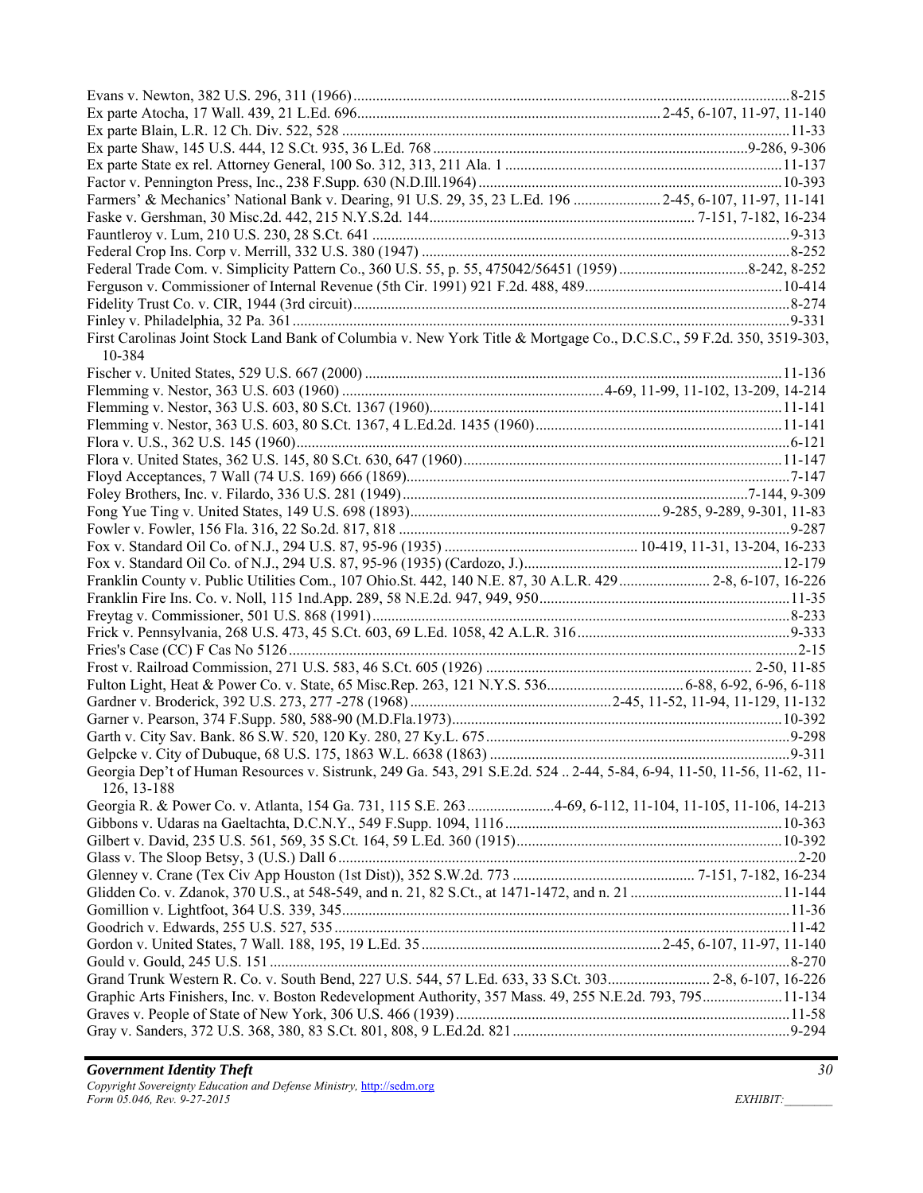Evans v. Newton, 382 U.S. 296, 311 (1966)....................................................................................................................8-215
Ex parte Atocha, 17 Wall. 439, 21 L.Ed. 696...............................................................................2-45, 6-107, 11-97, 11-140
Ex parte Blain, L.R. 12 Ch. Div. 522, 528 ......................................................................................................................11-33
Ex parte Shaw, 145 U.S. 444, 12 S.Ct. 935, 36 L.Ed. 768 ..................................................................................9-286, 9-306
Ex parte State ex rel. Attorney General, 100 So. 312, 313, 211 Ala. 1 ........................................................................11-137
Factor v. Pennington Press, Inc., 238 F.Supp. 630 (N.D.Ill.1964) ...............................................................................10-393
Farmers' & Mechanics' National Bank v. Dearing, 91 U.S. 29, 35, 23 L.Ed. 196 .......................2-45, 6-107, 11-97, 11-141
Faske v. Gershman, 30 Misc.2d. 442, 215 N.Y.S.2d. 144..................................................................... 7-151, 7-182, 16-234
Fauntleroy v. Lum, 210 U.S. 230, 28 S.Ct. 641 ...............................................................................................................9-313
Federal Crop Ins. Corp v. Merrill, 332 U.S. 380 (1947) ..................................................................................................8-252
Federal Trade Com. v. Simplicity Pattern Co., 360 U.S. 55, p. 55, 475042/56451 (1959) ..................................8-242, 8-252
Ferguson v. Commissioner of Internal Revenue (5th Cir. 1991) 921 F.2d. 488, 489....................................................10-414
Fidelity Trust Co. v. CIR, 1944 (3rd circuit).....................................................................................................................8-274
Finley v. Philadelphia, 32 Pa. 361.....................................................................................................................................9-331
First Carolinas Joint Stock Land Bank of Columbia v. New York Title & Mortgage Co., D.C.S.C., 59 F.2d. 350, 3519-303, 10-384
Fischer v. United States, 529 U.S. 667 (2000) ..............................................................................................................11-136
Flemming v. Nestor, 363 U.S. 603 (1960) ....................................................................4-69, 11-99, 11-102, 13-209, 14-214
Flemming v. Nestor, 363 U.S. 603, 80 S.Ct. 1367 (1960)............................................................................................11-141
Flemming v. Nestor, 363 U.S. 603, 80 S.Ct. 1367, 4 L.Ed.2d. 1435 (1960)................................................................11-141
Flora v. U.S., 362 U.S. 145 (1960)....................................................................................................................................6-121
Flora v. United States, 362 U.S. 145, 80 S.Ct. 630, 647 (1960)...................................................................................11-147
Floyd Acceptances, 7 Wall (74 U.S. 169) 666 (1869)......................................................................................................7-147
Foley Brothers, Inc. v. Filardo, 336 U.S. 281 (1949)..........................................................................................7-144, 9-309
Fong Yue Ting v. United States, 149 U.S. 698 (1893)................................................................ 9-285, 9-289, 9-301, 11-83
Fowler v. Fowler, 156 Fla. 316, 22 So.2d. 817, 818 .........................................................................................................9-287
Fox v. Standard Oil Co. of N.J., 294 U.S. 87, 95-96 (1935) .................................................... 10-419, 11-31, 13-204, 16-233
Fox v. Standard Oil Co. of N.J., 294 U.S. 87, 95-96 (1935) (Cardozo, J.)...................................................................12-179
Franklin County v. Public Utilities Com., 107 Ohio.St. 442, 140 N.E. 87, 30 A.L.R. 429........................ 2-8, 6-107, 16-226
Franklin Fire Ins. Co. v. Noll, 115 1nd.App. 289, 58 N.E.2d. 947, 949, 950.................................................................11-35
Freytag v. Commissioner, 501 U.S. 868 (1991)................................................................................................................8-233
Frick v. Pennsylvania, 268 U.S. 473, 45 S.Ct. 603, 69 L.Ed. 1058, 42 A.L.R. 316.......................................................9-333
Fries's Case (CC) F Cas No 5126........................................................................................................................................2-15
Frost v. Railroad Commission, 271 U.S. 583, 46 S.Ct. 605 (1926) ..................................................................... 2-50, 11-85
Fulton Light, Heat & Power Co. v. State, 65 Misc.Rep. 263, 121 N.Y.S. 536.................................... 6-88, 6-92, 6-96, 6-118
Gardner v. Broderick, 392 U.S. 273, 277 -278 (1968) ....................................................2-45, 11-52, 11-94, 11-129, 11-132
Garner v. Pearson, 374 F.Supp. 580, 588-90 (M.D.Fla.1973).......................................................................................10-392
Garth v. City Sav. Bank. 86 S.W. 520, 120 Ky. 280, 27 Ky.L. 675...............................................................................9-298
Gelpcke v. City of Dubuque, 68 U.S. 175, 1863 W.L. 6638 (1863) ..............................................................................9-311
Georgia Dep't of Human Resources v. Sistrunk, 249 Ga. 543, 291 S.E.2d. 524 .. 2-44, 5-84, 6-94, 11-50, 11-56, 11-62, 11-126, 13-188
Georgia R. & Power Co. v. Atlanta, 154 Ga. 731, 115 S.E. 263.......................4-69, 6-112, 11-104, 11-105, 11-106, 14-213
Gibbons v. Udaras na Gaeltachta, D.C.N.Y., 549 F.Supp. 1094, 1116........................................................................10-363
Gilbert v. David, 235 U.S. 561, 569, 35 S.Ct. 164, 59 L.Ed. 360 (1915)......................................................................10-392
Glass v. The Sloop Betsy, 3 (U.S.) Dall 6..........................................................................................................................2-20
Glenney v. Crane (Tex Civ App Houston (1st Dist)), 352 S.W.2d. 773 ............................................... 7-151, 7-182, 16-234
Glidden Co. v. Zdanok, 370 U.S., at 548-549, and n. 21, 82 S.Ct., at 1471-1472, and n. 21 ........................................11-144
Gomillion v. Lightfoot, 364 U.S. 339, 345.......................................................................................................................11-36
Goodrich v. Edwards, 255 U.S. 527, 535..........................................................................................................................11-42
Gordon v. United States, 7 Wall. 188, 195, 19 L.Ed. 35 ...............................................................2-45, 6-107, 11-97, 11-140
Gould v. Gould, 245 U.S. 151 ...........................................................................................................................................8-270
Grand Trunk Western R. Co. v. South Bend, 227 U.S. 544, 57 L.Ed. 633, 33 S.Ct. 303........................... 2-8, 6-107, 16-226
Graphic Arts Finishers, Inc. v. Boston Redevelopment Authority, 357 Mass. 49, 255 N.E.2d. 793, 795.....................11-134
Graves v. People of State of New York, 306 U.S. 466 (1939).........................................................................................11-58
Gray v. Sanders, 372 U.S. 368, 380, 83 S.Ct. 801, 808, 9 L.Ed.2d. 821 .........................................................................9-294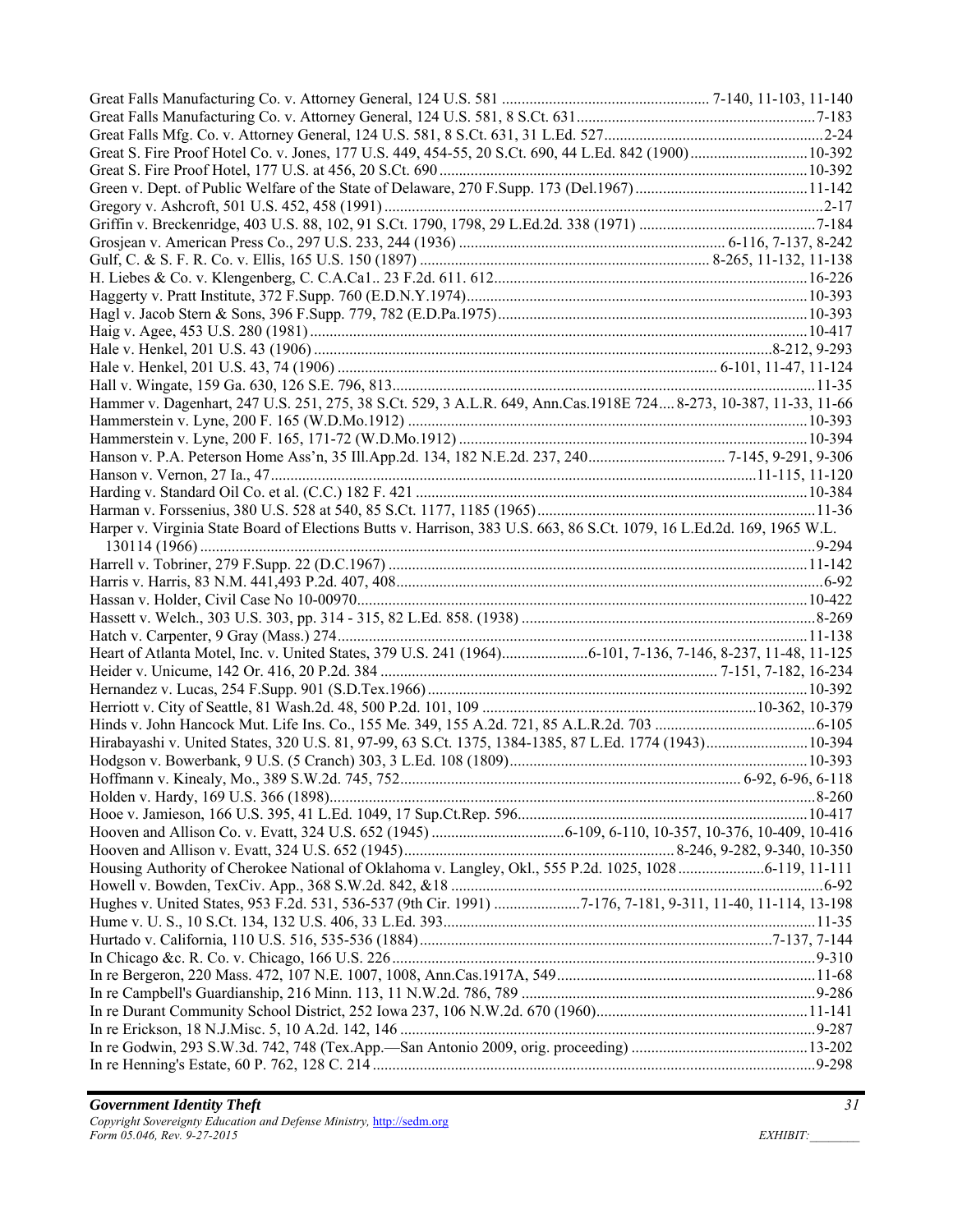Great Falls Manufacturing Co. v. Attorney General, 124 U.S. 581 ........................................................ 7-140, 11-103, 11-140
Great Falls Manufacturing Co. v. Attorney General, 124 U.S. 581, 8 S.Ct. 631 ...............................................................7-183
Great Falls Mfg. Co. v. Attorney General, 124 U.S. 581, 8 S.Ct. 631, 31 L.Ed. 527..........................................................2-24
Great S. Fire Proof Hotel Co. v. Jones, 177 U.S. 449, 454-55, 20 S.Ct. 690, 44 L.Ed. 842 (1900) ...............................10-392
Great S. Fire Proof Hotel, 177 U.S. at 456, 20 S.Ct. 690 .................................................................................................10-392
Green v. Dept. of Public Welfare of the State of Delaware, 270 F.Supp. 173 (Del.1967) ..............................................11-142
Gregory v. Ashcroft, 501 U.S. 452, 458 (1991) ..................................................................................................................2-17
Griffin v. Breckenridge, 403 U.S. 88, 102, 91 S.Ct. 1790, 1798, 29 L.Ed.2d. 338 (1971) ..............................................7-184
Grosjean v. American Press Co., 297 U.S. 233, 244 (1936) ...................................................................... 6-116, 7-137, 8-242
Gulf, C. & S. F. R. Co. v. Ellis, 165 U.S. 150 (1897) ............................................................................ 8-265, 11-132, 11-138
H. Liebes & Co. v. Klengenberg, C. C.A.Ca1.. 23 F.2d. 611. 612.................................................................................16-226
Haggerty v. Pratt Institute, 372 F.Supp. 760 (E.D.N.Y.1974)........................................................................................10-393
Hagl v. Jacob Stern & Sons, 396 F.Supp. 779, 782 (E.D.Pa.1975)................................................................................10-393
Haig v. Agee, 453 U.S. 280 (1981) ...................................................................................................................................10-417
Hale v. Henkel, 201 U.S. 43 (1906) .....................................................................................................................8-212, 9-293
Hale v. Henkel, 201 U.S. 43, 74 (1906) .................................................................................................. 6-101, 11-47, 11-124
Hall v. Wingate, 159 Ga. 630, 126 S.E. 796, 813..............................................................................................................11-35
Hammer v. Dagenhart, 247 U.S. 251, 275, 38 S.Ct. 529, 3 A.L.R. 649, Ann.Cas.1918E 724.... 8-273, 10-387, 11-33, 11-66
Hammerstein v. Lyne, 200 F. 165 (W.D.Mo.1912) ..........................................................................................................10-393
Hammerstein v. Lyne, 200 F. 165, 171-72 (W.D.Mo.1912) ............................................................................................10-394
Hanson v. P.A. Peterson Home Ass'n, 35 Ill.App.2d. 134, 182 N.E.2d. 237, 240.................................. 7-145, 9-291, 9-306
Hanson v. Vernon, 27 Ia., 47.............................................................................................................................11-115, 11-120
Harding v. Standard Oil Co. et al. (C.C.) 182 F. 421 .......................................................................................................10-384
Harman v. Forssenius, 380 U.S. 528 at 540, 85 S.Ct. 1177, 1185 (1965).........................................................................11-36
Harper v. Virginia State Board of Elections Butts v. Harrison, 383 U.S. 663, 86 S.Ct. 1079, 16 L.Ed.2d. 169, 1965 W.L. 130114 (1966) ...............................................................................................................................................................9-294
Harrell v. Tobriner, 279 F.Supp. 22 (D.C.1967) ..............................................................................................................11-142
Harris v. Harris, 83 N.M. 441,493 P.2d. 407, 408...............................................................................................................6-92
Hassan v. Holder, Civil Case No 10-00970......................................................................................................................10-422
Hassett v. Welch., 303 U.S. 303, pp. 314 - 315, 82 L.Ed. 858. (1938) ..............................................................................8-269
Hatch v. Carpenter, 9 Gray (Mass.) 274..........................................................................................................................11-138
Heart of Atlanta Motel, Inc. v. United States, 379 U.S. 241 (1964)......................6-101, 7-136, 7-146, 8-237, 11-48, 11-125
Heider v. Unicume, 142 Or. 416, 20 P.2d. 384 ........................................................................................ 7-151, 7-182, 16-234
Hernandez v. Lucas, 254 F.Supp. 901 (S.D.Tex.1966) ....................................................................................................10-392
Herriott v. City of Seattle, 81 Wash.2d. 48, 500 P.2d. 101, 109 ........................................................................10-362, 10-379
Hinds v. John Hancock Mut. Life Ins. Co., 155 Me. 349, 155 A.2d. 721, 85 A.L.R.2d. 703 ............................................6-105
Hirabayashi v. United States, 320 U.S. 81, 97-99, 63 S.Ct. 1375, 1384-1385, 87 L.Ed. 1774 (1943)...........................10-394
Hodgson v. Bowerbank, 9 U.S. (5 Cranch) 303, 3 L.Ed. 108 (1809)..............................................................................10-393
Hoffmann v. Kinealy, Mo., 389 S.W.2d. 745, 752......................................................................................... 6-92, 6-96, 6-118
Holden v. Hardy, 169 U.S. 366 (1898)..............................................................................................................................8-260
Hooe v. Jamieson, 166 U.S. 395, 41 L.Ed. 1049, 17 Sup.Ct.Rep. 596............................................................................10-417
Hooven and Allison Co. v. Evatt, 324 U.S. 652 (1945) ..................................6-109, 6-110, 10-357, 10-376, 10-409, 10-416
Hooven and Allison v. Evatt, 324 U.S. 652 (1945)........................................................................ 8-246, 9-282, 9-340, 10-350
Housing Authority of Cherokee National of Oklahoma v. Langley, Okl., 555 P.2d. 1025, 1028 ......................6-119, 11-111
Howell v. Bowden, TexCiv. App., 368 S.W.2d. 842, &18 .................................................................................................6-92
Hughes v. United States, 953 F.2d. 531, 536-537 (9th Cir. 1991) ......................7-176, 7-181, 9-311, 11-40, 11-114, 13-198
Hume v. U. S., 10 S.Ct. 134, 132 U.S. 406, 33 L.Ed. 393.................................................................................................11-35
Hurtado v. California, 110 U.S. 516, 535-536 (1884).........................................................................................7-137, 7-144
In Chicago &c. R. Co. v. Chicago, 166 U.S. 226 ..............................................................................................................9-310
In re Bergeron, 220 Mass. 472, 107 N.E. 1007, 1008, Ann.Cas.1917A, 549...................................................................11-68
In re Campbell's Guardianship, 216 Minn. 113, 11 N.W.2d. 786, 789 .............................................................................9-286
In re Durant Community School District, 252 Iowa 237, 106 N.W.2d. 670 (1960)........................................................11-141
In re Erickson, 18 N.J.Misc. 5, 10 A.2d. 142, 146 ............................................................................................................9-287
In re Godwin, 293 S.W.3d. 742, 748 (Tex.App.—San Antonio 2009, orig. proceeding) ..............................................13-202
In re Henning's Estate, 60 P. 762, 128 C. 214 ..................................................................................................................9-298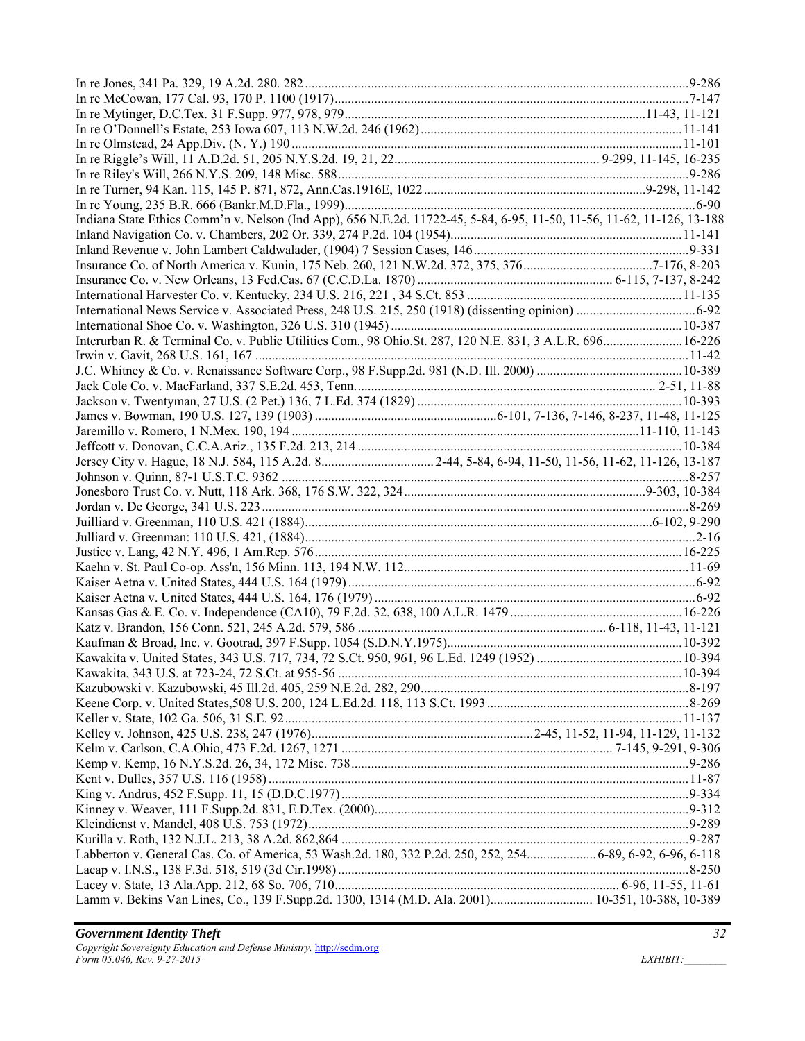In re Jones, 341 Pa. 329, 19 A.2d. 280. 282 ....................................................................................................9-286
In re McCowan, 177 Cal. 93, 170 P. 1100 (1917)...........................................................................................7-147
In re Mytinger, D.C.Tex. 31 F.Supp. 977, 978, 979.........................................................................11-43, 11-121
In re O'Donnell's Estate, 253 Iowa 607, 113 N.W.2d. 246 (1962)...............................................................11-141
In re Olmstead, 24 App.Div. (N. Y.) 190.......................................................................................................11-101
In re Riggle's Will, 11 A.D.2d. 51, 205 N.Y.S.2d. 19, 21, 22.............................................................. 9-299, 11-145, 16-235
In re Riley's Will, 266 N.Y.S. 209, 148 Misc. 588..........................................................................................9-286
In re Turner, 94 Kan. 115, 145 P. 871, 872, Ann.Cas.1916E, 1022...................................................9-298, 11-142
In re Young, 235 B.R. 666 (Bankr.M.D.Fla., 1999)...........................................................................................6-90
Indiana State Ethics Comm'n v. Nelson (Ind App), 656 N.E.2d. 11722-45, 5-84, 6-95, 11-50, 11-56, 11-62, 11-126, 13-188
Inland Navigation Co. v. Chambers, 202 Or. 339, 274 P.2d. 104 (1954)......................................................11-141
Inland Revenue v. John Lambert Caldwalader, (1904) 7 Session Cases, 146.................................................9-331
Insurance Co. of North America v. Kunin, 175 Neb. 260, 121 N.W.2d. 372, 375, 376.......................................7-176, 8-203
Insurance Co. v. New Orleans, 13 Fed.Cas. 67 (C.C.D.La. 1870) ........................................................... 6-115, 7-137, 8-242
International Harvester Co. v. Kentucky, 234 U.S. 216, 221 , 34 S.Ct. 853 .................................................11-135
International News Service v. Associated Press, 248 U.S. 215, 250 (1918) (dissenting opinion) ....................................6-92
International Shoe Co. v. Washington, 326 U.S. 310 (1945) .........................................................................10-387
Interurban R. & Terminal Co. v. Public Utilities Com., 98 Ohio.St. 287, 120 N.E. 831, 3 A.L.R. 696........................16-226
Irwin v. Gavit, 268 U.S. 161, 167 .....................................................................................................................11-42
J.C. Whitney & Co. v. Renaissance Software Corp., 98 F.Supp.2d. 981 (N.D. Ill. 2000) ............................................10-389
Jack Cole Co. v. MacFarland, 337 S.E.2d. 453, Tenn.......................................................................... 2-51, 11-88
Jackson v. Twentyman, 27 U.S. (2 Pet.) 136, 7 L.Ed. 374 (1829) ................................................................10-393
James v. Bowman, 190 U.S. 127, 139 (1903) .......................................................6-101, 7-136, 7-146, 8-237, 11-48, 11-125
Jaremillo v. Romero, 1 N.Mex. 190, 194 .........................................................................................11-110, 11-143
Jeffcott v. Donovan, C.C.A.Ariz., 135 F.2d. 213, 214 .................................................................................10-384
Jersey City v. Hague, 18 N.J. 584, 115 A.2d. 8..................................2-44, 5-84, 6-94, 11-50, 11-56, 11-62, 11-126, 13-187
Johnson v. Quinn, 87-1 U.S.T.C. 9362 ..........................................................................................................8-257
Jonesboro Trust Co. v. Nutt, 118 Ark. 368, 176 S.W. 322, 324..........................................................9-303, 10-384
Jordan v. De George, 341 U.S. 223 ..................................................................................................................8-269
Juilliard v. Greenman, 110 U.S. 421 (1884).........................................................................................6-102, 9-290
Julliard v. Greenman: 110 U.S. 421, (1884).......................................................................................................2-16
Justice v. Lang, 42 N.Y. 496, 1 Am.Rep. 576..............................................................................................16-225
Kaehn v. St. Paul Co-op. Ass'n, 156 Minn. 113, 194 N.W. 112......................................................................11-69
Kaiser Aetna v. United States, 444 U.S. 164 (1979) ..........................................................................................6-92
Kaiser Aetna v. United States, 444 U.S. 164, 176 (1979) ...................................................................................6-92
Kansas Gas & E. Co. v. Independence (CA10), 79 F.2d. 32, 638, 100 A.L.R. 1479 ....................................................16-226
Katz v. Brandon, 156 Conn. 521, 245 A.2d. 579, 586 ........................................................... 6-118, 11-43, 11-121
Kaufman & Broad, Inc. v. Gootrad, 397 F.Supp. 1054 (S.D.N.Y.1975).......................................................10-392
Kawakita v. United States, 343 U.S. 717, 734, 72 S.Ct. 950, 961, 96 L.Ed. 1249 (1952) ............................................10-394
Kawakita, 343 U.S. at 723-24, 72 S.Ct. at 955-56 ........................................................................................10-394
Kazubowski v. Kazubowski, 45 Ill.2d. 405, 259 N.E.2d. 282, 290.................................................................8-197
Keene Corp. v. United States,508 U.S. 200, 124 L.Ed.2d. 118, 113 S.Ct. 1993 .............................................................8-269
Keller v. State, 102 Ga. 506, 31 S.E. 92.........................................................................................................11-137
Kelley v. Johnson, 425 U.S. 238, 247 (1976)..................................................................2-45, 11-52, 11-94, 11-129, 11-132
Kelm v. Carlson, C.A.Ohio, 473 F.2d. 1267, 1271 .................................................................................. 7-145, 9-291, 9-306
Kemp v. Kemp, 16 N.Y.S.2d. 26, 34, 172 Misc. 738.......................................................................................9-286
Kent v. Dulles, 357 U.S. 116 (1958) ..............................................................................................................11-87
King v. Andrus, 452 F.Supp. 11, 15 (D.D.C.1977)..........................................................................................9-334
Kinney v. Weaver, 111 F.Supp.2d. 831, E.D.Tex. (2000)................................................................................9-312
Kleindienst v. Mandel, 408 U.S. 753 (1972)...................................................................................................9-289
Kurilla v. Roth, 132 N.J.L. 213, 38 A.2d. 862,864 .........................................................................................9-287
Labberton v. General Cas. Co. of America, 53 Wash.2d. 180, 332 P.2d. 250, 252, 254.................... 6-89, 6-92, 6-96, 6-118
Lacap v. I.N.S., 138 F.3d. 518, 519 (3d Cir.1998) ..........................................................................................8-250
Lacey v. State, 13 Ala.App. 212, 68 So. 706, 710....................................................................................... 6-96, 11-55, 11-61
Lamm v. Bekins Van Lines, Co., 139 F.Supp.2d. 1300, 1314 (M.D. Ala. 2001).............................. 10-351, 10-388, 10-389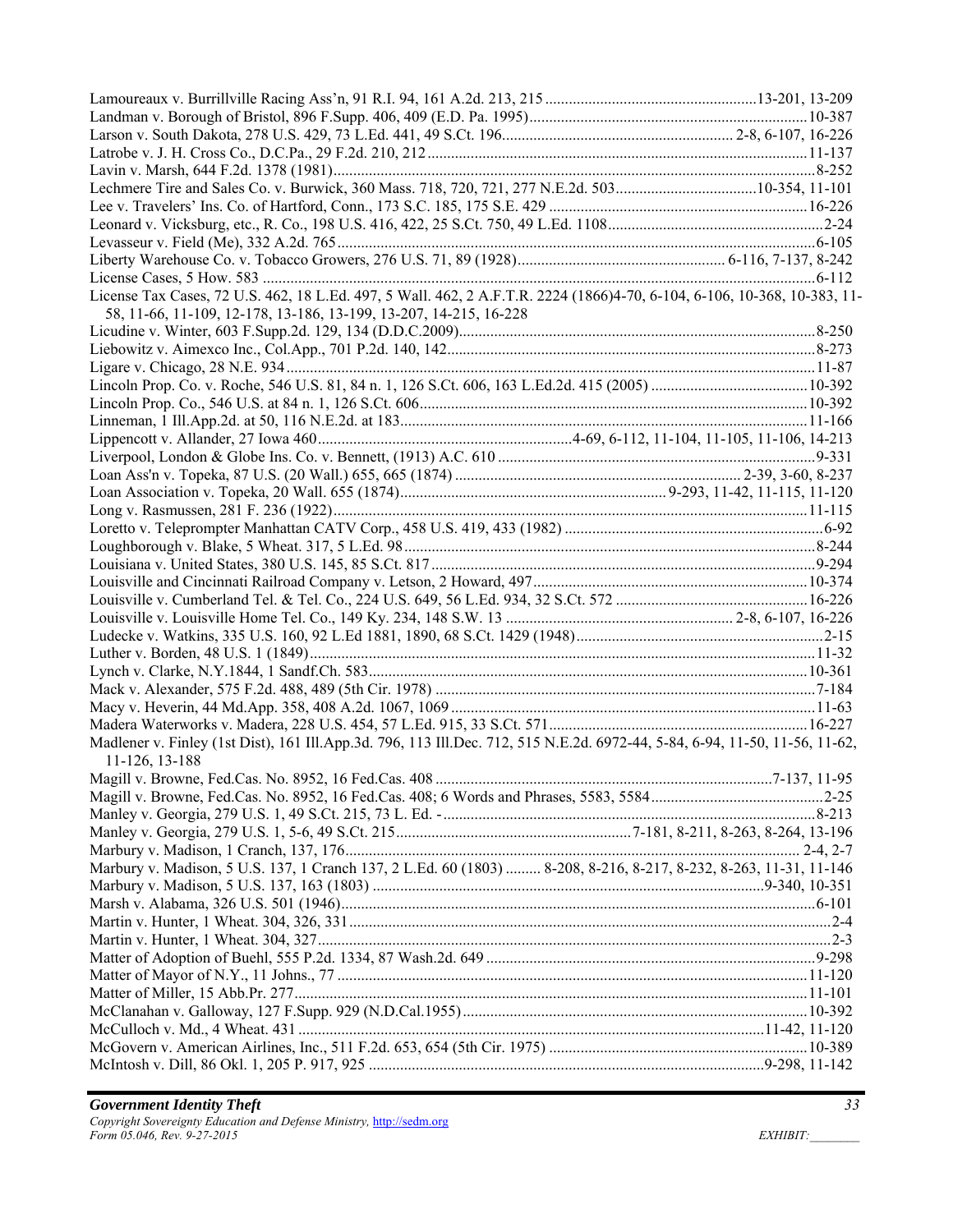Lamoureaux v. Burrillville Racing Ass'n, 91 R.I. 94, 161 A.2d. 213, 215 ....................13-201, 13-209
Landman v. Borough of Bristol, 896 F.Supp. 406, 409 (E.D. Pa. 1995)....................10-387
Larson v. South Dakota, 278 U.S. 429, 73 L.Ed. 441, 49 S.Ct. 196.................... 2-8, 6-107, 16-226
Latrobe v. J. H. Cross Co., D.C.Pa., 29 F.2d. 210, 212....................11-137
Lavin v. Marsh, 644 F.2d. 1378 (1981)....................8-252
Lechmere Tire and Sales Co. v. Burwick, 360 Mass. 718, 720, 721, 277 N.E.2d. 503....................10-354, 11-101
Lee v. Travelers' Ins. Co. of Hartford, Conn., 173 S.C. 185, 175 S.E. 429 ....................16-226
Leonard v. Vicksburg, etc., R. Co., 198 U.S. 416, 422, 25 S.Ct. 750, 49 L.Ed. 1108....................2-24
Levasseur v. Field (Me), 332 A.2d. 765....................6-105
Liberty Warehouse Co. v. Tobacco Growers, 276 U.S. 71, 89 (1928).................... 6-116, 7-137, 8-242
License Cases, 5 How. 583 ....................6-112
License Tax Cases, 72 U.S. 462, 18 L.Ed. 497, 5 Wall. 462, 2 A.F.T.R. 2224 (1866)4-70, 6-104, 6-106, 10-368, 10-383, 11-58, 11-66, 11-109, 12-178, 13-186, 13-199, 13-207, 14-215, 16-228
Licudine v. Winter, 603 F.Supp.2d. 129, 134 (D.D.C.2009)....................8-250
Liebowitz v. Aimexco Inc., Col.App., 701 P.2d. 140, 142....................8-273
Ligare v. Chicago, 28 N.E. 934....................11-87
Lincoln Prop. Co. v. Roche, 546 U.S. 81, 84 n. 1, 126 S.Ct. 606, 163 L.Ed.2d. 415 (2005) ....................10-392
Lincoln Prop. Co., 546 U.S. at 84 n. 1, 126 S.Ct. 606....................10-392
Linneman, 1 Ill.App.2d. at 50, 116 N.E.2d. at 183....................11-166
Lippencott v. Allander, 27 Iowa 460....................4-69, 6-112, 11-104, 11-105, 11-106, 14-213
Liverpool, London & Globe Ins. Co. v. Bennett, (1913) A.C. 610 ....................9-331
Loan Ass'n v. Topeka, 87 U.S. (20 Wall.) 655, 665 (1874) .................... 2-39, 3-60, 8-237
Loan Association v. Topeka, 20 Wall. 655 (1874).................... 9-293, 11-42, 11-115, 11-120
Long v. Rasmussen, 281 F. 236 (1922)....................11-115
Loretto v. Teleprompter Manhattan CATV Corp., 458 U.S. 419, 433 (1982) ....................6-92
Loughborough v. Blake, 5 Wheat. 317, 5 L.Ed. 98....................8-244
Louisiana v. United States, 380 U.S. 145, 85 S.Ct. 817....................9-294
Louisville and Cincinnati Railroad Company v. Letson, 2 Howard, 497....................10-374
Louisville v. Cumberland Tel. & Tel. Co., 224 U.S. 649, 56 L.Ed. 934, 32 S.Ct. 572 ....................16-226
Louisville v. Louisville Home Tel. Co., 149 Ky. 234, 148 S.W. 13 .................... 2-8, 6-107, 16-226
Ludecke v. Watkins, 335 U.S. 160, 92 L.Ed 1881, 1890, 68 S.Ct. 1429 (1948)....................2-15
Luther v. Borden, 48 U.S. 1 (1849)....................11-32
Lynch v. Clarke, N.Y.1844, 1 Sandf.Ch. 583....................10-361
Mack v. Alexander, 575 F.2d. 488, 489 (5th Cir. 1978) ....................7-184
Macy v. Heverin, 44 Md.App. 358, 408 A.2d. 1067, 1069 ....................11-63
Madera Waterworks v. Madera, 228 U.S. 454, 57 L.Ed. 915, 33 S.Ct. 571....................16-227
Madlener v. Finley (1st Dist), 161 Ill.App.3d. 796, 113 Ill.Dec. 712, 515 N.E.2d. 6972-44, 5-84, 6-94, 11-50, 11-56, 11-62, 11-126, 13-188
Magill v. Browne, Fed.Cas. No. 8952, 16 Fed.Cas. 408 ....................7-137, 11-95
Magill v. Browne, Fed.Cas. No. 8952, 16 Fed.Cas. 408; 6 Words and Phrases, 5583, 5584....................2-25
Manley v. Georgia, 279 U.S. 1, 49 S.Ct. 215, 73 L. Ed. -....................8-213
Manley v. Georgia, 279 U.S. 1, 5-6, 49 S.Ct. 215....................7-181, 8-211, 8-263, 8-264, 13-196
Marbury v. Madison, 1 Cranch, 137, 176.................... 2-4, 2-7
Marbury v. Madison, 5 U.S. 137, 1 Cranch 137, 2 L.Ed. 60 (1803) ......... 8-208, 8-216, 8-217, 8-232, 8-263, 11-31, 11-146
Marbury v. Madison, 5 U.S. 137, 163 (1803) ....................9-340, 10-351
Marsh v. Alabama, 326 U.S. 501 (1946)....................6-101
Martin v. Hunter, 1 Wheat. 304, 326, 331....................2-4
Martin v. Hunter, 1 Wheat. 304, 327....................2-3
Matter of Adoption of Buehl, 555 P.2d. 1334, 87 Wash.2d. 649 ....................9-298
Matter of Mayor of N.Y., 11 Johns., 77 ....................11-120
Matter of Miller, 15 Abb.Pr. 277....................11-101
McClanahan v. Galloway, 127 F.Supp. 929 (N.D.Cal.1955)....................10-392
McCulloch v. Md., 4 Wheat. 431 ....................11-42, 11-120
McGovern v. American Airlines, Inc., 511 F.2d. 653, 654 (5th Cir. 1975) ....................10-389
McIntosh v. Dill, 86 Okl. 1, 205 P. 917, 925 ....................9-298, 11-142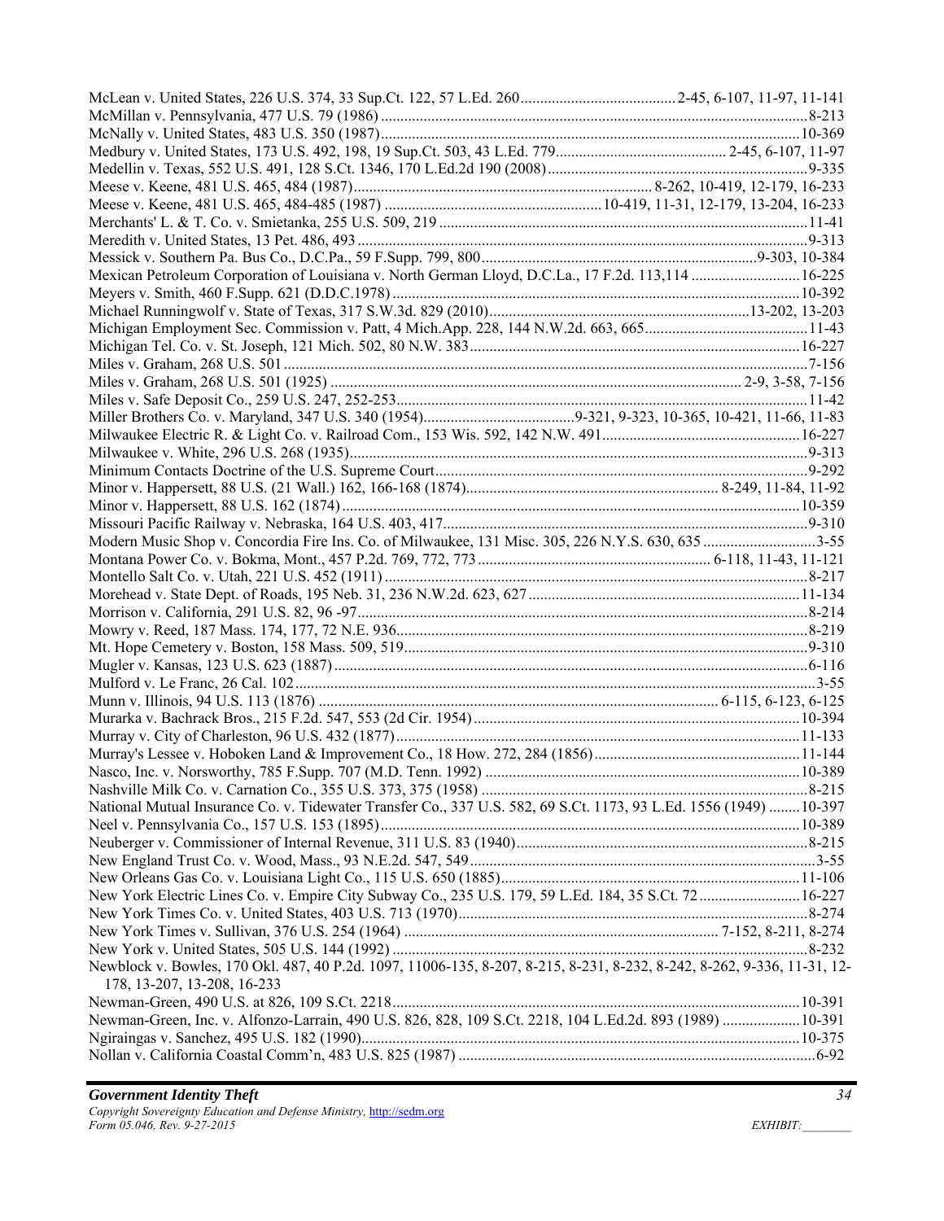McLean v. United States, 226 U.S. 374, 33 Sup.Ct. 122, 57 L.Ed. 260 ........................................ 2-45, 6-107, 11-97, 11-141
McMillan v. Pennsylvania, 477 U.S. 79 (1986) ........................................................................................................ 8-213
McNally v. United States, 483 U.S. 350 (1987) ........................................................................................................ 10-369
Medbury v. United States, 173 U.S. 492, 198, 19 Sup.Ct. 503, 43 L.Ed. 779 ............................................ 2-45, 6-107, 11-97
Medellin v. Texas, 552 U.S. 491, 128 S.Ct. 1346, 170 L.Ed.2d 190 (2008) .................................................................. 9-335
Meese v. Keene, 481 U.S. 465, 484 (1987) ............................................................................ 8-262, 10-419, 12-179, 16-233
Meese v. Keene, 481 U.S. 465, 484-485 (1987) ........................................................ 10-419, 11-31, 12-179, 13-204, 16-233
Merchants' L. & T. Co. v. Smietanka, 255 U.S. 509, 219 .............................................................................................. 11-41
Meredith v. United States, 13 Pet. 486, 493 .................................................................................................................. 9-313
Messick v. Southern Pa. Bus Co., D.C.Pa., 59 F.Supp. 799, 800 ...................................................................... 9-303, 10-384
Mexican Petroleum Corporation of Louisiana v. North German Lloyd, D.C.La., 17 F.2d. 113,114 ............................ 16-225
Meyers v. Smith, 460 F.Supp. 621 (D.D.C.1978) ........................................................................................................ 10-392
Michael Runningwolf v. State of Texas, 317 S.W.3d. 829 (2010) .................................................................. 13-202, 13-203
Michigan Employment Sec. Commission v. Patt, 4 Mich.App. 228, 144 N.W.2d. 663, 665 .......................................... 11-43
Michigan Tel. Co. v. St. Joseph, 121 Mich. 502, 80 N.W. 383 .................................................................................... 16-227
Miles v. Graham, 268 U.S. 501 ...................................................................................................................................... 7-156
Miles v. Graham, 268 U.S. 501 (1925) ......................................................................................................... 2-9, 3-58, 7-156
Miles v. Safe Deposit Co., 259 U.S. 247, 252-253 ........................................................................................................ 11-42
Miller Brothers Co. v. Maryland, 347 U.S. 340 (1954) ....................................... 9-321, 9-323, 10-365, 10-421, 11-66, 11-83
Milwaukee Electric R. & Light Co. v. Railroad Com., 153 Wis. 592, 142 N.W. 491 .................................................. 16-227
Milwaukee v. White, 296 U.S. 268 (1935) ...................................................................................................................... 9-313
Minimum Contacts Doctrine of the U.S. Supreme Court ............................................................................................... 9-292
Minor v. Happersett, 88 U.S. (21 Wall.) 162, 166-168 (1874) ................................................................ 8-249, 11-84, 11-92
Minor v. Happersett, 88 U.S. 162 (1874) ..................................................................................................................... 10-359
Missouri Pacific Railway v. Nebraska, 164 U.S. 403, 417 ............................................................................................. 9-310
Modern Music Shop v. Concordia Fire Ins. Co. of Milwaukee, 131 Misc. 305, 226 N.Y.S. 630, 635 ............................. 3-55
Montana Power Co. v. Bokma, Mont., 457 P.2d. 769, 772, 773 ........................................................... 6-118, 11-43, 11-121
Montello Salt Co. v. Utah, 221 U.S. 452 (1911) ............................................................................................................ 8-217
Morehead v. State Dept. of Roads, 195 Neb. 31, 236 N.W.2d. 623, 627 ..................................................................... 11-134
Morrison v. California, 291 U.S. 82, 96 -97 .................................................................................................................. 8-214
Mowry v. Reed, 187 Mass. 174, 177, 72 N.E. 936 ......................................................................................................... 8-219
Mt. Hope Cemetery v. Boston, 158 Mass. 509, 519 ...................................................................................................... 9-310
Mugler v. Kansas, 123 U.S. 623 (1887) ......................................................................................................................... 6-116
Mulford v. Le Franc, 26 Cal. 102 .................................................................................................................................... 3-55
Munn v. Illinois, 94 U.S. 113 (1876) ...................................................................................................... 6-115, 6-123, 6-125
Murarka v. Bachrack Bros., 215 F.2d. 547, 553 (2d Cir. 1954) ................................................................................... 10-394
Murray v. City of Charleston, 96 U.S. 432 (1877) ....................................................................................................... 11-133
Murray's Lessee v. Hoboken Land & Improvement Co., 18 How. 272, 284 (1856) ..................................................... 11-144
Nasco, Inc. v. Norsworthy, 785 F.Supp. 707 (M.D. Tenn. 1992) ................................................................................ 10-389
Nashville Milk Co. v. Carnation Co., 355 U.S. 373, 375 (1958) .................................................................................... 8-215
National Mutual Insurance Co. v. Tidewater Transfer Co., 337 U.S. 582, 69 S.Ct. 1173, 93 L.Ed. 1556 (1949) ........ 10-397
Neel v. Pennsylvania Co., 157 U.S. 153 (1895) ........................................................................................................... 10-389
Neuberger v. Commissioner of Internal Revenue, 311 U.S. 83 (1940) .......................................................................... 8-215
New England Trust Co. v. Wood, Mass., 93 N.E.2d. 547, 549 ........................................................................................ 3-55
New Orleans Gas Co. v. Louisiana Light Co., 115 U.S. 650 (1885) ............................................................................ 11-106
New York Electric Lines Co. v. Empire City Subway Co., 235 U.S. 179, 59 L.Ed. 184, 35 S.Ct. 72 .......................... 16-227
New York Times Co. v. United States, 403 U.S. 713 (1970) ......................................................................................... 8-274
New York Times v. Sullivan, 376 U.S. 254 (1964) ................................................................................ 7-152, 8-211, 8-274
New York v. United States, 505 U.S. 144 (1992) .......................................................................................................... 8-232
Newblock v. Bowles, 170 Okl. 487, 40 P.2d. 1097, 11006-135, 8-207, 8-215, 8-231, 8-232, 8-242, 8-262, 9-336, 11-31, 12-178, 13-207, 13-208, 16-233
Newman-Green, 490 U.S. at 826, 109 S.Ct. 2218 ........................................................................................................ 10-391
Newman-Green, Inc. v. Alfonzo-Larrain, 490 U.S. 826, 828, 109 S.Ct. 2218, 104 L.Ed.2d. 893 (1989) .................... 10-391
Ngiraingas v. Sanchez, 495 U.S. 182 (1990) ................................................................................................................ 10-375
Nollan v. California Coastal Comm'n, 483 U.S. 825 (1987) ........................................................................................... 6-92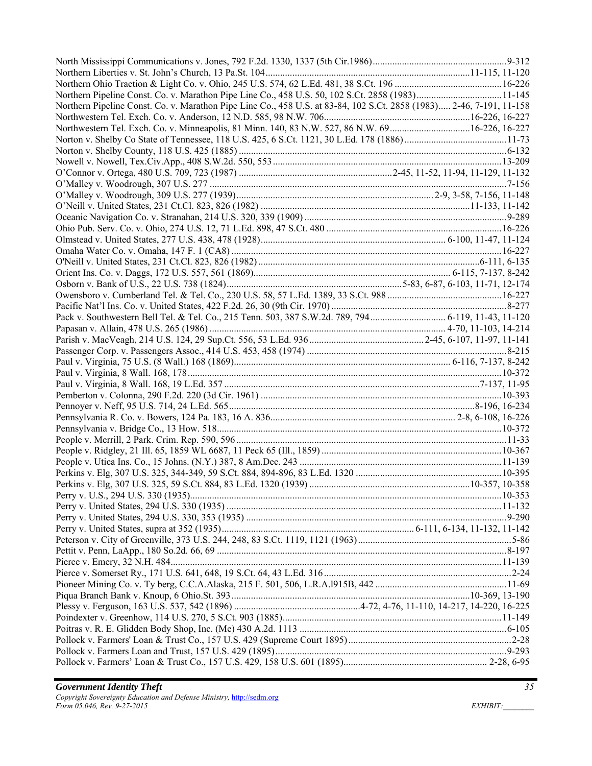North Mississippi Communications v. Jones, 792 F.2d. 1330, 1337 (5th Cir.1986)........................................................9-312
Northern Liberties v. St. John's Church, 13 Pa.St. 104...................................................................................11-115, 11-120
Northern Ohio Traction & Light Co. v. Ohio, 245 U.S. 574, 62 L.Ed. 481, 38 S.Ct. 196 ............................................16-226
Northern Pipeline Const. Co. v. Marathon Pipe Line Co., 458 U.S. 50, 102 S.Ct. 2858 (1983)....................................11-145
Northern Pipeline Const. Co. v. Marathon Pipe Line Co., 458 U.S. at 83-84, 102 S.Ct. 2858 (1983)..... 2-46, 7-191, 11-158
Northwestern Tel. Exch. Co. v. Anderson, 12 N.D. 585, 98 N.W. 706............................................................16-226, 16-227
Northwestern Tel. Exch. Co. v. Minneapolis, 81 Minn. 140, 83 N.W. 527, 86 N.W. 69.................................16-226, 16-227
Norton v. Shelby Co State of Tennessee, 118 U.S. 425, 6 S.Ct. 1121, 30 L.Ed. 178 (1886)...........................................11-73
Norton v. Shelby County, 118 U.S. 425 (1885) .............................................................................................................6-132
Nowell v. Nowell, Tex.Civ.App., 408 S.W.2d. 550, 553 ..............................................................................................13-209
O'Connor v. Ortega, 480 U.S. 709, 723 (1987) ..............................................................2-45, 11-52, 11-94, 11-129, 11-132
O'Malley v. Woodrough, 307 U.S. 277 ...........................................................................................................................7-156
O'Malley v. Woodrough, 309 U.S. 277 (1939)................................................................................2-9, 3-58, 7-156, 11-148
O'Neill v. United States, 231 Ct.Cl. 823, 826 (1982) .....................................................................................11-133, 11-142
Oceanic Navigation Co. v. Stranahan, 214 U.S. 320, 339 (1909) ..................................................................................9-289
Ohio Pub. Serv. Co. v. Ohio, 274 U.S. 12, 71 L.Ed. 898, 47 S.Ct. 480 ........................................................................16-226
Olmstead v. United States, 277 U.S. 438, 478 (1928)............................................................................ 6-100, 11-47, 11-124
Omaha Water Co. v. Omaha, 147 F. 1 (CA8) ..............................................................................................................16-227
O'Neill v. United States, 231 Ct.Cl. 823, 826 (1982) ...........................................................................................6-111, 6-135
Orient Ins. Co. v. Daggs, 172 U.S. 557, 561 (1869)................................................................................. 6-115, 7-137, 8-242
Osborn v. Bank of U.S., 22 U.S. 738 (1824)........................................................................5-83, 6-87, 6-103, 11-71, 12-174
Owensboro v. Cumberland Tel. & Tel. Co., 230 U.S. 58, 57 L.Ed. 1389, 33 S.Ct. 988 ...............................................16-227
Pacific Nat'l Ins. Co. v. United States, 422 F.2d. 26, 30 (9th Cir. 1970) ........................................................................8-277
Pack v. Southwestern Bell Tel. & Tel. Co., 215 Tenn. 503, 387 S.W.2d. 789, 794............................... 6-119, 11-43, 11-120
Papasan v. Allain, 478 U.S. 265 (1986) ................................................................................................. 4-70, 11-103, 14-214
Parish v. MacVeagh, 214 U.S. 124, 29 Sup.Ct. 556, 53 L.Ed. 936...............................................2-45, 6-107, 11-97, 11-141
Passenger Corp. v. Passengers Assoc., 414 U.S. 453, 458 (1974) .................................................................................8-215
Paul v. Virginia, 75 U.S. (8 Wall.) 168 (1869).......................................................................................... 6-116, 7-137, 8-242
Paul v. Virginia, 8 Wall. 168, 178................................................................................................................................10-372
Paul v. Virginia, 8 Wall. 168, 19 L.Ed. 357 ........................................................................................................7-137, 11-95
Pemberton v. Colonna, 290 F.2d. 220 (3d Cir. 1961) ...................................................................................................10-393
Pennoyer v. Neff, 95 U.S. 714, 24 L.Ed. 565...................................................................................................8-196, 16-234
Pennsylvania R. Co. v. Bowers, 124 Pa. 183, 16 A. 836............................................................................ 2-8, 6-108, 16-226
Pennsylvania v. Bridge Co., 13 How. 518....................................................................................................................10-372
People v. Merrill, 2 Park. Crim. Rep. 590, 596 ..............................................................................................................11-33
People v. Ridgley, 21 Ill. 65, 1859 WL 6687, 11 Peck 65 (Ill., 1859) .........................................................................10-367
People v. Utica Ins. Co., 15 Johns. (N.Y.) 387, 8 Am.Dec. 243 ..................................................................................11-139
Perkins v. Elg, 307 U.S. 325, 344-349, 59 S.Ct. 884, 894-896, 83 L.Ed. 1320 ............................................................10-395
Perkins v. Elg, 307 U.S. 325, 59 S.Ct. 884, 83 L.Ed. 1320 (1939) .................................................................10-357, 10-358
Perry v. U.S., 294 U.S. 330 (1935)...............................................................................................................................10-353
Perry v. United States, 294 U.S. 330 (1935) ................................................................................................................11-132
Perry v. United States, 294 U.S. 330, 353 (1935) ..........................................................................................................9-290
Perry v. United States, supra at 352 (1935)............................................................................... 6-111, 6-134, 11-132, 11-142
Peterson v. City of Greenville, 373 U.S. 244, 248, 83 S.Ct. 1119, 1121 (1963)...............................................................5-86
Pettit v. Penn, LaApp., 180 So.2d. 66, 69 ......................................................................................................................8-197
Pierce v. Emery, 32 N.H. 484.......................................................................................................................................11-139
Pierce v. Somerset Ry., 171 U.S. 641, 648, 19 S.Ct. 64, 43 L.Ed. 316............................................................................2-24
Pioneer Mining Co. v. Ty berg, C.C.A.Alaska, 215 F. 501, 506, L.R.A.l915B, 442 ......................................................11-69
Piqua Branch Bank v. Knoup, 6 Ohio.St. 393.................................................................................................10-369, 13-190
Plessy v. Ferguson, 163 U.S. 537, 542 (1896) ....................................................4-72, 4-76, 11-110, 14-217, 14-220, 16-225
Poindexter v. Greenhow, 114 U.S. 270, 5 S.Ct. 903 (1885)..........................................................................................11-149
Poitras v. R. E. Glidden Body Shop, Inc. (Me) 430 A.2d. 1113 ....................................................................................6-105
Pollock v. Farmers' Loan & Trust Co., 157 U.S. 429 (Supreme Court 1895)..................................................................2-28
Pollock v. Farmers Loan and Trust, 157 U.S. 429 (1895)..............................................................................................9-293
Pollock v. Farmers' Loan & Trust Co., 157 U.S. 429, 158 U.S. 601 (1895)........................................................... 2-28, 6-95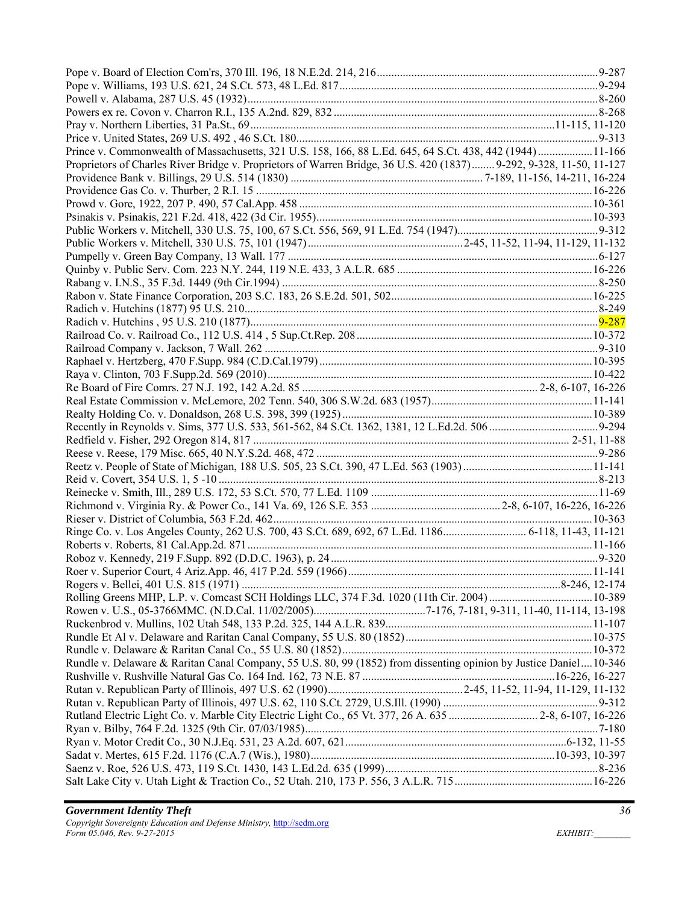Pope v. Board of Election Com'rs, 370 Ill. 196, 18 N.E.2d. 214, 216 ... 9-287
Pope v. Williams, 193 U.S. 621, 24 S.Ct. 573, 48 L.Ed. 817 ... 9-294
Powell v. Alabama, 287 U.S. 45 (1932) ... 8-260
Powers ex re. Covon v. Charron R.I., 135 A.2nd. 829, 832 ... 8-268
Pray v. Northern Liberties, 31 Pa.St., 69 ... 11-115, 11-120
Price v. United States, 269 U.S. 492 , 46 S.Ct. 180 ... 9-313
Prince v. Commonwealth of Massachusetts, 321 U.S. 158, 166, 88 L.Ed. 645, 64 S.Ct. 438, 442 (1944) ... 11-166
Proprietors of Charles River Bridge v. Proprietors of Warren Bridge, 36 U.S. 420 (1837) ... 9-292, 9-328, 11-50, 11-127
Providence Bank v. Billings, 29 U.S. 514 (1830) ... 7-189, 11-156, 14-211, 16-224
Providence Gas Co. v. Thurber, 2 R.I. 15 ... 16-226
Prowd v. Gore, 1922, 207 P. 490, 57 Cal.App. 458 ... 10-361
Psinakis v. Psinakis, 221 F.2d. 418, 422 (3d Cir. 1955) ... 10-393
Public Workers v. Mitchell, 330 U.S. 75, 100, 67 S.Ct. 556, 569, 91 L.Ed. 754 (1947) ... 9-312
Public Workers v. Mitchell, 330 U.S. 75, 101 (1947) ... 2-45, 11-52, 11-94, 11-129, 11-132
Pumpelly v. Green Bay Company, 13 Wall. 177 ... 6-127
Quinby v. Public Serv. Com. 223 N.Y. 244, 119 N.E. 433, 3 A.L.R. 685 ... 16-226
Rabang v. I.N.S., 35 F.3d. 1449 (9th Cir.1994) ... 8-250
Rabon v. State Finance Corporation, 203 S.C. 183, 26 S.E.2d. 501, 502 ... 16-225
Radich v. Hutchins (1877) 95 U.S. 210 ... 8-249
Radich v. Hutchins , 95 U.S. 210 (1877) ... 9-287
Railroad Co. v. Railroad Co., 112 U.S. 414 , 5 Sup.Ct.Rep. 208 ... 10-372
Railroad Company v. Jackson, 7 Wall. 262 ... 9-310
Raphael v. Hertzberg, 470 F.Supp. 984 (C.D.Cal.1979) ... 10-395
Raya v. Clinton, 703 F.Supp.2d. 569 (2010) ... 10-422
Re Board of Fire Comrs. 27 N.J. 192, 142 A.2d. 85 ... 2-8, 6-107, 16-226
Real Estate Commission v. McLemore, 202 Tenn. 540, 306 S.W.2d. 683 (1957) ... 11-141
Realty Holding Co. v. Donaldson, 268 U.S. 398, 399 (1925) ... 10-389
Recently in Reynolds v. Sims, 377 U.S. 533, 561-562, 84 S.Ct. 1362, 1381, 12 L.Ed.2d. 506 ... 9-294
Redfield v. Fisher, 292 Oregon 814, 817 ... 2-51, 11-88
Reese v. Reese, 179 Misc. 665, 40 N.Y.S.2d. 468, 472 ... 9-286
Reetz v. People of State of Michigan, 188 U.S. 505, 23 S.Ct. 390, 47 L.Ed. 563 (1903) ... 11-141
Reid v. Covert, 354 U.S. 1, 5 -10 ... 8-213
Reinecke v. Smith, Ill., 289 U.S. 172, 53 S.Ct. 570, 77 L.Ed. 1109 ... 11-69
Richmond v. Virginia Ry. & Power Co., 141 Va. 69, 126 S.E. 353 ... 2-8, 6-107, 16-226, 16-226
Rieser v. District of Columbia, 563 F.2d. 462 ... 10-363
Ringe Co. v. Los Angeles County, 262 U.S. 700, 43 S.Ct. 689, 692, 67 L.Ed. 1186 ... 6-118, 11-43, 11-121
Roberts v. Roberts, 81 Cal.App.2d. 871 ... 11-166
Roboz v. Kennedy, 219 F.Supp. 892 (D.D.C. 1963), p. 24 ... 9-320
Roer v. Superior Court, 4 Ariz.App. 46, 417 P.2d. 559 (1966) ... 11-141
Rogers v. Bellei, 401 U.S. 815 (1971) ... 8-246, 12-174
Rolling Greens MHP, L.P. v. Comcast SCH Holdings LLC, 374 F.3d. 1020 (11th Cir. 2004) ... 10-389
Rowen v. U.S., 05-3766MMC. (N.D.Cal. 11/02/2005) ... 7-176, 7-181, 9-311, 11-40, 11-114, 13-198
Ruckenbrod v. Mullins, 102 Utah 548, 133 P.2d. 325, 144 A.L.R. 839 ... 11-107
Rundle Et Al v. Delaware and Raritan Canal Company, 55 U.S. 80 (1852) ... 10-375
Rundle v. Delaware & Raritan Canal Co., 55 U.S. 80 (1852) ... 10-372
Rundle v. Delaware & Raritan Canal Company, 55 U.S. 80, 99 (1852) from dissenting opinion by Justice Daniel ... 10-346
Rushville v. Rushville Natural Gas Co. 164 Ind. 162, 73 N.E. 87 ... 16-226, 16-227
Rutan v. Republican Party of Illinois, 497 U.S. 62 (1990) ... 2-45, 11-52, 11-94, 11-129, 11-132
Rutan v. Republican Party of Illinois, 497 U.S. 62, 110 S.Ct. 2729, U.S.Ill. (1990) ... 9-312
Rutland Electric Light Co. v. Marble City Electric Light Co., 65 Vt. 377, 26 A. 635 ... 2-8, 6-107, 16-226
Ryan v. Bilby, 764 F.2d. 1325 (9th Cir. 07/03/1985) ... 7-180
Ryan v. Motor Credit Co., 30 N.J.Eq. 531, 23 A.2d. 607, 621 ... 6-132, 11-55
Sadat v. Mertes, 615 F.2d. 1176 (C.A.7 (Wis.), 1980) ... 10-393, 10-397
Saenz v. Roe, 526 U.S. 473, 119 S.Ct. 1430, 143 L.Ed.2d. 635 (1999) ... 8-236
Salt Lake City v. Utah Light & Traction Co., 52 Utah. 210, 173 P. 556, 3 A.L.R. 715 ... 16-226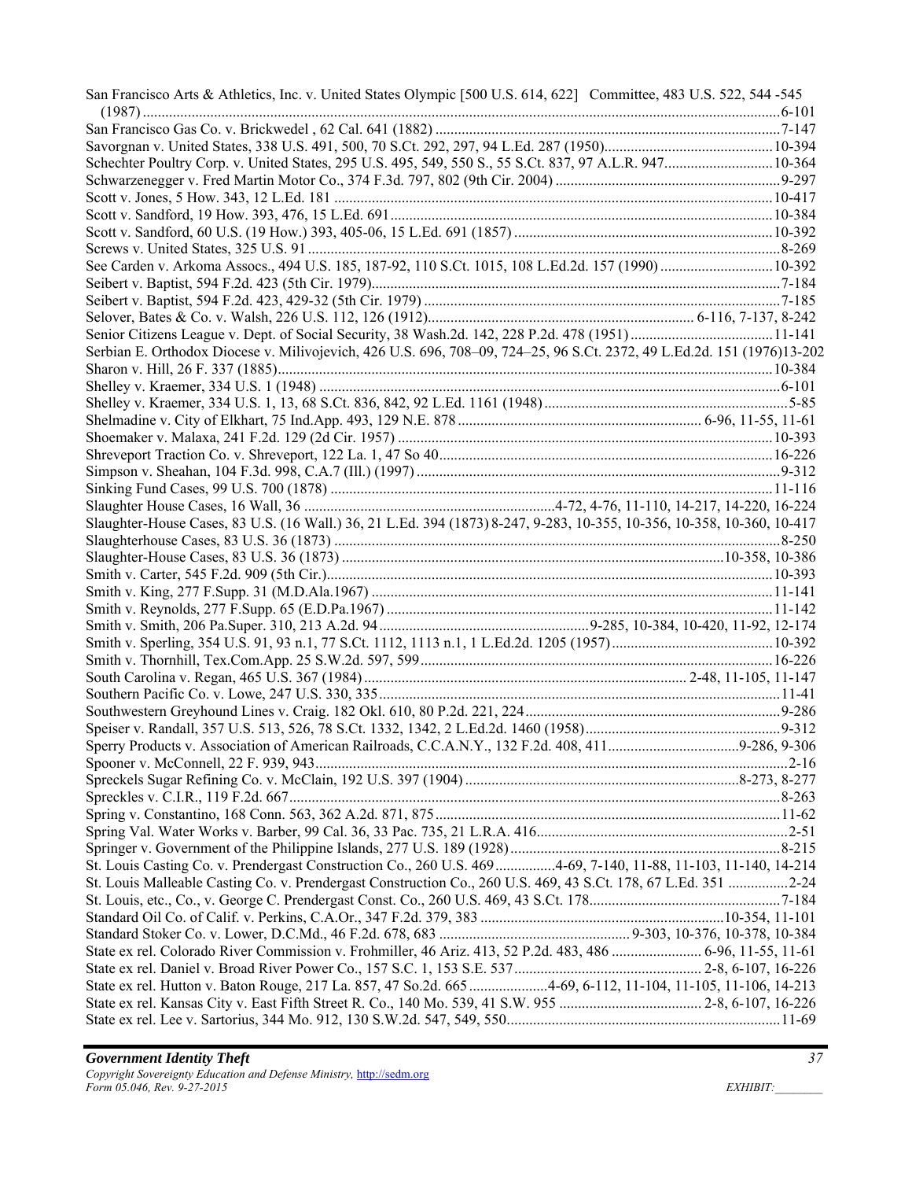San Francisco Arts & Athletics, Inc. v. United States Olympic [500 U.S. 614, 622] Committee, 483 U.S. 522, 544 -545 (1987) ........................................................................................................................................................6-101
San Francisco Gas Co. v. Brickwedel , 62 Cal. 641 (1882) ...........................................................................7-147
Savorgnan v. United States, 338 U.S. 491, 500, 70 S.Ct. 292, 297, 94 L.Ed. 287 (1950).............................................10-394
Schechter Poultry Corp. v. United States, 295 U.S. 495, 549, 550 S., 55 S.Ct. 837, 97 A.L.R. 947.............................10-364
Schwarzenegger v. Fred Martin Motor Co., 374 F.3d. 797, 802 (9th Cir. 2004) ............................................................9-297
Scott v. Jones, 5 How. 343, 12 L.Ed. 181 ....................................................................................................................10-417
Scott v. Sandford, 19 How. 393, 476, 15 L.Ed. 691......................................................................................................10-384
Scott v. Sandford, 60 U.S. (19 How.) 393, 405-06, 15 L.Ed. 691 (1857) .....................................................................10-392
Screws v. United States, 325 U.S. 91 .............................................................................................................................8-269
See Carden v. Arkoma Assocs., 494 U.S. 185, 187-92, 110 S.Ct. 1015, 108 L.Ed.2d. 157 (1990) ..............................10-392
Seibert v. Baptist, 594 F.2d. 423 (5th Cir. 1979)............................................................................................................7-184
Seibert v. Baptist, 594 F.2d. 423, 429-32 (5th Cir. 1979) ..............................................................................................7-185
Selover, Bates & Co. v. Walsh, 226 U.S. 112, 126 (1912)....................................................................... 6-116, 7-137, 8-242
Senior Citizens League v. Dept. of Social Security, 38 Wash.2d. 142, 228 P.2d. 478 (1951) .......................................11-141
Serbian E. Orthodox Diocese v. Milivojevich, 426 U.S. 696, 708–09, 724–25, 96 S.Ct. 2372, 49 L.Ed.2d. 151 (1976)13-202
Sharon v. Hill, 26 F. 337 (1885)....................................................................................................................................10-384
Shelley v. Kraemer, 334 U.S. 1 (1948) ..........................................................................................................................6-101
Shelley v. Kraemer, 334 U.S. 1, 13, 68 S.Ct. 836, 842, 92 L.Ed. 1161 (1948) .................................................................5-85
Shelmadine v. City of Elkhart, 75 Ind.App. 493, 129 N.E. 878 ................................................................ 6-96, 11-55, 11-61
Shoemaker v. Malaxa, 241 F.2d. 129 (2d Cir. 1957) ....................................................................................................10-393
Shreveport Traction Co. v. Shreveport, 122 La. 1, 47 So 40.........................................................................................16-226
Simpson v. Sheahan, 104 F.3d. 998, C.A.7 (Ill.) (1997) ................................................................................................9-312
Sinking Fund Cases, 99 U.S. 700 (1878) ......................................................................................................................11-116
Slaughter House Cases, 16 Wall, 36 ....................................................................4-72, 4-76, 11-110, 14-217, 14-220, 16-224
Slaughter-House Cases, 83 U.S. (16 Wall.) 36, 21 L.Ed. 394 (1873) 8-247, 9-283, 10-355, 10-356, 10-358, 10-360, 10-417
Slaughterhouse Cases, 83 U.S. 36 (1873) ......................................................................................................................8-250
Slaughter-House Cases, 83 U.S. 36 (1873) .....................................................................................................10-358, 10-386
Smith v. Carter, 545 F.2d. 909 (5th Cir.).......................................................................................................................10-393
Smith v. King, 277 F.Supp. 31 (M.D.Ala.1967) ..........................................................................................................11-141
Smith v. Reynolds, 277 F.Supp. 65 (E.D.Pa.1967) ......................................................................................................11-142
Smith v. Smith, 206 Pa.Super. 310, 213 A.2d. 94.........................................................9-285, 10-384, 10-420, 11-92, 12-174
Smith v. Sperling, 354 U.S. 91, 93 n.1, 77 S.Ct. 1112, 1113 n.1, 1 L.Ed.2d. 1205 (1957)...........................................10-392
Smith v. Thornhill, Tex.Com.App. 25 S.W.2d. 597, 599.............................................................................................16-226
South Carolina v. Regan, 465 U.S. 367 (1984) ...................................................................................... 2-48, 11-105, 11-147
Southern Pacific Co. v. Lowe, 247 U.S. 330, 335..........................................................................................................11-41
Southwestern Greyhound Lines v. Craig. 182 Okl. 610, 80 P.2d. 221, 224....................................................................9-286
Speiser v. Randall, 357 U.S. 513, 526, 78 S.Ct. 1332, 1342, 2 L.Ed.2d. 1460 (1958)....................................................9-312
Sperry Products v. Association of American Railroads, C.C.A.N.Y., 132 F.2d. 408, 411...................................9-286, 9-306
Spooner v. McConnell, 22 F. 939, 943.............................................................................................................................2-16
Spreckels Sugar Refining Co. v. McClain, 192 U.S. 397 (1904) ........................................................................8-273, 8-277
Spreckles v. C.I.R., 119 F.2d. 667...................................................................................................................................8-263
Spring v. Constantino, 168 Conn. 563, 362 A.2d. 871, 875...........................................................................................11-62
Spring Val. Water Works v. Barber, 99 Cal. 36, 33 Pac. 735, 21 L.R.A. 416...................................................................2-51
Springer v. Government of the Philippine Islands, 277 U.S. 189 (1928)........................................................................8-215
St. Louis Casting Co. v. Prendergast Construction Co., 260 U.S. 469................4-69, 7-140, 11-88, 11-103, 11-140, 14-214
St. Louis Malleable Casting Co. v. Prendergast Construction Co., 260 U.S. 469, 43 S.Ct. 178, 67 L.Ed. 351 ................2-24
St. Louis, etc., Co., v. George C. Prendergast Const. Co., 260 U.S. 469, 43 S.Ct. 178...................................................7-184
Standard Oil Co. of Calif. v. Perkins, C.A.Or., 347 F.2d. 379, 383 .................................................................10-354, 11-101
Standard Stoker Co. v. Lower, D.C.Md., 46 F.2d. 678, 683 .................................................. 9-303, 10-376, 10-378, 10-384
State ex rel. Colorado River Commission v. Frohmiller, 46 Ariz. 413, 52 P.2d. 483, 486 ........................ 6-96, 11-55, 11-61
State ex rel. Daniel v. Broad River Power Co., 157 S.C. 1, 153 S.E. 537 ................................................. 2-8, 6-107, 16-226
State ex rel. Hutton v. Baton Rouge, 217 La. 857, 47 So.2d. 665.....................4-69, 6-112, 11-104, 11-105, 11-106, 14-213
State ex rel. Kansas City v. East Fifth Street R. Co., 140 Mo. 539, 41 S.W. 955 ...................................... 2-8, 6-107, 16-226
State ex rel. Lee v. Sartorius, 344 Mo. 912, 130 S.W.2d. 547, 549, 550.........................................................................11-69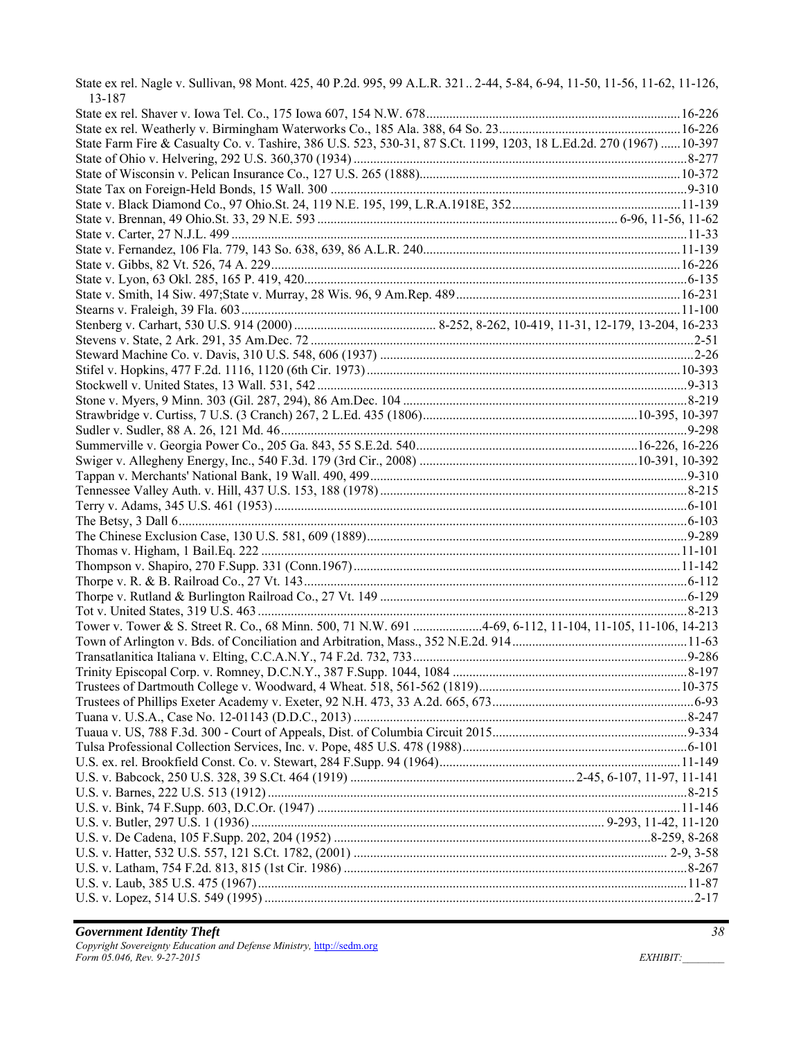State ex rel. Nagle v. Sullivan, 98 Mont. 425, 40 P.2d. 995, 99 A.L.R. 321.. 2-44, 5-84, 6-94, 11-50, 11-56, 11-62, 11-126, 13-187

State ex rel. Shaver v. Iowa Tel. Co., 175 Iowa 607, 154 N.W. 678....................16-226

State ex rel. Weatherly v. Birmingham Waterworks Co., 185 Ala. 388, 64 So. 23....................16-226

State Farm Fire & Casualty Co. v. Tashire, 386 U.S. 523, 530-31, 87 S.Ct. 1199, 1203, 18 L.Ed.2d. 270 (1967) ......10-397

State of Ohio v. Helvering, 292 U.S. 360,370 (1934)....................8-277

State of Wisconsin v. Pelican Insurance Co., 127 U.S. 265 (1888)....................10-372

State Tax on Foreign-Held Bonds, 15 Wall. 300....................9-310

State v. Black Diamond Co., 97 Ohio.St. 24, 119 N.E. 195, 199, L.R.A.1918E, 352....................11-139

State v. Brennan, 49 Ohio.St. 33, 29 N.E. 593.................... 6-96, 11-56, 11-62

State v. Carter, 27 N.J.L. 499....................11-33

State v. Fernandez, 106 Fla. 779, 143 So. 638, 639, 86 A.L.R. 240....................11-139

State v. Gibbs, 82 Vt. 526, 74 A. 229....................16-226

State v. Lyon, 63 Okl. 285, 165 P. 419, 420....................6-135

State v. Smith, 14 Siw. 497;State v. Murray, 28 Wis. 96, 9 Am.Rep. 489....................16-231

Stearns v. Fraleigh, 39 Fla. 603....................11-100

Stenberg v. Carhart, 530 U.S. 914 (2000).................... 8-252, 8-262, 10-419, 11-31, 12-179, 13-204, 16-233

Stevens v. State, 2 Ark. 291, 35 Am.Dec. 72....................2-51

Steward Machine Co. v. Davis, 310 U.S. 548, 606 (1937)....................2-26

Stifel v. Hopkins, 477 F.2d. 1116, 1120 (6th Cir. 1973)....................10-393

Stockwell v. United States, 13 Wall. 531, 542....................9-313

Stone v. Myers, 9 Minn. 303 (Gil. 287, 294), 86 Am.Dec. 104....................8-219

Strawbridge v. Curtiss, 7 U.S. (3 Cranch) 267, 2 L.Ed. 435 (1806)....................10-395, 10-397

Sudler v. Sudler, 88 A. 26, 121 Md. 46....................9-298

Summerville v. Georgia Power Co., 205 Ga. 843, 55 S.E.2d. 540....................16-226, 16-226

Swiger v. Allegheny Energy, Inc., 540 F.3d. 179 (3rd Cir., 2008)....................10-391, 10-392

Tappan v. Merchants' National Bank, 19 Wall. 490, 499....................9-310

Tennessee Valley Auth. v. Hill, 437 U.S. 153, 188 (1978)....................8-215

Terry v. Adams, 345 U.S. 461 (1953)....................6-101

The Betsy, 3 Dall 6....................6-103

The Chinese Exclusion Case, 130 U.S. 581, 609 (1889)....................9-289

Thomas v. Higham, 1 Bail.Eq. 222....................11-101

Thompson v. Shapiro, 270 F.Supp. 331 (Conn.1967)....................11-142

Thorpe v. R. & B. Railroad Co., 27 Vt. 143....................6-112

Thorpe v. Rutland & Burlington Railroad Co., 27 Vt. 149....................6-129

Tot v. United States, 319 U.S. 463....................8-213

Tower v. Tower & S. Street R. Co., 68 Minn. 500, 71 N.W. 691....................4-69, 6-112, 11-104, 11-105, 11-106, 14-213

Town of Arlington v. Bds. of Conciliation and Arbitration, Mass., 352 N.E.2d. 914....................11-63

Transatlanitica Italiana v. Elting, C.C.A.N.Y., 74 F.2d. 732, 733....................9-286

Trinity Episcopal Corp. v. Romney, D.C.N.Y., 387 F.Supp. 1044, 1084....................8-197

Trustees of Dartmouth College v. Woodward, 4 Wheat. 518, 561-562 (1819)....................10-375

Trustees of Phillips Exeter Academy v. Exeter, 92 N.H. 473, 33 A.2d. 665, 673....................6-93

Tuana v. U.S.A., Case No. 12-01143 (D.D.C., 2013)....................8-247

Tuaua v. US, 788 F.3d. 300 - Court of Appeals, Dist. of Columbia Circuit 2015....................9-334

Tulsa Professional Collection Services, Inc. v. Pope, 485 U.S. 478 (1988)....................6-101

U.S. ex. rel. Brookfield Const. Co. v. Stewart, 284 F.Supp. 94 (1964)....................11-149

U.S. v. Babcock, 250 U.S. 328, 39 S.Ct. 464 (1919)....................2-45, 6-107, 11-97, 11-141

U.S. v. Barnes, 222 U.S. 513 (1912)....................8-215

U.S. v. Bink, 74 F.Supp. 603, D.C.Or. (1947)....................11-146

U.S. v. Butler, 297 U.S. 1 (1936).................... 9-293, 11-42, 11-120

U.S. v. De Cadena, 105 F.Supp. 202, 204 (1952)....................8-259, 8-268

U.S. v. Hatter, 532 U.S. 557, 121 S.Ct. 1782, (2001).................... 2-9, 3-58

U.S. v. Latham, 754 F.2d. 813, 815 (1st Cir. 1986)....................8-267

U.S. v. Laub, 385 U.S. 475 (1967)....................11-87

U.S. v. Lopez, 514 U.S. 549 (1995)....................2-17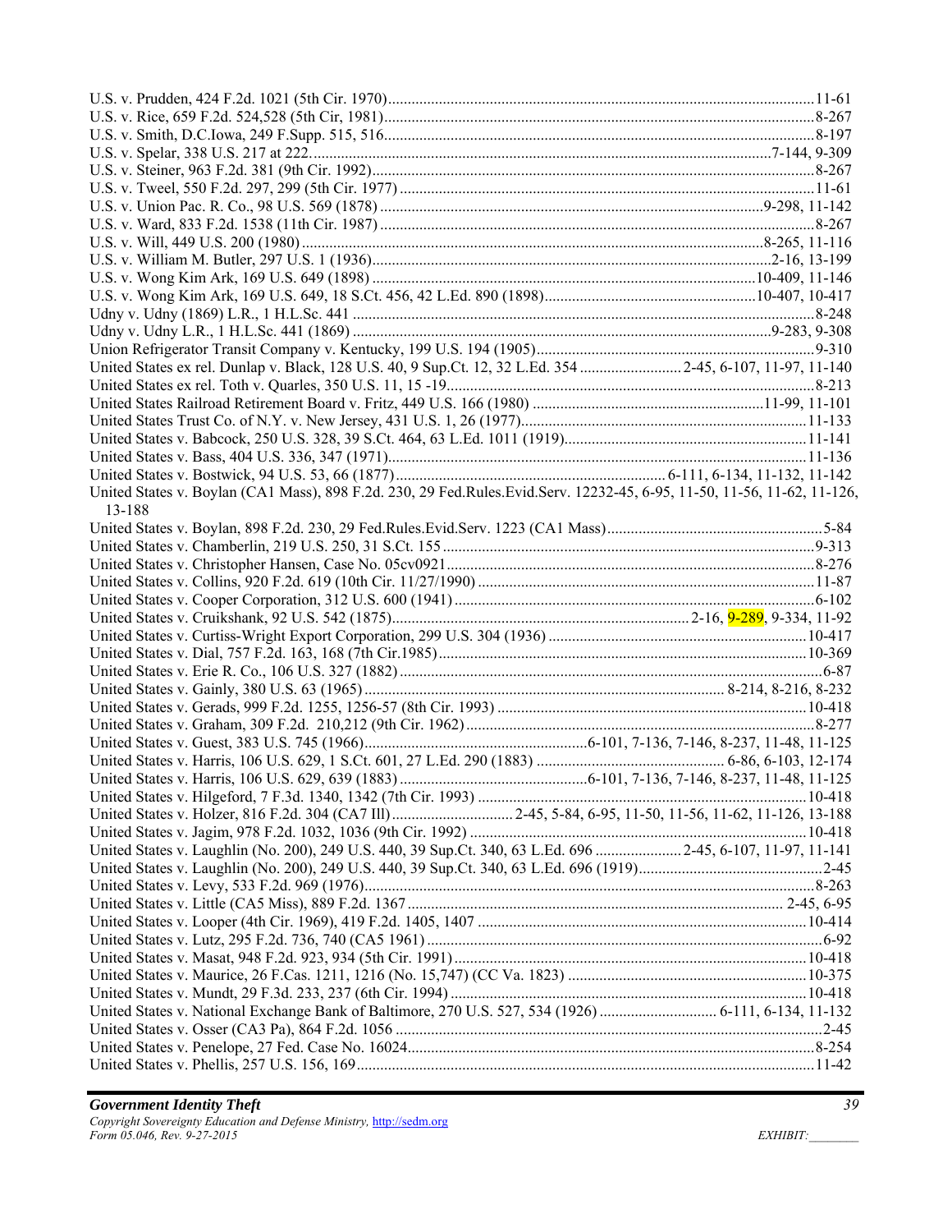U.S. v. Prudden, 424 F.2d. 1021 (5th Cir. 1970).......................................................................................................11-61
U.S. v. Rice, 659 F.2d. 524,528 (5th Cir, 1981).......................................................................................................8-267
U.S. v. Smith, D.C.Iowa, 249 F.Supp. 515, 516.......................................................................................................8-197
U.S. v. Spelar, 338 U.S. 217 at 222.........................................................................................................7-144, 9-309
U.S. v. Steiner, 963 F.2d. 381 (9th Cir. 1992).......................................................................................................8-267
U.S. v. Tweel, 550 F.2d. 297, 299 (5th Cir. 1977).......................................................................................................11-61
U.S. v. Union Pac. R. Co., 98 U.S. 569 (1878).......................................................................................................9-298, 11-142
U.S. v. Ward, 833 F.2d. 1538 (11th Cir. 1987).......................................................................................................8-267
U.S. v. Will, 449 U.S. 200 (1980).......................................................................................................8-265, 11-116
U.S. v. William M. Butler, 297 U.S. 1 (1936).......................................................................................................2-16, 13-199
U.S. v. Wong Kim Ark, 169 U.S. 649 (1898).......................................................................................................10-409, 11-146
U.S. v. Wong Kim Ark, 169 U.S. 649, 18 S.Ct. 456, 42 L.Ed. 890 (1898).......................................................................................................10-407, 10-417
Udny v. Udny (1869) L.R., 1 H.L.Sc. 441.......................................................................................................8-248
Udny v. Udny L.R., 1 H.L.Sc. 441 (1869).......................................................................................................9-283, 9-308
Union Refrigerator Transit Company v. Kentucky, 199 U.S. 194 (1905).......................................................................................................9-310
United States ex rel. Dunlap v. Black, 128 U.S. 40, 9 Sup.Ct. 12, 32 L.Ed. 354..........................2-45, 6-107, 11-97, 11-140
United States ex rel. Toth v. Quarles, 350 U.S. 11, 15 -19.......................................................................................................8-213
United States Railroad Retirement Board v. Fritz, 449 U.S. 166 (1980).......................................................................................................11-99, 11-101
United States Trust Co. of N.Y. v. New Jersey, 431 U.S. 1, 26 (1977).......................................................................................................11-133
United States v. Babcock, 250 U.S. 328, 39 S.Ct. 464, 63 L.Ed. 1011 (1919).......................................................................................................11-141
United States v. Bass, 404 U.S. 336, 347 (1971).......................................................................................................11-136
United States v. Bostwick, 94 U.S. 53, 66 (1877)....................................................................... 6-111, 6-134, 11-132, 11-142
United States v. Boylan (CA1 Mass), 898 F.2d. 230, 29 Fed.Rules.Evid.Serv. 12232-45, 6-95, 11-50, 11-56, 11-62, 11-126, 13-188
United States v. Boylan, 898 F.2d. 230, 29 Fed.Rules.Evid.Serv. 1223 (CA1 Mass).......................................................................................................5-84
United States v. Chamberlin, 219 U.S. 250, 31 S.Ct. 155.......................................................................................................9-313
United States v. Christopher Hansen, Case No. 05cv0921.......................................................................................................8-276
United States v. Collins, 920 F.2d. 619 (10th Cir. 11/27/1990).......................................................................................................11-87
United States v. Cooper Corporation, 312 U.S. 600 (1941).......................................................................................................6-102
United States v. Cruikshank, 92 U.S. 542 (1875).......................................................................................................2-16, 9-289, 9-334, 11-92
United States v. Curtiss-Wright Export Corporation, 299 U.S. 304 (1936).......................................................................................................10-417
United States v. Dial, 757 F.2d. 163, 168 (7th Cir.1985).......................................................................................................10-369
United States v. Erie R. Co., 106 U.S. 327 (1882).......................................................................................................6-87
United States v. Gainly, 380 U.S. 63 (1965)....................................................................... 8-214, 8-216, 8-232
United States v. Gerads, 999 F.2d. 1255, 1256-57 (8th Cir. 1993).......................................................................................................10-418
United States v. Graham, 309 F.2d. 210,212 (9th Cir. 1962).......................................................................................................8-277
United States v. Guest, 383 U.S. 745 (1966).......................................................................6-101, 7-136, 7-146, 8-237, 11-48, 11-125
United States v. Harris, 106 U.S. 629, 1 S.Ct. 601, 27 L.Ed. 290 (1883)....................................................................... 6-86, 6-103, 12-174
United States v. Harris, 106 U.S. 629, 639 (1883).......................................................................6-101, 7-136, 7-146, 8-237, 11-48, 11-125
United States v. Hilgeford, 7 F.3d. 1340, 1342 (7th Cir. 1993).......................................................................................................10-418
United States v. Holzer, 816 F.2d. 304 (CA7 Ill)..........................2-45, 5-84, 6-95, 11-50, 11-56, 11-62, 11-126, 13-188
United States v. Jagim, 978 F.2d. 1032, 1036 (9th Cir. 1992).......................................................................................................10-418
United States v. Laughlin (No. 200), 249 U.S. 440, 39 Sup.Ct. 340, 63 L.Ed. 696..........................2-45, 6-107, 11-97, 11-141
United States v. Laughlin (No. 200), 249 U.S. 440, 39 Sup.Ct. 340, 63 L.Ed. 696 (1919).......................................................................................................2-45
United States v. Levy, 533 F.2d. 969 (1976).......................................................................................................8-263
United States v. Little (CA5 Miss), 889 F.2d. 1367....................................................................... 2-45, 6-95
United States v. Looper (4th Cir. 1969), 419 F.2d. 1405, 1407.......................................................................................................10-414
United States v. Lutz, 295 F.2d. 736, 740 (CA5 1961).......................................................................................................6-92
United States v. Masat, 948 F.2d. 923, 934 (5th Cir. 1991).......................................................................................................10-418
United States v. Maurice, 26 F.Cas. 1211, 1216 (No. 15,747) (CC Va. 1823).......................................................................................................10-375
United States v. Mundt, 29 F.3d. 233, 237 (6th Cir. 1994).......................................................................................................10-418
United States v. National Exchange Bank of Baltimore, 270 U.S. 527, 534 (1926)....................................................................... 6-111, 6-134, 11-132
United States v. Osser (CA3 Pa), 864 F.2d. 1056.......................................................................................................2-45
United States v. Penelope, 27 Fed. Case No. 16024.......................................................................................................8-254
United States v. Phellis, 257 U.S. 156, 169.......................................................................................................11-42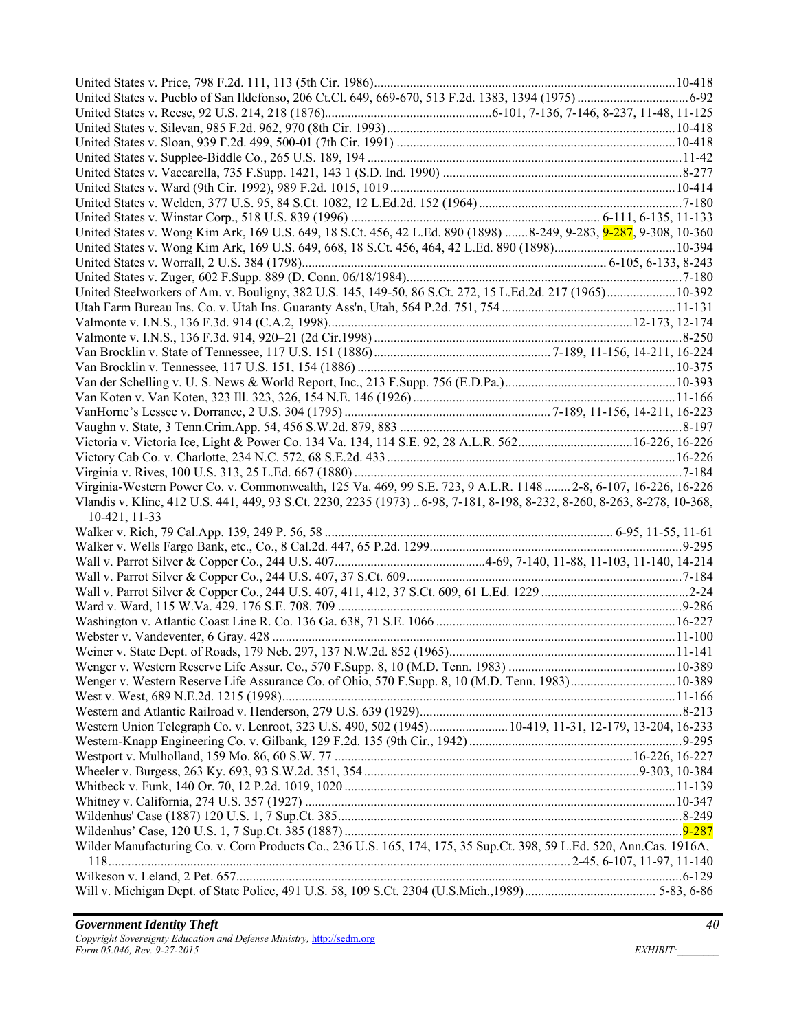United States v. Price, 798 F.2d. 111, 113 (5th Cir. 1986)....................10-418
United States v. Pueblo of San Ildefonso, 206 Ct.Cl. 649, 669-670, 513 F.2d. 1383, 1394 (1975)....................6-92
United States v. Reese, 92 U.S. 214, 218 (1876)....................6-101, 7-136, 7-146, 8-237, 11-48, 11-125
United States v. Silevan, 985 F.2d. 962, 970 (8th Cir. 1993)....................10-418
United States v. Sloan, 939 F.2d. 499, 500-01 (7th Cir. 1991)....................10-418
United States v. Supplee-Biddle Co., 265 U.S. 189, 194....................11-42
United States v. Vaccarella, 735 F.Supp. 1421, 143 1 (S.D. Ind. 1990)....................8-277
United States v. Ward (9th Cir. 1992), 989 F.2d. 1015, 1019....................10-414
United States v. Welden, 377 U.S. 95, 84 S.Ct. 1082, 12 L.Ed.2d. 152 (1964)....................7-180
United States v. Winstar Corp., 518 U.S. 839 (1996)....................6-111, 6-135, 11-133
United States v. Wong Kim Ark, 169 U.S. 649, 18 S.Ct. 456, 42 L.Ed. 890 (1898)....................8-249, 9-283, 9-287, 9-308, 10-360
United States v. Wong Kim Ark, 169 U.S. 649, 668, 18 S.Ct. 456, 464, 42 L.Ed. 890 (1898)....................10-394
United States v. Worrall, 2 U.S. 384 (1798)....................6-105, 6-133, 8-243
United States v. Zuger, 602 F.Supp. 889 (D. Conn. 06/18/1984)....................7-180
United Steelworkers of Am. v. Bouligny, 382 U.S. 145, 149-50, 86 S.Ct. 272, 15 L.Ed.2d. 217 (1965)....................10-392
Utah Farm Bureau Ins. Co. v. Utah Ins. Guaranty Ass'n, Utah, 564 P.2d. 751, 754....................11-131
Valmonte v. I.N.S., 136 F.3d. 914 (C.A.2, 1998)....................12-173, 12-174
Valmonte v. I.N.S., 136 F.3d. 914, 920–21 (2d Cir.1998)....................8-250
Van Brocklin v. State of Tennessee, 117 U.S. 151 (1886)....................7-189, 11-156, 14-211, 16-224
Van Brocklin v. Tennessee, 117 U.S. 151, 154 (1886)....................10-375
Van der Schelling v. U. S. News & World Report, Inc., 213 F.Supp. 756 (E.D.Pa.)....................10-393
Van Koten v. Van Koten, 323 Ill. 323, 326, 154 N.E. 146 (1926)....................11-166
VanHorne's Lessee v. Dorrance, 2 U.S. 304 (1795)....................7-189, 11-156, 14-211, 16-223
Vaughn v. State, 3 Tenn.Crim.App. 54, 456 S.W.2d. 879, 883....................8-197
Victoria v. Victoria Ice, Light & Power Co. 134 Va. 134, 114 S.E. 92, 28 A.L.R. 562....................16-226, 16-226
Victory Cab Co. v. Charlotte, 234 N.C. 572, 68 S.E.2d. 433....................16-226
Virginia v. Rives, 100 U.S. 313, 25 L.Ed. 667 (1880)....................7-184
Virginia-Western Power Co. v. Commonwealth, 125 Va. 469, 99 S.E. 723, 9 A.L.R. 1148....................2-8, 6-107, 16-226, 16-226
Vlandis v. Kline, 412 U.S. 441, 449, 93 S.Ct. 2230, 2235 (1973)..6-98, 7-181, 8-198, 8-232, 8-260, 8-263, 8-278, 10-368, 10-421, 11-33
Walker v. Rich, 79 Cal.App. 139, 249 P. 56, 58....................6-95, 11-55, 11-61
Walker v. Wells Fargo Bank, etc., Co., 8 Cal.2d. 447, 65 P.2d. 1299....................9-295
Wall v. Parrot Silver & Copper Co., 244 U.S. 407....................4-69, 7-140, 11-88, 11-103, 11-140, 14-214
Wall v. Parrot Silver & Copper Co., 244 U.S. 407, 37 S.Ct. 609....................7-184
Wall v. Parrot Silver & Copper Co., 244 U.S. 407, 411, 412, 37 S.Ct. 609, 61 L.Ed. 1229....................2-24
Ward v. Ward, 115 W.Va. 429. 176 S.E. 708. 709....................9-286
Washington v. Atlantic Coast Line R. Co. 136 Ga. 638, 71 S.E. 1066....................16-227
Webster v. Vandeventer, 6 Gray. 428....................11-100
Weiner v. State Dept. of Roads, 179 Neb. 297, 137 N.W.2d. 852 (1965)....................11-141
Wenger v. Western Reserve Life Assur. Co., 570 F.Supp. 8, 10 (M.D. Tenn. 1983)....................10-389
Wenger v. Western Reserve Life Assurance Co. of Ohio, 570 F.Supp. 8, 10 (M.D. Tenn. 1983)....................10-389
West v. West, 689 N.E.2d. 1215 (1998)....................11-166
Western and Atlantic Railroad v. Henderson, 279 U.S. 639 (1929)....................8-213
Western Union Telegraph Co. v. Lenroot, 323 U.S. 490, 502 (1945)....................10-419, 11-31, 12-179, 13-204, 16-233
Western-Knapp Engineering Co. v. Gilbank, 129 F.2d. 135 (9th Cir., 1942)....................9-295
Westport v. Mulholland, 159 Mo. 86, 60 S.W. 77....................16-226, 16-227
Wheeler v. Burgess, 263 Ky. 693, 93 S.W.2d. 351, 354....................9-303, 10-384
Whitbeck v. Funk, 140 Or. 70, 12 P.2d. 1019, 1020....................11-139
Whitney v. California, 274 U.S. 357 (1927)....................10-347
Wildenhus' Case (1887) 120 U.S. 1, 7 Sup.Ct. 385....................8-249
Wildenhus' Case, 120 U.S. 1, 7 Sup.Ct. 385 (1887)....................9-287
Wilder Manufacturing Co. v. Corn Products Co., 236 U.S. 165, 174, 175, 35 Sup.Ct. 398, 59 L.Ed. 520, Ann.Cas. 1916A, 118....................2-45, 6-107, 11-97, 11-140
Wilkeson v. Leland, 2 Pet. 657....................6-129
Will v. Michigan Dept. of State Police, 491 U.S. 58, 109 S.Ct. 2304 (U.S.Mich.,1989)....................5-83, 6-86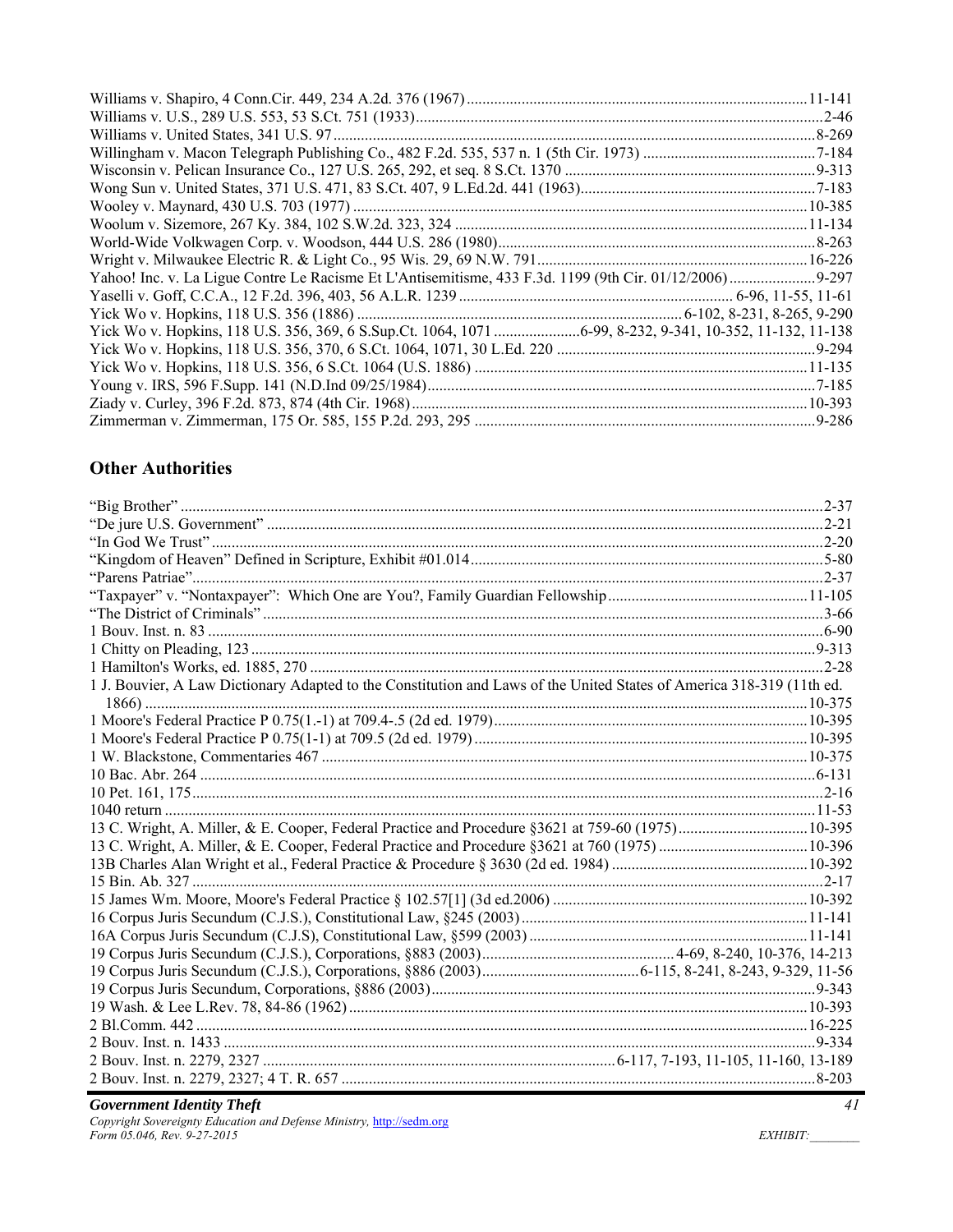Williams v. Shapiro, 4 Conn.Cir. 449, 234 A.2d. 376 (1967) ....... 11-141
Williams v. U.S., 289 U.S. 553, 53 S.Ct. 751 (1933) ....... 2-46
Williams v. United States, 341 U.S. 97 ....... 8-269
Willingham v. Macon Telegraph Publishing Co., 482 F.2d. 535, 537 n. 1 (5th Cir. 1973) ....... 7-184
Wisconsin v. Pelican Insurance Co., 127 U.S. 265, 292, et seq. 8 S.Ct. 1370 ....... 9-313
Wong Sun v. United States, 371 U.S. 471, 83 S.Ct. 407, 9 L.Ed.2d. 441 (1963) ....... 7-183
Wooley v. Maynard, 430 U.S. 703 (1977) ....... 10-385
Woolum v. Sizemore, 267 Ky. 384, 102 S.W.2d. 323, 324 ....... 11-134
World-Wide Volkwagen Corp. v. Woodson, 444 U.S. 286 (1980) ....... 8-263
Wright v. Milwaukee Electric R. & Light Co., 95 Wis. 29, 69 N.W. 791 ....... 16-226
Yahoo! Inc. v. La Ligue Contre Le Racisme Et L'Antisemitisme, 433 F.3d. 1199 (9th Cir. 01/12/2006) ....... 9-297
Yaselli v. Goff, C.C.A., 12 F.2d. 396, 403, 56 A.L.R. 1239 ....... 6-96, 11-55, 11-61
Yick Wo v. Hopkins, 118 U.S. 356 (1886) ....... 6-102, 8-231, 8-265, 9-290
Yick Wo v. Hopkins, 118 U.S. 356, 369, 6 S.Sup.Ct. 1064, 1071 ....... 6-99, 8-232, 9-341, 10-352, 11-132, 11-138
Yick Wo v. Hopkins, 118 U.S. 356, 370, 6 S.Ct. 1064, 1071, 30 L.Ed. 220 ....... 9-294
Yick Wo v. Hopkins, 118 U.S. 356, 6 S.Ct. 1064 (U.S. 1886) ....... 11-135
Young v. IRS, 596 F.Supp. 141 (N.D.Ind 09/25/1984) ....... 7-185
Ziady v. Curley, 396 F.2d. 873, 874 (4th Cir. 1968) ....... 10-393
Zimmerman v. Zimmerman, 175 Or. 585, 155 P.2d. 293, 295 ....... 9-286

## Other Authorities

"Big Brother" ....... 2-37
"De jure U.S. Government" ....... 2-21
"In God We Trust" ....... 2-20
"Kingdom of Heaven" Defined in Scripture, Exhibit #01.014 ....... 5-80
"Parens Patriae" ....... 2-37
"Taxpayer" v. "Nontaxpayer": Which One are You?, Family Guardian Fellowship ....... 11-105
"The District of Criminals" ....... 3-66
1 Bouv. Inst. n. 83 ....... 6-90
1 Chitty on Pleading, 123 ....... 9-313
1 Hamilton's Works, ed. 1885, 270 ....... 2-28
1 J. Bouvier, A Law Dictionary Adapted to the Constitution and Laws of the United States of America 318-319 (11th ed. 1866) ....... 10-375
1 Moore's Federal Practice P 0.75(1.-1) at 709.4-.5 (2d ed. 1979) ....... 10-395
1 Moore's Federal Practice P 0.75(1-1) at 709.5 (2d ed. 1979) ....... 10-395
1 W. Blackstone, Commentaries 467 ....... 10-375
10 Bac. Abr. 264 ....... 6-131
10 Pet. 161, 175 ....... 2-16
1040 return ....... 11-53
13 C. Wright, A. Miller, & E. Cooper, Federal Practice and Procedure §3621 at 759-60 (1975) ....... 10-395
13 C. Wright, A. Miller, & E. Cooper, Federal Practice and Procedure §3621 at 760 (1975) ....... 10-396
13B Charles Alan Wright et al., Federal Practice & Procedure § 3630 (2d ed. 1984) ....... 10-392
15 Bin. Ab. 327 ....... 2-17
15 James Wm. Moore, Moore's Federal Practice § 102.57[1] (3d ed.2006) ....... 10-392
16 Corpus Juris Secundum (C.J.S.), Constitutional Law, §245 (2003) ....... 11-141
16A Corpus Juris Secundum (C.J.S), Constitutional Law, §599 (2003) ....... 11-141
19 Corpus Juris Secundum (C.J.S.), Corporations, §883 (2003) ....... 4-69, 8-240, 10-376, 14-213
19 Corpus Juris Secundum (C.J.S.), Corporations, §886 (2003) ....... 6-115, 8-241, 8-243, 9-329, 11-56
19 Corpus Juris Secundum, Corporations, §886 (2003) ....... 9-343
19 Wash. & Lee L.Rev. 78, 84-86 (1962) ....... 10-393
2 Bl.Comm. 442 ....... 16-225
2 Bouv. Inst. n. 1433 ....... 9-334
2 Bouv. Inst. n. 2279, 2327 ....... 6-117, 7-193, 11-105, 11-160, 13-189
2 Bouv. Inst. n. 2279, 2327; 4 T. R. 657 ....... 8-203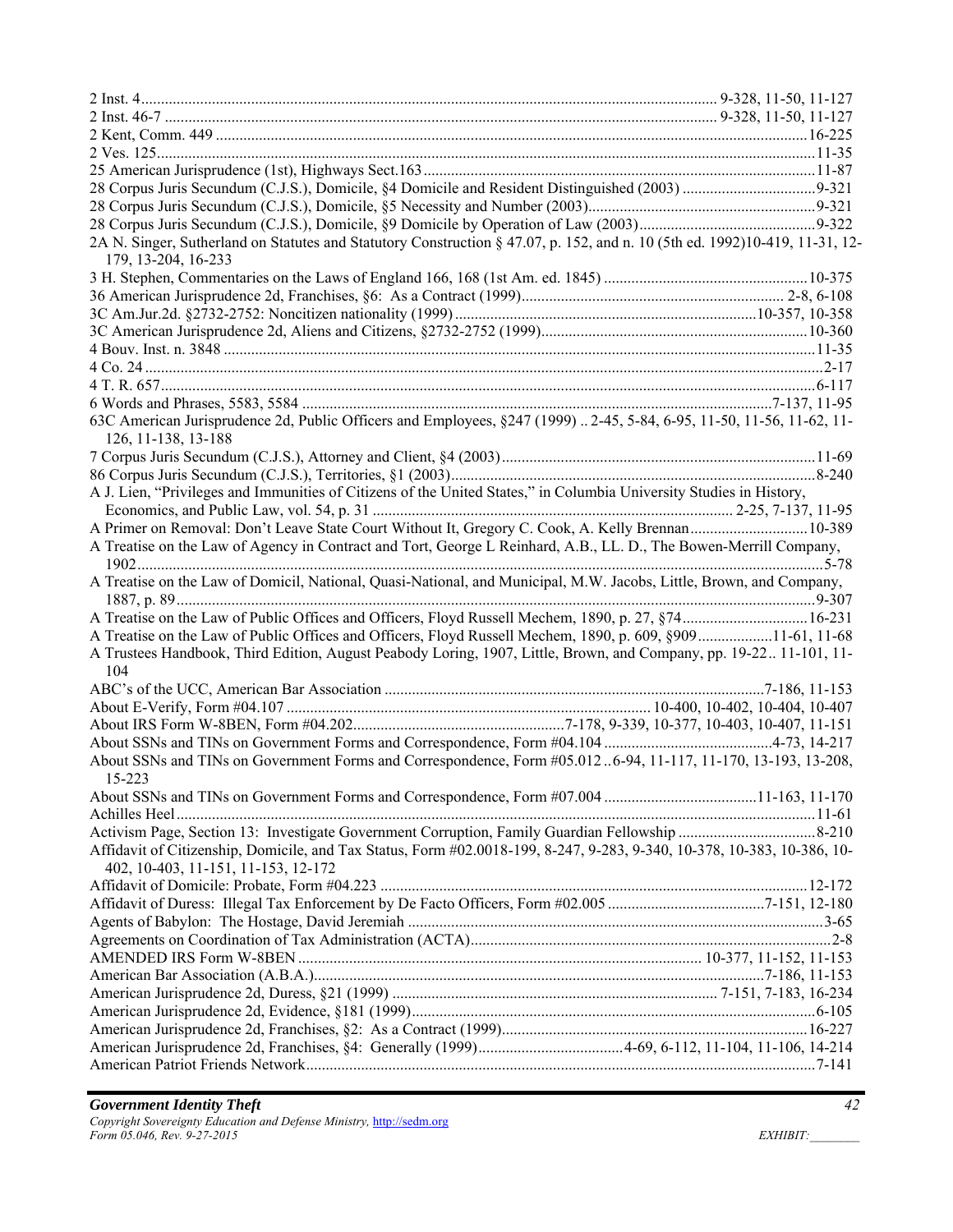2 Inst. 4 ... 9-328, 11-50, 11-127
2 Inst. 46-7 ... 9-328, 11-50, 11-127
2 Kent, Comm. 449 ... 16-225
2 Ves. 125 ... 11-35
25 American Jurisprudence (1st), Highways Sect.163 ... 11-87
28 Corpus Juris Secundum (C.J.S.), Domicile, §4 Domicile and Resident Distinguished (2003) ... 9-321
28 Corpus Juris Secundum (C.J.S.), Domicile, §5 Necessity and Number (2003) ... 9-321
28 Corpus Juris Secundum (C.J.S.), Domicile, §9 Domicile by Operation of Law (2003) ... 9-322
2A N. Singer, Sutherland on Statutes and Statutory Construction § 47.07, p. 152, and n. 10 (5th ed. 1992) 10-419, 11-31, 12-179, 13-204, 16-233
3 H. Stephen, Commentaries on the Laws of England 166, 168 (1st Am. ed. 1845) ... 10-375
36 American Jurisprudence 2d, Franchises, §6: As a Contract (1999) ... 2-8, 6-108
3C Am.Jur.2d. §2732-2752: Noncitizen nationality (1999) ... 10-357, 10-358
3C American Jurisprudence 2d, Aliens and Citizens, §2732-2752 (1999) ... 10-360
4 Bouv. Inst. n. 3848 ... 11-35
4 Co. 24 ... 2-17
4 T. R. 657 ... 6-117
6 Words and Phrases, 5583, 5584 ... 7-137, 11-95
63C American Jurisprudence 2d, Public Officers and Employees, §247 (1999) .. 2-45, 5-84, 6-95, 11-50, 11-56, 11-62, 11-126, 11-138, 13-188
7 Corpus Juris Secundum (C.J.S.), Attorney and Client, §4 (2003) ... 11-69
86 Corpus Juris Secundum (C.J.S.), Territories, §1 (2003) ... 8-240
A J. Lien, "Privileges and Immunities of Citizens of the United States," in Columbia University Studies in History, Economics, and Public Law, vol. 54, p. 31 ... 2-25, 7-137, 11-95
A Primer on Removal: Don't Leave State Court Without It, Gregory C. Cook, A. Kelly Brennan ... 10-389
A Treatise on the Law of Agency in Contract and Tort, George L Reinhard, A.B., LL. D., The Bowen-Merrill Company, 1902 ... 5-78
A Treatise on the Law of Domicil, National, Quasi-National, and Municipal, M.W. Jacobs, Little, Brown, and Company, 1887, p. 89 ... 9-307
A Treatise on the Law of Public Offices and Officers, Floyd Russell Mechem, 1890, p. 27, §74 ... 16-231
A Treatise on the Law of Public Offices and Officers, Floyd Russell Mechem, 1890, p. 609, §909 ... 11-61, 11-68
A Trustees Handbook, Third Edition, August Peabody Loring, 1907, Little, Brown, and Company, pp. 19-22 .. 11-101, 11-104
ABC's of the UCC, American Bar Association ... 7-186, 11-153
About E-Verify, Form #04.107 ... 10-400, 10-402, 10-404, 10-407
About IRS Form W-8BEN, Form #04.202 ... 7-178, 9-339, 10-377, 10-403, 10-407, 11-151
About SSNs and TINs on Government Forms and Correspondence, Form #04.104 ... 4-73, 14-217
About SSNs and TINs on Government Forms and Correspondence, Form #05.012 .. 6-94, 11-117, 11-170, 13-193, 13-208, 15-223
About SSNs and TINs on Government Forms and Correspondence, Form #07.004 ... 11-163, 11-170
Achilles Heel ... 11-61
Activism Page, Section 13: Investigate Government Corruption, Family Guardian Fellowship ... 8-210
Affidavit of Citizenship, Domicile, and Tax Status, Form #02.001 8-199, 8-247, 9-283, 9-340, 10-378, 10-383, 10-386, 10-402, 10-403, 11-151, 11-153, 12-172
Affidavit of Domicile: Probate, Form #04.223 ... 12-172
Affidavit of Duress: Illegal Tax Enforcement by De Facto Officers, Form #02.005 ... 7-151, 12-180
Agents of Babylon: The Hostage, David Jeremiah ... 3-65
Agreements on Coordination of Tax Administration (ACTA) ... 2-8
AMENDED IRS Form W-8BEN ... 10-377, 11-152, 11-153
American Bar Association (A.B.A.) ... 7-186, 11-153
American Jurisprudence 2d, Duress, §21 (1999) ... 7-151, 7-183, 16-234
American Jurisprudence 2d, Evidence, §181 (1999) ... 6-105
American Jurisprudence 2d, Franchises, §2: As a Contract (1999) ... 16-227
American Jurisprudence 2d, Franchises, §4: Generally (1999) ... 4-69, 6-112, 11-104, 11-106, 14-214
American Patriot Friends Network ... 7-141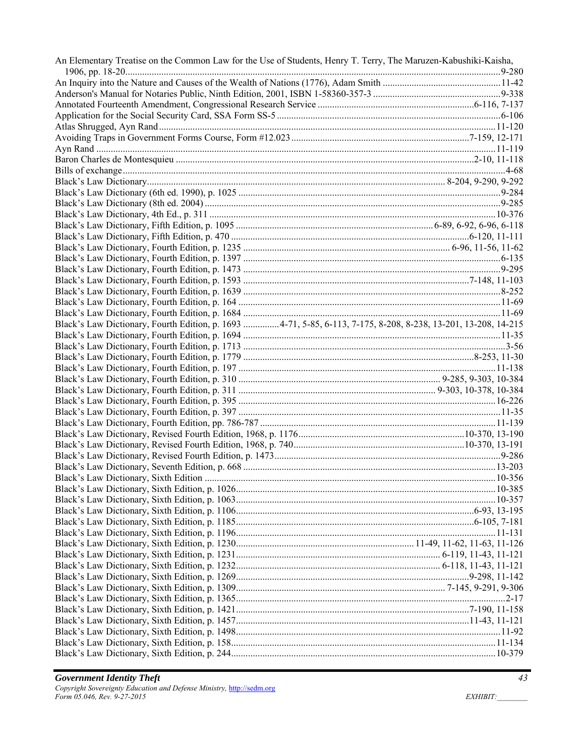An Elementary Treatise on the Common Law for the Use of Students, Henry T. Terry, The Maruzen-Kabushiki-Kaisha, 1906, pp. 18-20....9-280
An Inquiry into the Nature and Causes of the Wealth of Nations (1776), Adam Smith ....11-42
Anderson's Manual for Notaries Public, Ninth Edition, 2001, ISBN 1-58360-357-3 ....9-338
Annotated Fourteenth Amendment, Congressional Research Service ....6-116, 7-137
Application for the Social Security Card, SSA Form SS-5 ....6-106
Atlas Shrugged, Ayn Rand....11-120
Avoiding Traps in Government Forms Course, Form #12.023....7-159, 12-171
Ayn Rand ....11-119
Baron Charles de Montesquieu ....2-10, 11-118
Bills of exchange....4-68
Black's Law Dictionary....8-204, 9-290, 9-292
Black's Law Dictionary (6th ed. 1990), p. 1025 ....9-284
Black's Law Dictionary (8th ed. 2004) ....9-285
Black's Law Dictionary, 4th Ed., p. 311 ....10-376
Black's Law Dictionary, Fifth Edition, p. 1095 ....6-89, 6-92, 6-96, 6-118
Black's Law Dictionary, Fifth Edition, p. 470 ....6-120, 11-111
Black's Law Dictionary, Fourth Edition, p. 1235 ....6-96, 11-56, 11-62
Black's Law Dictionary, Fourth Edition, p. 1397 ....6-135
Black's Law Dictionary, Fourth Edition, p. 1473 ....9-295
Black's Law Dictionary, Fourth Edition, p. 1593 ....7-148, 11-103
Black's Law Dictionary, Fourth Edition, p. 1639 ....8-252
Black's Law Dictionary, Fourth Edition, p. 164 ....11-69
Black's Law Dictionary, Fourth Edition, p. 1684 ....11-69
Black's Law Dictionary, Fourth Edition, p. 1693 ....4-71, 5-85, 6-113, 7-175, 8-208, 8-238, 13-201, 13-208, 14-215
Black's Law Dictionary, Fourth Edition, p. 1694 ....11-35
Black's Law Dictionary, Fourth Edition, p. 1713 ....3-56
Black's Law Dictionary, Fourth Edition, p. 1779 ....8-253, 11-30
Black's Law Dictionary, Fourth Edition, p. 197 ....11-138
Black's Law Dictionary, Fourth Edition, p. 310 ....9-285, 9-303, 10-384
Black's Law Dictionary, Fourth Edition, p. 311 ....9-303, 10-378, 10-384
Black's Law Dictionary, Fourth Edition, p. 395 ....16-226
Black's Law Dictionary, Fourth Edition, p. 397 ....11-35
Black's Law Dictionary, Fourth Edition, pp. 786-787 ....11-139
Black's Law Dictionary, Revised Fourth Edition, 1968, p. 1176....10-370, 13-190
Black's Law Dictionary, Revised Fourth Edition, 1968, p. 740....10-370, 13-191
Black's Law Dictionary, Revised Fourth Edition, p. 1473....9-286
Black's Law Dictionary, Seventh Edition, p. 668 ....13-203
Black's Law Dictionary, Sixth Edition ....10-356
Black's Law Dictionary, Sixth Edition, p. 1026....10-385
Black's Law Dictionary, Sixth Edition, p. 1063....10-357
Black's Law Dictionary, Sixth Edition, p. 1106....6-93, 13-195
Black's Law Dictionary, Sixth Edition, p. 1185....6-105, 7-181
Black's Law Dictionary, Sixth Edition, p. 1196....11-131
Black's Law Dictionary, Sixth Edition, p. 1230....11-49, 11-62, 11-63, 11-126
Black's Law Dictionary, Sixth Edition, p. 1231....6-119, 11-43, 11-121
Black's Law Dictionary, Sixth Edition, p. 1232....6-118, 11-43, 11-121
Black's Law Dictionary, Sixth Edition, p. 1269....9-298, 11-142
Black's Law Dictionary, Sixth Edition, p. 1309....7-145, 9-291, 9-306
Black's Law Dictionary, Sixth Edition, p. 1365....2-17
Black's Law Dictionary, Sixth Edition, p. 1421....7-190, 11-158
Black's Law Dictionary, Sixth Edition, p. 1457....11-43, 11-121
Black's Law Dictionary, Sixth Edition, p. 1498....11-92
Black's Law Dictionary, Sixth Edition, p. 158....11-134
Black's Law Dictionary, Sixth Edition, p. 244....10-379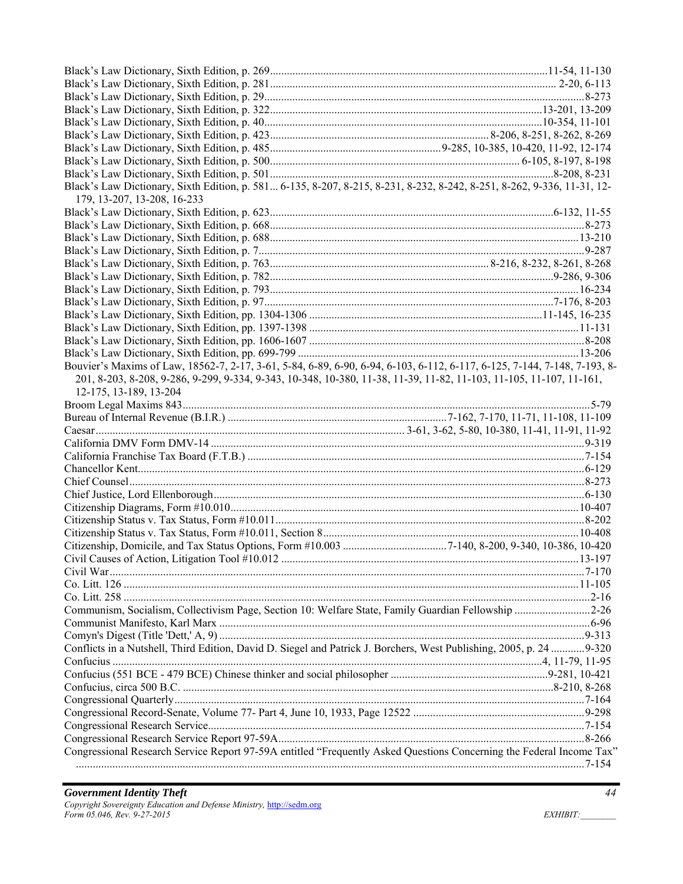Black's Law Dictionary, Sixth Edition, p. 269 ..........11-54, 11-130
Black's Law Dictionary, Sixth Edition, p. 281 .......... 2-20, 6-113
Black's Law Dictionary, Sixth Edition, p. 29 ..........8-273
Black's Law Dictionary, Sixth Edition, p. 322 ..........13-201, 13-209
Black's Law Dictionary, Sixth Edition, p. 40 ..........10-354, 11-101
Black's Law Dictionary, Sixth Edition, p. 423 .......... 8-206, 8-251, 8-262, 8-269
Black's Law Dictionary, Sixth Edition, p. 485 ..........9-285, 10-385, 10-420, 11-92, 12-174
Black's Law Dictionary, Sixth Edition, p. 500 .......... 6-105, 8-197, 8-198
Black's Law Dictionary, Sixth Edition, p. 501 ..........8-208, 8-231
Black's Law Dictionary, Sixth Edition, p. 581... 6-135, 8-207, 8-215, 8-231, 8-232, 8-242, 8-251, 8-262, 9-336, 11-31, 12-179, 13-207, 13-208, 16-233
Black's Law Dictionary, Sixth Edition, p. 623 ..........6-132, 11-55
Black's Law Dictionary, Sixth Edition, p. 668 ..........8-273
Black's Law Dictionary, Sixth Edition, p. 688 ..........13-210
Black's Law Dictionary, Sixth Edition, p. 7 ..........9-287
Black's Law Dictionary, Sixth Edition, p. 763 .......... 8-216, 8-232, 8-261, 8-268
Black's Law Dictionary, Sixth Edition, p. 782 ..........9-286, 9-306
Black's Law Dictionary, Sixth Edition, p. 793 ..........16-234
Black's Law Dictionary, Sixth Edition, p. 97 ..........7-176, 8-203
Black's Law Dictionary, Sixth Edition, pp. 1304-1306 ..........11-145, 16-235
Black's Law Dictionary, Sixth Edition, pp. 1397-1398 ..........11-131
Black's Law Dictionary, Sixth Edition, pp. 1606-1607 ..........8-208
Black's Law Dictionary, Sixth Edition, pp. 699-799 ..........13-206
Bouvier's Maxims of Law, 18562-7, 2-17, 3-61, 5-84, 6-89, 6-90, 6-94, 6-103, 6-112, 6-117, 6-125, 7-144, 7-148, 7-193, 8-201, 8-203, 8-208, 9-286, 9-299, 9-334, 9-343, 10-348, 10-380, 11-38, 11-39, 11-82, 11-103, 11-105, 11-107, 11-161, 12-175, 13-189, 13-204
Broom Legal Maxims 843 ..........5-79
Bureau of Internal Revenue (B.I.R.) ..........7-162, 7-170, 11-71, 11-108, 11-109
Caesar .......... 3-61, 3-62, 5-80, 10-380, 11-41, 11-91, 11-92
California DMV Form DMV-14 ..........9-319
California Franchise Tax Board (F.T.B.) ..........7-154
Chancellor Kent ..........6-129
Chief Counsel ..........8-273
Chief Justice, Lord Ellenborough ..........6-130
Citizenship Diagrams, Form #10.010 ..........10-407
Citizenship Status v. Tax Status, Form #10.011 ..........8-202
Citizenship Status v. Tax Status, Form #10.011, Section 8 ..........10-408
Citizenship, Domicile, and Tax Status Options, Form #10.003 ..........7-140, 8-200, 9-340, 10-386, 10-420
Civil Causes of Action, Litigation Tool #10.012 ..........13-197
Civil War ..........7-170
Co. Litt. 126 ..........11-105
Co. Litt. 258 ..........2-16
Communism, Socialism, Collectivism Page, Section 10: Welfare State, Family Guardian Fellowship ..........2-26
Communist Manifesto, Karl Marx ..........6-96
Comyn's Digest (Title 'Dett,' A, 9) ..........9-313
Conflicts in a Nutshell, Third Edition, David D. Siegel and Patrick J. Borchers, West Publishing, 2005, p. 24 ..........9-320
Confucius ..........4, 11-79, 11-95
Confucius (551 BCE - 479 BCE) Chinese thinker and social philosopher ..........9-281, 10-421
Confucius, circa 500 B.C. ..........8-210, 8-268
Congressional Quarterly ..........7-164
Congressional Record-Senate, Volume 77- Part 4, June 10, 1933, Page 12522 ..........9-298
Congressional Research Service ..........7-154
Congressional Research Service Report 97-59A ..........8-266
Congressional Research Service Report 97-59A entitled "Frequently Asked Questions Concerning the Federal Income Tax" ..........7-154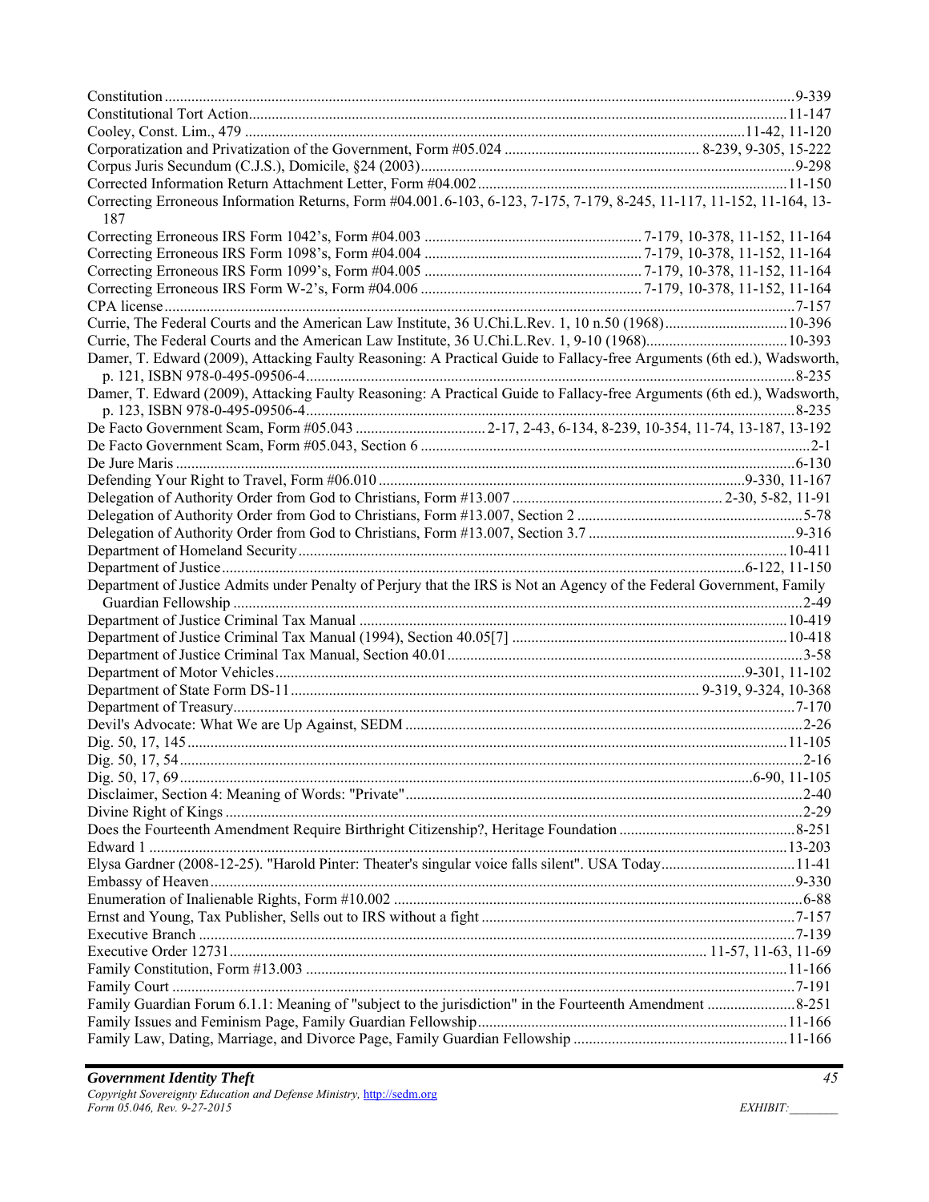Constitution ........................................................................................................................................................9-339
Constitutional Tort Action................................................................................................................................11-147
Cooley, Const. Lim., 479 ...........................................................................................................................11-42, 11-120
Corporatization and Privatization of the Government, Form #05.024 ................................................... 8-239, 9-305, 15-222
Corpus Juris Secundum (C.J.S.), Domicile, §24 (2003)......................................................................................9-298
Corrected Information Return Attachment Letter, Form #04.002.....................................................................11-150
Correcting Erroneous Information Returns, Form #04.001.6-103, 6-123, 7-175, 7-179, 8-245, 11-117, 11-152, 11-164, 13-187
Correcting Erroneous IRS Form 1042's, Form #04.003 ........................................................ 7-179, 10-378, 11-152, 11-164
Correcting Erroneous IRS Form 1098's, Form #04.004 ........................................................ 7-179, 10-378, 11-152, 11-164
Correcting Erroneous IRS Form 1099's, Form #04.005 ........................................................ 7-179, 10-378, 11-152, 11-164
Correcting Erroneous IRS Form W-2's, Form #04.006 ......................................................... 7-179, 10-378, 11-152, 11-164
CPA license ...........................................................................................................................................................7-157
Currie, The Federal Courts and the American Law Institute, 36 U.Chi.L.Rev. 1, 10 n.50 (1968)...............................10-396
Currie, The Federal Courts and the American Law Institute, 36 U.Chi.L.Rev. 1, 9-10 (1968).....................................10-393
Damer, T. Edward (2009), Attacking Faulty Reasoning: A Practical Guide to Fallacy-free Arguments (6th ed.), Wadsworth, p. 121, ISBN 978-0-495-09506-4..............................................................................................................................8-235
Damer, T. Edward (2009), Attacking Faulty Reasoning: A Practical Guide to Fallacy-free Arguments (6th ed.), Wadsworth, p. 123, ISBN 978-0-495-09506-4..............................................................................................................................8-235
De Facto Government Scam, Form #05.043 ................................. 2-17, 2-43, 6-134, 8-239, 10-354, 11-74, 13-187, 13-192
De Facto Government Scam, Form #05.043, Section 6 .....................................................................................2-1
De Jure Maris ........................................................................................................................................................6-130
Defending Your Right to Travel, Form #06.010 ..............................................................................9-330, 11-167
Delegation of Authority Order from God to Christians, Form #13.007 ...................................................... 2-30, 5-82, 11-91
Delegation of Authority Order from God to Christians, Form #13.007, Section 2 ..........................................................5-78
Delegation of Authority Order from God to Christians, Form #13.007, Section 3.7 .....................................................9-316
Department of Homeland Security .........................................................................................................................10-411
Department of Justice ..................................................................................................................................6-122, 11-150
Department of Justice Admits under Penalty of Perjury that the IRS is Not an Agency of the Federal Government, Family Guardian Fellowship ...................................................................................................................................................2-49
Department of Justice Criminal Tax Manual ..........................................................................................................10-419
Department of Justice Criminal Tax Manual (1994), Section 40.05[7] ......................................................................10-418
Department of Justice Criminal Tax Manual, Section 40.01...........................................................................................3-58
Department of Motor Vehicles.........................................................................................................................9-301, 11-102
Department of State Form DS-11 ........................................................................................ 9-319, 9-324, 10-368
Department of Treasury...........................................................................................................................................7-170
Devil's Advocate: What We are Up Against, SEDM ......................................................................................................2-26
Dig. 50, 17, 145 ...................................................................................................................................................11-105
Dig. 50, 17, 54 ...........................................................................................................................................................2-16
Dig. 50, 17, 69 ............................................................................................................................................6-90, 11-105
Disclaimer, Section 4: Meaning of Words: "Private".......................................................................................................2-40
Divine Right of Kings .................................................................................................................................................2-29
Does the Fourteenth Amendment Require Birthright Citizenship?, Heritage Foundation ............................................8-251
Edward 1 ................................................................................................................................................................13-203
Elysa Gardner (2008-12-25). "Harold Pinter: Theater's singular voice falls silent". USA Today..................................11-41
Embassy of Heaven.....................................................................................................................................................9-330
Enumeration of Inalienable Rights, Form #10.002 .........................................................................................................6-88
Ernst and Young, Tax Publisher, Sells out to IRS without a fight ...............................................................................7-157
Executive Branch .......................................................................................................................................................7-139
Executive Order 12731........................................................................................................................ 11-57, 11-63, 11-69
Family Constitution, Form #13.003 ..........................................................................................................................11-166
Family Court ...............................................................................................................................................................7-191
Family Guardian Forum 6.1.1: Meaning of "subject to the jurisdiction" in the Fourteenth Amendment .......................8-251
Family Issues and Feminism Page, Family Guardian Fellowship...............................................................................11-166
Family Law, Dating, Marriage, and Divorce Page, Family Guardian Fellowship .......................................................11-166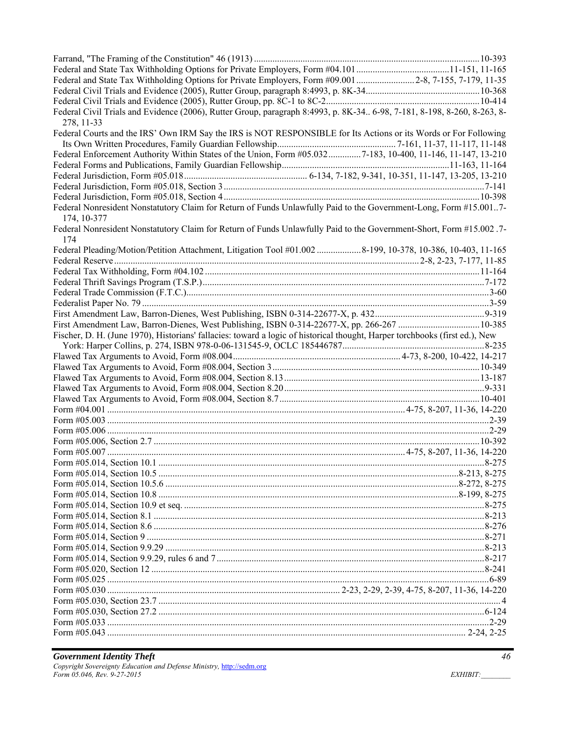Farrand, "The Framing of the Constitution" 46 (1913) ..........10-393
Federal and State Tax Withholding Options for Private Employers, Form #04.101 ..........11-151, 11-165
Federal and State Tax Withholding Options for Private Employers, Form #09.001 ..........2-8, 7-155, 7-179, 11-35
Federal Civil Trials and Evidence (2005), Rutter Group, paragraph 8:4993, p. 8K-34..........10-368
Federal Civil Trials and Evidence (2005), Rutter Group, pp. 8C-1 to 8C-2..........10-414
Federal Civil Trials and Evidence (2006), Rutter Group, paragraph 8:4993, p. 8K-34.. 6-98, 7-181, 8-198, 8-260, 8-263, 8-278, 11-33
Federal Courts and the IRS' Own IRM Say the IRS is NOT RESPONSIBLE for Its Actions or its Words or For Following Its Own Written Procedures, Family Guardian Fellowship..........7-161, 11-37, 11-117, 11-148
Federal Enforcement Authority Within States of the Union, Form #05.032..........7-183, 10-400, 11-146, 11-147, 13-210
Federal Forms and Publications, Family Guardian Fellowship..........11-163, 11-164
Federal Jurisdiction, Form #05.018.......... 6-134, 7-182, 9-341, 10-351, 11-147, 13-205, 13-210
Federal Jurisdiction, Form #05.018, Section 3..........7-141
Federal Jurisdiction, Form #05.018, Section 4..........10-398
Federal Nonresident Nonstatutory Claim for Return of Funds Unlawfully Paid to the Government-Long, Form #15.001..7-174, 10-377
Federal Nonresident Nonstatutory Claim for Return of Funds Unlawfully Paid to the Government-Short, Form #15.002 .7-174
Federal Pleading/Motion/Petition Attachment, Litigation Tool #01.002 ..........8-199, 10-378, 10-386, 10-403, 11-165
Federal Reserve..........2-8, 2-23, 7-177, 11-85
Federal Tax Withholding, Form #04.102..........11-164
Federal Thrift Savings Program (T.S.P.)..........7-172
Federal Trade Commission (F.T.C.)..........3-60
Federalist Paper No. 79..........3-59
First Amendment Law, Barron-Dienes, West Publishing, ISBN 0-314-22677-X, p. 432..........9-319
First Amendment Law, Barron-Dienes, West Publishing, ISBN 0-314-22677-X, pp. 266-267 ..........10-385
Fischer, D. H. (June 1970), Historians' fallacies: toward a logic of historical thought, Harper torchbooks (first ed.), New York: Harper Collins, p. 274, ISBN 978-0-06-131545-9, OCLC 185446787..........8-235
Flawed Tax Arguments to Avoid, Form #08.004..........4-73, 8-200, 10-422, 14-217
Flawed Tax Arguments to Avoid, Form #08.004, Section 3..........10-349
Flawed Tax Arguments to Avoid, Form #08.004, Section 8.13..........13-187
Flawed Tax Arguments to Avoid, Form #08.004, Section 8.20..........9-331
Flawed Tax Arguments to Avoid, Form #08.004, Section 8.7..........10-401
Form #04.001 ..........4-75, 8-207, 11-36, 14-220
Form #05.003 ..........2-39
Form #05.006 ..........2-29
Form #05.006, Section 2.7 ..........10-392
Form #05.007 ..........4-75, 8-207, 11-36, 14-220
Form #05.014, Section 10.1 ..........8-275
Form #05.014, Section 10.5 ..........8-213, 8-275
Form #05.014, Section 10.5.6 ..........8-272, 8-275
Form #05.014, Section 10.8 ..........8-199, 8-275
Form #05.014, Section 10.9 et seq. ..........8-275
Form #05.014, Section 8.1 ..........8-213
Form #05.014, Section 8.6 ..........8-276
Form #05.014, Section 9 ..........8-271
Form #05.014, Section 9.9.29 ..........8-213
Form #05.014, Section 9.9.29, rules 6 and 7..........8-217
Form #05.020, Section 12 ..........8-241
Form #05.025 ..........6-89
Form #05.030 .......... 2-23, 2-29, 2-39, 4-75, 8-207, 11-36, 14-220
Form #05.030, Section 23.7 .......... 4
Form #05.030, Section 27.2 ..........6-124
Form #05.033 ..........2-29
Form #05.043 .......... 2-24, 2-25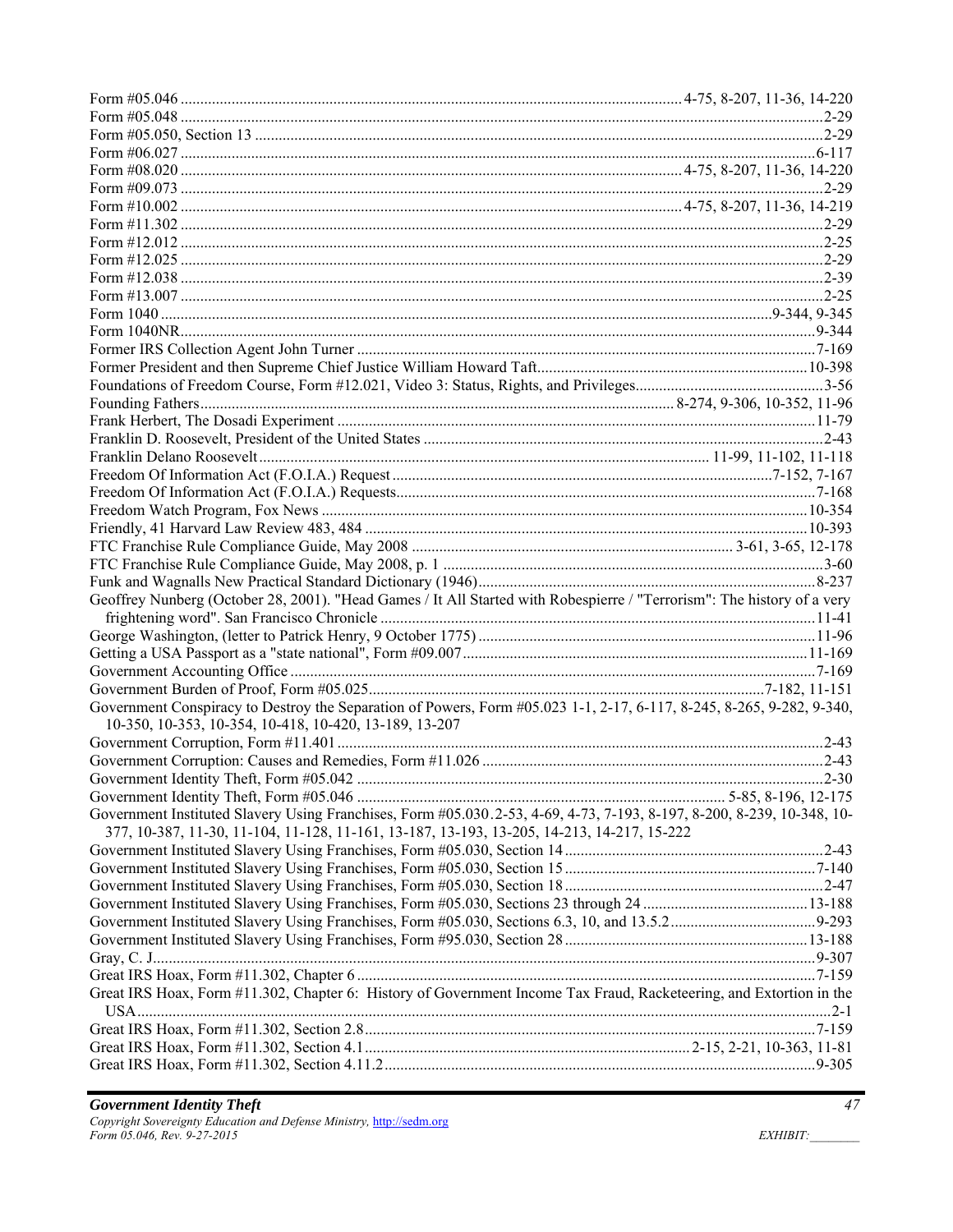Form #05.046 ............................................................................................................................4-75, 8-207, 11-36, 14-220
Form #05.048 ..............................................................................................................................................................2-29
Form #05.050, Section 13 ...........................................................................................................................................2-29
Form #06.027 ............................................................................................................................................................6-117
Form #08.020 ...........................................................................................................................4-75, 8-207, 11-36, 14-220
Form #09.073 ..............................................................................................................................................................2-29
Form #10.002 ...........................................................................................................................4-75, 8-207, 11-36, 14-219
Form #11.302 ..............................................................................................................................................................2-29
Form #12.012 ..............................................................................................................................................................2-25
Form #12.025 ..............................................................................................................................................................2-29
Form #12.038 ..............................................................................................................................................................2-39
Form #13.007 ..............................................................................................................................................................2-25
Form 1040 .....................................................................................................................................................9-344, 9-345
Form 1040NR.............................................................................................................................................................9-344
Former IRS Collection Agent John Turner ................................................................................................................7-169
Former President and then Supreme Chief Justice William Howard Taft.................................................................10-398
Foundations of Freedom Course, Form #12.021, Video 3: Status, Rights, and Privileges..............................................3-56
Founding Fathers..........................................................................................................8-274, 9-306, 10-352, 11-96
Frank Herbert, The Dosadi Experiment .....................................................................................................................11-79
Franklin D. Roosevelt, President of the United States ..................................................................................................2-43
Franklin Delano Roosevelt............................................................................................................11-99, 11-102, 11-118
Freedom Of Information Act (F.O.I.A.) Request .............................................................................................7-152, 7-167
Freedom Of Information Act (F.O.I.A.) Requests........................................................................................................7-168
Freedom Watch Program, Fox News ........................................................................................................................10-354
Friendly, 41 Harvard Law Review 483, 484 .............................................................................................................10-393
FTC Franchise Rule Compliance Guide, May 2008 ..................................................................................3-61, 3-65, 12-178
FTC Franchise Rule Compliance Guide, May 2008, p. 1 ..............................................................................................3-60
Funk and Wagnalls New Practical Standard Dictionary (1946)....................................................................................8-237
Geoffrey Nunberg (October 28, 2001). "Head Games / It All Started with Robespierre / "Terrorism": The history of a very frightening word". San Francisco Chronicle ............................................................................................................11-41
George Washington, (letter to Patrick Henry, 9 October 1775) ...................................................................................11-96
Getting a USA Passport as a "state national", Form #09.007....................................................................................11-169
Government Accounting Office ...................................................................................................................................7-169
Government Burden of Proof, Form #05.025.................................................................................................7-182, 11-151
Government Conspiracy to Destroy the Separation of Powers, Form #05.023 1-1, 2-17, 6-117, 8-245, 8-265, 9-282, 9-340, 10-350, 10-353, 10-354, 10-418, 10-420, 13-189, 13-207
Government Corruption, Form #11.401 ........................................................................................................................2-43
Government Corruption: Causes and Remedies, Form #11.026 ....................................................................................2-43
Government Identity Theft, Form #05.042 ...................................................................................................................2-30
Government Identity Theft, Form #05.046 ............................................................................................5-85, 8-196, 12-175
Government Instituted Slavery Using Franchises, Form #05.030.2-53, 4-69, 4-73, 7-193, 8-197, 8-200, 8-239, 10-348, 10-377, 10-387, 11-30, 11-104, 11-128, 11-161, 13-187, 13-193, 13-205, 14-213, 14-217, 15-222
Government Instituted Slavery Using Franchises, Form #05.030, Section 14 ...............................................................2-43
Government Instituted Slavery Using Franchises, Form #05.030, Section 15 ..............................................................7-140
Government Instituted Slavery Using Franchises, Form #05.030, Section 18 ...............................................................2-47
Government Instituted Slavery Using Franchises, Form #05.030, Sections 23 through 24 .........................................13-188
Government Instituted Slavery Using Franchises, Form #05.030, Sections 6.3, 10, and 13.5.2....................................9-293
Government Instituted Slavery Using Franchises, Form #95.030, Section 28 ............................................................13-188
Gray, C. J......................................................................................................................................................................9-307
Great IRS Hoax, Form #11.302, Chapter 6 ..................................................................................................................7-159
Great IRS Hoax, Form #11.302, Chapter 6: History of Government Income Tax Fraud, Racketeering, and Extortion in the USA...............................................................................................................................................................................2-1
Great IRS Hoax, Form #11.302, Section 2.8................................................................................................................7-159
Great IRS Hoax, Form #11.302, Section 4.1.................................................................................2-15, 2-21, 10-363, 11-81
Great IRS Hoax, Form #11.302, Section 4.11.2...........................................................................................................9-305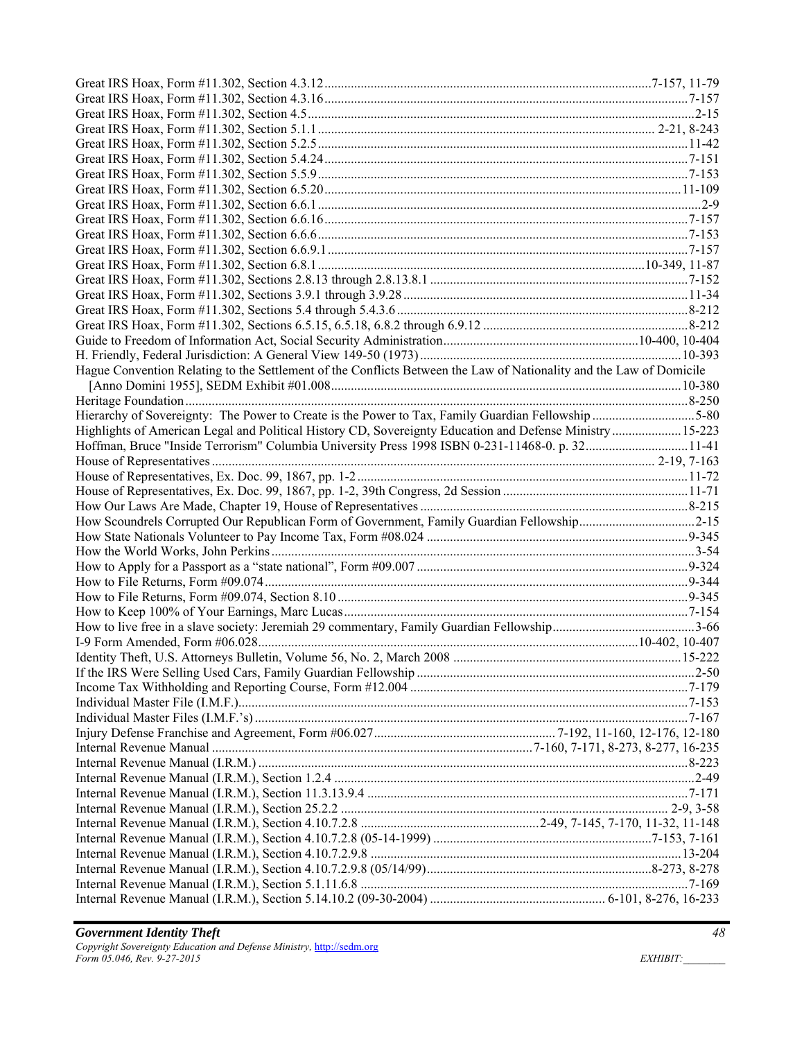Great IRS Hoax, Form #11.302, Section 4.3.12 ........................................ 7-157, 11-79
Great IRS Hoax, Form #11.302, Section 4.3.16 ........................................ 7-157
Great IRS Hoax, Form #11.302, Section 4.5 ........................................ 2-15
Great IRS Hoax, Form #11.302, Section 5.1.1 ........................................ 2-21, 8-243
Great IRS Hoax, Form #11.302, Section 5.2.5 ........................................ 11-42
Great IRS Hoax, Form #11.302, Section 5.4.24 ........................................ 7-151
Great IRS Hoax, Form #11.302, Section 5.5.9 ........................................ 7-153
Great IRS Hoax, Form #11.302, Section 6.5.20 ........................................ 11-109
Great IRS Hoax, Form #11.302, Section 6.6.1 ........................................ 2-9
Great IRS Hoax, Form #11.302, Section 6.6.16 ........................................ 7-157
Great IRS Hoax, Form #11.302, Section 6.6.6 ........................................ 7-153
Great IRS Hoax, Form #11.302, Section 6.6.9.1 ........................................ 7-157
Great IRS Hoax, Form #11.302, Section 6.8.1 ........................................ 10-349, 11-87
Great IRS Hoax, Form #11.302, Sections 2.8.13 through 2.8.13.8.1 ........................................ 7-152
Great IRS Hoax, Form #11.302, Sections 3.9.1 through 3.9.28 ........................................ 11-34
Great IRS Hoax, Form #11.302, Sections 5.4 through 5.4.3.6 ........................................ 8-212
Great IRS Hoax, Form #11.302, Sections 6.5.15, 6.5.18, 6.8.2 through 6.9.12 ........................................ 8-212
Guide to Freedom of Information Act, Social Security Administration ........................................ 10-400, 10-404
H. Friendly, Federal Jurisdiction: A General View 149-50 (1973) ........................................ 10-393
Hague Convention Relating to the Settlement of the Conflicts Between the Law of Nationality and the Law of Domicile [Anno Domini 1955], SEDM Exhibit #01.008 ........................................ 10-380
Heritage Foundation ........................................ 8-250
Hierarchy of Sovereignty: The Power to Create is the Power to Tax, Family Guardian Fellowship ........................................ 5-80
Highlights of American Legal and Political History CD, Sovereignty Education and Defense Ministry ........................................ 15-223
Hoffman, Bruce "Inside Terrorism" Columbia University Press 1998 ISBN 0-231-11468-0. p. 32 ........................................ 11-41
House of Representatives ........................................ 2-19, 7-163
House of Representatives, Ex. Doc. 99, 1867, pp. 1-2 ........................................ 11-72
House of Representatives, Ex. Doc. 99, 1867, pp. 1-2, 39th Congress, 2d Session ........................................ 11-71
How Our Laws Are Made, Chapter 19, House of Representatives ........................................ 8-215
How Scoundrels Corrupted Our Republican Form of Government, Family Guardian Fellowship ........................................ 2-15
How State Nationals Volunteer to Pay Income Tax, Form #08.024 ........................................ 9-345
How the World Works, John Perkins ........................................ 3-54
How to Apply for a Passport as a "state national", Form #09.007 ........................................ 9-324
How to File Returns, Form #09.074 ........................................ 9-344
How to File Returns, Form #09.074, Section 8.10 ........................................ 9-345
How to Keep 100% of Your Earnings, Marc Lucas ........................................ 7-154
How to live free in a slave society: Jeremiah 29 commentary, Family Guardian Fellowship ........................................ 3-66
I-9 Form Amended, Form #06.028 ........................................ 10-402, 10-407
Identity Theft, U.S. Attorneys Bulletin, Volume 56, No. 2, March 2008 ........................................ 15-222
If the IRS Were Selling Used Cars, Family Guardian Fellowship ........................................ 2-50
Income Tax Withholding and Reporting Course, Form #12.004 ........................................ 7-179
Individual Master File (I.M.F.) ........................................ 7-153
Individual Master Files (I.M.F.'s) ........................................ 7-167
Injury Defense Franchise and Agreement, Form #06.027 ........................................ 7-192, 11-160, 12-176, 12-180
Internal Revenue Manual ........................................ 7-160, 7-171, 8-273, 8-277, 16-235
Internal Revenue Manual (I.R.M.) ........................................ 8-223
Internal Revenue Manual (I.R.M.), Section 1.2.4 ........................................ 2-49
Internal Revenue Manual (I.R.M.), Section 11.3.13.9.4 ........................................ 7-171
Internal Revenue Manual (I.R.M.), Section 25.2.2 ........................................ 2-9, 3-58
Internal Revenue Manual (I.R.M.), Section 4.10.7.2.8 ........................................ 2-49, 7-145, 7-170, 11-32, 11-148
Internal Revenue Manual (I.R.M.), Section 4.10.7.2.8 (05-14-1999) ........................................ 7-153, 7-161
Internal Revenue Manual (I.R.M.), Section 4.10.7.2.9.8 ........................................ 13-204
Internal Revenue Manual (I.R.M.), Section 4.10.7.2.9.8 (05/14/99) ........................................ 8-273, 8-278
Internal Revenue Manual (I.R.M.), Section 5.1.11.6.8 ........................................ 7-169
Internal Revenue Manual (I.R.M.), Section 5.14.10.2 (09-30-2004) ........................................ 6-101, 8-276, 16-233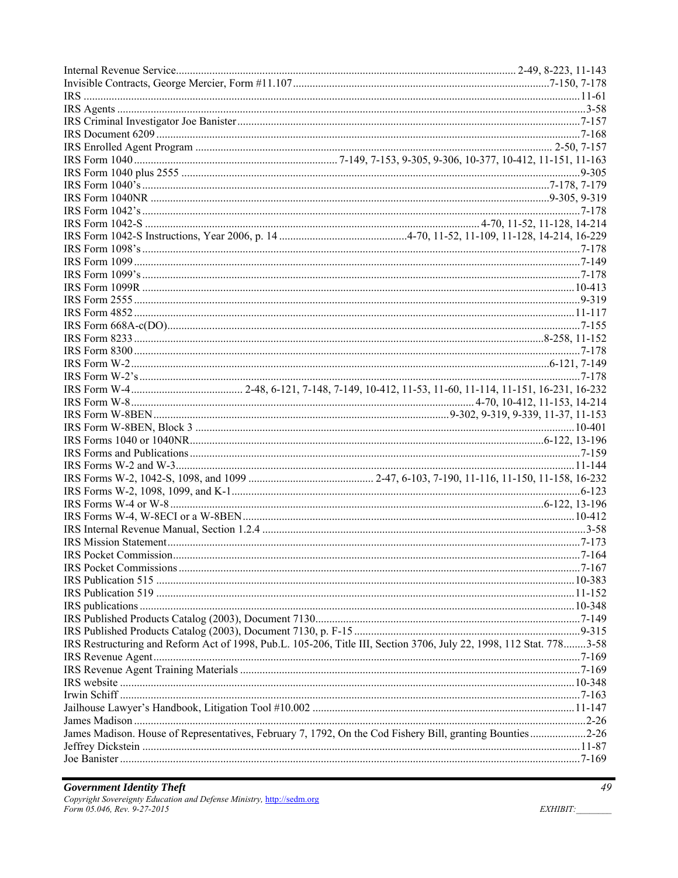Internal Revenue Service ... 2-49, 8-223, 11-143
Invisible Contracts, George Mercier, Form #11.107 ... 7-150, 7-178
IRS ... 11-61
IRS Agents ... 3-58
IRS Criminal Investigator Joe Banister ... 7-157
IRS Document 6209 ... 7-168
IRS Enrolled Agent Program ... 2-50, 7-157
IRS Form 1040 ... 7-149, 7-153, 9-305, 9-306, 10-377, 10-412, 11-151, 11-163
IRS Form 1040 plus 2555 ... 9-305
IRS Form 1040's ... 7-178, 7-179
IRS Form 1040NR ... 9-305, 9-319
IRS Form 1042's ... 7-178
IRS Form 1042-S ... 4-70, 11-52, 11-128, 14-214
IRS Form 1042-S Instructions, Year 2006, p. 14 ... 4-70, 11-52, 11-109, 11-128, 14-214, 16-229
IRS Form 1098's ... 7-178
IRS Form 1099 ... 7-149
IRS Form 1099's ... 7-178
IRS Form 1099R ... 10-413
IRS Form 2555 ... 9-319
IRS Form 4852 ... 11-117
IRS Form 668A-c(DO) ... 7-155
IRS Form 8233 ... 8-258, 11-152
IRS Form 8300 ... 7-178
IRS Form W-2 ... 6-121, 7-149
IRS Form W-2's ... 7-178
IRS Form W-4 ... 2-48, 6-121, 7-148, 7-149, 10-412, 11-53, 11-60, 11-114, 11-151, 16-231, 16-232
IRS Form W-8 ... 4-70, 10-412, 11-153, 14-214
IRS Form W-8BEN ... 9-302, 9-319, 9-339, 11-37, 11-153
IRS Form W-8BEN, Block 3 ... 10-401
IRS Forms 1040 or 1040NR ... 6-122, 13-196
IRS Forms and Publications ... 7-159
IRS Forms W-2 and W-3 ... 11-144
IRS Forms W-2, 1042-S, 1098, and 1099 ... 2-47, 6-103, 7-190, 11-116, 11-150, 11-158, 16-232
IRS Forms W-2, 1098, 1099, and K-1 ... 6-123
IRS Forms W-4 or W-8 ... 6-122, 13-196
IRS Forms W-4, W-8ECI or a W-8BEN ... 10-412
IRS Internal Revenue Manual, Section 1.2.4 ... 3-58
IRS Mission Statement ... 7-173
IRS Pocket Commission ... 7-164
IRS Pocket Commissions ... 7-167
IRS Publication 515 ... 10-383
IRS Publication 519 ... 11-152
IRS publications ... 10-348
IRS Published Products Catalog (2003), Document 7130 ... 7-149
IRS Published Products Catalog (2003), Document 7130, p. F-15 ... 9-315
IRS Restructuring and Reform Act of 1998, Pub.L. 105-206, Title III, Section 3706, July 22, 1998, 112 Stat. 778 ... 3-58
IRS Revenue Agent ... 7-169
IRS Revenue Agent Training Materials ... 7-169
IRS website ... 10-348
Irwin Schiff ... 7-163
Jailhouse Lawyer's Handbook, Litigation Tool #10.002 ... 11-147
James Madison ... 2-26
James Madison. House of Representatives, February 7, 1792, On the Cod Fishery Bill, granting Bounties ... 2-26
Jeffrey Dickstein ... 11-87
Joe Banister ... 7-169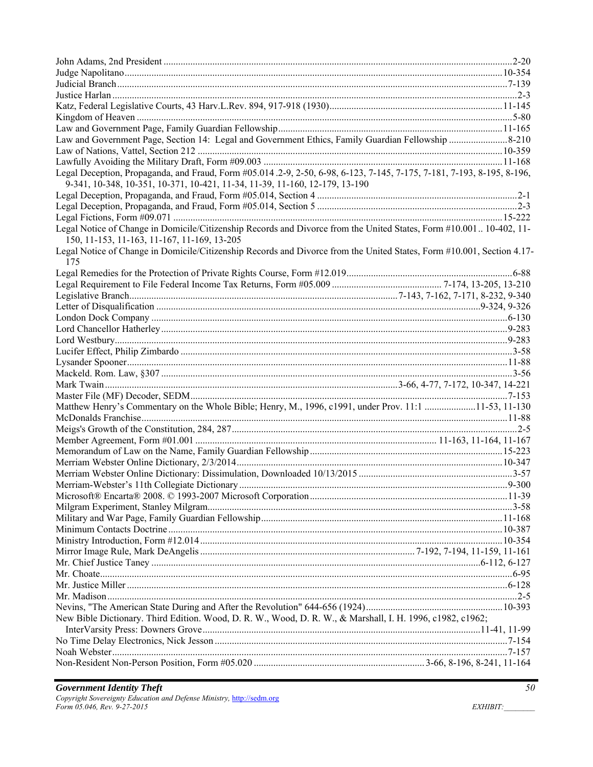John Adams, 2nd President ........ 2-20
Judge Napolitano ........ 10-354
Judicial Branch ........ 7-139
Justice Harlan ........ 2-3
Katz, Federal Legislative Courts, 43 Harv.L.Rev. 894, 917-918 (1930) ........ 11-145
Kingdom of Heaven ........ 5-80
Law and Government Page, Family Guardian Fellowship ........ 11-165
Law and Government Page, Section 14: Legal and Government Ethics, Family Guardian Fellowship ........ 8-210
Law of Nations, Vattel, Section 212 ........ 10-359
Lawfully Avoiding the Military Draft, Form #09.003 ........ 11-168
Legal Deception, Propaganda, and Fraud, Form #05.014 .2-9, 2-50, 6-98, 6-123, 7-145, 7-175, 7-181, 7-193, 8-195, 8-196, 9-341, 10-348, 10-351, 10-371, 10-421, 11-34, 11-39, 11-160, 12-179, 13-190
Legal Deception, Propaganda, and Fraud, Form #05.014, Section 4 ........ 2-1
Legal Deception, Propaganda, and Fraud, Form #05.014, Section 5 ........ 2-3
Legal Fictions, Form #09.071 ........ 15-222
Legal Notice of Change in Domicile/Citizenship Records and Divorce from the United States, Form #10.001 .. 10-402, 11-150, 11-153, 11-163, 11-167, 11-169, 13-205
Legal Notice of Change in Domicile/Citizenship Records and Divorce from the United States, Form #10.001, Section 4.17-175
Legal Remedies for the Protection of Private Rights Course, Form #12.019 ........ 6-88
Legal Requirement to File Federal Income Tax Returns, Form #05.009 ........ 7-174, 13-205, 13-210
Legislative Branch ........ 7-143, 7-162, 7-171, 8-232, 9-340
Letter of Disqualification ........ 9-324, 9-326
London Dock Company ........ 6-130
Lord Chancellor Hatherley ........ 9-283
Lord Westbury ........ 9-283
Lucifer Effect, Philip Zimbardo ........ 3-58
Lysander Spooner ........ 11-88
Mackeld. Rom. Law, §307 ........ 3-56
Mark Twain ........ 3-66, 4-77, 7-172, 10-347, 14-221
Master File (MF) Decoder, SEDM ........ 7-153
Matthew Henry's Commentary on the Whole Bible; Henry, M., 1996, c1991, under Prov. 11:1 ........ 11-53, 11-130
McDonalds Franchise ........ 11-88
Meigs's Growth of the Constitution, 284, 287 ........ 2-5
Member Agreement, Form #01.001 ........ 11-163, 11-164, 11-167
Memorandum of Law on the Name, Family Guardian Fellowship ........ 15-223
Merriam Webster Online Dictionary, 2/3/2014 ........ 10-347
Merriam Webster Online Dictionary: Dissimulation, Downloaded 10/13/2015 ........ 3-57
Merriam-Webster's 11th Collegiate Dictionary ........ 9-300
Microsoft® Encarta® 2008. © 1993-2007 Microsoft Corporation ........ 11-39
Milgram Experiment, Stanley Milgram ........ 3-58
Military and War Page, Family Guardian Fellowship ........ 11-168
Minimum Contacts Doctrine ........ 10-387
Ministry Introduction, Form #12.014 ........ 10-354
Mirror Image Rule, Mark DeAngelis ........ 7-192, 7-194, 11-159, 11-161
Mr. Chief Justice Taney ........ 6-112, 6-127
Mr. Choate ........ 6-95
Mr. Justice Miller ........ 6-128
Mr. Madison ........ 2-5
Nevins, "The American State During and After the Revolution" 644-656 (1924) ........ 10-393
New Bible Dictionary. Third Edition. Wood, D. R. W., Wood, D. R. W., & Marshall, I. H. 1996, c1982, c1962; InterVarsity Press: Downers Grove ........ 11-41, 11-99
No Time Delay Electronics, Nick Jesson ........ 7-154
Noah Webster ........ 7-157
Non-Resident Non-Person Position, Form #05.020 ........ 3-66, 8-196, 8-241, 11-164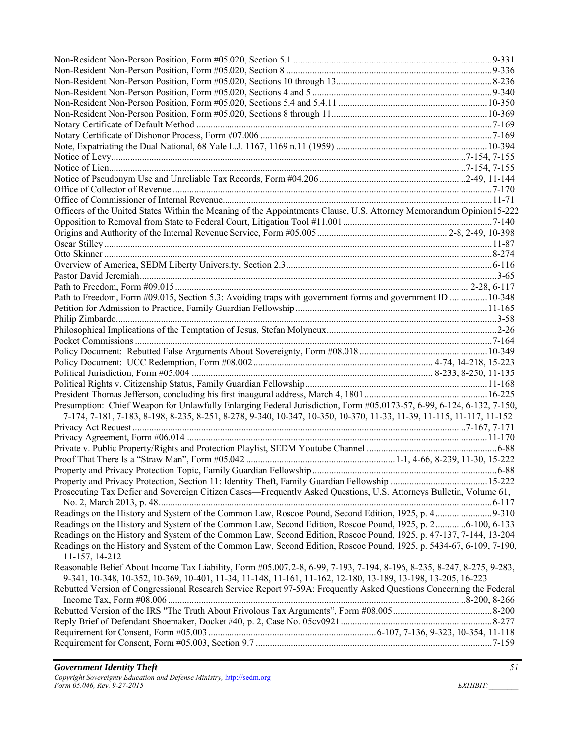Non-Resident Non-Person Position, Form #05.020, Section 5.1 ....................................................................................9-331
Non-Resident Non-Person Position, Form #05.020, Section 8 .......................................................................................9-336
Non-Resident Non-Person Position, Form #05.020, Sections 10 through 13..................................................................8-236
Non-Resident Non-Person Position, Form #05.020, Sections 4 and 5 ............................................................................9-340
Non-Resident Non-Person Position, Form #05.020, Sections 5.4 and 5.4.11 ...............................................................10-350
Non-Resident Non-Person Position, Form #05.020, Sections 8 through 11..................................................................10-369
Notary Certificate of Default Method .............................................................................................................................7-169
Notary Certificate of Dishonor Process, Form #07.006 ..................................................................................................7-169
Note, Expatriating the Dual National, 68 Yale L.J. 1167, 1169 n.11 (1959) ................................................................10-394
Notice of Levy.......................................................................................................................................................7-154, 7-155
Notice of Lien........................................................................................................................................................7-154, 7-155
Notice of Pseudonym Use and Unreliable Tax Records, Form #04.206 ..............................................................2-49, 11-144
Office of Collector of Revenue .......................................................................................................................................7-170
Office of Commissioner of Internal Revenue.................................................................................................................11-71
Officers of the United States Within the Meaning of the Appointments Clause, U.S. Attorney Memorandum Opinion15-222
Opposition to Removal from State to Federal Court, Litigation Tool #11.001 ...............................................................7-140
Origins and Authority of the Internal Revenue Service, Form #05.005 ....................................................... 2-8, 2-49, 10-398
Oscar Stilley ....................................................................................................................................................................11-87
Otto Skinner ....................................................................................................................................................................8-274
Overview of America, SEDM Liberty University, Section 2.3.......................................................................................6-116
Pastor David Jeremiah.......................................................................................................................................................3-65
Path to Freedom, Form #09.015........................................................................................................................... 2-28, 6-117
Path to Freedom, Form #09.015, Section 5.3: Avoiding traps with government forms and government ID ................10-348
Petition for Admission to Practice, Family Guardian Fellowship.................................................................................11-165
Philip Zimbardo................................................................................................................................................................3-58
Philosophical Implications of the Temptation of Jesus, Stefan Molyneux........................................................................2-26
Pocket Commissions .......................................................................................................................................................7-164
Policy Document: Rebutted False Arguments About Sovereignty, Form #08.018 ......................................................10-349
Policy Document: UCC Redemption, Form #08.002............................................................................ 4-74, 14-218, 15-223
Political Jurisdiction, Form #05.004 ..................................................................................................... 8-233, 8-250, 11-135
Political Rights v. Citizenship Status, Family Guardian Fellowship.............................................................................11-168
President Thomas Jefferson, concluding his first inaugural address, March 4, 1801 ....................................................16-225
Presumption: Chief Weapon for Unlawfully Enlarging Federal Jurisdiction, Form #05.0173-57, 6-99, 6-124, 6-132, 7-150, 7-174, 7-181, 7-183, 8-198, 8-235, 8-251, 8-278, 9-340, 10-347, 10-350, 10-370, 11-33, 11-39, 11-115, 11-117, 11-152
Privacy Act Request ............................................................................................................................................7-167, 7-171
Privacy Agreement, Form #06.014 ...............................................................................................................................11-170
Private v. Public Property/Rights and Protection Playlist, SEDM Youtube Channel .......................................................6-88
Proof That There Is a "Straw Man", Form #05.042 ...............................................................1-1, 4-66, 8-239, 11-30, 15-222
Property and Privacy Protection Topic, Family Guardian Fellowship..............................................................................6-88
Property and Privacy Protection, Section 11: Identity Theft, Family Guardian Fellowship ..........................................15-222
Prosecuting Tax Defier and Sovereign Citizen Cases—Frequently Asked Questions, U.S. Attorneys Bulletin, Volume 61, No. 2, March 2013, p. 48............................................................................................................................................6-117
Readings on the History and System of the Common Law, Roscoe Pound, Second Edition, 1925, p. 4.........................9-310
Readings on the History and System of the Common Law, Second Edition, Roscoe Pound, 1925, p. 2.............6-100, 6-133
Readings on the History and System of the Common Law, Second Edition, Roscoe Pound, 1925, p. 47-137, 7-144, 13-204
Readings on the History and System of the Common Law, Second Edition, Roscoe Pound, 1925, p. 5434-67, 6-109, 7-190, 11-157, 14-212
Reasonable Belief About Income Tax Liability, Form #05.007.2-8, 6-99, 7-193, 7-194, 8-196, 8-235, 8-247, 8-275, 9-283, 9-341, 10-348, 10-352, 10-369, 10-401, 11-34, 11-148, 11-161, 11-162, 12-180, 13-189, 13-198, 13-205, 16-223
Rebutted Version of Congressional Research Service Report 97-59A: Frequently Asked Questions Concerning the Federal Income Tax, Form #08.006 ..........................................................................................................................8-200, 8-266
Rebutted Version of the IRS "The Truth About Frivolous Tax Arguments", Form #08.005..........................................8-200
Reply Brief of Defendant Shoemaker, Docket #40, p. 2, Case No. 05cv0921 ................................................................8-277
Requirement for Consent, Form #05.003 ......................................................................6-107, 7-136, 9-323, 10-354, 11-118
Requirement for Consent, Form #05.003, Section 9.7 ...................................................................................................7-159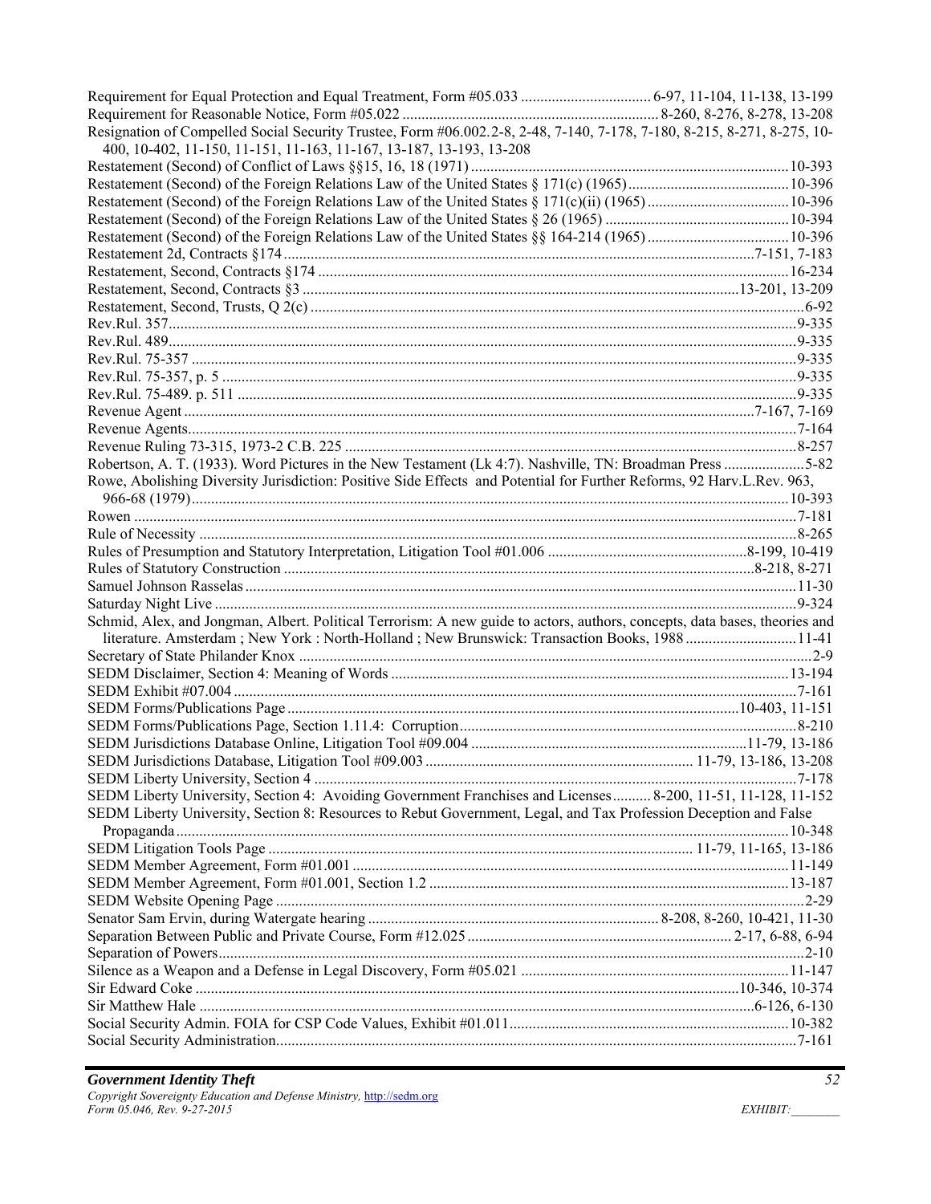Requirement for Equal Protection and Equal Treatment, Form #05.033 .................................. 6-97, 11-104, 11-138, 13-199
Requirement for Reasonable Notice, Form #05.022 .................................................................. 8-260, 8-276, 8-278, 13-208
Resignation of Compelled Social Security Trustee, Form #06.002.2-8, 2-48, 7-140, 7-178, 7-180, 8-215, 8-271, 8-275, 10-400, 10-402, 11-150, 11-151, 11-163, 11-167, 13-187, 13-193, 13-208
Restatement (Second) of Conflict of Laws §§15, 16, 18 (1971) ..................................................................................10-393
Restatement (Second) of the Foreign Relations Law of the United States § 171(c) (1965)..........................................10-396
Restatement (Second) of the Foreign Relations Law of the United States § 171(c)(ii) (1965).....................................10-396
Restatement (Second) of the Foreign Relations Law of the United States § 26 (1965) ................................................10-394
Restatement (Second) of the Foreign Relations Law of the United States §§ 164-214 (1965).....................................10-396
Restatement 2d, Contracts §174......................................................................................................................7-151, 7-183
Restatement, Second, Contracts §174 ..........................................................................................................................16-234
Restatement, Second, Contracts §3 ....................................................................................................................13-201, 13-209
Restatement, Second, Trusts, Q 2(c) ...............................................................................................................................6-92
Rev.Rul. 357.....................................................................................................................................................................9-335
Rev.Rul. 489.....................................................................................................................................................................9-335
Rev.Rul. 75-357 ...............................................................................................................................................................9-335
Rev.Rul. 75-357, p. 5 .......................................................................................................................................................9-335
Rev.Rul. 75-489. p. 511 ...................................................................................................................................................9-335
Revenue Agent .......................................................................................................................................................7-167, 7-169
Revenue Agents................................................................................................................................................................7-164
Revenue Ruling 73-315, 1973-2 C.B. 225 .......................................................................................................................8-257
Robertson, A. T. (1933). Word Pictures in the New Testament (Lk 4:7). Nashville, TN: Broadman Press .....................5-82
Rowe, Abolishing Diversity Jurisdiction: Positive Side Effects and Potential for Further Reforms, 92 Harv.L.Rev. 963, 966-68 (1979)..............................................................................................................................................................10-393
Rowen ..............................................................................................................................................................................7-181
Rule of Necessity .............................................................................................................................................................8-265
Rules of Presumption and Statutory Interpretation, Litigation Tool #01.006 ....................................................8-199, 10-419
Rules of Statutory Construction .........................................................................................................................8-218, 8-271
Samuel Johnson Rasselas .................................................................................................................................................11-30
Saturday Night Live .........................................................................................................................................................9-324
Schmid, Alex, and Jongman, Albert. Political Terrorism: A new guide to actors, authors, concepts, data bases, theories and literature. Amsterdam ; New York : North-Holland ; New Brunswick: Transaction Books, 1988.............................11-41
Secretary of State Philander Knox .......................................................................................................................................2-9
SEDM Disclaimer, Section 4: Meaning of Words ..........................................................................................................13-194
SEDM Exhibit #07.004 ....................................................................................................................................................7-161
SEDM Forms/Publications Page...................................................................................................................10-403, 11-151
SEDM Forms/Publications Page, Section 1.11.4: Corruption.........................................................................................8-210
SEDM Jurisdictions Database Online, Litigation Tool #09.004 .......................................................................11-79, 13-186
SEDM Jurisdictions Database, Litigation Tool #09.003 ..................................................................... 11-79, 13-186, 13-208
SEDM Liberty University, Section 4 ...............................................................................................................................7-178
SEDM Liberty University, Section 4: Avoiding Government Franchises and Licenses.......... 8-200, 11-51, 11-128, 11-152
SEDM Liberty University, Section 8: Resources to Rebut Government, Legal, and Tax Profession Deception and False Propaganda ...................................................................................................................................................................10-348
SEDM Litigation Tools Page ............................................................................................................. 11-79, 11-165, 13-186
SEDM Member Agreement, Form #01.001 ....................................................................................................................11-149
SEDM Member Agreement, Form #01.001, Section 1.2 ................................................................................................13-187
SEDM Website Opening Page ............................................................................................................................................2-29
Senator Sam Ervin, during Watergate hearing ............................................................................ 8-208, 8-260, 10-421, 11-30
Separation Between Public and Private Course, Form #12.025 .................................................................... 2-17, 6-88, 6-94
Separation of Powers..........................................................................................................................................................2-10
Silence as a Weapon and a Defense in Legal Discovery, Form #05.021 .......................................................................11-147
Sir Edward Coke ...................................................................................................................................................10-346, 10-374
Sir Matthew Hale .......................................................................................................................................................6-126, 6-130
Social Security Admin. FOIA for CSP Code Values, Exhibit #01.011..........................................................................10-382
Social Security Administration.........................................................................................................................................7-161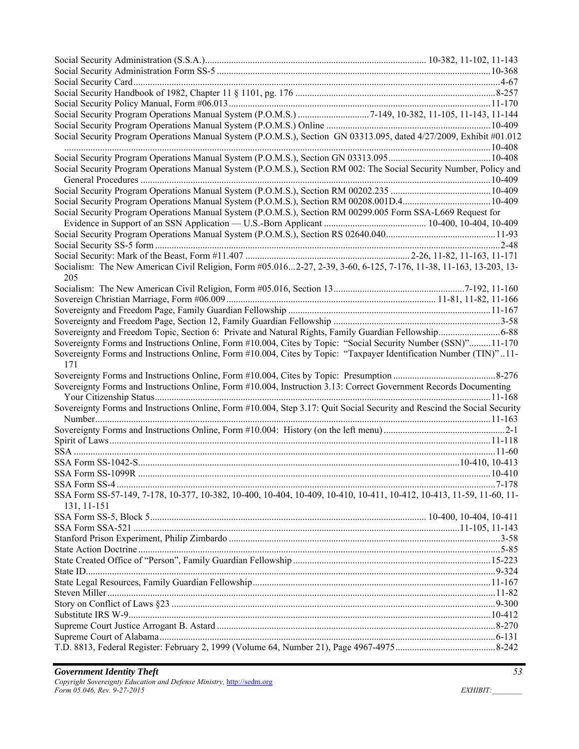Social Security Administration (S.S.A.)............................................................................................ 10-382, 11-102, 11-143
Social Security Administration Form SS-5 ..................................................................................................................10-368
Social Security Card...........................................................................................................................................................4-67
Social Security Handbook of 1982, Chapter 11 § 1101, pg. 176 ....................................................................................8-257
Social Security Policy Manual, Form #06.013............................................................................................................11-170
Social Security Program Operations Manual System (P.O.M.S.) ............................. 7-149, 10-382, 11-105, 11-143, 11-144
Social Security Program Operations Manual System (P.O.M.S.) Online ....................................................................10-409
Social Security Program Operations Manual System (P.O.M.S.), Section GN 03313.095, dated 4/27/2009, Exhibit #01.012 ................................................................................................................................................................10-408
Social Security Program Operations Manual System (P.O.M.S.), Section GN 03313.095...........................................10-408
Social Security Program Operations Manual System (P.O.M.S.), Section RM 002: The Social Security Number, Policy and General Procedures ..................................................................................................................................10-409
Social Security Program Operations Manual System (P.O.M.S.), Section RM 00202.235 ..........................................10-409
Social Security Program Operations Manual System (P.O.M.S.), Section RM 00208.001D.4.....................................10-409
Social Security Program Operations Manual System (P.O.M.S.), Section RM 00299.005 Form SSA-L669 Request for Evidence in Support of an SSN Application — U.S.-Born Applicant .......................................... 10-400, 10-404, 10-409
Social Security Program Operations Manual System (P.O.M.S.), Section RS 02640.040..............................................11-93
Social Security SS-5 form ..................................................................................................................................................2-48
Social Security: Mark of the Beast, Form #11.407 ...................................................................... 2-26, 11-82, 11-163, 11-171
Socialism: The New American Civil Religion, Form #05.016...2-27, 2-39, 3-60, 6-125, 7-176, 11-38, 11-163, 13-203, 13-205
Socialism: The New American Civil Religion, Form #05.016, Section 13.......................................................7-192, 11-160
Sovereign Christian Marriage, Form #06.009....................................................................................... 11-81, 11-82, 11-166
Sovereignty and Freedom Page, Family Guardian Fellowship ....................................................................................11-167
Sovereignty and Freedom Page, Section 12, Family Guardian Fellowship .....................................................................3-58
Sovereignty and Freedom Topic, Section 6: Private and Natural Rights, Family Guardian Fellowship..........................6-88
Sovereignty Forms and Instructions Online, Form #10.004, Cites by Topic: "Social Security Number (SSN)".........11-170
Sovereignty Forms and Instructions Online, Form #10.004, Cites by Topic: "Taxpayer Identification Number (TIN)" ..11-171
Sovereignty Forms and Instructions Online, Form #10.004, Cites by Topic: Presumption ...........................................8-276
Sovereignty Forms and Instructions Online, Form #10.004, Instruction 3.13: Correct Government Records Documenting Your Citizenship Status.............................................................................................................................................11-168
Sovereignty Forms and Instructions Online, Form #10.004, Step 3.17: Quit Social Security and Rescind the Social Security Number....................................................................................................................................................11-163
Sovereignty Forms and Instructions Online, Form #10.004: History (on the left menu) ..................................................2-1
Spirit of Laws.................................................................................................................................................................11-118
SSA ..................................................................................................................................................................................11-60
SSA Form SS-1042-S...................................................................................................................................10-410, 10-413
SSA Form SS-1099R ...................................................................................................................................................10-410
SSA Form SS-4 ................................................................................................................................................................7-178
SSA Form SS-57-149, 7-178, 10-377, 10-382, 10-400, 10-404, 10-409, 10-410, 10-411, 10-412, 10-413, 11-59, 11-60, 11-131, 11-151
SSA Form SS-5, Block 5.................................................................................................................. 10-400, 10-404, 10-411
SSA Form SSA-521 ........................................................................................................................................11-105, 11-143
Stanford Prison Experiment, Philip Zimbardo ..................................................................................................................3-58
State Action Doctrine.........................................................................................................................................................5-85
State Created Office of "Person", Family Guardian Fellowship ...................................................................................15-223
State ID............................................................................................................................................................................9-324
State Legal Resources, Family Guardian Fellowship...................................................................................................11-167
Steven Miller...................................................................................................................................................................11-82
Story on Conflict of Laws §23 .......................................................................................................................................9-300
Substitute IRS W-9........................................................................................................................................................10-412
Supreme Court Justice Arrogant B. Astard ....................................................................................................................8-270
Supreme Court of Alabama.............................................................................................................................................6-131
T.D. 8813, Federal Register: February 2, 1999 (Volume 64, Number 21), Page 4967-4975..........................................8-242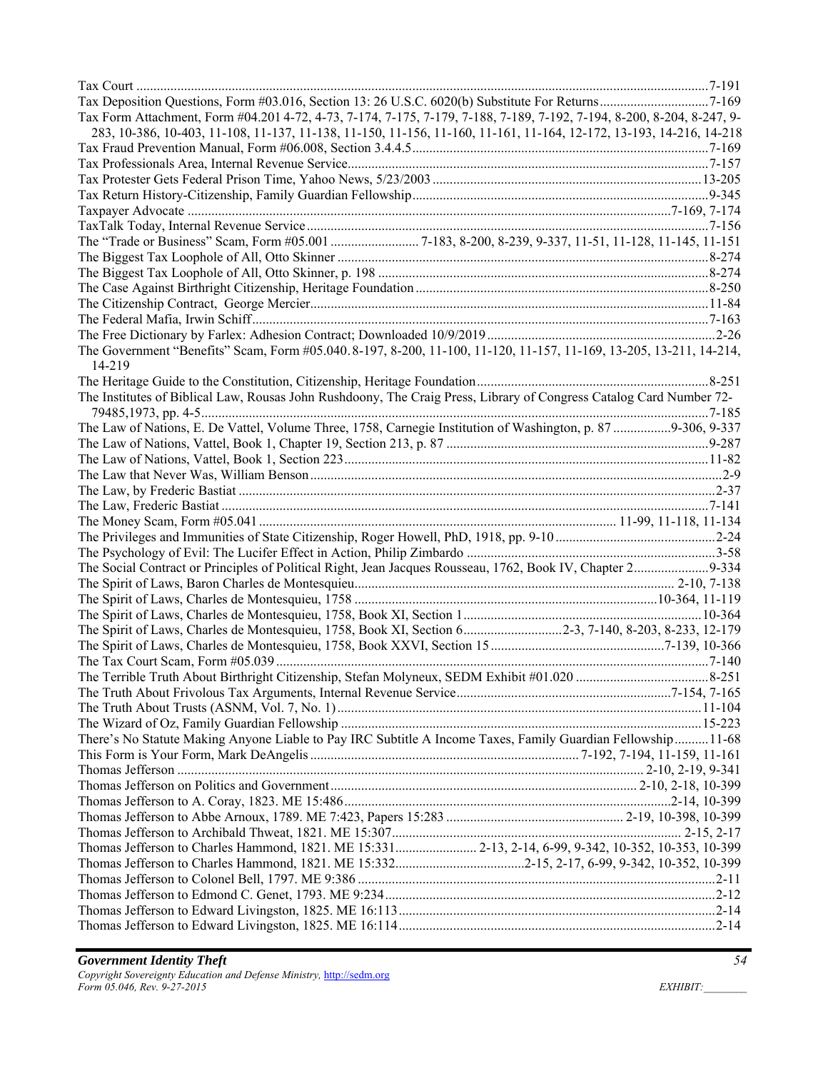Tax Court .......................................................................................................................................................7-191
Tax Deposition Questions, Form #03.016, Section 13: 26 U.S.C. 6020(b) Substitute For Returns................................7-169
Tax Form Attachment, Form #04.201 4-72, 4-73, 7-174, 7-175, 7-179, 7-188, 7-189, 7-192, 7-194, 8-200, 8-204, 8-247, 9-283, 10-386, 10-403, 11-108, 11-137, 11-138, 11-150, 11-156, 11-160, 11-161, 11-164, 12-172, 13-193, 14-216, 14-218
Tax Fraud Prevention Manual, Form #06.008, Section 3.4.4.5......................................................................................7-169
Tax Professionals Area, Internal Revenue Service.........................................................................................................7-157
Tax Protester Gets Federal Prison Time, Yahoo News, 5/23/2003 ..............................................................................13-205
Tax Return History-Citizenship, Family Guardian Fellowship......................................................................................9-345
Taxpayer Advocate ...........................................................................................................................................7-169, 7-174
TaxTalk Today, Internal Revenue Service.....................................................................................................................7-156
The "Trade or Business" Scam, Form #05.001 .......................... 7-183, 8-200, 8-239, 9-337, 11-51, 11-128, 11-145, 11-151
The Biggest Tax Loophole of All, Otto Skinner ...........................................................................................................8-274
The Biggest Tax Loophole of All, Otto Skinner, p. 198 ................................................................................................8-274
The Case Against Birthright Citizenship, Heritage Foundation.....................................................................................8-250
The Citizenship Contract, George Mercier....................................................................................................................11-84
The Federal Mafia, Irwin Schiff....................................................................................................................................7-163
The Free Dictionary by Farlex: Adhesion Contract; Downloaded 10/9/2019..................................................................2-26
The Government "Benefits" Scam, Form #05.040. 8-197, 8-200, 11-100, 11-120, 11-157, 11-169, 13-205, 13-211, 14-214, 14-219
The Heritage Guide to the Constitution, Citizenship, Heritage Foundation...................................................................8-251
The Institutes of Biblical Law, Rousas John Rushdoony, The Craig Press, Library of Congress Catalog Card Number 72-79485,1973, pp. 4-5....................................................................................................................................................7-185
The Law of Nations, E. De Vattel, Volume Three, 1758, Carnegie Institution of Washington, p. 87 .................9-306, 9-337
The Law of Nations, Vattel, Book 1, Chapter 19, Section 213, p. 87 ............................................................................9-287
The Law of Nations, Vattel, Book 1, Section 223..........................................................................................................11-82
The Law that Never Was, William Benson.......................................................................................................................2-9
The Law, by Frederic Bastiat ..........................................................................................................................................2-37
The Law, Frederic Bastiat .............................................................................................................................................7-141
The Money Scam, Form #05.041 ....................................................................................................... 11-99, 11-118, 11-134
The Privileges and Immunities of State Citizenship, Roger Howell, PhD, 1918, pp. 9-10...............................................2-24
The Psychology of Evil: The Lucifer Effect in Action, Philip Zimbardo ........................................................................3-58
The Social Contract or Principles of Political Right, Jean Jacques Rousseau, 1762, Book IV, Chapter 2......................9-334
The Spirit of Laws, Baron Charles de Montesquieu............................................................................................ 2-10, 7-138
The Spirit of Laws, Charles de Montesquieu, 1758 .......................................................................................10-364, 11-119
The Spirit of Laws, Charles de Montesquieu, 1758, Book XI, Section 1.....................................................................10-364
The Spirit of Laws, Charles de Montesquieu, 1758, Book XI, Section 6.............................2-3, 7-140, 8-203, 8-233, 12-179
The Spirit of Laws, Charles de Montesquieu, 1758, Book XXVI, Section 15..................................................7-139, 10-366
The Tax Court Scam, Form #05.039.............................................................................................................................7-140
The Terrible Truth About Birthright Citizenship, Stefan Molyneux, SEDM Exhibit #01.020 .......................................8-251
The Truth About Frivolous Tax Arguments, Internal Revenue Service..............................................................7-154, 7-165
The Truth About Trusts (ASNM, Vol. 7, No. 1).........................................................................................................11-104
The Wizard of Oz, Family Guardian Fellowship ........................................................................................................15-223
There's No Statute Making Anyone Liable to Pay IRC Subtitle A Income Taxes, Family Guardian Fellowship..........11-68
This Form is Your Form, Mark DeAngelis ............................................................................... 7-192, 7-194, 11-159, 11-161
Thomas Jefferson ....................................................................................................................................... 2-10, 2-19, 9-341
Thomas Jefferson on Politics and Government......................................................................................... 2-10, 2-18, 10-399
Thomas Jefferson to A. Coray, 1823. ME 15:486..............................................................................................2-14, 10-399
Thomas Jefferson to Abbe Arnoux, 1789. ME 7:423, Papers 15:283 ................................................... 2-19, 10-398, 10-399
Thomas Jefferson to Archibald Thweat, 1821. ME 15:307.................................................................................... 2-15, 2-17
Thomas Jefferson to Charles Hammond, 1821. ME 15:331........................ 2-13, 2-14, 6-99, 9-342, 10-352, 10-353, 10-399
Thomas Jefferson to Charles Hammond, 1821. ME 15:332......................................2-15, 2-17, 6-99, 9-342, 10-352, 10-399
Thomas Jefferson to Colonel Bell, 1797. ME 9:386 ........................................................................................................2-11
Thomas Jefferson to Edmond C. Genet, 1793. ME 9:234................................................................................................2-12
Thomas Jefferson to Edward Livingston, 1825. ME 16:113............................................................................................2-14
Thomas Jefferson to Edward Livingston, 1825. ME 16:114............................................................................................2-14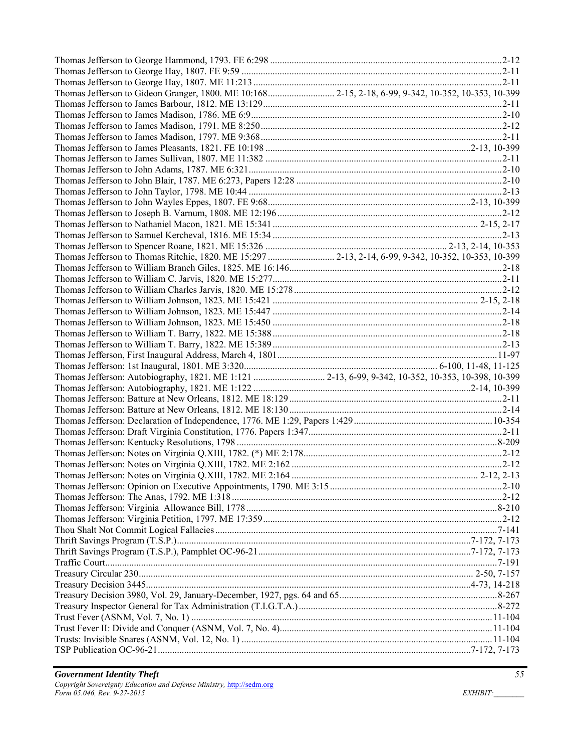Thomas Jefferson to George Hammond, 1793. FE 6:298 ....................................................................................2-12
Thomas Jefferson to George Hay, 1807. FE 9:59 ...........................................................................................2-11
Thomas Jefferson to George Hay, 1807. ME 11:213 .......................................................................................2-11
Thomas Jefferson to Gideon Granger, 1800. ME 10:168........................... 2-15, 2-18, 6-99, 9-342, 10-352, 10-353, 10-399
Thomas Jefferson to James Barbour, 1812. ME 13:129...................................................................................2-11
Thomas Jefferson to James Madison, 1786. ME 6:9........................................................................................2-10
Thomas Jefferson to James Madison, 1791. ME 8:250....................................................................................2-12
Thomas Jefferson to James Madison, 1797. ME 9:368....................................................................................2-11
Thomas Jefferson to James Pleasants, 1821. FE 10:198 ....................................................................2-13, 10-399
Thomas Jefferson to James Sullivan, 1807. ME 11:382 ..................................................................................2-11
Thomas Jefferson to John Adams, 1787. ME 6:321........................................................................................2-10
Thomas Jefferson to John Blair, 1787. ME 6:273, Papers 12:28 .....................................................................2-10
Thomas Jefferson to John Taylor, 1798. ME 10:44 .........................................................................................2-13
Thomas Jefferson to John Wayles Eppes, 1807. FE 9:68..................................................................2-13, 10-399
Thomas Jefferson to Joseph B. Varnum, 1808. ME 12:196.............................................................................2-12
Thomas Jefferson to Nathaniel Macon, 1821. ME 15:341 .................................................................. 2-15, 2-17
Thomas Jefferson to Samuel Kercheval, 1816. ME 15:34 ...............................................................................2-13
Thomas Jefferson to Spencer Roane, 1821. ME 15:326 ........................................................... 2-13, 2-14, 10-353
Thomas Jefferson to Thomas Ritchie, 1820. ME 15:297 ........................... 2-13, 2-14, 6-99, 9-342, 10-352, 10-353, 10-399
Thomas Jefferson to William Branch Giles, 1825. ME 16:146........................................................................2-18
Thomas Jefferson to William C. Jarvis, 1820. ME 15:277...............................................................................2-11
Thomas Jefferson to William Charles Jarvis, 1820. ME 15:278......................................................................2-12
Thomas Jefferson to William Johnson, 1823. ME 15:421 .................................................................... 2-15, 2-18
Thomas Jefferson to William Johnson, 1823. ME 15:447 ...............................................................................2-14
Thomas Jefferson to William Johnson, 1823. ME 15:450 ...............................................................................2-18
Thomas Jefferson to William T. Barry, 1822. ME 15:388 ...............................................................................2-18
Thomas Jefferson to William T. Barry, 1822. ME 15:389 ...............................................................................2-13
Thomas Jefferson, First Inaugural Address, March 4, 1801............................................................................11-97
Thomas Jefferson: 1st Inaugural, 1801. ME 3:320................................................................ 6-100, 11-48, 11-125
Thomas Jefferson: Autobiography, 1821. ME 1:121 ............................. 2-13, 6-99, 9-342, 10-352, 10-353, 10-398, 10-399
Thomas Jefferson: Autobiography, 1821. ME 1:122 .........................................................................2-14, 10-399
Thomas Jefferson: Batture at New Orleans, 1812. ME 18:129........................................................................2-11
Thomas Jefferson: Batture at New Orleans, 1812. ME 18:130........................................................................2-14
Thomas Jefferson: Declaration of Independence, 1776. ME 1:29, Papers 1:429..........................................10-354
Thomas Jefferson: Draft Virginia Constitution, 1776. Papers 1:347................................................................2-11
Thomas Jefferson: Kentucky Resolutions, 1798 ............................................................................................8-209
Thomas Jefferson: Notes on Virginia Q.XIII, 1782. (*) ME 2:178..................................................................2-12
Thomas Jefferson: Notes on Virginia Q.XIII, 1782. ME 2:162 .......................................................................2-12
Thomas Jefferson: Notes on Virginia Q.XIII, 1782. ME 2:164 ............................................................ 2-12, 2-13
Thomas Jefferson: Opinion on Executive Appointments, 1790. ME 3:15 .......................................................2-10
Thomas Jefferson: The Anas, 1792. ME 1:318...............................................................................................2-12
Thomas Jefferson: Virginia Allowance Bill, 1778........................................................................................8-210
Thomas Jefferson: Virginia Petition, 1797. ME 17:359..................................................................................2-12
Thou Shalt Not Commit Logical Fallacies.....................................................................................................7-141
Thrift Savings Program (T.S.P.)........................................................................................................7-172, 7-173
Thrift Savings Program (T.S.P.), Pamphlet OC-96-21........................................................................7-172, 7-173
Traffic Court...................................................................................................................................................7-191
Treasury Circular 230........................................................................................................................ 2-50, 7-157
Treasury Decision 3445.....................................................................................................................4-73, 14-218
Treasury Decision 3980, Vol. 29, January-December, 1927, pgs. 64 and 65.................................................8-267
Treasury Inspector General for Tax Administration (T.I.G.T.A.) ..................................................................8-272
Trust Fever (ASNM, Vol. 7, No. 1) ............................................................................................................11-104
Trust Fever II: Divide and Conquer (ASNM, Vol. 7, No. 4).........................................................................11-104
Trusts: Invisible Snares (ASNM, Vol. 12, No. 1) ........................................................................................11-104
TSP Publication OC-96-21.................................................................................................................7-172, 7-173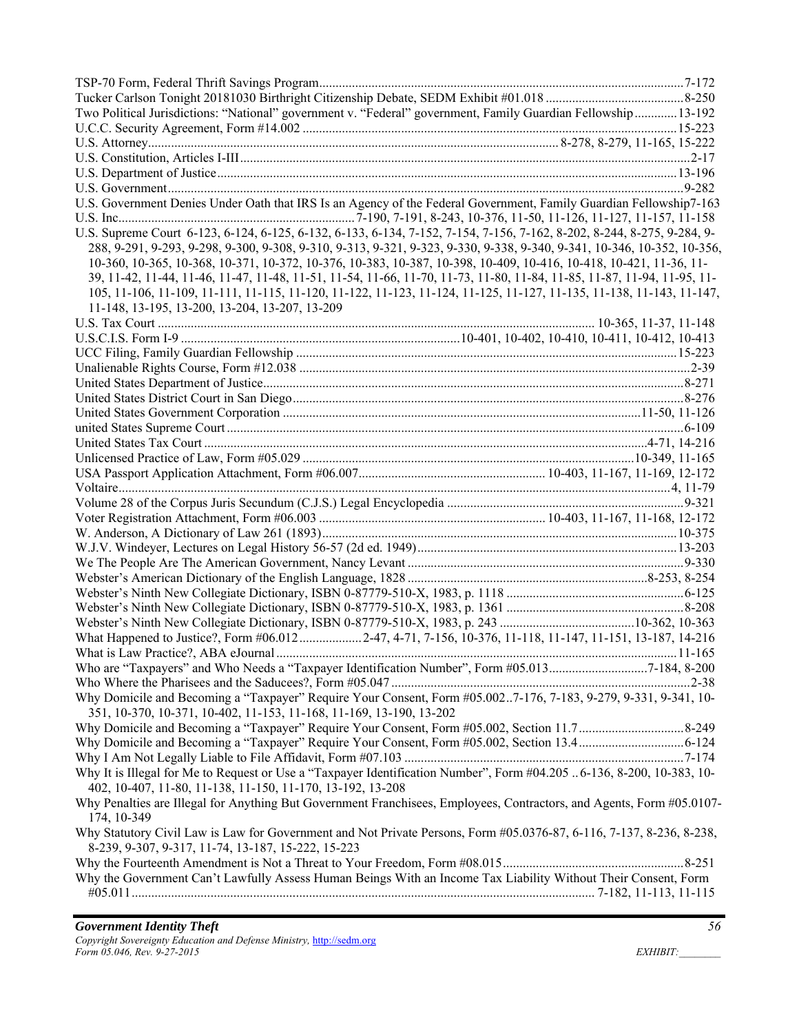TSP-70 Form, Federal Thrift Savings Program.......................................................................................................7-172
Tucker Carlson Tonight 20181030 Birthright Citizenship Debate, SEDM Exhibit #01.018 ...........................................8-250
Two Political Jurisdictions: "National" government v. "Federal" government, Family Guardian Fellowship .............13-192
U.C.C. Security Agreement, Form #14.002 ................................................................................................................15-223
U.S. Attorney............................................................................................................ 8-278, 8-279, 11-165, 15-222
U.S. Constitution, Articles I-III.......................................................................................................................................2-17
U.S. Department of Justice..........................................................................................................................................13-196
U.S. Government............................................................................................................................................................9-282
U.S. Government Denies Under Oath that IRS Is an Agency of the Federal Government, Family Guardian Fellowship7-163
U.S. Inc........................................................................7-190, 7-191, 8-243, 10-376, 11-50, 11-126, 11-127, 11-157, 11-158
U.S. Supreme Court 6-123, 6-124, 6-125, 6-132, 6-133, 6-134, 7-152, 7-154, 7-156, 7-162, 8-202, 8-244, 8-275, 9-284, 9-288, 9-291, 9-293, 9-298, 9-300, 9-308, 9-310, 9-313, 9-321, 9-323, 9-330, 9-338, 9-340, 9-341, 10-346, 10-352, 10-356, 10-360, 10-365, 10-368, 10-371, 10-372, 10-376, 10-383, 10-387, 10-398, 10-409, 10-416, 10-418, 10-421, 11-36, 11-39, 11-42, 11-44, 11-46, 11-47, 11-48, 11-51, 11-54, 11-66, 11-70, 11-73, 11-80, 11-84, 11-85, 11-87, 11-94, 11-95, 11-105, 11-106, 11-109, 11-111, 11-115, 11-120, 11-122, 11-123, 11-124, 11-125, 11-127, 11-135, 11-138, 11-143, 11-147, 11-148, 13-195, 13-200, 13-204, 13-207, 13-209
U.S. Tax Court ..................................................................................................................... 10-365, 11-37, 11-148
U.S.C.I.S. Form I-9 ....................................................................................10-401, 10-402, 10-410, 10-411, 10-412, 10-413
UCC Filing, Family Guardian Fellowship ...................................................................................................................15-223
Unalienable Rights Course, Form #12.038 .....................................................................................................................2-39
United States Department of Justice...............................................................................................................................8-271
United States District Court in San Diego......................................................................................................................8-276
United States Government Corporation ...........................................................................................................11-50, 11-126
united States Supreme Court ...........................................................................................................................................6-109
United States Tax Court ....................................................................................................................................4-71, 14-216
Unlicensed Practice of Law, Form #05.029 ....................................................................................................10-349, 11-165
USA Passport Application Attachment, Form #06.007......................................................... 10-403, 11-167, 11-169, 12-172
Voltaire......................................................................................................................................................................4, 11-79
Volume 28 of the Corpus Juris Secundum (C.J.S.) Legal Encyclopedia ........................................................................9-321
Voter Registration Attachment, Form #06.003 ..................................................................... 10-403, 11-167, 11-168, 12-172
W. Anderson, A Dictionary of Law 261 (1893)...........................................................................................................10-375
W.J.V. Windeyer, Lectures on Legal History 56-57 (2d ed. 1949)..............................................................................13-203
We The People Are The American Government, Nancy Levant ...................................................................................9-330
Webster's American Dictionary of the English Language, 1828 .........................................................................8-253, 8-254
Webster's Ninth New Collegiate Dictionary, ISBN 0-87779-510-X, 1983, p. 1118 ......................................................6-125
Webster's Ninth New Collegiate Dictionary, ISBN 0-87779-510-X, 1983, p. 1361 ......................................................8-208
Webster's Ninth New Collegiate Dictionary, ISBN 0-87779-510-X, 1983, p. 243 .........................................10-362, 10-363
What Happened to Justice?, Form #06.012...................2-47, 4-71, 7-156, 10-376, 11-118, 11-147, 11-151, 13-187, 14-216
What is Law Practice?, ABA eJournal .........................................................................................................................11-165
Who are "Taxpayers" and Who Needs a "Taxpayer Identification Number", Form #05.013..............................7-184, 8-200
Who Where the Pharisees and the Saducees?, Form #05.047 ..........................................................................................2-38
Why Domicile and Becoming a "Taxpayer" Require Your Consent, Form #05.002..7-176, 7-183, 9-279, 9-331, 9-341, 10-351, 10-370, 10-371, 10-402, 11-153, 11-168, 11-169, 13-190, 13-202
Why Domicile and Becoming a "Taxpayer" Require Your Consent, Form #05.002, Section 11.7................................8-249
Why Domicile and Becoming a "Taxpayer" Require Your Consent, Form #05.002, Section 13.4................................6-124
Why I Am Not Legally Liable to File Affidavit, Form #07.103 .....................................................................................7-174
Why It is Illegal for Me to Request or Use a "Taxpayer Identification Number", Form #04.205 .. 6-136, 8-200, 10-383, 10-402, 10-407, 11-80, 11-138, 11-150, 11-170, 13-192, 13-208
Why Penalties are Illegal for Anything But Government Franchisees, Employees, Contractors, and Agents, Form #05.0107-174, 10-349
Why Statutory Civil Law is Law for Government and Not Private Persons, Form #05.0376-87, 6-116, 7-137, 8-236, 8-238, 8-239, 9-307, 9-317, 11-74, 13-187, 15-222, 15-223
Why the Fourteenth Amendment is Not a Threat to Your Freedom, Form #08.015.......................................................8-251
Why the Government Can't Lawfully Assess Human Beings With an Income Tax Liability Without Their Consent, Form #05.011............................................................................................................................ 7-182, 11-113, 11-115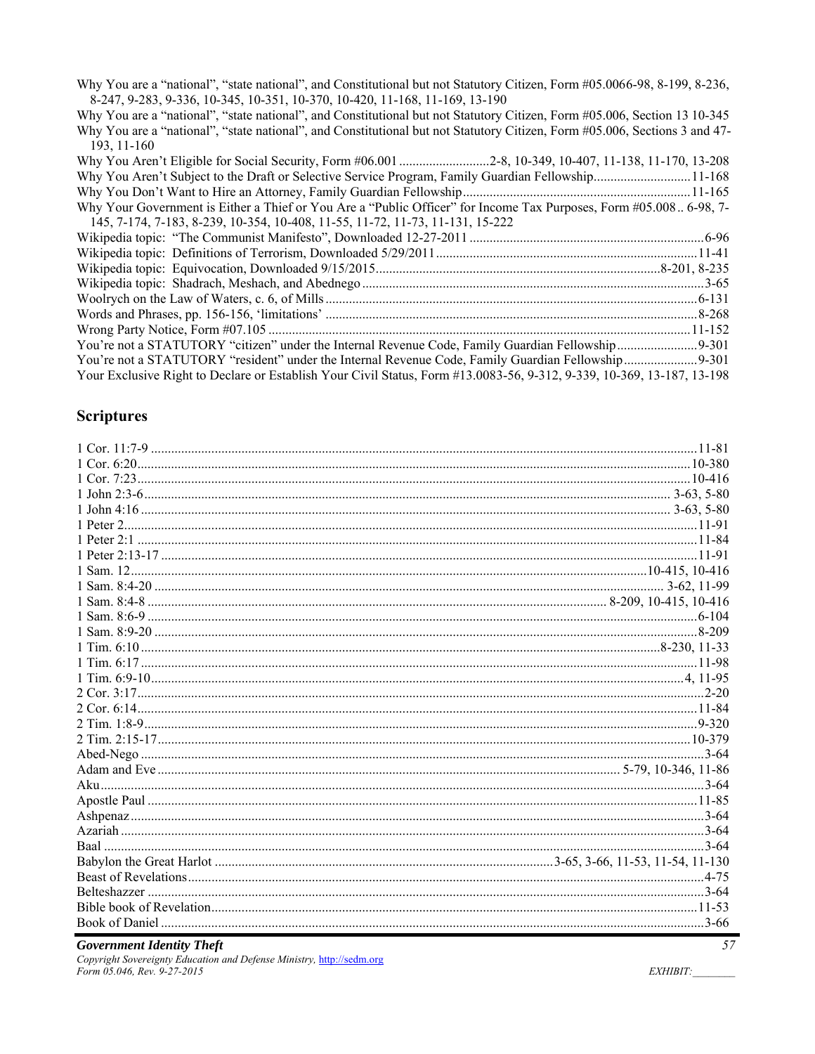Why You are a "national", "state national", and Constitutional but not Statutory Citizen, Form #05.0066-98, 8-199, 8-236, 8-247, 9-283, 9-336, 10-345, 10-351, 10-370, 10-420, 11-168, 11-169, 13-190

Why You are a "national", "state national", and Constitutional but not Statutory Citizen, Form #05.006, Section 13 10-345

Why You are a "national", "state national", and Constitutional but not Statutory Citizen, Form #05.006, Sections 3 and 47-193, 11-160

Why You Aren't Eligible for Social Security, Form #06.001 ...........................2-8, 10-349, 10-407, 11-138, 11-170, 13-208

Why You Aren't Subject to the Draft or Selective Service Program, Family Guardian Fellowship.............................11-168

Why You Don't Want to Hire an Attorney, Family Guardian Fellowship...................................................................11-165

Why Your Government is Either a Thief or You Are a "Public Officer" for Income Tax Purposes, Form #05.008 .. 6-98, 7-145, 7-174, 7-183, 8-239, 10-354, 10-408, 11-55, 11-72, 11-73, 11-131, 15-222

Wikipedia topic: "The Communist Manifesto", Downloaded 12-27-2011 .....................................................................6-96

Wikipedia topic: Definitions of Terrorism, Downloaded 5/29/2011 .............................................................................11-41

Wikipedia topic: Equivocation, Downloaded 9/15/2015....................................................................................8-201, 8-235

Wikipedia topic: Shadrach, Meshach, and Abednego .....................................................................................................3-65

Woolrych on the Law of Waters, c. 6, of Mills ..............................................................................................................6-131

Words and Phrases, pp. 156-156, 'limitations' .............................................................................................................8-268

Wrong Party Notice, Form #07.105 .............................................................................................................................11-152

You're not a STATUTORY "citizen" under the Internal Revenue Code, Family Guardian Fellowship........................9-301

You're not a STATUTORY "resident" under the Internal Revenue Code, Family Guardian Fellowship......................9-301

Your Exclusive Right to Declare or Establish Your Civil Status, Form #13.0083-56, 9-312, 9-339, 10-369, 13-187, 13-198

## Scriptures

1 Cor. 11:7-9 ................................................................................................................................................................11-81

1 Cor. 6:20..................................................................................................................................................................10-380

1 Cor. 7:23..................................................................................................................................................................10-416

1 John 2:3-6 ........................................................................................................................................................... 3-63, 5-80

1 John 4:16 ............................................................................................................................................................ 3-63, 5-80

1 Peter 2......................................................................................................................................................................11-91

1 Peter 2:1 ...................................................................................................................................................................11-84

1 Peter 2:13-17 ............................................................................................................................................................11-91

1 Sam. 12........................................................................................................................................................10-415, 10-416

1 Sam. 8:4-20 ..................................................................................................................................................... 3-62, 11-99

1 Sam. 8:4-8 ...................................................................................................................................... 8-209, 10-415, 10-416

1 Sam. 8:6-9 ................................................................................................................................................................6-104

1 Sam. 8:9-20 ..............................................................................................................................................................8-209

1 Tim. 6:10 ......................................................................................................................................................8-230, 11-33

1 Tim. 6:17 ..................................................................................................................................................................11-98

1 Tim. 6:9-10....................................................................................................................................................... 4, 11-95

2 Cor. 3:17.....................................................................................................................................................................2-20

2 Cor. 6:14....................................................................................................................................................................11-84

2 Tim. 1:8-9..................................................................................................................................................................9-320

2 Tim. 2:15-17............................................................................................................................................................10-379

Abed-Nego ....................................................................................................................................................................3-64

Adam and Eve ....................................................................................................................................... 5-79, 10-346, 11-86

Aku................................................................................................................................................................................3-64

Apostle Paul ................................................................................................................................................................11-85

Ashpenaz.......................................................................................................................................................................3-64

Azariah ..........................................................................................................................................................................3-64

Baal ...............................................................................................................................................................................3-64

Babylon the Great Harlot ...................................................................................................3-65, 3-66, 11-53, 11-54, 11-130

Beast of Revelations.......................................................................................................................................................4-75

Belteshazzer ..................................................................................................................................................................3-64

Bible book of Revelation..............................................................................................................................................11-53

Book of Daniel ..............................................................................................................................................................3-66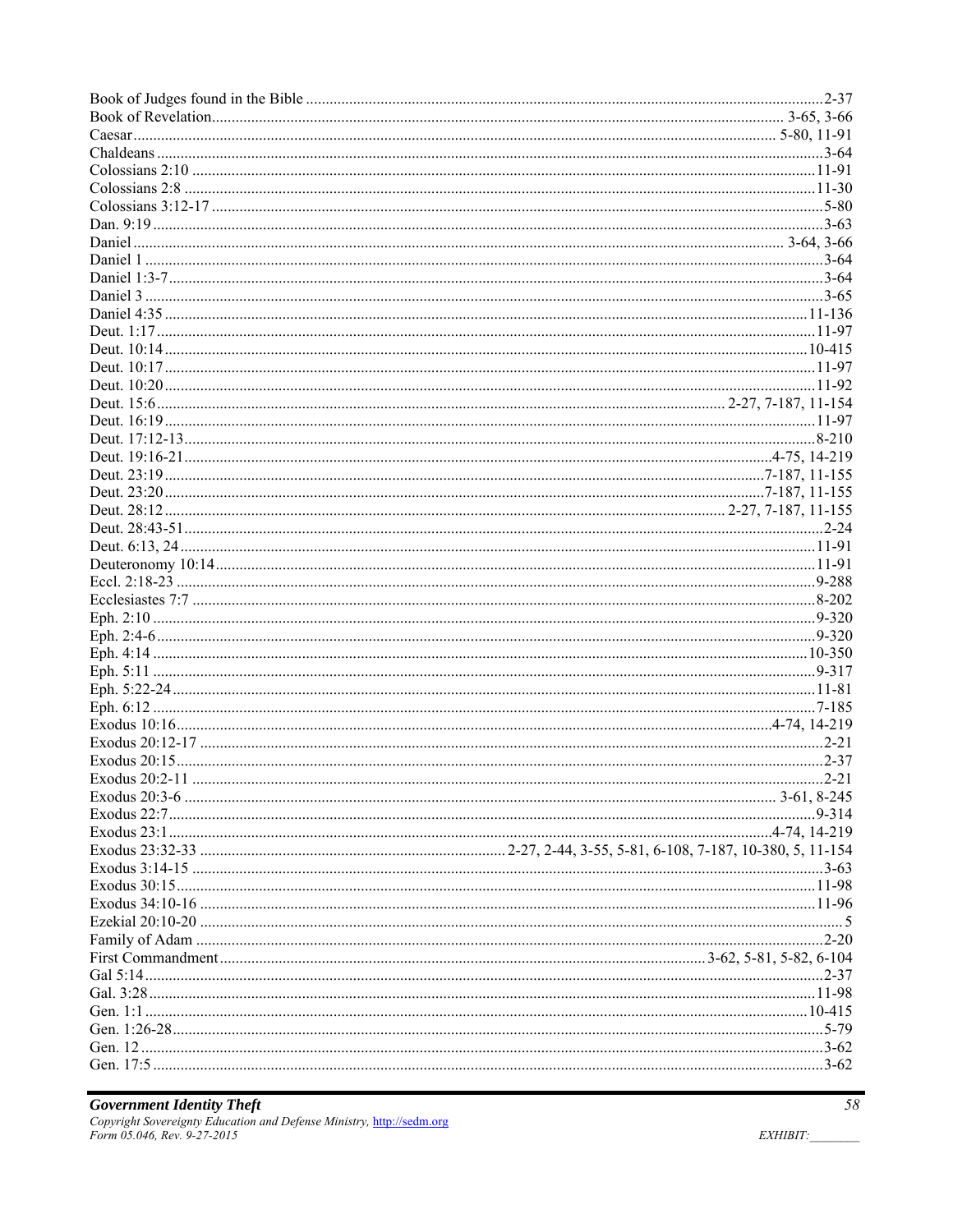Book of Judges found in the Bible ....................................................................................................................2-37
Book of Revelation.................................................................................................................................. 3-65, 3-66
Caesar................................................................................................................................................... 5-80, 11-91
Chaldeans ..............................................................................................................................................................3-64
Colossians 2:10 ....................................................................................................................................................11-91
Colossians 2:8 .....................................................................................................................................................11-30
Colossians 3:12-17 ...............................................................................................................................................5-80
Dan. 9:19 ..............................................................................................................................................................3-63
Daniel .............................................................................................................................................................. 3-64, 3-66
Daniel 1 ................................................................................................................................................................3-64
Daniel 1:3-7..........................................................................................................................................................3-64
Daniel 3 ................................................................................................................................................................3-65
Daniel 4:35 .........................................................................................................................................................11-136
Deut. 1:17............................................................................................................................................................11-97
Deut. 10:14 ........................................................................................................................................................10-415
Deut. 10:17 ..........................................................................................................................................................11-97
Deut. 10:20 ..........................................................................................................................................................11-92
Deut. 15:6.......................................................................................................................................... 2-27, 7-187, 11-154
Deut. 16:19 ..........................................................................................................................................................11-97
Deut. 17:12-13.....................................................................................................................................................8-210
Deut. 19:16-21...............................................................................................................................................4-75, 14-219
Deut. 23:19 ................................................................................................................................................7-187, 11-155
Deut. 23:20 ................................................................................................................................................7-187, 11-155
Deut. 28:12 ....................................................................................................................................... 2-27, 7-187, 11-155
Deut. 28:43-51......................................................................................................................................................2-24
Deut. 6:13, 24 ......................................................................................................................................................11-91
Deuteronomy 10:14 .............................................................................................................................................11-91
Eccl. 2:18-23 .......................................................................................................................................................9-288
Ecclesiastes 7:7 ...................................................................................................................................................8-202
Eph. 2:10 .............................................................................................................................................................9-320
Eph. 2:4-6............................................................................................................................................................9-320
Eph. 4:14 ...........................................................................................................................................................10-350
Eph. 5:11 .............................................................................................................................................................9-317
Eph. 5:22-24 ........................................................................................................................................................11-81
Eph. 6:12 .............................................................................................................................................................7-185
Exodus 10:16.................................................................................................................................................4-74, 14-219
Exodus 20:12-17 ...................................................................................................................................................2-21
Exodus 20:15........................................................................................................................................................2-37
Exodus 20:2-11 .....................................................................................................................................................2-21
Exodus 20:3-6 ............................................................................................................................................ 3-61, 8-245
Exodus 22:7.........................................................................................................................................................9-314
Exodus 23:1...................................................................................................................................................4-74, 14-219
Exodus 23:32-33 ..............................................................2-27, 2-44, 3-55, 5-81, 6-108, 7-187, 10-380, 5, 11-154
Exodus 3:14-15 .....................................................................................................................................................3-63
Exodus 30:15.......................................................................................................................................................11-98
Exodus 34:10-16 ..................................................................................................................................................11-96
Ezekial 20:10-20 ........................................................................................................................................................5
Family of Adam ....................................................................................................................................................2-20
First Commandment.................................................................................................................. 3-62, 5-81, 5-82, 6-104
Gal 5:14................................................................................................................................................................2-37
Gal. 3:28..............................................................................................................................................................11-98
Gen. 1:1 .............................................................................................................................................................10-415
Gen. 1:26-28.........................................................................................................................................................5-79
Gen. 12 .................................................................................................................................................................3-62
Gen. 17:5 ..............................................................................................................................................................3-62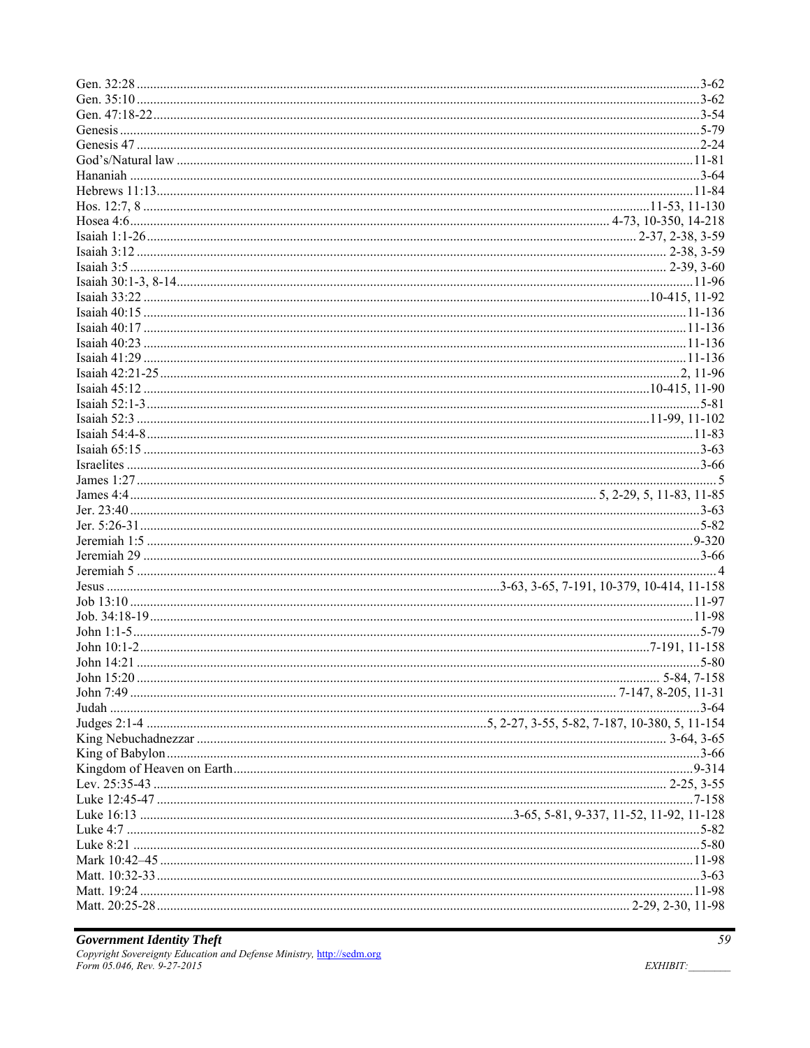Gen. 32:28 .......................................................................................................................................3-62
Gen. 35:10 .......................................................................................................................................3-62
Gen. 47:18-22...................................................................................................................................3-54
Genesis .............................................................................................................................................5-79
Genesis 47 .......................................................................................................................................2-24
God's/Natural law ..........................................................................................................................11-81
Hananiah .........................................................................................................................................3-64
Hebrews 11:13.................................................................................................................................11-84
Hos. 12:7, 8 ..................................................................................................................11-53, 11-130
Hosea 4:6.............................................................................................................4-73, 10-350, 14-218
Isaiah 1:1-26..................................................................................................................2-37, 2-38, 3-59
Isaiah 3:12 .....................................................................................................................2-38, 3-59
Isaiah 3:5 .......................................................................................................................2-39, 3-60
Isaiah 30:1-3, 8-14.........................................................................................................................11-96
Isaiah 33:22 .......................................................................................................................10-415, 11-92
Isaiah 40:15 ..................................................................................................................................11-136
Isaiah 40:17 ..................................................................................................................................11-136
Isaiah 40:23 ..................................................................................................................................11-136
Isaiah 41:29 ..................................................................................................................................11-136
Isaiah 42:21-25......................................................................................................................2, 11-96
Isaiah 45:12 .......................................................................................................................10-415, 11-90
Isaiah 52:1-3 .....................................................................................................................................5-81
Isaiah 52:3 ...........................................................................................................................11-99, 11-102
Isaiah 54:4-8...................................................................................................................................11-83
Isaiah 65:15 ......................................................................................................................................3-63
Israelites ..........................................................................................................................................3-66
James 1:27 ............................................................................................................................................5
James 4:4 .........................................................................................................5, 2-29, 5, 11-83, 11-85
Jer. 23:40 ..........................................................................................................................................3-63
Jer. 5:26-31.......................................................................................................................................5-82
Jeremiah 1:5 ...................................................................................................................................9-320
Jeremiah 29 ......................................................................................................................................3-66
Jeremiah 5 .............................................................................................................................................4
Jesus ...........................................................................................3-63, 3-65, 7-191, 10-379, 10-414, 11-158
Job 13:10 ........................................................................................................................................11-97
Job. 34:18-19...................................................................................................................................11-98
John 1:1-5.........................................................................................................................................5-79
John 10:1-2...........................................................................................................................7-191, 11-158
John 14:21 ........................................................................................................................................5-80
John 15:20 ...................................................................................................................................5-84, 7-158
John 7:49 ......................................................................................................................7-147, 8-205, 11-31
Judah ................................................................................................................................................3-64
Judges 2:1-4 ......................................................................5, 2-27, 3-55, 5-82, 7-187, 10-380, 5, 11-154
King Nebuchadnezzar ....................................................................................................................3-64, 3-65
King of Babylon ...............................................................................................................................3-66
Kingdom of Heaven on Earth..........................................................................................................9-314
Lev. 25:35-43 .................................................................................................................................2-25, 3-55
Luke 12:45-47 .................................................................................................................................7-158
Luke 16:13 ............................................................................................3-65, 5-81, 9-337, 11-52, 11-92, 11-128
Luke 4:7 ...........................................................................................................................................5-82
Luke 8:21 .........................................................................................................................................5-80
Mark 10:42–45 ...............................................................................................................................11-98
Matt. 10:32-33..................................................................................................................................3-63
Matt. 19:24 .....................................................................................................................................11-98
Matt. 20:25-28....................................................................................................................2-29, 2-30, 11-98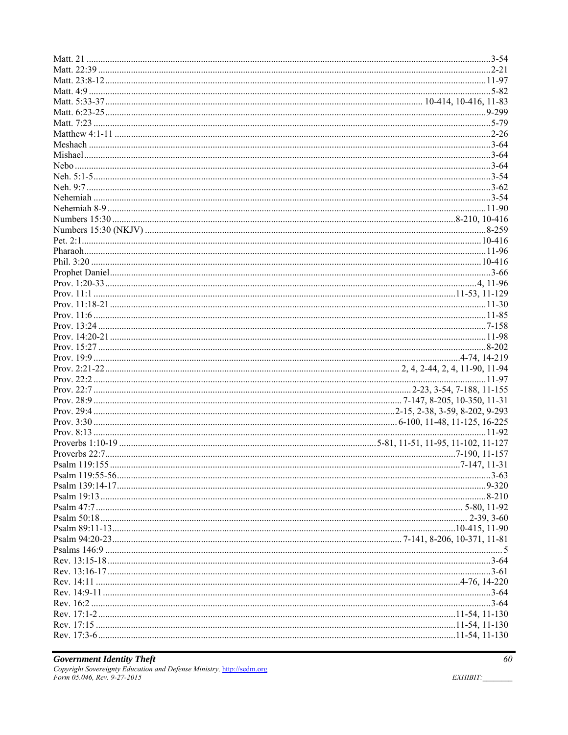Matt. 21 ....................................................................................................................................................3-54
Matt. 22:39 ................................................................................................................................................2-21
Matt. 23:8-12 ...........................................................................................................................................11-97
Matt. 4:9 ....................................................................................................................................................5-82
Matt. 5:33-37 ............................................................................................................. 10-414, 10-416, 11-83
Matt. 6:23-25 ...........................................................................................................................................9-299
Matt. 7:23 ..................................................................................................................................................5-79
Matthew 4:1-11 .........................................................................................................................................2-26
Meshach ....................................................................................................................................................3-64
Mishael .....................................................................................................................................................3-64
Nebo ..........................................................................................................................................................3-64
Neh. 5:1-5 ..................................................................................................................................................3-54
Neh. 9:7 .....................................................................................................................................................3-62
Nehemiah ..................................................................................................................................................3-54
Nehemiah 8-9 ..........................................................................................................................................11-90
Numbers 15:30 ...................................................................................................................... 8-210, 10-416
Numbers 15:30 (NKJV) ..........................................................................................................................8-259
Pet. 2:1 ....................................................................................................................................................10-416
Pharaoh ...................................................................................................................................................11-96
Phil. 3:20 ................................................................................................................................................10-416
Prophet Daniel ...........................................................................................................................................3-66
Prov. 1:20-33 ...................................................................................................................................4, 11-96
Prov. 11:1 .................................................................................................................... 11-53, 11-129
Prov. 11:18-21 ........................................................................................................................................11-30
Prov. 11:6 ...............................................................................................................................................11-85
Prov. 13:24 ..............................................................................................................................................7-158
Prov. 14:20-21 ........................................................................................................................................11-98
Prov. 15:27 ..............................................................................................................................................8-202
Prov. 19:9 .......................................................................................................................... 4-74, 14-219
Prov. 2:21-22 ........................................................................................................ 2, 4, 2-44, 2, 4, 11-90, 11-94
Prov. 22:2 ...............................................................................................................................................11-97
Prov. 22:7 ................................................................................................................ 2-23, 3-54, 7-188, 11-155
Prov. 28:9 .................................................................................................................. 7-147, 8-205, 10-350, 11-31
Prov. 29:4 ............................................................................................................ 2-15, 2-38, 3-59, 8-202, 9-293
Prov. 3:30 ................................................................................................................ 6-100, 11-48, 11-125, 16-225
Prov. 8:13 ...............................................................................................................................................11-92
Proverbs 1:10-19 .................................................................................................. 5-81, 11-51, 11-95, 11-102, 11-127
Proverbs 22:7 ....................................................................................................................... 7-190, 11-157
Psalm 119:155 ........................................................................................................................ 7-147, 11-31
Psalm 119:55-56 ........................................................................................................................................3-63
Psalm 139:14-17 ......................................................................................................................................9-320
Psalm 19:13 .............................................................................................................................................8-210
Psalm 47:7 .................................................................................................................................. 5-80, 11-92
Psalm 50:18 ................................................................................................................................... 2-39, 3-60
Psalm 89:11-13 ................................................................................................................... 10-415, 11-90
Psalm 94:20-23 ........................................................................................................ 7-141, 8-206, 10-371, 11-81
Psalms 146:9 ................................................................................................................................................5
Rev. 13:15-18 .............................................................................................................................................3-64
Rev. 13:16-17 .............................................................................................................................................3-61
Rev. 14:11 ........................................................................................................................... 4-76, 14-220
Rev. 14:9-11 ...............................................................................................................................................3-64
Rev. 16:2 ....................................................................................................................................................3-64
Rev. 17:1-2 ........................................................................................................................ 11-54, 11-130
Rev. 17:15 ......................................................................................................................... 11-54, 11-130
Rev. 17:3-6 ........................................................................................................................ 11-54, 11-130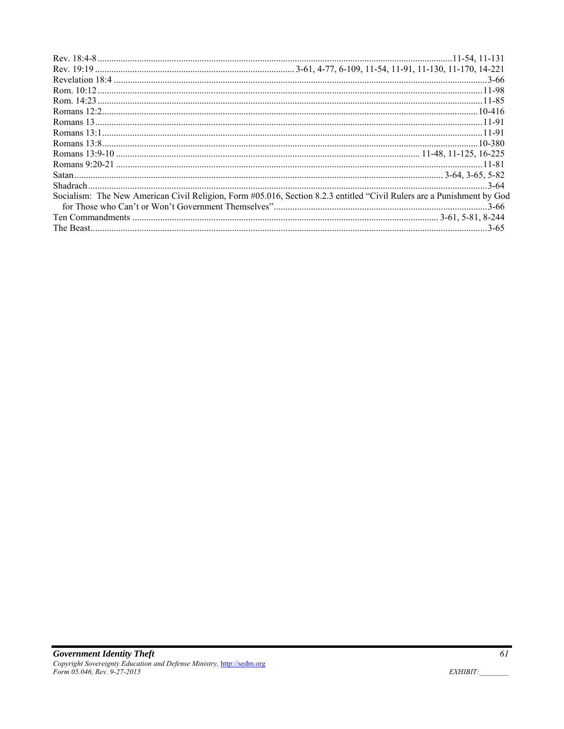Rev. 18:4-8 .......................................................................................................................................... 11-54, 11-131
Rev. 19:19 ..................................................................................... 3-61, 4-77, 6-109, 11-54, 11-91, 11-130, 11-170, 14-221
Revelation 18:4 ................................................................................................................................................ 3-66
Rom. 10:12 ...................................................................................................................................................... 11-98
Rom. 14:23 ...................................................................................................................................................... 11-85
Romans 12:2 .................................................................................................................................................. 10-416
Romans 13 ...................................................................................................................................................... 11-91
Romans 13:1 .................................................................................................................................................... 11-91
Romans 13:8 .................................................................................................................................................. 10-380
Romans 13:9-10 ................................................................................................................ 11-48, 11-125, 16-225
Romans 9:20-21 ............................................................................................................................................. 11-81
Satan ......................................................................................................................................... 3-64, 3-65, 5-82
Shadrach ............................................................................................................................................................ 3-64
Socialism: The New American Civil Religion, Form #05.016, Section 8.2.3 entitled "Civil Rulers are a Punishment by God for Those who Can't or Won't Government Themselves" ........................................................................................... 3-66
Ten Commandments ...................................................................................................................... 3-61, 5-81, 8-244
The Beast ........................................................................................................................................................... 3-65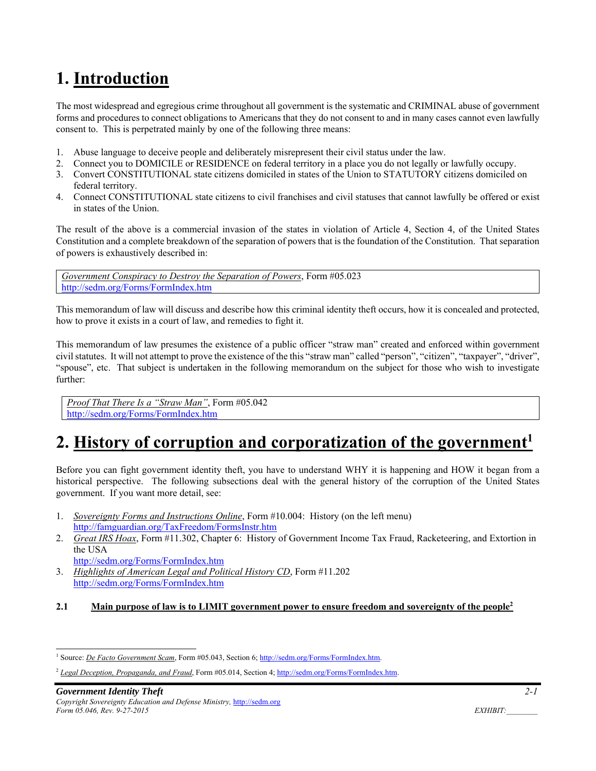# 1. Introduction

The most widespread and egregious crime throughout all government is the systematic and CRIMINAL abuse of government forms and procedures to connect obligations to Americans that they do not consent to and in many cases cannot even lawfully consent to. This is perpetrated mainly by one of the following three means:

1. Abuse language to deceive people and deliberately misrepresent their civil status under the law.
2. Connect you to DOMICILE or RESIDENCE on federal territory in a place you do not legally or lawfully occupy.
3. Convert CONSTITUTIONAL state citizens domiciled in states of the Union to STATUTORY citizens domiciled on federal territory.
4. Connect CONSTITUTIONAL state citizens to civil franchises and civil statuses that cannot lawfully be offered or exist in states of the Union.

The result of the above is a commercial invasion of the states in violation of Article 4, Section 4, of the United States Constitution and a complete breakdown of the separation of powers that is the foundation of the Constitution. That separation of powers is exhaustively described in:

> *Government Conspiracy to Destroy the Separation of Powers*, Form #05.023
> http://sedm.org/Forms/FormIndex.htm

This memorandum of law will discuss and describe how this criminal identity theft occurs, how it is concealed and protected, how to prove it exists in a court of law, and remedies to fight it.

This memorandum of law presumes the existence of a public officer "straw man" created and enforced within government civil statutes. It will not attempt to prove the existence of the this "straw man" called "person", "citizen", "taxpayer", "driver", "spouse", etc. That subject is undertaken in the following memorandum on the subject for those who wish to investigate further:

> *Proof That There Is a "Straw Man"*, Form #05.042
> http://sedm.org/Forms/FormIndex.htm

# 2. History of corruption and corporatization of the government[1]

Before you can fight government identity theft, you have to understand WHY it is happening and HOW it began from a historical perspective. The following subsections deal with the general history of the corruption of the United States government. If you want more detail, see:

1. *Sovereignty Forms and Instructions Online*, Form #10.004: History (on the left menu)
   http://famguardian.org/TaxFreedom/FormsInstr.htm
2. *Great IRS Hoax*, Form #11.302, Chapter 6: History of Government Income Tax Fraud, Racketeering, and Extortion in the USA
   http://sedm.org/Forms/FormIndex.htm
3. *Highlights of American Legal and Political History CD*, Form #11.202
   http://sedm.org/Forms/FormIndex.htm

## 2.1 Main purpose of law is to LIMIT government power to ensure freedom and sovereignty of the people[2]

---

[1] Source: *De Facto Government Scam*, Form #05.043, Section 6; http://sedm.org/Forms/FormIndex.htm.

[2] *Legal Deception, Propaganda, and Fraud*, Form #05.014, Section 4; http://sedm.org/Forms/FormIndex.htm.